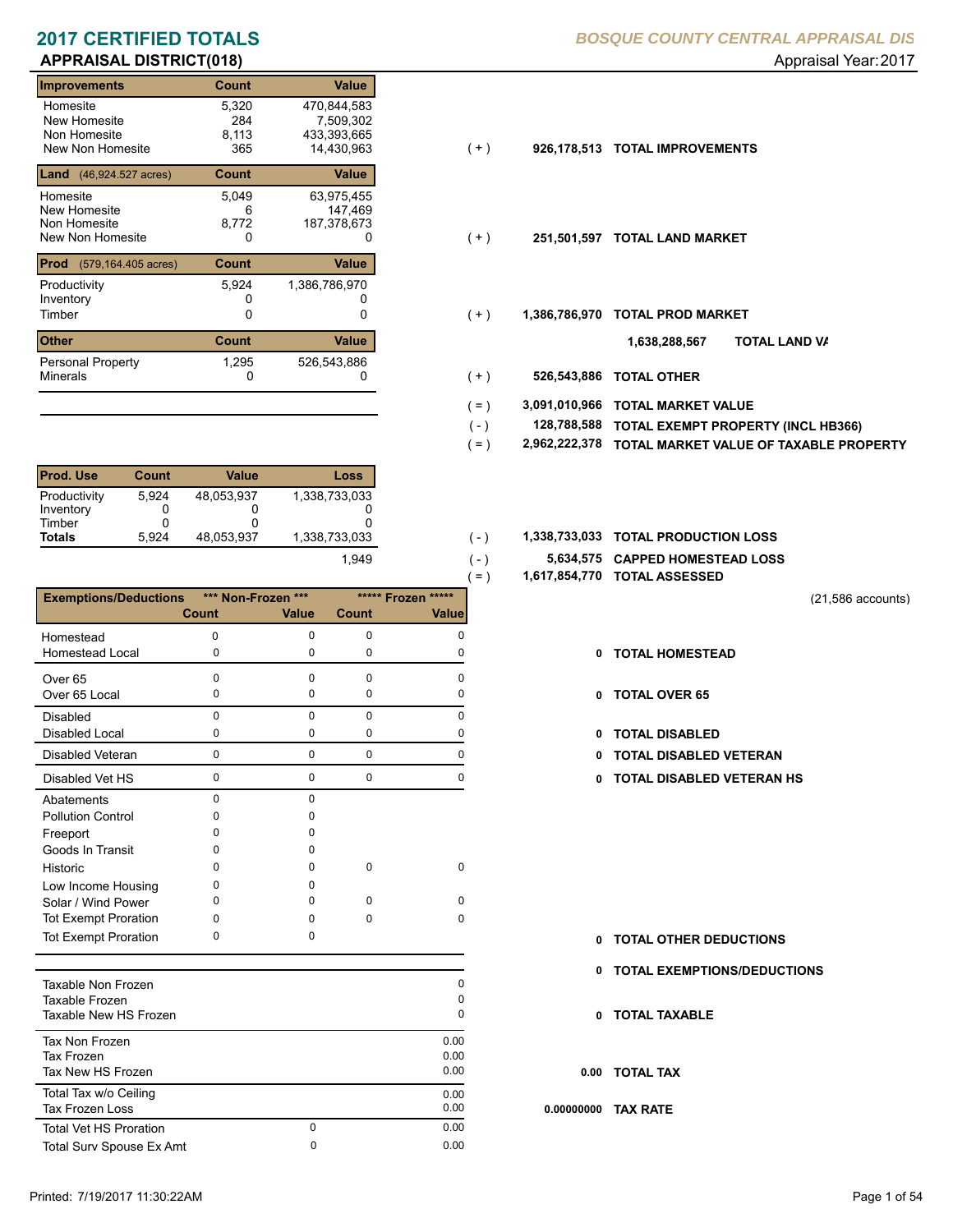# 2017 CERTIFIED TOTALS

**BOSQUE COUNTY CENTRAL APPRAISAL DIS**

## APPRAISAL DISTRICT(018)

Appraisal Year: 2017

| Improvements | Count | Value | | | |
|---|---|---|---|---|---|
| Homesite | 5,320 | 470,844,583 | | | |
| New Homesite | 284 | 7,509,302 | | | |
| Non Homesite | 8,113 | 433,393,665 | | | |
| New Non Homesite | 365 | 14,430,963 | ( + ) | 926,178,513 | TOTAL IMPROVEMENTS |

| Land (46,924.527 acres) | Count | Value | | | |
|---|---|---|---|---|---|
| Homesite | 5,049 | 63,975,455 | | | |
| New Homesite | 6 | 147,469 | | | |
| Non Homesite | 8,772 | 187,378,673 | | | |
| New Non Homesite | 0 | 0 | ( + ) | 251,501,597 | TOTAL LAND MARKET |

| Prod (579,164.405 acres) | Count | Value | | | |
|---|---|---|---|---|---|
| Productivity | 5,924 | 1,386,786,970 | | | |
| Inventory | 0 | 0 | | | |
| Timber | 0 | 0 | ( + ) | 1,386,786,970 | TOTAL PROD MARKET |

| Other | Count | Value | | | |
|---|---|---|---|---|---|
| | | | | 1,638,288,567 | TOTAL LAND VA |
| Personal Property | 1,295 | 526,543,886 | | | |
| Minerals | 0 | 0 | ( + ) | 526,543,886 | TOTAL OTHER |

| | | |
|---|---|---|
| ( = ) | 3,091,010,966 | TOTAL MARKET VALUE |
| ( - ) | 128,788,588 | TOTAL EXEMPT PROPERTY (INCL HB366) |
| ( = ) | 2,962,222,378 | TOTAL MARKET VALUE OF TAXABLE PROPERTY |

| Prod. Use | Count | Value | Loss | | | |
|---|---|---|---|---|---|---|
| Productivity | 5,924 | 48,053,937 | 1,338,733,033 | | | |
| Inventory | 0 | 0 | 0 | | | |
| Timber | 0 | 0 | 0 | | | |
| **Totals** | 5,924 | 48,053,937 | 1,338,733,033 | ( - ) | 1,338,733,033 | TOTAL PRODUCTION LOSS |
| | | | 1,949 | ( - ) | 5,634,575 | CAPPED HOMESTEAD LOSS |
| | | | | ( = ) | 1,617,854,770 | TOTAL ASSESSED |

(21,586 accounts)

| Exemptions/Deductions | *** Non-Frozen *** Count | *** Non-Frozen *** Value | ***** Frozen ***** Count | ***** Frozen ***** Value | | |
|---|---|---|---|---|---|---|
| Homestead | 0 | 0 | 0 | 0 | | |
| Homestead Local | 0 | 0 | 0 | 0 | 0 | TOTAL HOMESTEAD |
| Over 65 | 0 | 0 | 0 | 0 | | |
| Over 65 Local | 0 | 0 | 0 | 0 | 0 | TOTAL OVER 65 |
| Disabled | 0 | 0 | 0 | 0 | | |
| Disabled Local | 0 | 0 | 0 | 0 | 0 | TOTAL DISABLED |
| Disabled Veteran | 0 | 0 | 0 | 0 | 0 | TOTAL DISABLED VETERAN |
| Disabled Vet HS | 0 | 0 | 0 | 0 | 0 | TOTAL DISABLED VETERAN HS |
| Abatements | 0 | 0 | | | | |
| Pollution Control | 0 | 0 | | | | |
| Freeport | 0 | 0 | | | | |
| Goods In Transit | 0 | 0 | | | | |
| Historic | 0 | 0 | 0 | 0 | | |
| Low Income Housing | 0 | 0 | | | | |
| Solar / Wind Power | 0 | 0 | 0 | 0 | | |
| Tot Exempt Proration | 0 | 0 | 0 | 0 | | |
| Tot Exempt Proration | 0 | 0 | | | 0 | TOTAL OTHER DEDUCTIONS |
| | | | | | 0 | TOTAL EXEMPTIONS/DEDUCTIONS |

| | | | | |
|---|---|---|---|---|
| Taxable Non Frozen | | 0 | | |
| Taxable Frozen | | 0 | | |
| Taxable New HS Frozen | | 0 | 0 | TOTAL TAXABLE |
| Tax Non Frozen | | 0.00 | | |
| Tax Frozen | | 0.00 | | |
| Tax New HS Frozen | | 0.00 | 0.00 | TOTAL TAX |
| Total Tax w/o Ceiling | | 0.00 | | |
| Tax Frozen Loss | | 0.00 | 0.00000000 | TAX RATE |
| Total Vet HS Proration | 0 | 0.00 | | |
| Total Surv Spouse Ex Amt | 0 | 0.00 | | |

Printed: 7/19/2017 11:30:22AM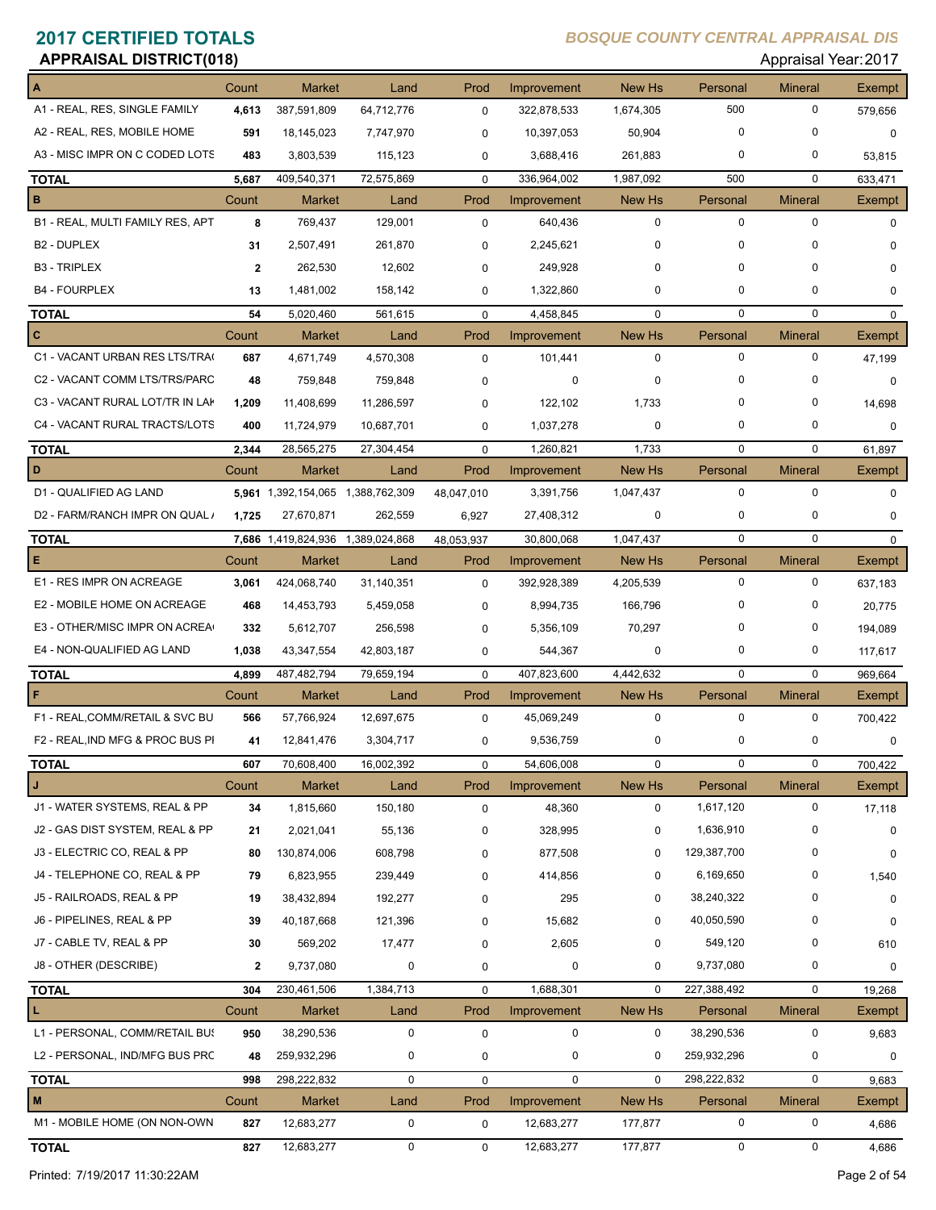# 2017 CERTIFIED TOTALS

**BOSQUE COUNTY CENTRAL APPRAISAL DIS**

**APPRAISAL DISTRICT(018)**

Appraisal Year: 2017

| A | Count | Market | Land | Prod | Improvement | New Hs | Personal | Mineral | Exempt |
|---|---|---|---|---|---|---|---|---|---|
| A1 - REAL, RES, SINGLE FAMILY | 4,613 | 387,591,809 | 64,712,776 | 0 | 322,878,533 | 1,674,305 | 500 | 0 | 579,656 |
| A2 - REAL, RES, MOBILE HOME | 591 | 18,145,023 | 7,747,970 | 0 | 10,397,053 | 50,904 | 0 | 0 | 0 |
| A3 - MISC IMPR ON C CODED LOTS | 483 | 3,803,539 | 115,123 | 0 | 3,688,416 | 261,883 | 0 | 0 | 53,815 |
| **TOTAL** | 5,687 | 409,540,371 | 72,575,869 | 0 | 336,964,002 | 1,987,092 | 500 | 0 | 633,471 |
| **B** | **Count** | **Market** | **Land** | **Prod** | **Improvement** | **New Hs** | **Personal** | **Mineral** | **Exempt** |
| B1 - REAL, MULTI FAMILY RES, APT | 8 | 769,437 | 129,001 | 0 | 640,436 | 0 | 0 | 0 | 0 |
| B2 - DUPLEX | 31 | 2,507,491 | 261,870 | 0 | 2,245,621 | 0 | 0 | 0 | 0 |
| B3 - TRIPLEX | 2 | 262,530 | 12,602 | 0 | 249,928 | 0 | 0 | 0 | 0 |
| B4 - FOURPLEX | 13 | 1,481,002 | 158,142 | 0 | 1,322,860 | 0 | 0 | 0 | 0 |
| **TOTAL** | 54 | 5,020,460 | 561,615 | 0 | 4,458,845 | 0 | 0 | 0 | 0 |
| **C** | **Count** | **Market** | **Land** | **Prod** | **Improvement** | **New Hs** | **Personal** | **Mineral** | **Exempt** |
| C1 - VACANT URBAN RES LTS/TRA | 687 | 4,671,749 | 4,570,308 | 0 | 101,441 | 0 | 0 | 0 | 47,199 |
| C2 - VACANT COMM LTS/TRS/PARC | 48 | 759,848 | 759,848 | 0 | 0 | 0 | 0 | 0 | 0 |
| C3 - VACANT RURAL LOT/TR IN LAK | 1,209 | 11,408,699 | 11,286,597 | 0 | 122,102 | 1,733 | 0 | 0 | 14,698 |
| C4 - VACANT RURAL TRACTS/LOTS | 400 | 11,724,979 | 10,687,701 | 0 | 1,037,278 | 0 | 0 | 0 | 0 |
| **TOTAL** | 2,344 | 28,565,275 | 27,304,454 | 0 | 1,260,821 | 1,733 | 0 | 0 | 61,897 |
| **D** | **Count** | **Market** | **Land** | **Prod** | **Improvement** | **New Hs** | **Personal** | **Mineral** | **Exempt** |
| D1 - QUALIFIED AG LAND | 5,961 | 1,392,154,065 | 1,388,762,309 | 48,047,010 | 3,391,756 | 1,047,437 | 0 | 0 | 0 |
| D2 - FARM/RANCH IMPR ON QUAL | 1,725 | 27,670,871 | 262,559 | 6,927 | 27,408,312 | 0 | 0 | 0 | 0 |
| **TOTAL** | 7,686 | 1,419,824,936 | 1,389,024,868 | 48,053,937 | 30,800,068 | 1,047,437 | 0 | 0 | 0 |
| **E** | **Count** | **Market** | **Land** | **Prod** | **Improvement** | **New Hs** | **Personal** | **Mineral** | **Exempt** |
| E1 - RES IMPR ON ACREAGE | 3,061 | 424,068,740 | 31,140,351 | 0 | 392,928,389 | 4,205,539 | 0 | 0 | 637,183 |
| E2 - MOBILE HOME ON ACREAGE | 468 | 14,453,793 | 5,459,058 | 0 | 8,994,735 | 166,796 | 0 | 0 | 20,775 |
| E3 - OTHER/MISC IMPR ON ACREA | 332 | 5,612,707 | 256,598 | 0 | 5,356,109 | 70,297 | 0 | 0 | 194,089 |
| E4 - NON-QUALIFIED AG LAND | 1,038 | 43,347,554 | 42,803,187 | 0 | 544,367 | 0 | 0 | 0 | 117,617 |
| **TOTAL** | 4,899 | 487,482,794 | 79,659,194 | 0 | 407,823,600 | 4,442,632 | 0 | 0 | 969,664 |
| **F** | **Count** | **Market** | **Land** | **Prod** | **Improvement** | **New Hs** | **Personal** | **Mineral** | **Exempt** |
| F1 - REAL,COMM/RETAIL & SVC BU | 566 | 57,766,924 | 12,697,675 | 0 | 45,069,249 | 0 | 0 | 0 | 700,422 |
| F2 - REAL,IND MFG & PROC BUS PI | 41 | 12,841,476 | 3,304,717 | 0 | 9,536,759 | 0 | 0 | 0 | 0 |
| **TOTAL** | 607 | 70,608,400 | 16,002,392 | 0 | 54,606,008 | 0 | 0 | 0 | 700,422 |
| **J** | **Count** | **Market** | **Land** | **Prod** | **Improvement** | **New Hs** | **Personal** | **Mineral** | **Exempt** |
| J1 - WATER SYSTEMS, REAL & PP | 34 | 1,815,660 | 150,180 | 0 | 48,360 | 0 | 1,617,120 | 0 | 17,118 |
| J2 - GAS DIST SYSTEM, REAL & PP | 21 | 2,021,041 | 55,136 | 0 | 328,995 | 0 | 1,636,910 | 0 | 0 |
| J3 - ELECTRIC CO, REAL & PP | 80 | 130,874,006 | 608,798 | 0 | 877,508 | 0 | 129,387,700 | 0 | 0 |
| J4 - TELEPHONE CO, REAL & PP | 79 | 6,823,955 | 239,449 | 0 | 414,856 | 0 | 6,169,650 | 0 | 1,540 |
| J5 - RAILROADS, REAL & PP | 19 | 38,432,894 | 192,277 | 0 | 295 | 0 | 38,240,322 | 0 | 0 |
| J6 - PIPELINES, REAL & PP | 39 | 40,187,668 | 121,396 | 0 | 15,682 | 0 | 40,050,590 | 0 | 0 |
| J7 - CABLE TV, REAL & PP | 30 | 569,202 | 17,477 | 0 | 2,605 | 0 | 549,120 | 0 | 610 |
| J8 - OTHER (DESCRIBE) | 2 | 9,737,080 | 0 | 0 | 0 | 0 | 9,737,080 | 0 | 0 |
| **TOTAL** | 304 | 230,461,506 | 1,384,713 | 0 | 1,688,301 | 0 | 227,388,492 | 0 | 19,268 |
| **L** | **Count** | **Market** | **Land** | **Prod** | **Improvement** | **New Hs** | **Personal** | **Mineral** | **Exempt** |
| L1 - PERSONAL, COMM/RETAIL BUS | 950 | 38,290,536 | 0 | 0 | 0 | 0 | 38,290,536 | 0 | 9,683 |
| L2 - PERSONAL, IND/MFG BUS PRC | 48 | 259,932,296 | 0 | 0 | 0 | 0 | 259,932,296 | 0 | 0 |
| **TOTAL** | 998 | 298,222,832 | 0 | 0 | 0 | 0 | 298,222,832 | 0 | 9,683 |
| **M** | **Count** | **Market** | **Land** | **Prod** | **Improvement** | **New Hs** | **Personal** | **Mineral** | **Exempt** |
| M1 - MOBILE HOME (ON NON-OWN | 827 | 12,683,277 | 0 | 0 | 12,683,277 | 177,877 | 0 | 0 | 4,686 |
| **TOTAL** | 827 | 12,683,277 | 0 | 0 | 12,683,277 | 177,877 | 0 | 0 | 4,686 |

Printed: 7/19/2017 11:30:22AM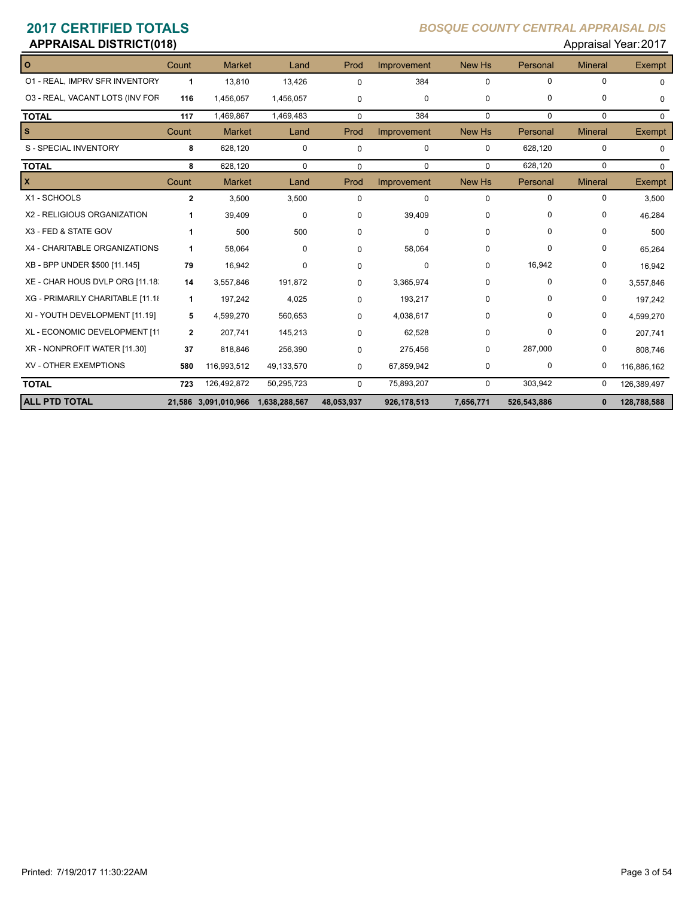# 2017 CERTIFIED TOTALS

**BOSQUE COUNTY CENTRAL APPRAISAL DIS**

## APPRAISAL DISTRICT(018)

Appraisal Year: 2017

| O | Count | Market | Land | Prod | Improvement | New Hs | Personal | Mineral | Exempt |
|---|---|---|---|---|---|---|---|---|---|
| O1 - REAL, IMPRV SFR INVENTORY | 1 | 13,810 | 13,426 | 0 | 384 | 0 | 0 | 0 | 0 |
| O3 - REAL, VACANT LOTS (INV FOR | 116 | 1,456,057 | 1,456,057 | 0 | 0 | 0 | 0 | 0 | 0 |
| **TOTAL** | 117 | 1,469,867 | 1,469,483 | 0 | 384 | 0 | 0 | 0 | 0 |

| S | Count | Market | Land | Prod | Improvement | New Hs | Personal | Mineral | Exempt |
|---|---|---|---|---|---|---|---|---|---|
| S - SPECIAL INVENTORY | 8 | 628,120 | 0 | 0 | 0 | 0 | 628,120 | 0 | 0 |
| **TOTAL** | 8 | 628,120 | 0 | 0 | 0 | 0 | 628,120 | 0 | 0 |

| X | Count | Market | Land | Prod | Improvement | New Hs | Personal | Mineral | Exempt |
|---|---|---|---|---|---|---|---|---|---|
| X1 - SCHOOLS | 2 | 3,500 | 3,500 | 0 | 0 | 0 | 0 | 0 | 3,500 |
| X2 - RELIGIOUS ORGANIZATION | 1 | 39,409 | 0 | 0 | 39,409 | 0 | 0 | 0 | 46,284 |
| X3 - FED & STATE GOV | 1 | 500 | 500 | 0 | 0 | 0 | 0 | 0 | 500 |
| X4 - CHARITABLE ORGANIZATIONS | 1 | 58,064 | 0 | 0 | 58,064 | 0 | 0 | 0 | 65,264 |
| XB - BPP UNDER $500 [11.145] | 79 | 16,942 | 0 | 0 | 0 | 0 | 16,942 | 0 | 16,942 |
| XE - CHAR HOUS DVLP ORG [11.18 | 14 | 3,557,846 | 191,872 | 0 | 3,365,974 | 0 | 0 | 0 | 3,557,846 |
| XG - PRIMARILY CHARITABLE [11.1 | 1 | 197,242 | 4,025 | 0 | 193,217 | 0 | 0 | 0 | 197,242 |
| XI - YOUTH DEVELOPMENT [11.19] | 5 | 4,599,270 | 560,653 | 0 | 4,038,617 | 0 | 0 | 0 | 4,599,270 |
| XL - ECONOMIC DEVELOPMENT [11 | 2 | 207,741 | 145,213 | 0 | 62,528 | 0 | 0 | 0 | 207,741 |
| XR - NONPROFIT WATER [11.30] | 37 | 818,846 | 256,390 | 0 | 275,456 | 0 | 287,000 | 0 | 808,746 |
| XV - OTHER EXEMPTIONS | 580 | 116,993,512 | 49,133,570 | 0 | 67,859,942 | 0 | 0 | 0 | 116,886,162 |
| **TOTAL** | 723 | 126,492,872 | 50,295,723 | 0 | 75,893,207 | 0 | 303,942 | 0 | 126,389,497 |
| **ALL PTD TOTAL** | **21,586** | **3,091,010,966** | **1,638,288,567** | **48,053,937** | **926,178,513** | **7,656,771** | **526,543,886** | **0** | **128,788,588** |

Printed: 7/19/2017 11:30:22AM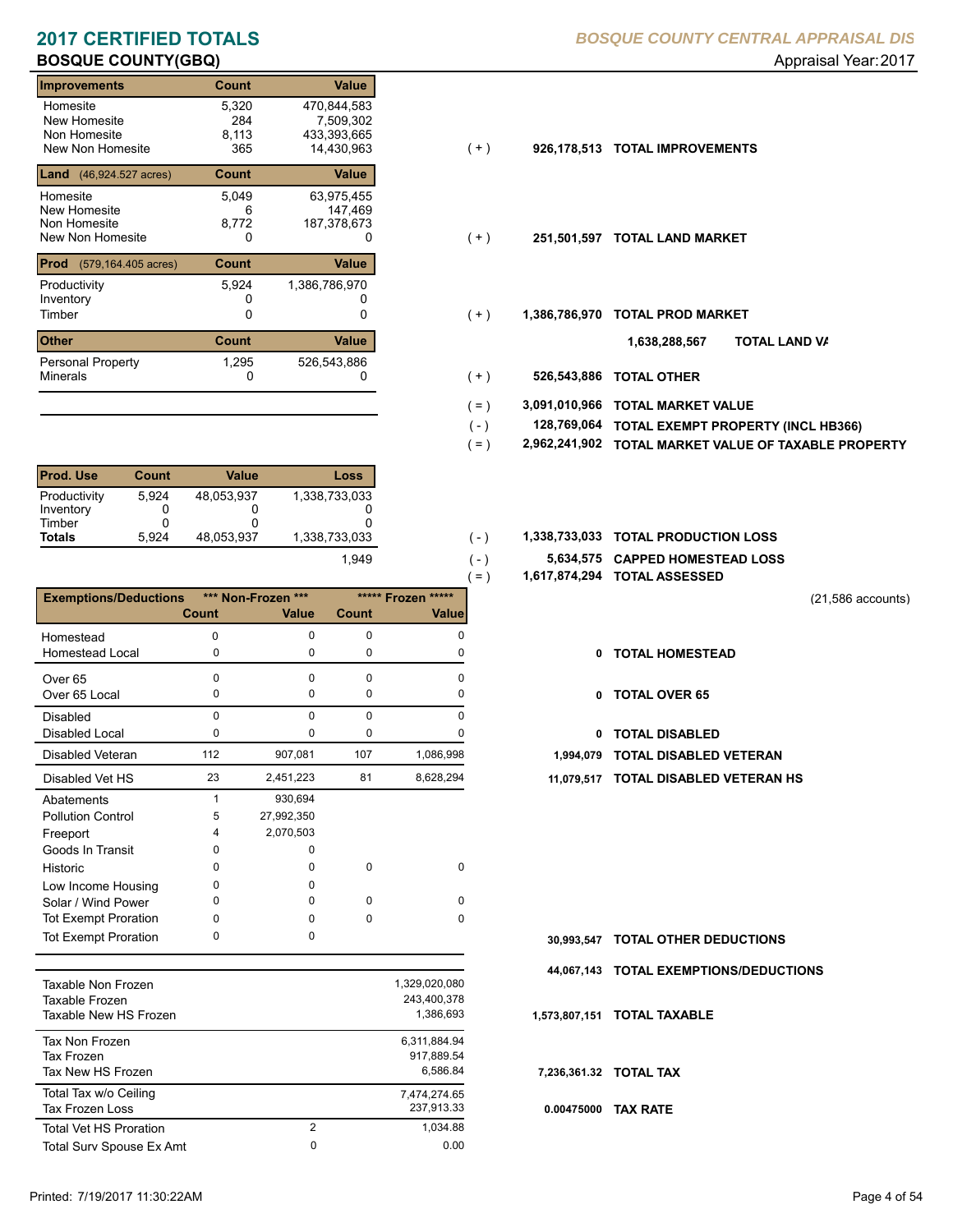# 2017 CERTIFIED TOTALS

**BOSQUE COUNTY(GBQ)**

*BOSQUE COUNTY CENTRAL APPRAISAL DIS*

Appraisal Year: 2017

| Improvements | Count | Value | | | |
|---|---|---|---|---|---|
| Homesite | 5,320 | 470,844,583 | | | |
| New Homesite | 284 | 7,509,302 | | | |
| Non Homesite | 8,113 | 433,393,665 | | | |
| New Non Homesite | 365 | 14,430,963 | ( + ) | 926,178,513 | **TOTAL IMPROVEMENTS** |

| Land (46,924.527 acres) | Count | Value | | | |
|---|---|---|---|---|---|
| Homesite | 5,049 | 63,975,455 | | | |
| New Homesite | 6 | 147,469 | | | |
| Non Homesite | 8,772 | 187,378,673 | | | |
| New Non Homesite | 0 | 0 | ( + ) | 251,501,597 | **TOTAL LAND MARKET** |

| Prod (579,164.405 acres) | Count | Value | | | |
|---|---|---|---|---|---|
| Productivity | 5,924 | 1,386,786,970 | | | |
| Inventory | 0 | 0 | | | |
| Timber | 0 | 0 | ( + ) | 1,386,786,970 | **TOTAL PROD MARKET** |

**1,638,288,567 TOTAL LAND VA**

| Other | Count | Value | | | |
|---|---|---|---|---|---|
| Personal Property | 1,295 | 526,543,886 | | | |
| Minerals | 0 | 0 | ( + ) | 526,543,886 | **TOTAL OTHER** |

| | | |
|---|---|---|
| ( = ) | 3,091,010,966 | **TOTAL MARKET VALUE** |
| ( - ) | 128,769,064 | **TOTAL EXEMPT PROPERTY (INCL HB366)** |
| ( = ) | 2,962,241,902 | **TOTAL MARKET VALUE OF TAXABLE PROPERTY** |

| Prod. Use | Count | Value | Loss | | | |
|---|---|---|---|---|---|---|
| Productivity | 5,924 | 48,053,937 | 1,338,733,033 | | | |
| Inventory | 0 | 0 | 0 | | | |
| Timber | 0 | 0 | 0 | | | |
| **Totals** | 5,924 | 48,053,937 | 1,338,733,033 | ( - ) | 1,338,733,033 | **TOTAL PRODUCTION LOSS** |
| | | | 1,949 | ( - ) | 5,634,575 | **CAPPED HOMESTEAD LOSS** |
| | | | | ( = ) | 1,617,874,294 | **TOTAL ASSESSED** |

(21,586 accounts)

| Exemptions/Deductions | Non-Frozen Count | Non-Frozen Value | Frozen Count | Frozen Value | | |
|---|---|---|---|---|---|---|
| Homestead | 0 | 0 | 0 | 0 | | |
| Homestead Local | 0 | 0 | 0 | 0 | 0 | **TOTAL HOMESTEAD** |
| Over 65 | 0 | 0 | 0 | 0 | | |
| Over 65 Local | 0 | 0 | 0 | 0 | 0 | **TOTAL OVER 65** |
| Disabled | 0 | 0 | 0 | 0 | | |
| Disabled Local | 0 | 0 | 0 | 0 | 0 | **TOTAL DISABLED** |
| Disabled Veteran | 112 | 907,081 | 107 | 1,086,998 | 1,994,079 | **TOTAL DISABLED VETERAN** |
| Disabled Vet HS | 23 | 2,451,223 | 81 | 8,628,294 | 11,079,517 | **TOTAL DISABLED VETERAN HS** |
| Abatements | 1 | 930,694 | | | | |
| Pollution Control | 5 | 27,992,350 | | | | |
| Freeport | 4 | 2,070,503 | | | | |
| Goods In Transit | 0 | 0 | | | | |
| Historic | 0 | 0 | 0 | 0 | | |
| Low Income Housing | 0 | 0 | | | | |
| Solar / Wind Power | 0 | 0 | 0 | 0 | | |
| Tot Exempt Proration | 0 | 0 | 0 | 0 | | |
| Tot Exempt Proration | 0 | 0 | | | 30,993,547 | **TOTAL OTHER DEDUCTIONS** |
| | | | | | 44,067,143 | **TOTAL EXEMPTIONS/DEDUCTIONS** |

| | | | | |
|---|---|---|---|---|
| Taxable Non Frozen | | 1,329,020,080 | | |
| Taxable Frozen | | 243,400,378 | | |
| Taxable New HS Frozen | | 1,386,693 | 1,573,807,151 | **TOTAL TAXABLE** |
| Tax Non Frozen | | 6,311,884.94 | | |
| Tax Frozen | | 917,889.54 | | |
| Tax New HS Frozen | | 6,586.84 | 7,236,361.32 | **TOTAL TAX** |
| Total Tax w/o Ceiling | | 7,474,274.65 | | |
| Tax Frozen Loss | | 237,913.33 | 0.00475000 | **TAX RATE** |
| Total Vet HS Proration | 2 | 1,034.88 | | |
| Total Surv Spouse Ex Amt | 0 | 0.00 | | |

Printed: 7/19/2017 11:30:22AM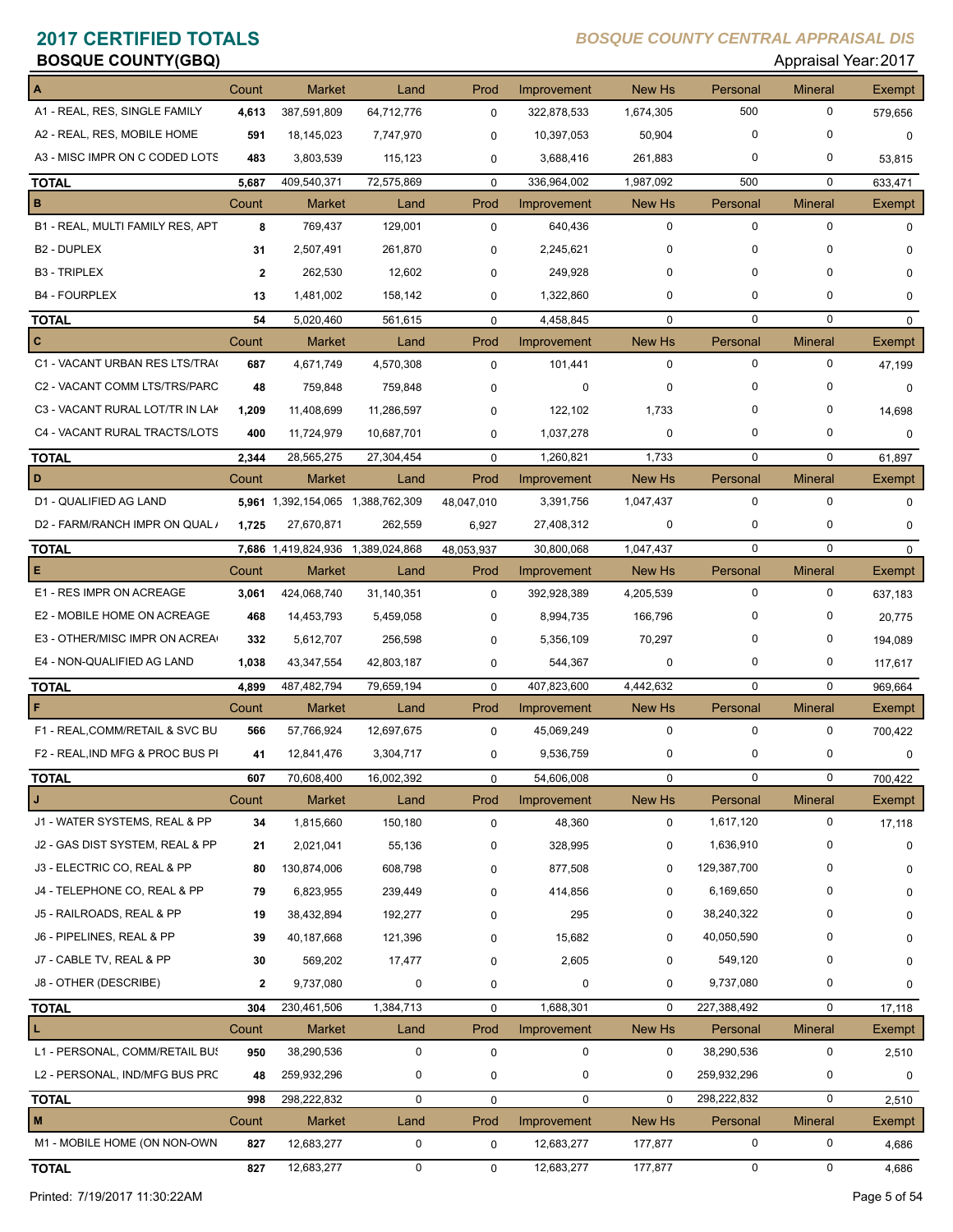# 2017 CERTIFIED TOTALS

**BOSQUE COUNTY(GBQ)**

*BOSQUE COUNTY CENTRAL APPRAISAL DIS*

Appraisal Year: 2017

| A | Count | Market | Land | Prod | Improvement | New Hs | Personal | Mineral | Exempt |
|---|---|---|---|---|---|---|---|---|---|
| A1 - REAL, RES, SINGLE FAMILY | 4,613 | 387,591,809 | 64,712,776 | 0 | 322,878,533 | 1,674,305 | 500 | 0 | 579,656 |
| A2 - REAL, RES, MOBILE HOME | 591 | 18,145,023 | 7,747,970 | 0 | 10,397,053 | 50,904 | 0 | 0 | 0 |
| A3 - MISC IMPR ON C CODED LOTS | 483 | 3,803,539 | 115,123 | 0 | 3,688,416 | 261,883 | 0 | 0 | 53,815 |
| **TOTAL** | 5,687 | 409,540,371 | 72,575,869 | 0 | 336,964,002 | 1,987,092 | 500 | 0 | 633,471 |

| B | Count | Market | Land | Prod | Improvement | New Hs | Personal | Mineral | Exempt |
|---|---|---|---|---|---|---|---|---|---|
| B1 - REAL, MULTI FAMILY RES, APT | 8 | 769,437 | 129,001 | 0 | 640,436 | 0 | 0 | 0 | 0 |
| B2 - DUPLEX | 31 | 2,507,491 | 261,870 | 0 | 2,245,621 | 0 | 0 | 0 | 0 |
| B3 - TRIPLEX | 2 | 262,530 | 12,602 | 0 | 249,928 | 0 | 0 | 0 | 0 |
| B4 - FOURPLEX | 13 | 1,481,002 | 158,142 | 0 | 1,322,860 | 0 | 0 | 0 | 0 |
| **TOTAL** | 54 | 5,020,460 | 561,615 | 0 | 4,458,845 | 0 | 0 | 0 | 0 |

| C | Count | Market | Land | Prod | Improvement | New Hs | Personal | Mineral | Exempt |
|---|---|---|---|---|---|---|---|---|---|
| C1 - VACANT URBAN RES LTS/TRA( | 687 | 4,671,749 | 4,570,308 | 0 | 101,441 | 0 | 0 | 0 | 47,199 |
| C2 - VACANT COMM LTS/TRS/PARC | 48 | 759,848 | 759,848 | 0 | 0 | 0 | 0 | 0 | 0 |
| C3 - VACANT RURAL LOT/TR IN LAK | 1,209 | 11,408,699 | 11,286,597 | 0 | 122,102 | 1,733 | 0 | 0 | 14,698 |
| C4 - VACANT RURAL TRACTS/LOTS | 400 | 11,724,979 | 10,687,701 | 0 | 1,037,278 | 0 | 0 | 0 | 0 |
| **TOTAL** | 2,344 | 28,565,275 | 27,304,454 | 0 | 1,260,821 | 1,733 | 0 | 0 | 61,897 |

| D | Count | Market | Land | Prod | Improvement | New Hs | Personal | Mineral | Exempt |
|---|---|---|---|---|---|---|---|---|---|
| D1 - QUALIFIED AG LAND | 5,961 | 1,392,154,065 | 1,388,762,309 | 48,047,010 | 3,391,756 | 1,047,437 | 0 | 0 | 0 |
| D2 - FARM/RANCH IMPR ON QUAL / | 1,725 | 27,670,871 | 262,559 | 6,927 | 27,408,312 | 0 | 0 | 0 | 0 |
| **TOTAL** | 7,686 | 1,419,824,936 | 1,389,024,868 | 48,053,937 | 30,800,068 | 1,047,437 | 0 | 0 | 0 |

| E | Count | Market | Land | Prod | Improvement | New Hs | Personal | Mineral | Exempt |
|---|---|---|---|---|---|---|---|---|---|
| E1 - RES IMPR ON ACREAGE | 3,061 | 424,068,740 | 31,140,351 | 0 | 392,928,389 | 4,205,539 | 0 | 0 | 637,183 |
| E2 - MOBILE HOME ON ACREAGE | 468 | 14,453,793 | 5,459,058 | 0 | 8,994,735 | 166,796 | 0 | 0 | 20,775 |
| E3 - OTHER/MISC IMPR ON ACREA( | 332 | 5,612,707 | 256,598 | 0 | 5,356,109 | 70,297 | 0 | 0 | 194,089 |
| E4 - NON-QUALIFIED AG LAND | 1,038 | 43,347,554 | 42,803,187 | 0 | 544,367 | 0 | 0 | 0 | 117,617 |
| **TOTAL** | 4,899 | 487,482,794 | 79,659,194 | 0 | 407,823,600 | 4,442,632 | 0 | 0 | 969,664 |

| F | Count | Market | Land | Prod | Improvement | New Hs | Personal | Mineral | Exempt |
|---|---|---|---|---|---|---|---|---|---|
| F1 - REAL,COMM/RETAIL & SVC BU | 566 | 57,766,924 | 12,697,675 | 0 | 45,069,249 | 0 | 0 | 0 | 700,422 |
| F2 - REAL,IND MFG & PROC BUS PI | 41 | 12,841,476 | 3,304,717 | 0 | 9,536,759 | 0 | 0 | 0 | 0 |
| **TOTAL** | 607 | 70,608,400 | 16,002,392 | 0 | 54,606,008 | 0 | 0 | 0 | 700,422 |

| J | Count | Market | Land | Prod | Improvement | New Hs | Personal | Mineral | Exempt |
|---|---|---|---|---|---|---|---|---|---|
| J1 - WATER SYSTEMS, REAL & PP | 34 | 1,815,660 | 150,180 | 0 | 48,360 | 0 | 1,617,120 | 0 | 17,118 |
| J2 - GAS DIST SYSTEM, REAL & PP | 21 | 2,021,041 | 55,136 | 0 | 328,995 | 0 | 1,636,910 | 0 | 0 |
| J3 - ELECTRIC CO, REAL & PP | 80 | 130,874,006 | 608,798 | 0 | 877,508 | 0 | 129,387,700 | 0 | 0 |
| J4 - TELEPHONE CO, REAL & PP | 79 | 6,823,955 | 239,449 | 0 | 414,856 | 0 | 6,169,650 | 0 | 0 |
| J5 - RAILROADS, REAL & PP | 19 | 38,432,894 | 192,277 | 0 | 295 | 0 | 38,240,322 | 0 | 0 |
| J6 - PIPELINES, REAL & PP | 39 | 40,187,668 | 121,396 | 0 | 15,682 | 0 | 40,050,590 | 0 | 0 |
| J7 - CABLE TV, REAL & PP | 30 | 569,202 | 17,477 | 0 | 2,605 | 0 | 549,120 | 0 | 0 |
| J8 - OTHER (DESCRIBE) | 2 | 9,737,080 | 0 | 0 | 0 | 0 | 9,737,080 | 0 | 0 |
| **TOTAL** | 304 | 230,461,506 | 1,384,713 | 0 | 1,688,301 | 0 | 227,388,492 | 0 | 17,118 |

| L | Count | Market | Land | Prod | Improvement | New Hs | Personal | Mineral | Exempt |
|---|---|---|---|---|---|---|---|---|---|
| L1 - PERSONAL, COMM/RETAIL BUS | 950 | 38,290,536 | 0 | 0 | 0 | 0 | 38,290,536 | 0 | 2,510 |
| L2 - PERSONAL, IND/MFG BUS PRC | 48 | 259,932,296 | 0 | 0 | 0 | 0 | 259,932,296 | 0 | 0 |
| **TOTAL** | 998 | 298,222,832 | 0 | 0 | 0 | 0 | 298,222,832 | 0 | 2,510 |

| M | Count | Market | Land | Prod | Improvement | New Hs | Personal | Mineral | Exempt |
|---|---|---|---|---|---|---|---|---|---|
| M1 - MOBILE HOME (ON NON-OWN | 827 | 12,683,277 | 0 | 0 | 12,683,277 | 177,877 | 0 | 0 | 4,686 |
| **TOTAL** | 827 | 12,683,277 | 0 | 0 | 12,683,277 | 177,877 | 0 | 0 | 4,686 |

Printed: 7/19/2017 11:30:22AM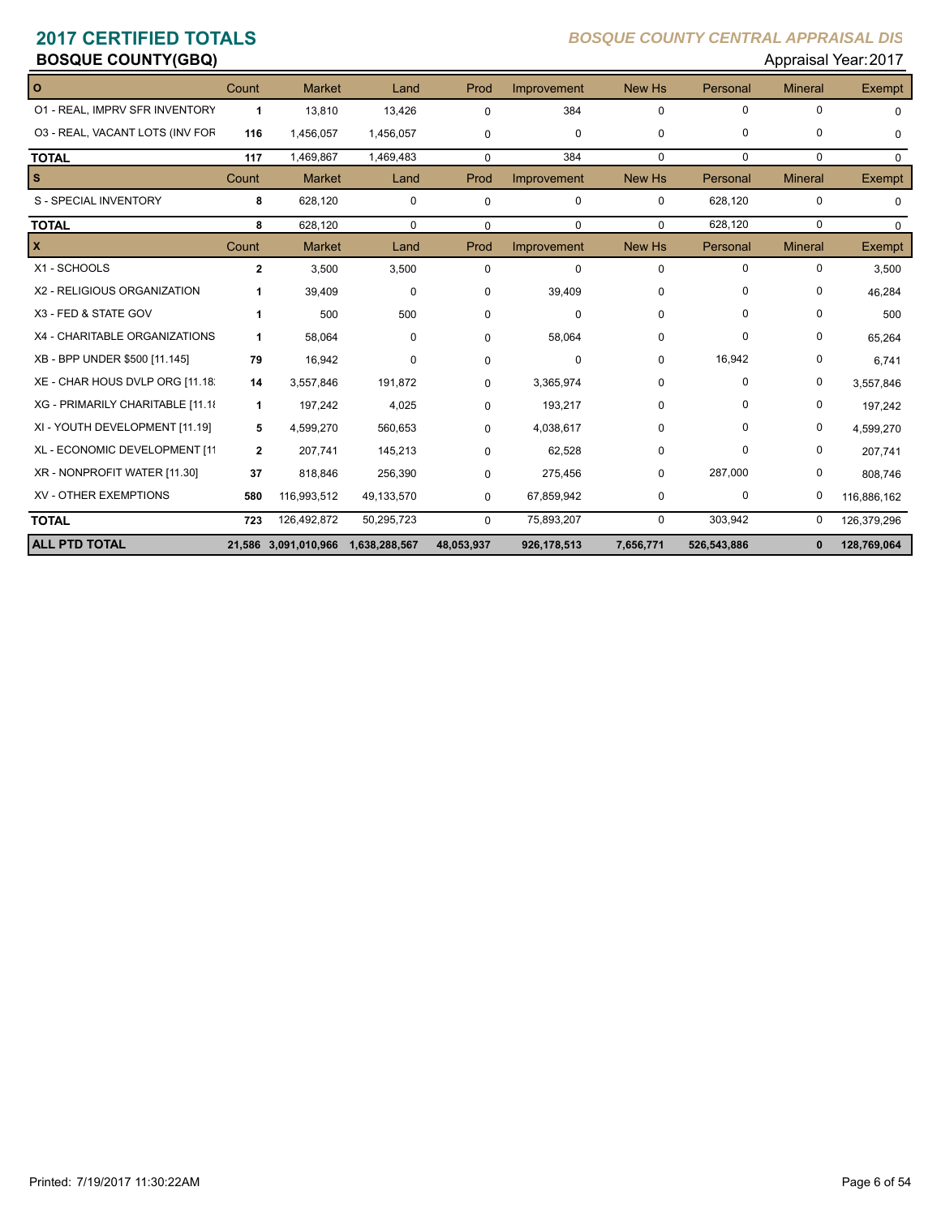# 2017 CERTIFIED TOTALS

## BOSQUE COUNTY(GBQ)

*BOSQUE COUNTY CENTRAL APPRAISAL DIS*

Appraisal Year: 2017

| O | Count | Market | Land | Prod | Improvement | New Hs | Personal | Mineral | Exempt |
|---|---|---|---|---|---|---|---|---|---|
| O1 - REAL, IMPRV SFR INVENTORY | 1 | 13,810 | 13,426 | 0 | 384 | 0 | 0 | 0 | 0 |
| O3 - REAL, VACANT LOTS (INV FOR | 116 | 1,456,057 | 1,456,057 | 0 | 0 | 0 | 0 | 0 | 0 |
| **TOTAL** | 117 | 1,469,867 | 1,469,483 | 0 | 384 | 0 | 0 | 0 | 0 |
| **S** | Count | Market | Land | Prod | Improvement | New Hs | Personal | Mineral | Exempt |
| S - SPECIAL INVENTORY | 8 | 628,120 | 0 | 0 | 0 | 0 | 628,120 | 0 | 0 |
| **TOTAL** | 8 | 628,120 | 0 | 0 | 0 | 0 | 628,120 | 0 | 0 |
| **X** | Count | Market | Land | Prod | Improvement | New Hs | Personal | Mineral | Exempt |
| X1 - SCHOOLS | 2 | 3,500 | 3,500 | 0 | 0 | 0 | 0 | 0 | 3,500 |
| X2 - RELIGIOUS ORGANIZATION | 1 | 39,409 | 0 | 0 | 39,409 | 0 | 0 | 0 | 46,284 |
| X3 - FED & STATE GOV | 1 | 500 | 500 | 0 | 0 | 0 | 0 | 0 | 500 |
| X4 - CHARITABLE ORGANIZATIONS | 1 | 58,064 | 0 | 0 | 58,064 | 0 | 0 | 0 | 65,264 |
| XB - BPP UNDER $500 [11.145] | 79 | 16,942 | 0 | 0 | 0 | 0 | 16,942 | 0 | 6,741 |
| XE - CHAR HOUS DVLP ORG [11.18 | 14 | 3,557,846 | 191,872 | 0 | 3,365,974 | 0 | 0 | 0 | 3,557,846 |
| XG - PRIMARILY CHARITABLE [11.18 | 1 | 197,242 | 4,025 | 0 | 193,217 | 0 | 0 | 0 | 197,242 |
| XI - YOUTH DEVELOPMENT [11.19] | 5 | 4,599,270 | 560,653 | 0 | 4,038,617 | 0 | 0 | 0 | 4,599,270 |
| XL - ECONOMIC DEVELOPMENT [11 | 2 | 207,741 | 145,213 | 0 | 62,528 | 0 | 0 | 0 | 207,741 |
| XR - NONPROFIT WATER [11.30] | 37 | 818,846 | 256,390 | 0 | 275,456 | 0 | 287,000 | 0 | 808,746 |
| XV - OTHER EXEMPTIONS | 580 | 116,993,512 | 49,133,570 | 0 | 67,859,942 | 0 | 0 | 0 | 116,886,162 |
| **TOTAL** | 723 | 126,492,872 | 50,295,723 | 0 | 75,893,207 | 0 | 303,942 | 0 | 126,379,296 |
| **ALL PTD TOTAL** | **21,586** | **3,091,010,966** | **1,638,288,567** | **48,053,937** | **926,178,513** | **7,656,771** | **526,543,886** | **0** | **128,769,064** |

Printed: 7/19/2017 11:30:22AM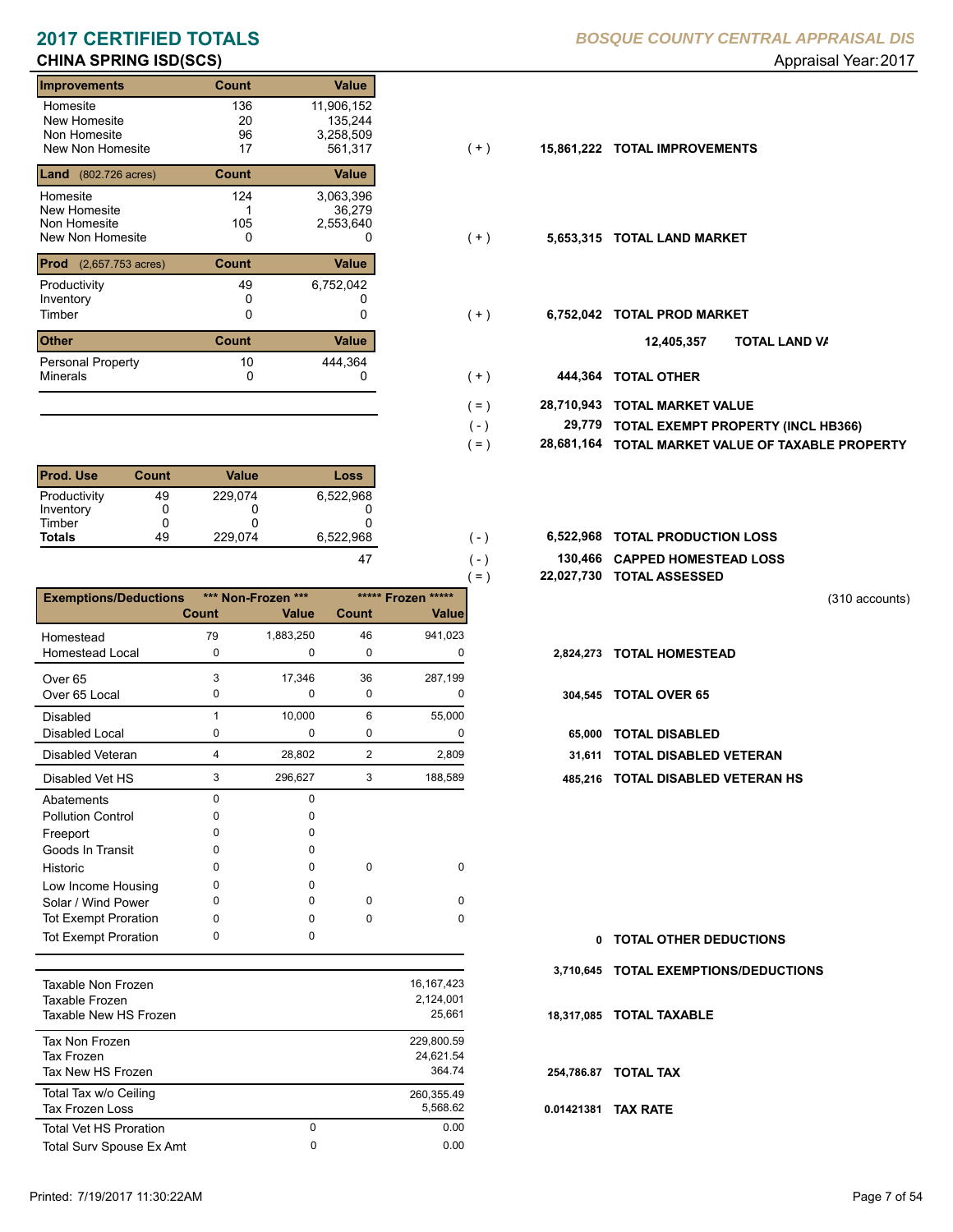# 2017 CERTIFIED TOTALS

**BOSQUE COUNTY CENTRAL APPRAISAL DIS**

## CHINA SPRING ISD(SCS)

Appraisal Year: 2017

| Improvements | Count | Value | | | |
|---|---|---|---|---|---|
| Homesite | 136 | 11,906,152 | | | |
| New Homesite | 20 | 135,244 | | | |
| Non Homesite | 96 | 3,258,509 | | | |
| New Non Homesite | 17 | 561,317 | ( + ) | 15,861,222 | TOTAL IMPROVEMENTS |

| Land (802.726 acres) | Count | Value | | | |
|---|---|---|---|---|---|
| Homesite | 124 | 3,063,396 | | | |
| New Homesite | 1 | 36,279 | | | |
| Non Homesite | 105 | 2,553,640 | | | |
| New Non Homesite | 0 | 0 | ( + ) | 5,653,315 | TOTAL LAND MARKET |

| Prod (2,657.753 acres) | Count | Value | | | |
|---|---|---|---|---|---|
| Productivity | 49 | 6,752,042 | | | |
| Inventory | 0 | 0 | | | |
| Timber | 0 | 0 | ( + ) | 6,752,042 | TOTAL PROD MARKET |

| Other | Count | Value | | | |
|---|---|---|---|---|---|
| | | | | 12,405,357 | TOTAL LAND VA |
| Personal Property | 10 | 444,364 | | | |
| Minerals | 0 | 0 | ( + ) | 444,364 | TOTAL OTHER |

| | | |
|---|---|---|
| ( = ) | 28,710,943 | TOTAL MARKET VALUE |
| ( - ) | 29,779 | TOTAL EXEMPT PROPERTY (INCL HB366) |
| ( = ) | 28,681,164 | TOTAL MARKET VALUE OF TAXABLE PROPERTY |

| Prod. Use | Count | Value | Loss | | | |
|---|---|---|---|---|---|---|
| Productivity | 49 | 229,074 | 6,522,968 | | | |
| Inventory | 0 | 0 | 0 | | | |
| Timber | 0 | 0 | 0 | | | |
| **Totals** | 49 | 229,074 | 6,522,968 | ( - ) | 6,522,968 | TOTAL PRODUCTION LOSS |
| | | | 47 | ( - ) | 130,466 | CAPPED HOMESTEAD LOSS |
| | | | | ( = ) | 22,027,730 | TOTAL ASSESSED |

(310 accounts)

| Exemptions/Deductions | *** Non-Frozen *** Count | *** Non-Frozen *** Value | ***** Frozen ***** Count | ***** Frozen ***** Value | | |
|---|---|---|---|---|---|---|
| Homestead | 79 | 1,883,250 | 46 | 941,023 | | |
| Homestead Local | 0 | 0 | 0 | 0 | 2,824,273 | TOTAL HOMESTEAD |
| Over 65 | 3 | 17,346 | 36 | 287,199 | | |
| Over 65 Local | 0 | 0 | 0 | 0 | 304,545 | TOTAL OVER 65 |
| Disabled | 1 | 10,000 | 6 | 55,000 | | |
| Disabled Local | 0 | 0 | 0 | 0 | 65,000 | TOTAL DISABLED |
| Disabled Veteran | 4 | 28,802 | 2 | 2,809 | 31,611 | TOTAL DISABLED VETERAN |
| Disabled Vet HS | 3 | 296,627 | 3 | 188,589 | 485,216 | TOTAL DISABLED VETERAN HS |
| Abatements | 0 | 0 | | | | |
| Pollution Control | 0 | 0 | | | | |
| Freeport | 0 | 0 | | | | |
| Goods In Transit | 0 | 0 | | | | |
| Historic | 0 | 0 | 0 | 0 | | |
| Low Income Housing | 0 | 0 | | | | |
| Solar / Wind Power | 0 | 0 | 0 | 0 | | |
| Tot Exempt Proration | 0 | 0 | 0 | 0 | | |
| Tot Exempt Proration | 0 | 0 | | | 0 | TOTAL OTHER DEDUCTIONS |
| | | | | | 3,710,645 | TOTAL EXEMPTIONS/DEDUCTIONS |

| | | | | |
|---|---|---|---|---|
| Taxable Non Frozen | | 16,167,423 | | |
| Taxable Frozen | | 2,124,001 | | |
| Taxable New HS Frozen | | 25,661 | 18,317,085 | TOTAL TAXABLE |
| Tax Non Frozen | | 229,800.59 | | |
| Tax Frozen | | 24,621.54 | | |
| Tax New HS Frozen | | 364.74 | 254,786.87 | TOTAL TAX |
| Total Tax w/o Ceiling | | 260,355.49 | | |
| Tax Frozen Loss | | 5,568.62 | 0.01421381 | TAX RATE |
| Total Vet HS Proration | 0 | 0.00 | | |
| Total Surv Spouse Ex Amt | 0 | 0.00 | | |

Printed: 7/19/2017 11:30:22AM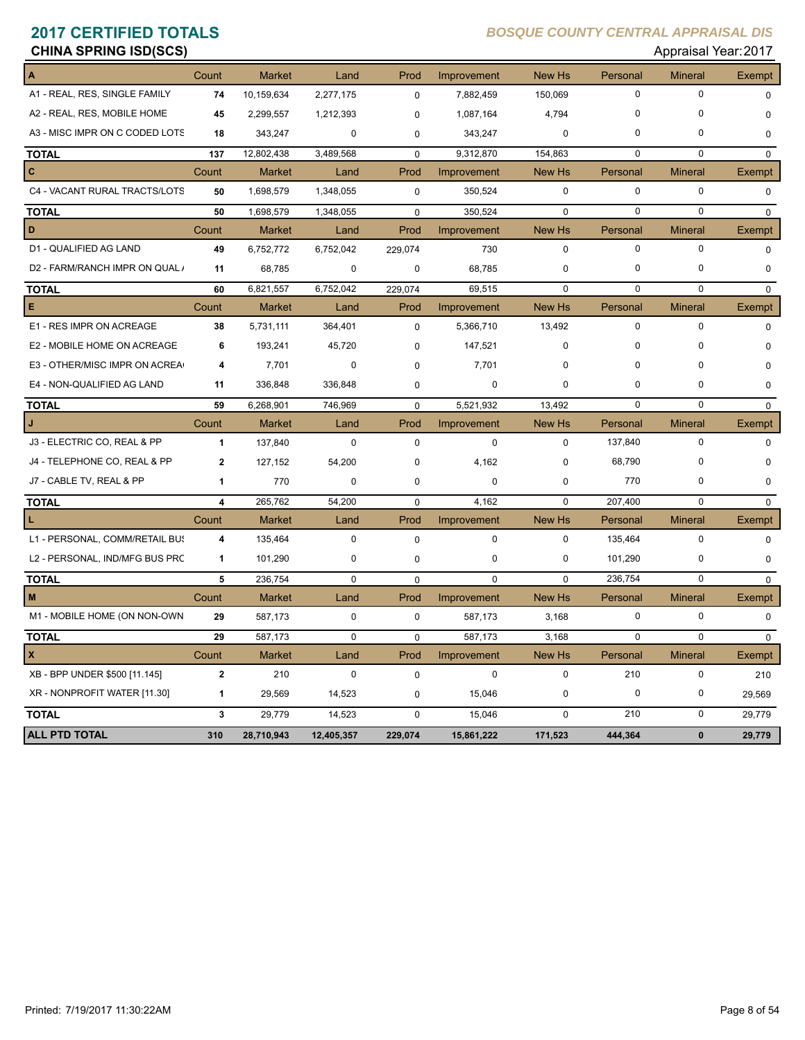# 2017 CERTIFIED TOTALS

**BOSQUE COUNTY CENTRAL APPRAISAL DIS**

## CHINA SPRING ISD(SCS)

Appraisal Year: 2017

| A | Count | Market | Land | Prod | Improvement | New Hs | Personal | Mineral | Exempt |
|---|---|---|---|---|---|---|---|---|---|
| A1 - REAL, RES, SINGLE FAMILY | 74 | 10,159,634 | 2,277,175 | 0 | 7,882,459 | 150,069 | 0 | 0 | 0 |
| A2 - REAL, RES, MOBILE HOME | 45 | 2,299,557 | 1,212,393 | 0 | 1,087,164 | 4,794 | 0 | 0 | 0 |
| A3 - MISC IMPR ON C CODED LOTS | 18 | 343,247 | 0 | 0 | 343,247 | 0 | 0 | 0 | 0 |
| **TOTAL** | 137 | 12,802,438 | 3,489,568 | 0 | 9,312,870 | 154,863 | 0 | 0 | 0 |
| **C** | **Count** | **Market** | **Land** | **Prod** | **Improvement** | **New Hs** | **Personal** | **Mineral** | **Exempt** |
| C4 - VACANT RURAL TRACTS/LOTS | 50 | 1,698,579 | 1,348,055 | 0 | 350,524 | 0 | 0 | 0 | 0 |
| **TOTAL** | 50 | 1,698,579 | 1,348,055 | 0 | 350,524 | 0 | 0 | 0 | 0 |
| **D** | **Count** | **Market** | **Land** | **Prod** | **Improvement** | **New Hs** | **Personal** | **Mineral** | **Exempt** |
| D1 - QUALIFIED AG LAND | 49 | 6,752,772 | 6,752,042 | 229,074 | 730 | 0 | 0 | 0 | 0 |
| D2 - FARM/RANCH IMPR ON QUAL / | 11 | 68,785 | 0 | 0 | 68,785 | 0 | 0 | 0 | 0 |
| **TOTAL** | 60 | 6,821,557 | 6,752,042 | 229,074 | 69,515 | 0 | 0 | 0 | 0 |
| **E** | **Count** | **Market** | **Land** | **Prod** | **Improvement** | **New Hs** | **Personal** | **Mineral** | **Exempt** |
| E1 - RES IMPR ON ACREAGE | 38 | 5,731,111 | 364,401 | 0 | 5,366,710 | 13,492 | 0 | 0 | 0 |
| E2 - MOBILE HOME ON ACREAGE | 6 | 193,241 | 45,720 | 0 | 147,521 | 0 | 0 | 0 | 0 |
| E3 - OTHER/MISC IMPR ON ACREA | 4 | 7,701 | 0 | 0 | 7,701 | 0 | 0 | 0 | 0 |
| E4 - NON-QUALIFIED AG LAND | 11 | 336,848 | 336,848 | 0 | 0 | 0 | 0 | 0 | 0 |
| **TOTAL** | 59 | 6,268,901 | 746,969 | 0 | 5,521,932 | 13,492 | 0 | 0 | 0 |
| **J** | **Count** | **Market** | **Land** | **Prod** | **Improvement** | **New Hs** | **Personal** | **Mineral** | **Exempt** |
| J3 - ELECTRIC CO, REAL & PP | 1 | 137,840 | 0 | 0 | 0 | 0 | 137,840 | 0 | 0 |
| J4 - TELEPHONE CO, REAL & PP | 2 | 127,152 | 54,200 | 0 | 4,162 | 0 | 68,790 | 0 | 0 |
| J7 - CABLE TV, REAL & PP | 1 | 770 | 0 | 0 | 0 | 0 | 770 | 0 | 0 |
| **TOTAL** | 4 | 265,762 | 54,200 | 0 | 4,162 | 0 | 207,400 | 0 | 0 |
| **L** | **Count** | **Market** | **Land** | **Prod** | **Improvement** | **New Hs** | **Personal** | **Mineral** | **Exempt** |
| L1 - PERSONAL, COMM/RETAIL BUS | 4 | 135,464 | 0 | 0 | 0 | 0 | 135,464 | 0 | 0 |
| L2 - PERSONAL, IND/MFG BUS PRC | 1 | 101,290 | 0 | 0 | 0 | 0 | 101,290 | 0 | 0 |
| **TOTAL** | 5 | 236,754 | 0 | 0 | 0 | 0 | 236,754 | 0 | 0 |
| **M** | **Count** | **Market** | **Land** | **Prod** | **Improvement** | **New Hs** | **Personal** | **Mineral** | **Exempt** |
| M1 - MOBILE HOME (ON NON-OWN | 29 | 587,173 | 0 | 0 | 587,173 | 3,168 | 0 | 0 | 0 |
| **TOTAL** | 29 | 587,173 | 0 | 0 | 587,173 | 3,168 | 0 | 0 | 0 |
| **X** | **Count** | **Market** | **Land** | **Prod** | **Improvement** | **New Hs** | **Personal** | **Mineral** | **Exempt** |
| XB - BPP UNDER $500 [11.145] | 2 | 210 | 0 | 0 | 0 | 0 | 210 | 0 | 210 |
| XR - NONPROFIT WATER [11.30] | 1 | 29,569 | 14,523 | 0 | 15,046 | 0 | 0 | 0 | 29,569 |
| **TOTAL** | 3 | 29,779 | 14,523 | 0 | 15,046 | 0 | 210 | 0 | 29,779 |
| **ALL PTD TOTAL** | **310** | **28,710,943** | **12,405,357** | **229,074** | **15,861,222** | **171,523** | **444,364** | **0** | **29,779** |

Printed: 7/19/2017 11:30:22AM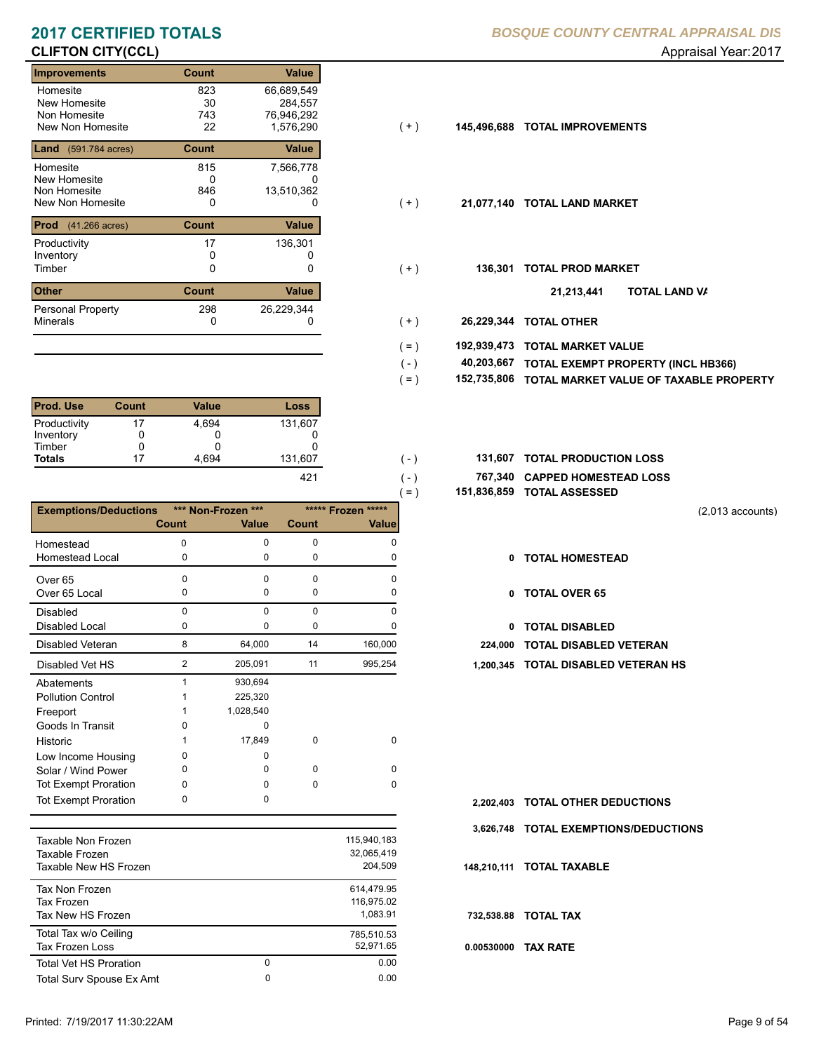# 2017 CERTIFIED TOTALS

**BOSQUE COUNTY CENTRAL APPRAISAL DIS**

**CLIFTON CITY(CCL)**

Appraisal Year: 2017

| Improvements | Count | Value | | | |
|---|---|---|---|---|---|
| Homesite | 823 | 66,689,549 | | | |
| New Homesite | 30 | 284,557 | | | |
| Non Homesite | 743 | 76,946,292 | | | |
| New Non Homesite | 22 | 1,576,290 | ( + ) | 145,496,688 | TOTAL IMPROVEMENTS |

| Land (591.784 acres) | Count | Value | | | |
|---|---|---|---|---|---|
| Homesite | 815 | 7,566,778 | | | |
| New Homesite | 0 | 0 | | | |
| Non Homesite | 846 | 13,510,362 | | | |
| New Non Homesite | 0 | 0 | ( + ) | 21,077,140 | TOTAL LAND MARKET |

| Prod (41.266 acres) | Count | Value | | | |
|---|---|---|---|---|---|
| Productivity | 17 | 136,301 | | | |
| Inventory | 0 | 0 | | | |
| Timber | 0 | 0 | ( + ) | 136,301 | TOTAL PROD MARKET |

21,213,441 TOTAL LAND VA

| Other | Count | Value | | | |
|---|---|---|---|---|---|
| Personal Property | 298 | 26,229,344 | | | |
| Minerals | 0 | 0 | ( + ) | 26,229,344 | TOTAL OTHER |

| | | |
|---|---|---|
| ( = ) | 192,939,473 | TOTAL MARKET VALUE |
| ( - ) | 40,203,667 | TOTAL EXEMPT PROPERTY (INCL HB366) |
| ( = ) | 152,735,806 | TOTAL MARKET VALUE OF TAXABLE PROPERTY |

| Prod. Use | Count | Value | Loss | | | |
|---|---|---|---|---|---|---|
| Productivity | 17 | 4,694 | 131,607 | | | |
| Inventory | 0 | 0 | 0 | | | |
| Timber | 0 | 0 | 0 | | | |
| **Totals** | 17 | 4,694 | 131,607 | ( - ) | 131,607 | TOTAL PRODUCTION LOSS |
| | | | 421 | ( - ) | 767,340 | CAPPED HOMESTEAD LOSS |
| | | | | ( = ) | 151,836,859 | TOTAL ASSESSED |

(2,013 accounts)

| Exemptions/Deductions | *** Non-Frozen *** | | ***** Frozen ***** | | | |
|---|---|---|---|---|---|---|
| | Count | Value | Count | Value | | |
| Homestead | 0 | 0 | 0 | 0 | | |
| Homestead Local | 0 | 0 | 0 | 0 | 0 | TOTAL HOMESTEAD |
| Over 65 | 0 | 0 | 0 | 0 | | |
| Over 65 Local | 0 | 0 | 0 | 0 | 0 | TOTAL OVER 65 |
| Disabled | 0 | 0 | 0 | 0 | | |
| Disabled Local | 0 | 0 | 0 | 0 | 0 | TOTAL DISABLED |
| Disabled Veteran | 8 | 64,000 | 14 | 160,000 | 224,000 | TOTAL DISABLED VETERAN |
| Disabled Vet HS | 2 | 205,091 | 11 | 995,254 | 1,200,345 | TOTAL DISABLED VETERAN HS |
| Abatements | 1 | 930,694 | | | | |
| Pollution Control | 1 | 225,320 | | | | |
| Freeport | 1 | 1,028,540 | | | | |
| Goods In Transit | 0 | 0 | | | | |
| Historic | 1 | 17,849 | 0 | 0 | | |
| Low Income Housing | 0 | 0 | | | | |
| Solar / Wind Power | 0 | 0 | 0 | 0 | | |
| Tot Exempt Proration | 0 | 0 | 0 | 0 | | |
| Tot Exempt Proration | 0 | 0 | | | 2,202,403 | TOTAL OTHER DEDUCTIONS |
| | | | | | 3,626,748 | TOTAL EXEMPTIONS/DEDUCTIONS |

| | | | | |
|---|---|---|---|---|
| Taxable Non Frozen | | 115,940,183 | | |
| Taxable Frozen | | 32,065,419 | | |
| Taxable New HS Frozen | | 204,509 | 148,210,111 | TOTAL TAXABLE |
| Tax Non Frozen | | 614,479.95 | | |
| Tax Frozen | | 116,975.02 | | |
| Tax New HS Frozen | | 1,083.91 | 732,538.88 | TOTAL TAX |
| Total Tax w/o Ceiling | | 785,510.53 | | |
| Tax Frozen Loss | | 52,971.65 | 0.00530000 | TAX RATE |
| Total Vet HS Proration | 0 | 0.00 | | |
| Total Surv Spouse Ex Amt | 0 | 0.00 | | |

Printed: 7/19/2017 11:30:22AM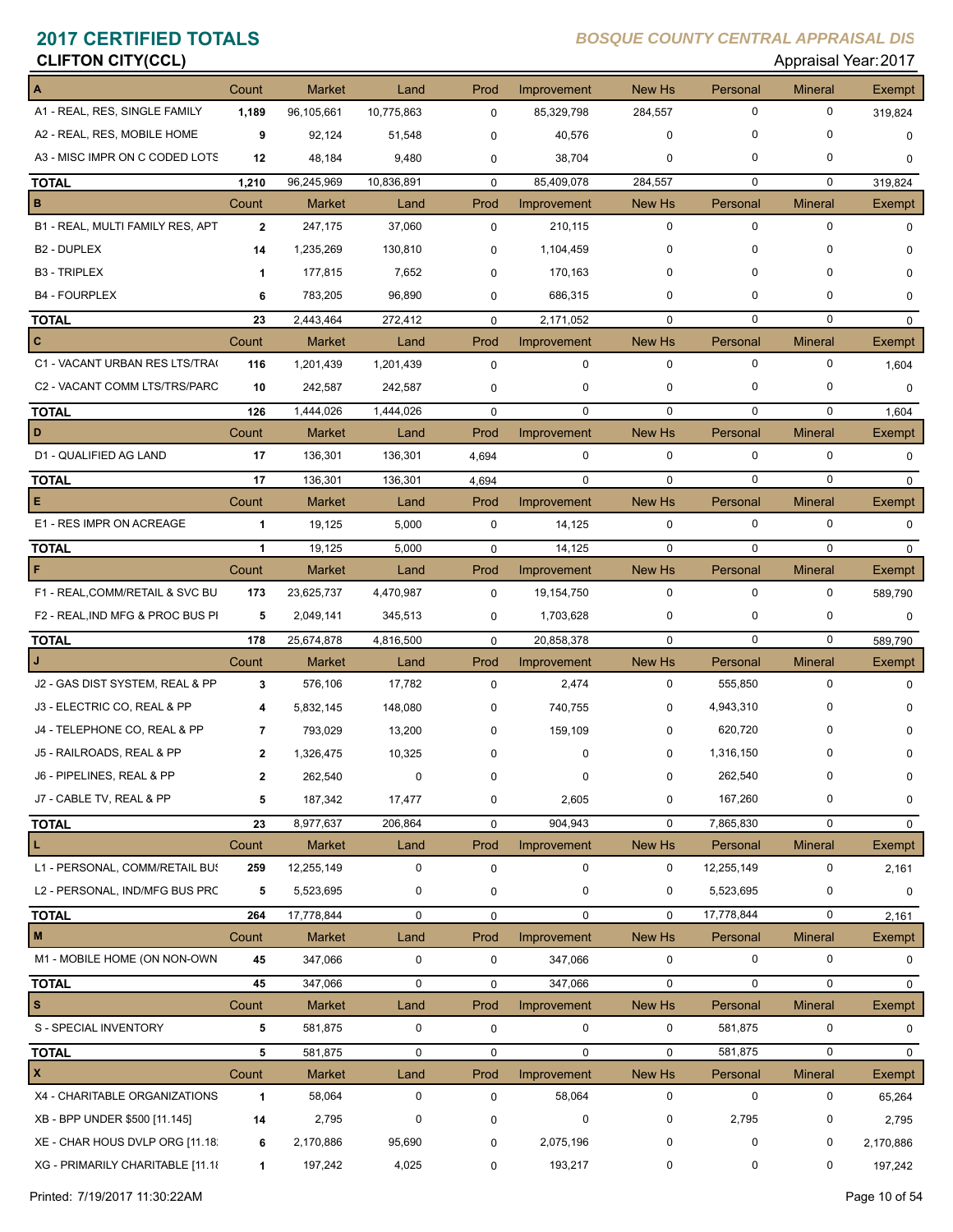# 2017 CERTIFIED TOTALS

**BOSQUE COUNTY CENTRAL APPRAISAL DIS**

## CLIFTON CITY(CCL)

Appraisal Year: 2017

| A | Count | Market | Land | Prod | Improvement | New Hs | Personal | Mineral | Exempt |
|---|---|---|---|---|---|---|---|---|---|
| A1 - REAL, RES, SINGLE FAMILY | 1,189 | 96,105,661 | 10,775,863 | 0 | 85,329,798 | 284,557 | 0 | 0 | 319,824 |
| A2 - REAL, RES, MOBILE HOME | 9 | 92,124 | 51,548 | 0 | 40,576 | 0 | 0 | 0 | 0 |
| A3 - MISC IMPR ON C CODED LOTS | 12 | 48,184 | 9,480 | 0 | 38,704 | 0 | 0 | 0 | 0 |
| **TOTAL** | 1,210 | 96,245,969 | 10,836,891 | 0 | 85,409,078 | 284,557 | 0 | 0 | 319,824 |

| B | Count | Market | Land | Prod | Improvement | New Hs | Personal | Mineral | Exempt |
|---|---|---|---|---|---|---|---|---|---|
| B1 - REAL, MULTI FAMILY RES, APT | 2 | 247,175 | 37,060 | 0 | 210,115 | 0 | 0 | 0 | 0 |
| B2 - DUPLEX | 14 | 1,235,269 | 130,810 | 0 | 1,104,459 | 0 | 0 | 0 | 0 |
| B3 - TRIPLEX | 1 | 177,815 | 7,652 | 0 | 170,163 | 0 | 0 | 0 | 0 |
| B4 - FOURPLEX | 6 | 783,205 | 96,890 | 0 | 686,315 | 0 | 0 | 0 | 0 |
| **TOTAL** | 23 | 2,443,464 | 272,412 | 0 | 2,171,052 | 0 | 0 | 0 | 0 |

| C | Count | Market | Land | Prod | Improvement | New Hs | Personal | Mineral | Exempt |
|---|---|---|---|---|---|---|---|---|---|
| C1 - VACANT URBAN RES LTS/TRA( | 116 | 1,201,439 | 1,201,439 | 0 | 0 | 0 | 0 | 0 | 1,604 |
| C2 - VACANT COMM LTS/TRS/PARC | 10 | 242,587 | 242,587 | 0 | 0 | 0 | 0 | 0 | 0 |
| **TOTAL** | 126 | 1,444,026 | 1,444,026 | 0 | 0 | 0 | 0 | 0 | 1,604 |

| D | Count | Market | Land | Prod | Improvement | New Hs | Personal | Mineral | Exempt |
|---|---|---|---|---|---|---|---|---|---|
| D1 - QUALIFIED AG LAND | 17 | 136,301 | 136,301 | 4,694 | 0 | 0 | 0 | 0 | 0 |
| **TOTAL** | 17 | 136,301 | 136,301 | 4,694 | 0 | 0 | 0 | 0 | 0 |

| E | Count | Market | Land | Prod | Improvement | New Hs | Personal | Mineral | Exempt |
|---|---|---|---|---|---|---|---|---|---|
| E1 - RES IMPR ON ACREAGE | 1 | 19,125 | 5,000 | 0 | 14,125 | 0 | 0 | 0 | 0 |
| **TOTAL** | 1 | 19,125 | 5,000 | 0 | 14,125 | 0 | 0 | 0 | 0 |

| F | Count | Market | Land | Prod | Improvement | New Hs | Personal | Mineral | Exempt |
|---|---|---|---|---|---|---|---|---|---|
| F1 - REAL,COMM/RETAIL & SVC BU | 173 | 23,625,737 | 4,470,987 | 0 | 19,154,750 | 0 | 0 | 0 | 589,790 |
| F2 - REAL,IND MFG & PROC BUS PI | 5 | 2,049,141 | 345,513 | 0 | 1,703,628 | 0 | 0 | 0 | 0 |
| **TOTAL** | 178 | 25,674,878 | 4,816,500 | 0 | 20,858,378 | 0 | 0 | 0 | 589,790 |

| J | Count | Market | Land | Prod | Improvement | New Hs | Personal | Mineral | Exempt |
|---|---|---|---|---|---|---|---|---|---|
| J2 - GAS DIST SYSTEM, REAL & PP | 3 | 576,106 | 17,782 | 0 | 2,474 | 0 | 555,850 | 0 | 0 |
| J3 - ELECTRIC CO, REAL & PP | 4 | 5,832,145 | 148,080 | 0 | 740,755 | 0 | 4,943,310 | 0 | 0 |
| J4 - TELEPHONE CO, REAL & PP | 7 | 793,029 | 13,200 | 0 | 159,109 | 0 | 620,720 | 0 | 0 |
| J5 - RAILROADS, REAL & PP | 2 | 1,326,475 | 10,325 | 0 | 0 | 0 | 1,316,150 | 0 | 0 |
| J6 - PIPELINES, REAL & PP | 2 | 262,540 | 0 | 0 | 0 | 0 | 262,540 | 0 | 0 |
| J7 - CABLE TV, REAL & PP | 5 | 187,342 | 17,477 | 0 | 2,605 | 0 | 167,260 | 0 | 0 |
| **TOTAL** | 23 | 8,977,637 | 206,864 | 0 | 904,943 | 0 | 7,865,830 | 0 | 0 |

| L | Count | Market | Land | Prod | Improvement | New Hs | Personal | Mineral | Exempt |
|---|---|---|---|---|---|---|---|---|---|
| L1 - PERSONAL, COMM/RETAIL BUS | 259 | 12,255,149 | 0 | 0 | 0 | 0 | 12,255,149 | 0 | 2,161 |
| L2 - PERSONAL, IND/MFG BUS PRC | 5 | 5,523,695 | 0 | 0 | 0 | 0 | 5,523,695 | 0 | 0 |
| **TOTAL** | 264 | 17,778,844 | 0 | 0 | 0 | 0 | 17,778,844 | 0 | 2,161 |

| M | Count | Market | Land | Prod | Improvement | New Hs | Personal | Mineral | Exempt |
|---|---|---|---|---|---|---|---|---|---|
| M1 - MOBILE HOME (ON NON-OWN | 45 | 347,066 | 0 | 0 | 347,066 | 0 | 0 | 0 | 0 |
| **TOTAL** | 45 | 347,066 | 0 | 0 | 347,066 | 0 | 0 | 0 | 0 |

| S | Count | Market | Land | Prod | Improvement | New Hs | Personal | Mineral | Exempt |
|---|---|---|---|---|---|---|---|---|---|
| S - SPECIAL INVENTORY | 5 | 581,875 | 0 | 0 | 0 | 0 | 581,875 | 0 | 0 |
| **TOTAL** | 5 | 581,875 | 0 | 0 | 0 | 0 | 581,875 | 0 | 0 |

| X | Count | Market | Land | Prod | Improvement | New Hs | Personal | Mineral | Exempt |
|---|---|---|---|---|---|---|---|---|---|
| X4 - CHARITABLE ORGANIZATIONS | 1 | 58,064 | 0 | 0 | 58,064 | 0 | 0 | 0 | 65,264 |
| XB - BPP UNDER $500 [11.145] | 14 | 2,795 | 0 | 0 | 0 | 0 | 2,795 | 0 | 2,795 |
| XE - CHAR HOUS DVLP ORG [11.18 | 6 | 2,170,886 | 95,690 | 0 | 2,075,196 | 0 | 0 | 0 | 2,170,886 |
| XG - PRIMARILY CHARITABLE [11.1 | 1 | 197,242 | 4,025 | 0 | 193,217 | 0 | 0 | 0 | 197,242 |

Printed: 7/19/2017 11:30:22AM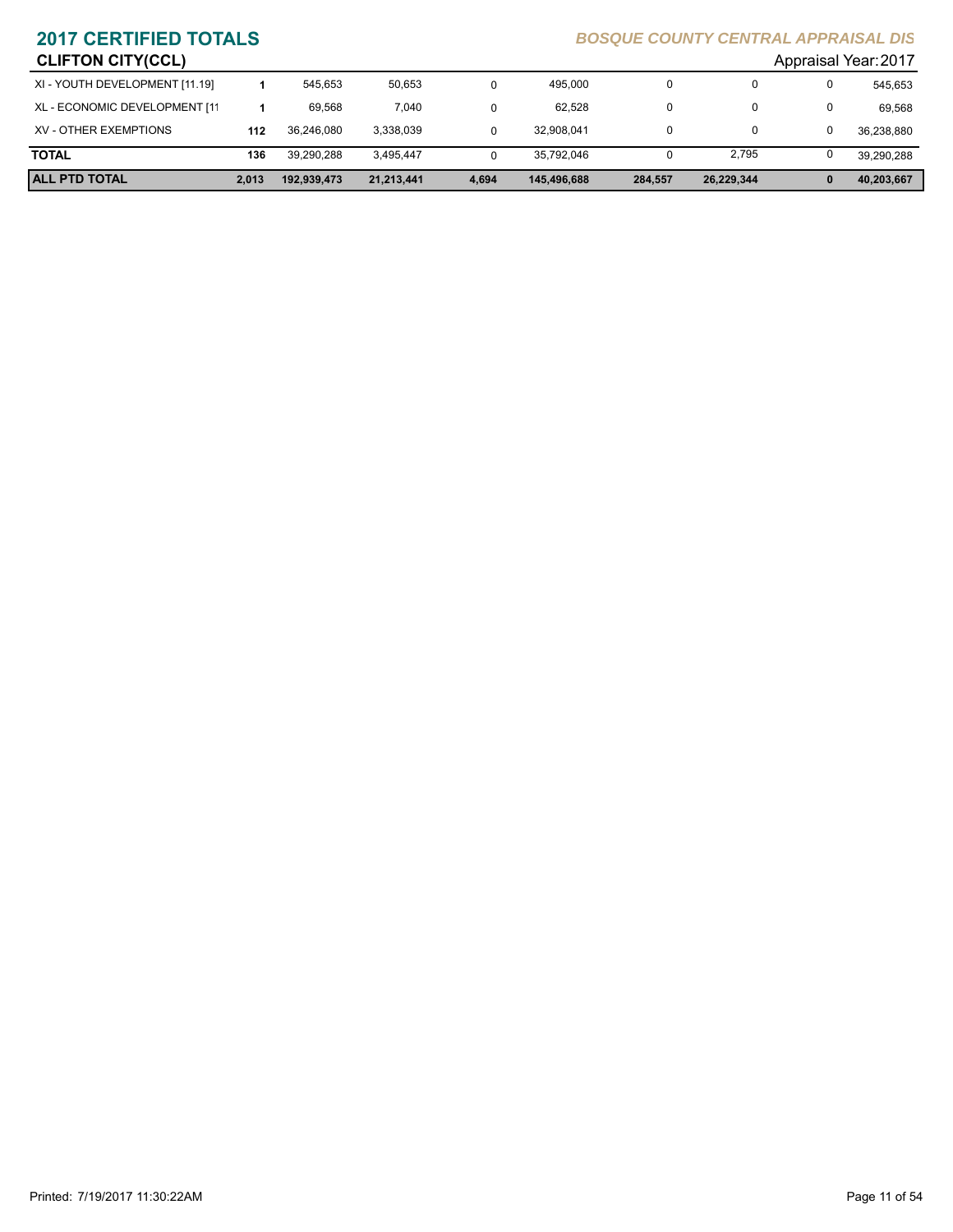## 2017 CERTIFIED TOTALS

*BOSQUE COUNTY CENTRAL APPRAISAL DIS*

**CLIFTON CITY(CCL)**

Appraisal Year: 2017

| | | | | | | | | | |
|---|---|---|---|---|---|---|---|---|---|
| XI - YOUTH DEVELOPMENT [11.19] | 1 | 545,653 | 50,653 | 0 | 495,000 | 0 | 0 | 0 | 545,653 |
| XL - ECONOMIC DEVELOPMENT [11 | 1 | 69,568 | 7,040 | 0 | 62,528 | 0 | 0 | 0 | 69,568 |
| XV - OTHER EXEMPTIONS | 112 | 36,246,080 | 3,338,039 | 0 | 32,908,041 | 0 | 0 | 0 | 36,238,880 |
| **TOTAL** | 136 | 39,290,288 | 3,495,447 | 0 | 35,792,046 | 0 | 2,795 | 0 | 39,290,288 |
| **ALL PTD TOTAL** | **2,013** | **192,939,473** | **21,213,441** | **4,694** | **145,496,688** | **284,557** | **26,229,344** | **0** | **40,203,667** |

Printed: 7/19/2017 11:30:22AM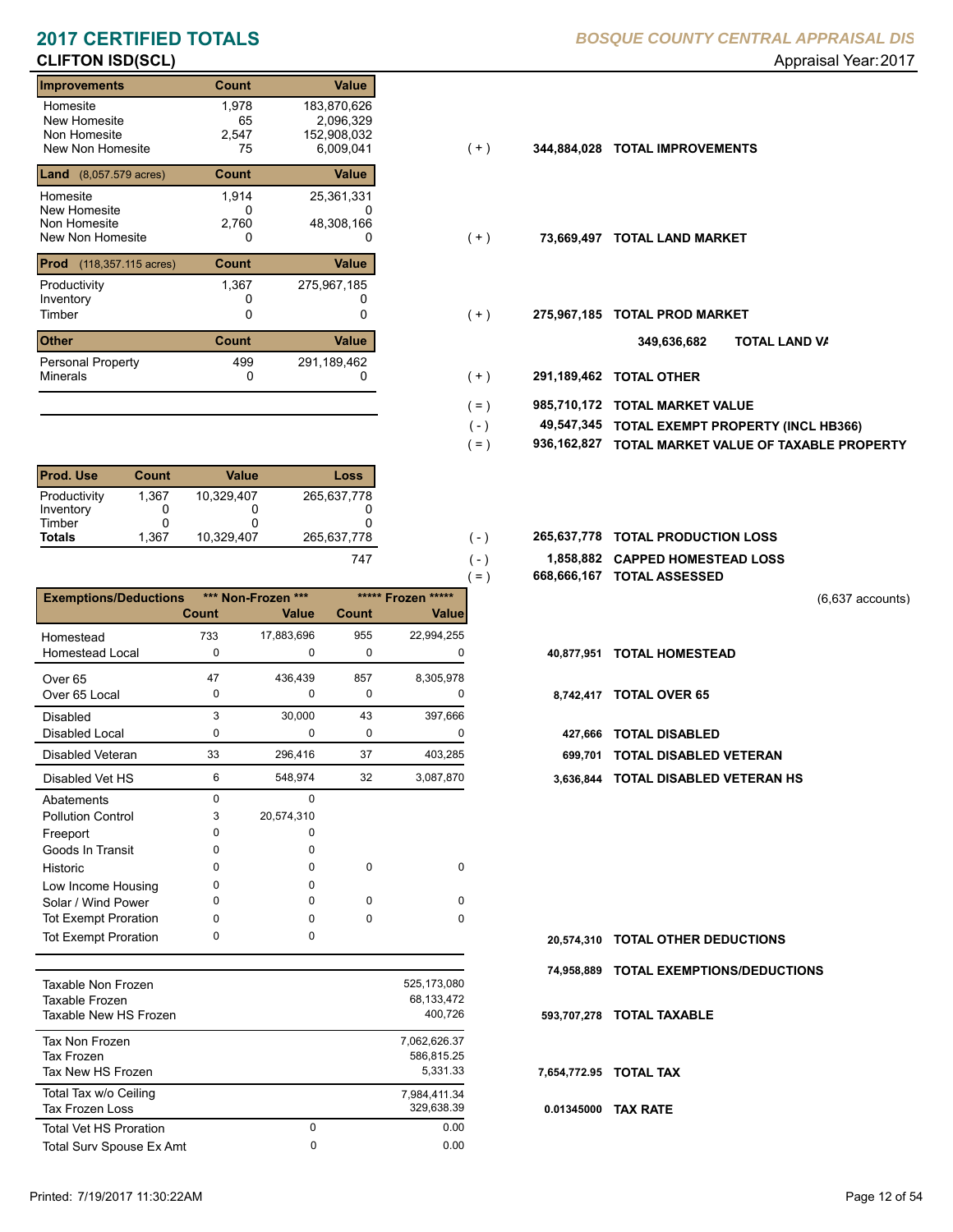# 2017 CERTIFIED TOTALS

**BOSQUE COUNTY CENTRAL APPRAISAL DIS**

## CLIFTON ISD(SCL)

Appraisal Year: 2017

| Improvements | Count | Value | | | |
|---|---|---|---|---|---|
| Homesite | 1,978 | 183,870,626 | | | |
| New Homesite | 65 | 2,096,329 | | | |
| Non Homesite | 2,547 | 152,908,032 | | | |
| New Non Homesite | 75 | 6,009,041 | ( + ) | 344,884,028 | TOTAL IMPROVEMENTS |

| Land (8,057.579 acres) | Count | Value | | | |
|---|---|---|---|---|---|
| Homesite | 1,914 | 25,361,331 | | | |
| New Homesite | 0 | 0 | | | |
| Non Homesite | 2,760 | 48,308,166 | | | |
| New Non Homesite | 0 | 0 | ( + ) | 73,669,497 | TOTAL LAND MARKET |

| Prod (118,357.115 acres) | Count | Value | | | |
|---|---|---|---|---|---|
| Productivity | 1,367 | 275,967,185 | | | |
| Inventory | 0 | 0 | | | |
| Timber | 0 | 0 | ( + ) | 275,967,185 | TOTAL PROD MARKET |

349,636,682 TOTAL LAND VA

| Other | Count | Value | | | |
|---|---|---|---|---|---|
| Personal Property | 499 | 291,189,462 | | | |
| Minerals | 0 | 0 | ( + ) | 291,189,462 | TOTAL OTHER |

| | | |
|---|---|---|
| ( = ) | 985,710,172 | TOTAL MARKET VALUE |
| ( - ) | 49,547,345 | TOTAL EXEMPT PROPERTY (INCL HB366) |
| ( = ) | 936,162,827 | TOTAL MARKET VALUE OF TAXABLE PROPERTY |

| Prod. Use | Count | Value | Loss |
|---|---|---|---|
| Productivity | 1,367 | 10,329,407 | 265,637,778 |
| Inventory | 0 | 0 | 0 |
| Timber | 0 | 0 | 0 |
| **Totals** | 1,367 | 10,329,407 | 265,637,778 |

| | | | |
|---|---|---|---|
| | ( - ) | 265,637,778 | TOTAL PRODUCTION LOSS |
| 747 | ( - ) | 1,858,882 | CAPPED HOMESTEAD LOSS |
| | ( = ) | 668,666,167 | TOTAL ASSESSED |

(6,637 accounts)

| Exemptions/Deductions | *** Non-Frozen *** | | ***** Frozen ***** | | | |
|---|---|---|---|---|---|---|
| | Count | Value | Count | Value | | |
| Homestead | 733 | 17,883,696 | 955 | 22,994,255 | | |
| Homestead Local | 0 | 0 | 0 | 0 | 40,877,951 | TOTAL HOMESTEAD |
| Over 65 | 47 | 436,439 | 857 | 8,305,978 | | |
| Over 65 Local | 0 | 0 | 0 | 0 | 8,742,417 | TOTAL OVER 65 |
| Disabled | 3 | 30,000 | 43 | 397,666 | | |
| Disabled Local | 0 | 0 | 0 | 0 | 427,666 | TOTAL DISABLED |
| Disabled Veteran | 33 | 296,416 | 37 | 403,285 | 699,701 | TOTAL DISABLED VETERAN |
| Disabled Vet HS | 6 | 548,974 | 32 | 3,087,870 | 3,636,844 | TOTAL DISABLED VETERAN HS |
| Abatements | 0 | 0 | | | | |
| Pollution Control | 3 | 20,574,310 | | | | |
| Freeport | 0 | 0 | | | | |
| Goods In Transit | 0 | 0 | | | | |
| Historic | 0 | 0 | 0 | 0 | | |
| Low Income Housing | 0 | 0 | | | | |
| Solar / Wind Power | 0 | 0 | 0 | 0 | | |
| Tot Exempt Proration | 0 | 0 | 0 | 0 | | |
| Tot Exempt Proration | 0 | 0 | | | 20,574,310 | TOTAL OTHER DEDUCTIONS |
| | | | | | 74,958,889 | TOTAL EXEMPTIONS/DEDUCTIONS |

| | | | | |
|---|---|---|---|---|
| Taxable Non Frozen | | 525,173,080 | | |
| Taxable Frozen | | 68,133,472 | | |
| Taxable New HS Frozen | | 400,726 | 593,707,278 | TOTAL TAXABLE |
| Tax Non Frozen | | 7,062,626.37 | | |
| Tax Frozen | | 586,815.25 | | |
| Tax New HS Frozen | | 5,331.33 | 7,654,772.95 | TOTAL TAX |
| Total Tax w/o Ceiling | | 7,984,411.34 | | |
| Tax Frozen Loss | | 329,638.39 | 0.01345000 | TAX RATE |
| Total Vet HS Proration | 0 | 0.00 | | |
| Total Surv Spouse Ex Amt | 0 | 0.00 | | |

Printed: 7/19/2017 11:30:22AM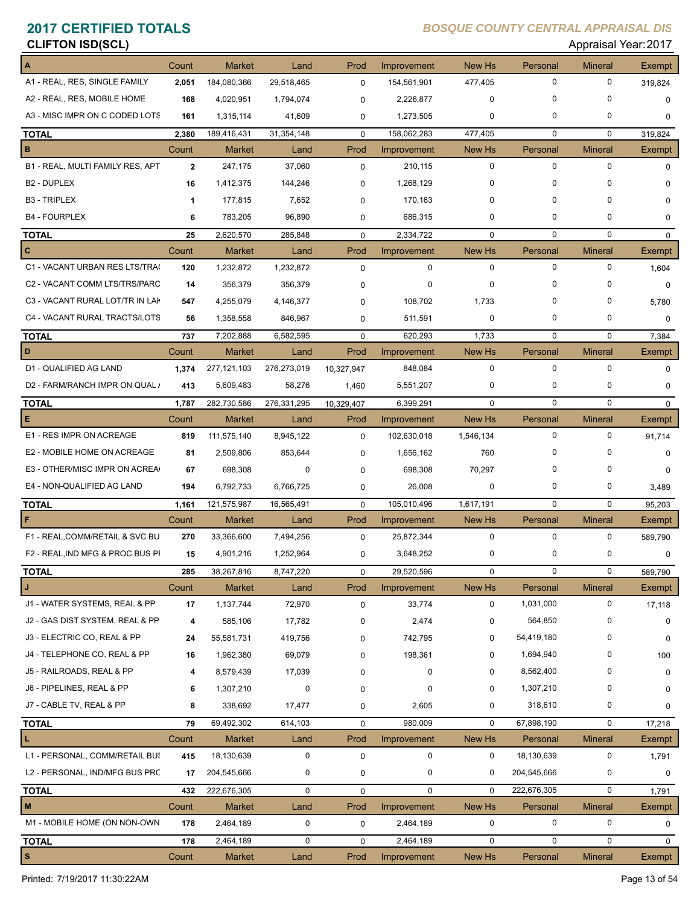# 2017 CERTIFIED TOTALS

**BOSQUE COUNTY CENTRAL APPRAISAL DIS**

**CLIFTON ISD(SCL)**

Appraisal Year: 2017

| A | Count | Market | Land | Prod | Improvement | New Hs | Personal | Mineral | Exempt |
|---|---|---|---|---|---|---|---|---|---|
| A1 - REAL, RES, SINGLE FAMILY | 2,051 | 184,080,366 | 29,518,465 | 0 | 154,561,901 | 477,405 | 0 | 0 | 319,824 |
| A2 - REAL, RES, MOBILE HOME | 168 | 4,020,951 | 1,794,074 | 0 | 2,226,877 | 0 | 0 | 0 | 0 |
| A3 - MISC IMPR ON C CODED LOTS | 161 | 1,315,114 | 41,609 | 0 | 1,273,505 | 0 | 0 | 0 | 0 |
| **TOTAL** | 2,380 | 189,416,431 | 31,354,148 | 0 | 158,062,283 | 477,405 | 0 | 0 | 319,824 |
| **B** | Count | Market | Land | Prod | Improvement | New Hs | Personal | Mineral | Exempt |
| B1 - REAL, MULTI FAMILY RES, APT | 2 | 247,175 | 37,060 | 0 | 210,115 | 0 | 0 | 0 | 0 |
| B2 - DUPLEX | 16 | 1,412,375 | 144,246 | 0 | 1,268,129 | 0 | 0 | 0 | 0 |
| B3 - TRIPLEX | 1 | 177,815 | 7,652 | 0 | 170,163 | 0 | 0 | 0 | 0 |
| B4 - FOURPLEX | 6 | 783,205 | 96,890 | 0 | 686,315 | 0 | 0 | 0 | 0 |
| **TOTAL** | 25 | 2,620,570 | 285,848 | 0 | 2,334,722 | 0 | 0 | 0 | 0 |
| **C** | Count | Market | Land | Prod | Improvement | New Hs | Personal | Mineral | Exempt |
| C1 - VACANT URBAN RES LTS/TRA( | 120 | 1,232,872 | 1,232,872 | 0 | 0 | 0 | 0 | 0 | 1,604 |
| C2 - VACANT COMM LTS/TRS/PARC | 14 | 356,379 | 356,379 | 0 | 0 | 0 | 0 | 0 | 0 |
| C3 - VACANT RURAL LOT/TR IN LAK | 547 | 4,255,079 | 4,146,377 | 0 | 108,702 | 1,733 | 0 | 0 | 5,780 |
| C4 - VACANT RURAL TRACTS/LOTS | 56 | 1,358,558 | 846,967 | 0 | 511,591 | 0 | 0 | 0 | 0 |
| **TOTAL** | 737 | 7,202,888 | 6,582,595 | 0 | 620,293 | 1,733 | 0 | 0 | 7,384 |
| **D** | Count | Market | Land | Prod | Improvement | New Hs | Personal | Mineral | Exempt |
| D1 - QUALIFIED AG LAND | 1,374 | 277,121,103 | 276,273,019 | 10,327,947 | 848,084 | 0 | 0 | 0 | 0 |
| D2 - FARM/RANCH IMPR ON QUAL / | 413 | 5,609,483 | 58,276 | 1,460 | 5,551,207 | 0 | 0 | 0 | 0 |
| **TOTAL** | 1,787 | 282,730,586 | 276,331,295 | 10,329,407 | 6,399,291 | 0 | 0 | 0 | 0 |
| **E** | Count | Market | Land | Prod | Improvement | New Hs | Personal | Mineral | Exempt |
| E1 - RES IMPR ON ACREAGE | 819 | 111,575,140 | 8,945,122 | 0 | 102,630,018 | 1,546,134 | 0 | 0 | 91,714 |
| E2 - MOBILE HOME ON ACREAGE | 81 | 2,509,806 | 853,644 | 0 | 1,656,162 | 760 | 0 | 0 | 0 |
| E3 - OTHER/MISC IMPR ON ACREA( | 67 | 698,308 | 0 | 0 | 698,308 | 70,297 | 0 | 0 | 0 |
| E4 - NON-QUALIFIED AG LAND | 194 | 6,792,733 | 6,766,725 | 0 | 26,008 | 0 | 0 | 0 | 3,489 |
| **TOTAL** | 1,161 | 121,575,987 | 16,565,491 | 0 | 105,010,496 | 1,617,191 | 0 | 0 | 95,203 |
| **F** | Count | Market | Land | Prod | Improvement | New Hs | Personal | Mineral | Exempt |
| F1 - REAL,COMM/RETAIL & SVC BU | 270 | 33,366,600 | 7,494,256 | 0 | 25,872,344 | 0 | 0 | 0 | 589,790 |
| F2 - REAL,IND MFG & PROC BUS PI | 15 | 4,901,216 | 1,252,964 | 0 | 3,648,252 | 0 | 0 | 0 | 0 |
| **TOTAL** | 285 | 38,267,816 | 8,747,220 | 0 | 29,520,596 | 0 | 0 | 0 | 589,790 |
| **J** | Count | Market | Land | Prod | Improvement | New Hs | Personal | Mineral | Exempt |
| J1 - WATER SYSTEMS, REAL & PP | 17 | 1,137,744 | 72,970 | 0 | 33,774 | 0 | 1,031,000 | 0 | 17,118 |
| J2 - GAS DIST SYSTEM, REAL & PP | 4 | 585,106 | 17,782 | 0 | 2,474 | 0 | 564,850 | 0 | 0 |
| J3 - ELECTRIC CO, REAL & PP | 24 | 55,581,731 | 419,756 | 0 | 742,795 | 0 | 54,419,180 | 0 | 0 |
| J4 - TELEPHONE CO, REAL & PP | 16 | 1,962,380 | 69,079 | 0 | 198,361 | 0 | 1,694,940 | 0 | 100 |
| J5 - RAILROADS, REAL & PP | 4 | 8,579,439 | 17,039 | 0 | 0 | 0 | 8,562,400 | 0 | 0 |
| J6 - PIPELINES, REAL & PP | 6 | 1,307,210 | 0 | 0 | 0 | 0 | 1,307,210 | 0 | 0 |
| J7 - CABLE TV, REAL & PP | 8 | 338,692 | 17,477 | 0 | 2,605 | 0 | 318,610 | 0 | 0 |
| **TOTAL** | 79 | 69,492,302 | 614,103 | 0 | 980,009 | 0 | 67,898,190 | 0 | 17,218 |
| **L** | Count | Market | Land | Prod | Improvement | New Hs | Personal | Mineral | Exempt |
| L1 - PERSONAL, COMM/RETAIL BUS | 415 | 18,130,639 | 0 | 0 | 0 | 0 | 18,130,639 | 0 | 1,791 |
| L2 - PERSONAL, IND/MFG BUS PRC | 17 | 204,545,666 | 0 | 0 | 0 | 0 | 204,545,666 | 0 | 0 |
| **TOTAL** | 432 | 222,676,305 | 0 | 0 | 0 | 0 | 222,676,305 | 0 | 1,791 |
| **M** | Count | Market | Land | Prod | Improvement | New Hs | Personal | Mineral | Exempt |
| M1 - MOBILE HOME (ON NON-OWN | 178 | 2,464,189 | 0 | 0 | 2,464,189 | 0 | 0 | 0 | 0 |
| **TOTAL** | 178 | 2,464,189 | 0 | 0 | 2,464,189 | 0 | 0 | 0 | 0 |
| **S** | Count | Market | Land | Prod | Improvement | New Hs | Personal | Mineral | Exempt |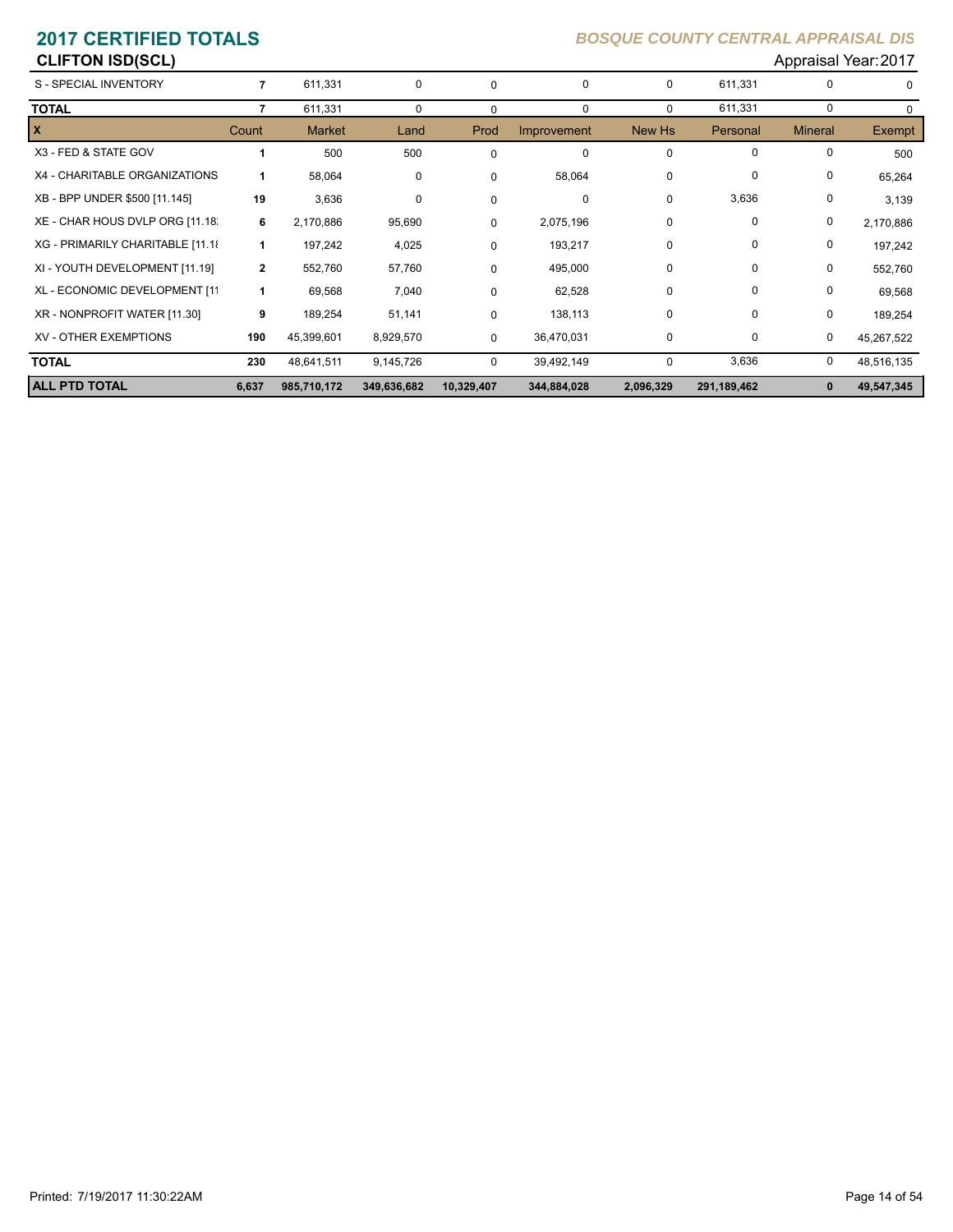# 2017 CERTIFIED TOTALS

*BOSQUE COUNTY CENTRAL APPRAISAL DIS*

## CLIFTON ISD(SCL)

Appraisal Year: 2017

| | Count | Market | Land | Prod | Improvement | New Hs | Personal | Mineral | Exempt |
|---|---|---|---|---|---|---|---|---|---|
| S - SPECIAL INVENTORY | 7 | 611,331 | 0 | 0 | 0 | 0 | 611,331 | 0 | 0 |
| **TOTAL** | 7 | 611,331 | 0 | 0 | 0 | 0 | 611,331 | 0 | 0 |
| **X** | **Count** | **Market** | **Land** | **Prod** | **Improvement** | **New Hs** | **Personal** | **Mineral** | **Exempt** |
| X3 - FED & STATE GOV | 1 | 500 | 500 | 0 | 0 | 0 | 0 | 0 | 500 |
| X4 - CHARITABLE ORGANIZATIONS | 1 | 58,064 | 0 | 0 | 58,064 | 0 | 0 | 0 | 65,264 |
| XB - BPP UNDER $500 [11.145] | 19 | 3,636 | 0 | 0 | 0 | 0 | 3,636 | 0 | 3,139 |
| XE - CHAR HOUS DVLP ORG [11.18] | 6 | 2,170,886 | 95,690 | 0 | 2,075,196 | 0 | 0 | 0 | 2,170,886 |
| XG - PRIMARILY CHARITABLE [11.18 | 1 | 197,242 | 4,025 | 0 | 193,217 | 0 | 0 | 0 | 197,242 |
| XI - YOUTH DEVELOPMENT [11.19] | 2 | 552,760 | 57,760 | 0 | 495,000 | 0 | 0 | 0 | 552,760 |
| XL - ECONOMIC DEVELOPMENT [11 | 1 | 69,568 | 7,040 | 0 | 62,528 | 0 | 0 | 0 | 69,568 |
| XR - NONPROFIT WATER [11.30] | 9 | 189,254 | 51,141 | 0 | 138,113 | 0 | 0 | 0 | 189,254 |
| XV - OTHER EXEMPTIONS | 190 | 45,399,601 | 8,929,570 | 0 | 36,470,031 | 0 | 0 | 0 | 45,267,522 |
| **TOTAL** | 230 | 48,641,511 | 9,145,726 | 0 | 39,492,149 | 0 | 3,636 | 0 | 48,516,135 |
| **ALL PTD TOTAL** | **6,637** | **985,710,172** | **349,636,682** | **10,329,407** | **344,884,028** | **2,096,329** | **291,189,462** | **0** | **49,547,345** |

Printed: 7/19/2017 11:30:22AM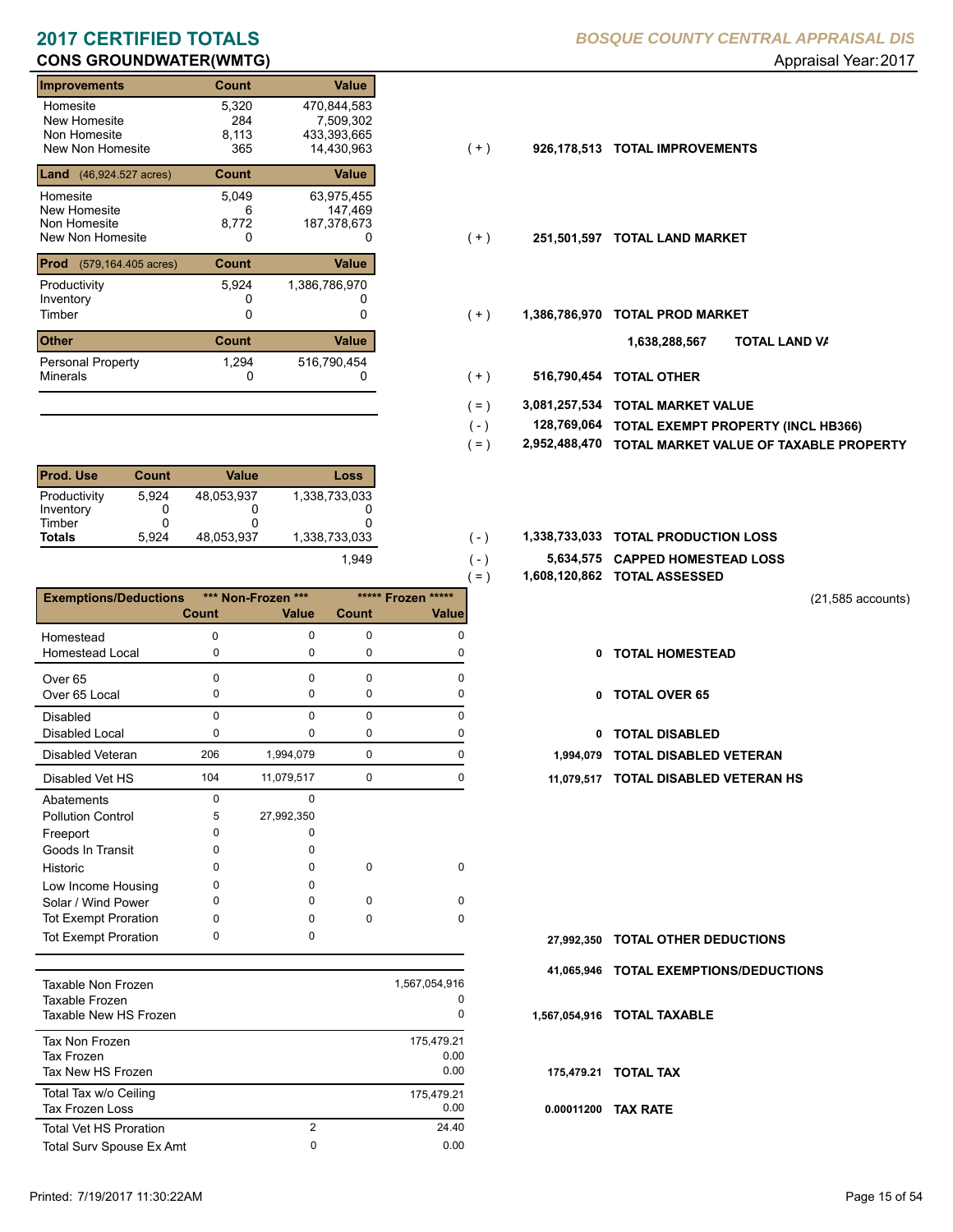# 2017 CERTIFIED TOTALS

*BOSQUE COUNTY CENTRAL APPRAISAL DIS*

## CONS GROUNDWATER(WMTG)

Appraisal Year: 2017

| Improvements | Count | Value | | | |
|---|---|---|---|---|---|
| Homesite | 5,320 | 470,844,583 | | | |
| New Homesite | 284 | 7,509,302 | | | |
| Non Homesite | 8,113 | 433,393,665 | | | |
| New Non Homesite | 365 | 14,430,963 | ( + ) | 926,178,513 | TOTAL IMPROVEMENTS |

| Land (46,924.527 acres) | Count | Value | | | |
|---|---|---|---|---|---|
| Homesite | 5,049 | 63,975,455 | | | |
| New Homesite | 6 | 147,469 | | | |
| Non Homesite | 8,772 | 187,378,673 | | | |
| New Non Homesite | 0 | 0 | ( + ) | 251,501,597 | TOTAL LAND MARKET |

| Prod (579,164.405 acres) | Count | Value | | | |
|---|---|---|---|---|---|
| Productivity | 5,924 | 1,386,786,970 | | | |
| Inventory | 0 | 0 | | | |
| Timber | 0 | 0 | ( + ) | 1,386,786,970 | TOTAL PROD MARKET |

| Other | Count | Value | | | |
|---|---|---|---|---|---|
| | | | | 1,638,288,567 | TOTAL LAND VA |
| Personal Property | 1,294 | 516,790,454 | | | |
| Minerals | 0 | 0 | ( + ) | 516,790,454 | TOTAL OTHER |

| | | |
|---|---|---|
| ( = ) | 3,081,257,534 | TOTAL MARKET VALUE |
| ( - ) | 128,769,064 | TOTAL EXEMPT PROPERTY (INCL HB366) |
| ( = ) | 2,952,488,470 | TOTAL MARKET VALUE OF TAXABLE PROPERTY |

| Prod. Use | Count | Value | Loss | | | |
|---|---|---|---|---|---|---|
| Productivity | 5,924 | 48,053,937 | 1,338,733,033 | | | |
| Inventory | 0 | 0 | 0 | | | |
| Timber | 0 | 0 | 0 | | | |
| **Totals** | 5,924 | 48,053,937 | 1,338,733,033 | ( - ) | 1,338,733,033 | TOTAL PRODUCTION LOSS |
| | | | 1,949 | ( - ) | 5,634,575 | CAPPED HOMESTEAD LOSS |
| | | | | ( = ) | 1,608,120,862 | TOTAL ASSESSED |

(21,585 accounts)

| Exemptions/Deductions | \*\*\* Non-Frozen \*\*\* Count | Value | \*\*\*\*\* Frozen \*\*\*\*\* Count | Value | | |
|---|---|---|---|---|---|---|
| Homestead | 0 | 0 | 0 | 0 | | |
| Homestead Local | 0 | 0 | 0 | 0 | 0 | TOTAL HOMESTEAD |
| Over 65 | 0 | 0 | 0 | 0 | | |
| Over 65 Local | 0 | 0 | 0 | 0 | 0 | TOTAL OVER 65 |
| Disabled | 0 | 0 | 0 | 0 | | |
| Disabled Local | 0 | 0 | 0 | 0 | 0 | TOTAL DISABLED |
| Disabled Veteran | 206 | 1,994,079 | 0 | 0 | 1,994,079 | TOTAL DISABLED VETERAN |
| Disabled Vet HS | 104 | 11,079,517 | 0 | 0 | 11,079,517 | TOTAL DISABLED VETERAN HS |
| Abatements | 0 | 0 | | | | |
| Pollution Control | 5 | 27,992,350 | | | | |
| Freeport | 0 | 0 | | | | |
| Goods In Transit | 0 | 0 | | | | |
| Historic | 0 | 0 | 0 | 0 | | |
| Low Income Housing | 0 | 0 | | | | |
| Solar / Wind Power | 0 | 0 | 0 | 0 | | |
| Tot Exempt Proration | 0 | 0 | 0 | 0 | | |
| Tot Exempt Proration | 0 | 0 | | | 27,992,350 | TOTAL OTHER DEDUCTIONS |
| | | | | | 41,065,946 | TOTAL EXEMPTIONS/DEDUCTIONS |

| | | | | |
|---|---|---|---|---|
| Taxable Non Frozen | | 1,567,054,916 | | |
| Taxable Frozen | | 0 | | |
| Taxable New HS Frozen | | 0 | 1,567,054,916 | TOTAL TAXABLE |
| Tax Non Frozen | | 175,479.21 | | |
| Tax Frozen | | 0.00 | | |
| Tax New HS Frozen | | 0.00 | 175,479.21 | TOTAL TAX |
| Total Tax w/o Ceiling | | 175,479.21 | | |
| Tax Frozen Loss | | 0.00 | 0.00011200 | TAX RATE |
| Total Vet HS Proration | 2 | 24.40 | | |
| Total Surv Spouse Ex Amt | 0 | 0.00 | | |

Printed: 7/19/2017 11:30:22AM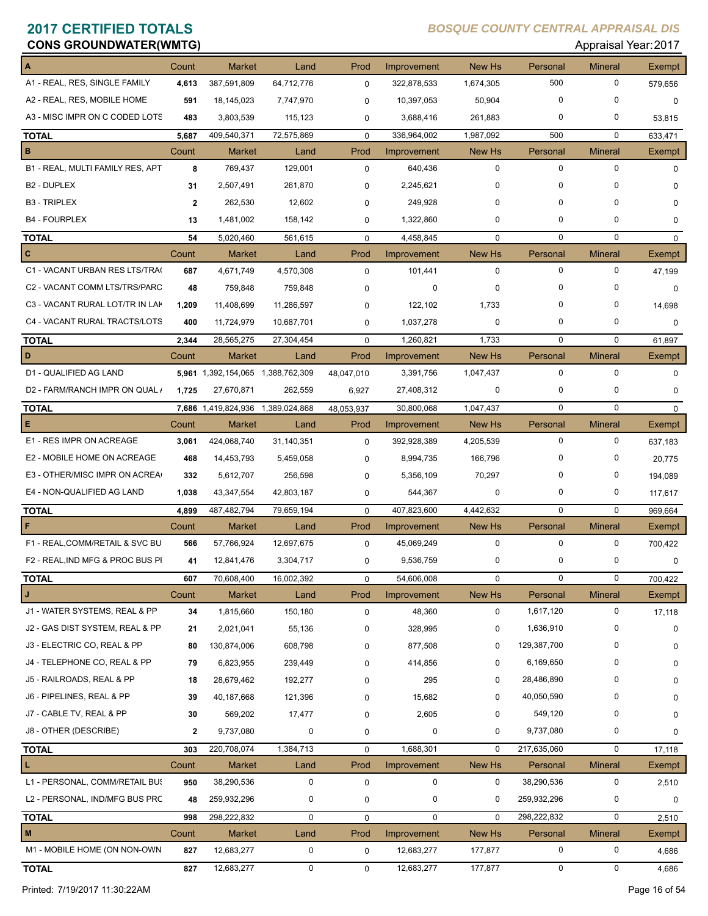# 2017 CERTIFIED TOTALS

**BOSQUE COUNTY CENTRAL APPRAISAL DIS**

**CONS GROUNDWATER(WMTG)**

Appraisal Year: 2017

| A | Count | Market | Land | Prod | Improvement | New Hs | Personal | Mineral | Exempt |
|---|---|---|---|---|---|---|---|---|---|
| A1 - REAL, RES, SINGLE FAMILY | 4,613 | 387,591,809 | 64,712,776 | 0 | 322,878,533 | 1,674,305 | 500 | 0 | 579,656 |
| A2 - REAL, RES, MOBILE HOME | 591 | 18,145,023 | 7,747,970 | 0 | 10,397,053 | 50,904 | 0 | 0 | 0 |
| A3 - MISC IMPR ON C CODED LOTS | 483 | 3,803,539 | 115,123 | 0 | 3,688,416 | 261,883 | 0 | 0 | 53,815 |
| **TOTAL** | 5,687 | 409,540,371 | 72,575,869 | 0 | 336,964,002 | 1,987,092 | 500 | 0 | 633,471 |

| B | Count | Market | Land | Prod | Improvement | New Hs | Personal | Mineral | Exempt |
|---|---|---|---|---|---|---|---|---|---|
| B1 - REAL, MULTI FAMILY RES, APT | 8 | 769,437 | 129,001 | 0 | 640,436 | 0 | 0 | 0 | 0 |
| B2 - DUPLEX | 31 | 2,507,491 | 261,870 | 0 | 2,245,621 | 0 | 0 | 0 | 0 |
| B3 - TRIPLEX | 2 | 262,530 | 12,602 | 0 | 249,928 | 0 | 0 | 0 | 0 |
| B4 - FOURPLEX | 13 | 1,481,002 | 158,142 | 0 | 1,322,860 | 0 | 0 | 0 | 0 |
| **TOTAL** | 54 | 5,020,460 | 561,615 | 0 | 4,458,845 | 0 | 0 | 0 | 0 |

| C | Count | Market | Land | Prod | Improvement | New Hs | Personal | Mineral | Exempt |
|---|---|---|---|---|---|---|---|---|---|
| C1 - VACANT URBAN RES LTS/TRA | 687 | 4,671,749 | 4,570,308 | 0 | 101,441 | 0 | 0 | 0 | 47,199 |
| C2 - VACANT COMM LTS/TRS/PARC | 48 | 759,848 | 759,848 | 0 | 0 | 0 | 0 | 0 | 0 |
| C3 - VACANT RURAL LOT/TR IN LAK | 1,209 | 11,408,699 | 11,286,597 | 0 | 122,102 | 1,733 | 0 | 0 | 14,698 |
| C4 - VACANT RURAL TRACTS/LOTS | 400 | 11,724,979 | 10,687,701 | 0 | 1,037,278 | 0 | 0 | 0 | 0 |
| **TOTAL** | 2,344 | 28,565,275 | 27,304,454 | 0 | 1,260,821 | 1,733 | 0 | 0 | 61,897 |

| D | Count | Market | Land | Prod | Improvement | New Hs | Personal | Mineral | Exempt |
|---|---|---|---|---|---|---|---|---|---|
| D1 - QUALIFIED AG LAND | 5,961 | 1,392,154,065 | 1,388,762,309 | 48,047,010 | 3,391,756 | 1,047,437 | 0 | 0 | 0 |
| D2 - FARM/RANCH IMPR ON QUAL | 1,725 | 27,670,871 | 262,559 | 6,927 | 27,408,312 | 0 | 0 | 0 | 0 |
| **TOTAL** | 7,686 | 1,419,824,936 | 1,389,024,868 | 48,053,937 | 30,800,068 | 1,047,437 | 0 | 0 | 0 |

| E | Count | Market | Land | Prod | Improvement | New Hs | Personal | Mineral | Exempt |
|---|---|---|---|---|---|---|---|---|---|
| E1 - RES IMPR ON ACREAGE | 3,061 | 424,068,740 | 31,140,351 | 0 | 392,928,389 | 4,205,539 | 0 | 0 | 637,183 |
| E2 - MOBILE HOME ON ACREAGE | 468 | 14,453,793 | 5,459,058 | 0 | 8,994,735 | 166,796 | 0 | 0 | 20,775 |
| E3 - OTHER/MISC IMPR ON ACREA | 332 | 5,612,707 | 256,598 | 0 | 5,356,109 | 70,297 | 0 | 0 | 194,089 |
| E4 - NON-QUALIFIED AG LAND | 1,038 | 43,347,554 | 42,803,187 | 0 | 544,367 | 0 | 0 | 0 | 117,617 |
| **TOTAL** | 4,899 | 487,482,794 | 79,659,194 | 0 | 407,823,600 | 4,442,632 | 0 | 0 | 969,664 |

| F | Count | Market | Land | Prod | Improvement | New Hs | Personal | Mineral | Exempt |
|---|---|---|---|---|---|---|---|---|---|
| F1 - REAL,COMM/RETAIL & SVC BU | 566 | 57,766,924 | 12,697,675 | 0 | 45,069,249 | 0 | 0 | 0 | 700,422 |
| F2 - REAL,IND MFG & PROC BUS PI | 41 | 12,841,476 | 3,304,717 | 0 | 9,536,759 | 0 | 0 | 0 | 0 |
| **TOTAL** | 607 | 70,608,400 | 16,002,392 | 0 | 54,606,008 | 0 | 0 | 0 | 700,422 |

| J | Count | Market | Land | Prod | Improvement | New Hs | Personal | Mineral | Exempt |
|---|---|---|---|---|---|---|---|---|---|
| J1 - WATER SYSTEMS, REAL & PP | 34 | 1,815,660 | 150,180 | 0 | 48,360 | 0 | 1,617,120 | 0 | 17,118 |
| J2 - GAS DIST SYSTEM, REAL & PP | 21 | 2,021,041 | 55,136 | 0 | 328,995 | 0 | 1,636,910 | 0 | 0 |
| J3 - ELECTRIC CO, REAL & PP | 80 | 130,874,006 | 608,798 | 0 | 877,508 | 0 | 129,387,700 | 0 | 0 |
| J4 - TELEPHONE CO, REAL & PP | 79 | 6,823,955 | 239,449 | 0 | 414,856 | 0 | 6,169,650 | 0 | 0 |
| J5 - RAILROADS, REAL & PP | 18 | 28,679,462 | 192,277 | 0 | 295 | 0 | 28,486,890 | 0 | 0 |
| J6 - PIPELINES, REAL & PP | 39 | 40,187,668 | 121,396 | 0 | 15,682 | 0 | 40,050,590 | 0 | 0 |
| J7 - CABLE TV, REAL & PP | 30 | 569,202 | 17,477 | 0 | 2,605 | 0 | 549,120 | 0 | 0 |
| J8 - OTHER (DESCRIBE) | 2 | 9,737,080 | 0 | 0 | 0 | 0 | 9,737,080 | 0 | 0 |
| **TOTAL** | 303 | 220,708,074 | 1,384,713 | 0 | 1,688,301 | 0 | 217,635,060 | 0 | 17,118 |

| L | Count | Market | Land | Prod | Improvement | New Hs | Personal | Mineral | Exempt |
|---|---|---|---|---|---|---|---|---|---|
| L1 - PERSONAL, COMM/RETAIL BUS | 950 | 38,290,536 | 0 | 0 | 0 | 0 | 38,290,536 | 0 | 2,510 |
| L2 - PERSONAL, IND/MFG BUS PRC | 48 | 259,932,296 | 0 | 0 | 0 | 0 | 259,932,296 | 0 | 0 |
| **TOTAL** | 998 | 298,222,832 | 0 | 0 | 0 | 0 | 298,222,832 | 0 | 2,510 |

| M | Count | Market | Land | Prod | Improvement | New Hs | Personal | Mineral | Exempt |
|---|---|---|---|---|---|---|---|---|---|
| M1 - MOBILE HOME (ON NON-OWN | 827 | 12,683,277 | 0 | 0 | 12,683,277 | 177,877 | 0 | 0 | 4,686 |
| **TOTAL** | 827 | 12,683,277 | 0 | 0 | 12,683,277 | 177,877 | 0 | 0 | 4,686 |

Printed: 7/19/2017 11:30:22AM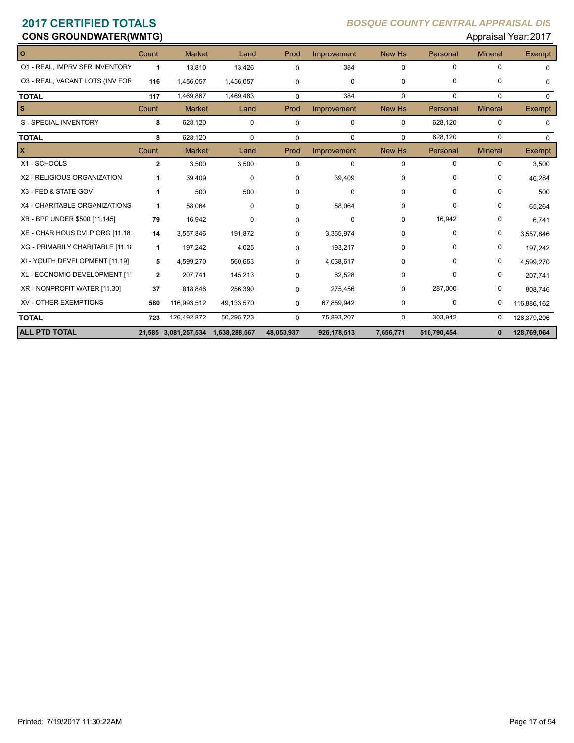# 2017 CERTIFIED TOTALS

**BOSQUE COUNTY CENTRAL APPRAISAL DIS**

**CONS GROUNDWATER(WMTG)**

Appraisal Year: 2017

| O | Count | Market | Land | Prod | Improvement | New Hs | Personal | Mineral | Exempt |
|---|---|---|---|---|---|---|---|---|---|
| O1 - REAL, IMPRV SFR INVENTORY | 1 | 13,810 | 13,426 | 0 | 384 | 0 | 0 | 0 | 0 |
| O3 - REAL, VACANT LOTS (INV FOR | 116 | 1,456,057 | 1,456,057 | 0 | 0 | 0 | 0 | 0 | 0 |
| **TOTAL** | 117 | 1,469,867 | 1,469,483 | 0 | 384 | 0 | 0 | 0 | 0 |

| S | Count | Market | Land | Prod | Improvement | New Hs | Personal | Mineral | Exempt |
|---|---|---|---|---|---|---|---|---|---|
| S - SPECIAL INVENTORY | 8 | 628,120 | 0 | 0 | 0 | 0 | 628,120 | 0 | 0 |
| **TOTAL** | 8 | 628,120 | 0 | 0 | 0 | 0 | 628,120 | 0 | 0 |

| X | Count | Market | Land | Prod | Improvement | New Hs | Personal | Mineral | Exempt |
|---|---|---|---|---|---|---|---|---|---|
| X1 - SCHOOLS | 2 | 3,500 | 3,500 | 0 | 0 | 0 | 0 | 0 | 3,500 |
| X2 - RELIGIOUS ORGANIZATION | 1 | 39,409 | 0 | 0 | 39,409 | 0 | 0 | 0 | 46,284 |
| X3 - FED & STATE GOV | 1 | 500 | 500 | 0 | 0 | 0 | 0 | 0 | 500 |
| X4 - CHARITABLE ORGANIZATIONS | 1 | 58,064 | 0 | 0 | 58,064 | 0 | 0 | 0 | 65,264 |
| XB - BPP UNDER $500 [11.145] | 79 | 16,942 | 0 | 0 | 0 | 0 | 16,942 | 0 | 6,741 |
| XE - CHAR HOUS DVLP ORG [11.18 | 14 | 3,557,846 | 191,872 | 0 | 3,365,974 | 0 | 0 | 0 | 3,557,846 |
| XG - PRIMARILY CHARITABLE [11.18 | 1 | 197,242 | 4,025 | 0 | 193,217 | 0 | 0 | 0 | 197,242 |
| XI - YOUTH DEVELOPMENT [11.19] | 5 | 4,599,270 | 560,653 | 0 | 4,038,617 | 0 | 0 | 0 | 4,599,270 |
| XL - ECONOMIC DEVELOPMENT [11 | 2 | 207,741 | 145,213 | 0 | 62,528 | 0 | 0 | 0 | 207,741 |
| XR - NONPROFIT WATER [11.30] | 37 | 818,846 | 256,390 | 0 | 275,456 | 0 | 287,000 | 0 | 808,746 |
| XV - OTHER EXEMPTIONS | 580 | 116,993,512 | 49,133,570 | 0 | 67,859,942 | 0 | 0 | 0 | 116,886,162 |
| **TOTAL** | 723 | 126,492,872 | 50,295,723 | 0 | 75,893,207 | 0 | 303,942 | 0 | 126,379,296 |
| **ALL PTD TOTAL** | **21,585** | **3,081,257,534** | **1,638,288,567** | **48,053,937** | **926,178,513** | **7,656,771** | **516,790,454** | **0** | **128,769,064** |

Printed: 7/19/2017 11:30:22AM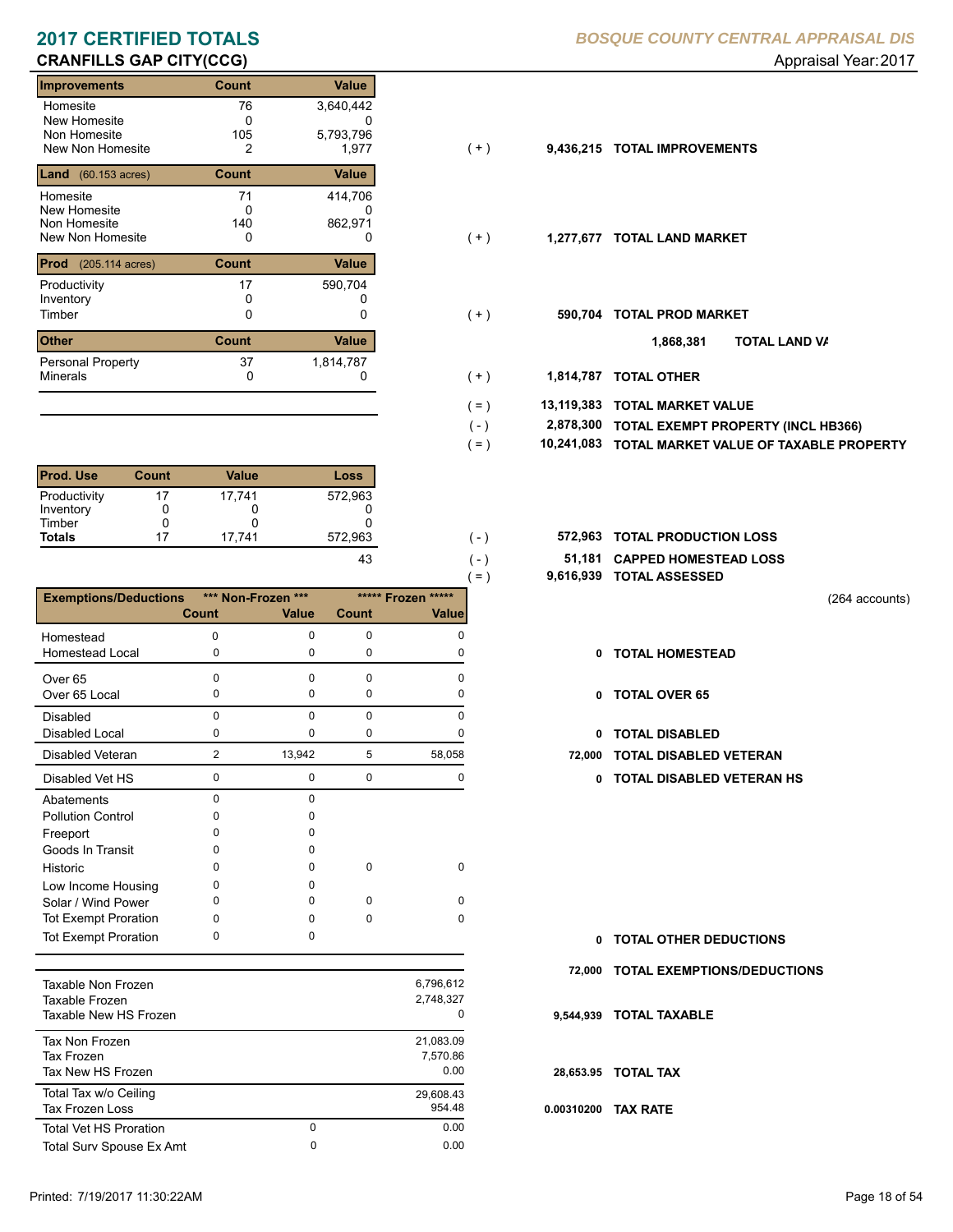# 2017 CERTIFIED TOTALS

*BOSQUE COUNTY CENTRAL APPRAISAL DIS*

## CRANFILLS GAP CITY(CCG)

Appraisal Year: 2017

| Improvements | Count | Value | | | |
|---|---|---|---|---|---|
| Homesite | 76 | 3,640,442 | | | |
| New Homesite | 0 | 0 | | | |
| Non Homesite | 105 | 5,793,796 | | | |
| New Non Homesite | 2 | 1,977 | ( + ) | 9,436,215 | TOTAL IMPROVEMENTS |

| Land (60.153 acres) | Count | Value | | | |
|---|---|---|---|---|---|
| Homesite | 71 | 414,706 | | | |
| New Homesite | 0 | 0 | | | |
| Non Homesite | 140 | 862,971 | | | |
| New Non Homesite | 0 | 0 | ( + ) | 1,277,677 | TOTAL LAND MARKET |

| Prod (205.114 acres) | Count | Value | | | |
|---|---|---|---|---|---|
| Productivity | 17 | 590,704 | | | |
| Inventory | 0 | 0 | | | |
| Timber | 0 | 0 | ( + ) | 590,704 | TOTAL PROD MARKET |

| Other | Count | Value | | | |
|---|---|---|---|---|---|
| | | | | 1,868,381 | TOTAL LAND VA |
| Personal Property | 37 | 1,814,787 | | | |
| Minerals | 0 | 0 | ( + ) | 1,814,787 | TOTAL OTHER |

| | | |
|---|---|---|
| ( = ) | 13,119,383 | TOTAL MARKET VALUE |
| ( - ) | 2,878,300 | TOTAL EXEMPT PROPERTY (INCL HB366) |
| ( = ) | 10,241,083 | TOTAL MARKET VALUE OF TAXABLE PROPERTY |

| Prod. Use | Count | Value | Loss | | | |
|---|---|---|---|---|---|---|
| Productivity | 17 | 17,741 | 572,963 | | | |
| Inventory | 0 | 0 | 0 | | | |
| Timber | 0 | 0 | 0 | | | |
| **Totals** | 17 | 17,741 | 572,963 | ( - ) | 572,963 | TOTAL PRODUCTION LOSS |
| | | | 43 | ( - ) | 51,181 | CAPPED HOMESTEAD LOSS |
| | | | | ( = ) | 9,616,939 | TOTAL ASSESSED |

(264 accounts)

| Exemptions/Deductions | *** Non-Frozen *** Count | *** Non-Frozen *** Value | ***** Frozen ***** Count | ***** Frozen ***** Value | | |
|---|---|---|---|---|---|---|
| Homestead | 0 | 0 | 0 | 0 | | |
| Homestead Local | 0 | 0 | 0 | 0 | 0 | TOTAL HOMESTEAD |
| Over 65 | 0 | 0 | 0 | 0 | | |
| Over 65 Local | 0 | 0 | 0 | 0 | 0 | TOTAL OVER 65 |
| Disabled | 0 | 0 | 0 | 0 | | |
| Disabled Local | 0 | 0 | 0 | 0 | 0 | TOTAL DISABLED |
| Disabled Veteran | 2 | 13,942 | 5 | 58,058 | 72,000 | TOTAL DISABLED VETERAN |
| Disabled Vet HS | 0 | 0 | 0 | 0 | 0 | TOTAL DISABLED VETERAN HS |
| Abatements | 0 | 0 | | | | |
| Pollution Control | 0 | 0 | | | | |
| Freeport | 0 | 0 | | | | |
| Goods In Transit | 0 | 0 | | | | |
| Historic | 0 | 0 | 0 | 0 | | |
| Low Income Housing | 0 | 0 | | | | |
| Solar / Wind Power | 0 | 0 | 0 | 0 | | |
| Tot Exempt Proration | 0 | 0 | 0 | 0 | | |
| Tot Exempt Proration | 0 | 0 | | | 0 | TOTAL OTHER DEDUCTIONS |
| | | | | | 72,000 | TOTAL EXEMPTIONS/DEDUCTIONS |

| | | | | |
|---|---|---|---|---|
| Taxable Non Frozen | | 6,796,612 | | |
| Taxable Frozen | | 2,748,327 | | |
| Taxable New HS Frozen | | 0 | 9,544,939 | TOTAL TAXABLE |
| Tax Non Frozen | | 21,083.09 | | |
| Tax Frozen | | 7,570.86 | | |
| Tax New HS Frozen | | 0.00 | 28,653.95 | TOTAL TAX |
| Total Tax w/o Ceiling | | 29,608.43 | | |
| Tax Frozen Loss | | 954.48 | 0.00310200 | TAX RATE |
| Total Vet HS Proration | 0 | 0.00 | | |
| Total Surv Spouse Ex Amt | 0 | 0.00 | | |

Printed: 7/19/2017 11:30:22AM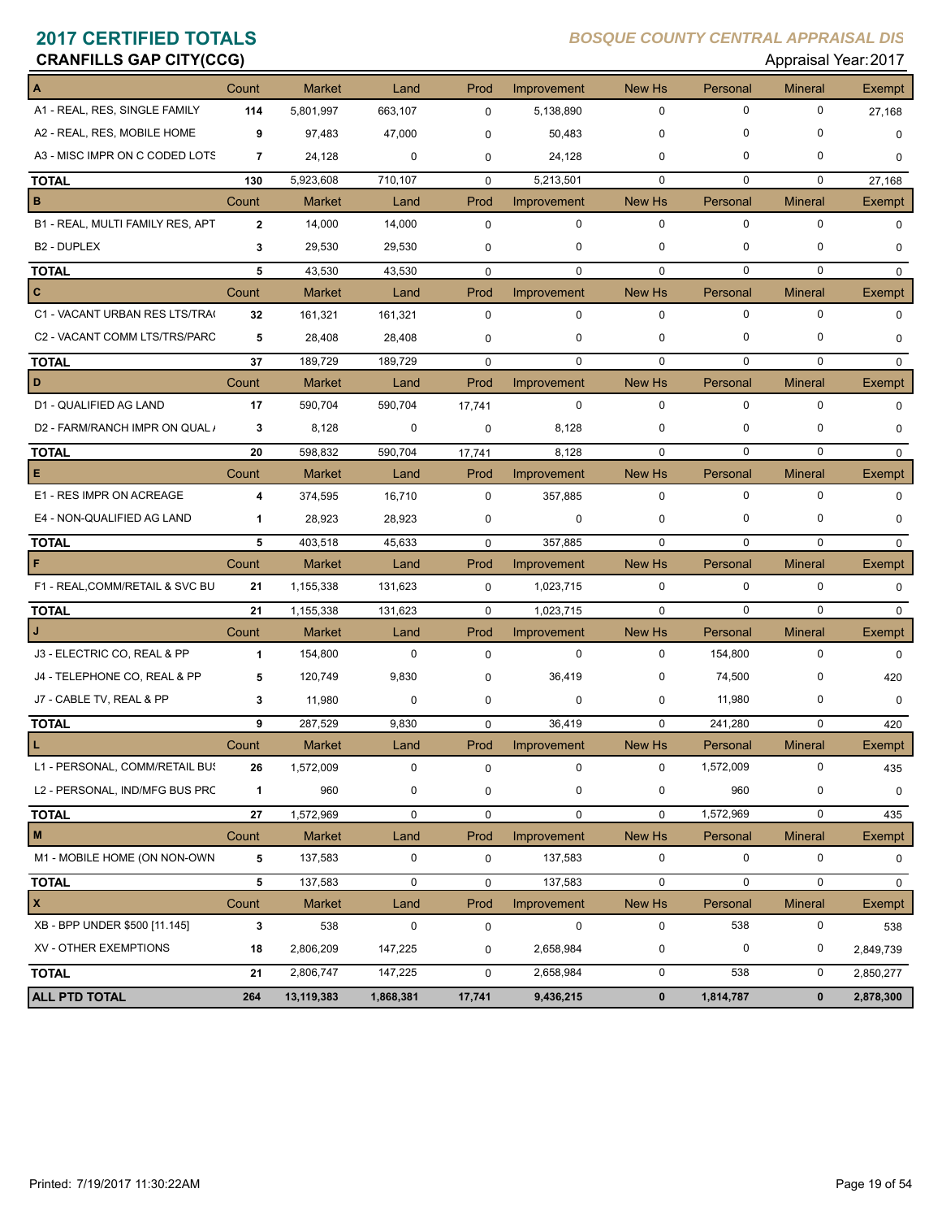# 2017 CERTIFIED TOTALS

*BOSQUE COUNTY CENTRAL APPRAISAL DIS*

## CRANFILLS GAP CITY(CCG)

Appraisal Year: 2017

| A | Count | Market | Land | Prod | Improvement | New Hs | Personal | Mineral | Exempt |
|---|---|---|---|---|---|---|---|---|---|
| A1 - REAL, RES, SINGLE FAMILY | 114 | 5,801,997 | 663,107 | 0 | 5,138,890 | 0 | 0 | 0 | 27,168 |
| A2 - REAL, RES, MOBILE HOME | 9 | 97,483 | 47,000 | 0 | 50,483 | 0 | 0 | 0 | 0 |
| A3 - MISC IMPR ON C CODED LOTS | 7 | 24,128 | 0 | 0 | 24,128 | 0 | 0 | 0 | 0 |
| **TOTAL** | 130 | 5,923,608 | 710,107 | 0 | 5,213,501 | 0 | 0 | 0 | 27,168 |
| **B** | Count | Market | Land | Prod | Improvement | New Hs | Personal | Mineral | Exempt |
| B1 - REAL, MULTI FAMILY RES, APT | 2 | 14,000 | 14,000 | 0 | 0 | 0 | 0 | 0 | 0 |
| B2 - DUPLEX | 3 | 29,530 | 29,530 | 0 | 0 | 0 | 0 | 0 | 0 |
| **TOTAL** | 5 | 43,530 | 43,530 | 0 | 0 | 0 | 0 | 0 | 0 |
| **C** | Count | Market | Land | Prod | Improvement | New Hs | Personal | Mineral | Exempt |
| C1 - VACANT URBAN RES LTS/TRA( | 32 | 161,321 | 161,321 | 0 | 0 | 0 | 0 | 0 | 0 |
| C2 - VACANT COMM LTS/TRS/PARC | 5 | 28,408 | 28,408 | 0 | 0 | 0 | 0 | 0 | 0 |
| **TOTAL** | 37 | 189,729 | 189,729 | 0 | 0 | 0 | 0 | 0 | 0 |
| **D** | Count | Market | Land | Prod | Improvement | New Hs | Personal | Mineral | Exempt |
| D1 - QUALIFIED AG LAND | 17 | 590,704 | 590,704 | 17,741 | 0 | 0 | 0 | 0 | 0 |
| D2 - FARM/RANCH IMPR ON QUAL / | 3 | 8,128 | 0 | 0 | 8,128 | 0 | 0 | 0 | 0 |
| **TOTAL** | 20 | 598,832 | 590,704 | 17,741 | 8,128 | 0 | 0 | 0 | 0 |
| **E** | Count | Market | Land | Prod | Improvement | New Hs | Personal | Mineral | Exempt |
| E1 - RES IMPR ON ACREAGE | 4 | 374,595 | 16,710 | 0 | 357,885 | 0 | 0 | 0 | 0 |
| E4 - NON-QUALIFIED AG LAND | 1 | 28,923 | 28,923 | 0 | 0 | 0 | 0 | 0 | 0 |
| **TOTAL** | 5 | 403,518 | 45,633 | 0 | 357,885 | 0 | 0 | 0 | 0 |
| **F** | Count | Market | Land | Prod | Improvement | New Hs | Personal | Mineral | Exempt |
| F1 - REAL,COMM/RETAIL & SVC BU | 21 | 1,155,338 | 131,623 | 0 | 1,023,715 | 0 | 0 | 0 | 0 |
| **TOTAL** | 21 | 1,155,338 | 131,623 | 0 | 1,023,715 | 0 | 0 | 0 | 0 |
| **J** | Count | Market | Land | Prod | Improvement | New Hs | Personal | Mineral | Exempt |
| J3 - ELECTRIC CO, REAL & PP | 1 | 154,800 | 0 | 0 | 0 | 0 | 154,800 | 0 | 0 |
| J4 - TELEPHONE CO, REAL & PP | 5 | 120,749 | 9,830 | 0 | 36,419 | 0 | 74,500 | 0 | 420 |
| J7 - CABLE TV, REAL & PP | 3 | 11,980 | 0 | 0 | 0 | 0 | 11,980 | 0 | 0 |
| **TOTAL** | 9 | 287,529 | 9,830 | 0 | 36,419 | 0 | 241,280 | 0 | 420 |
| **L** | Count | Market | Land | Prod | Improvement | New Hs | Personal | Mineral | Exempt |
| L1 - PERSONAL, COMM/RETAIL BU! | 26 | 1,572,009 | 0 | 0 | 0 | 0 | 1,572,009 | 0 | 435 |
| L2 - PERSONAL, IND/MFG BUS PRC | 1 | 960 | 0 | 0 | 0 | 0 | 960 | 0 | 0 |
| **TOTAL** | 27 | 1,572,969 | 0 | 0 | 0 | 0 | 1,572,969 | 0 | 435 |
| **M** | Count | Market | Land | Prod | Improvement | New Hs | Personal | Mineral | Exempt |
| M1 - MOBILE HOME (ON NON-OWN | 5 | 137,583 | 0 | 0 | 137,583 | 0 | 0 | 0 | 0 |
| **TOTAL** | 5 | 137,583 | 0 | 0 | 137,583 | 0 | 0 | 0 | 0 |
| **X** | Count | Market | Land | Prod | Improvement | New Hs | Personal | Mineral | Exempt |
| XB - BPP UNDER $500 [11.145] | 3 | 538 | 0 | 0 | 0 | 0 | 538 | 0 | 538 |
| XV - OTHER EXEMPTIONS | 18 | 2,806,209 | 147,225 | 0 | 2,658,984 | 0 | 0 | 0 | 2,849,739 |
| **TOTAL** | 21 | 2,806,747 | 147,225 | 0 | 2,658,984 | 0 | 538 | 0 | 2,850,277 |
| **ALL PTD TOTAL** | **264** | **13,119,383** | **1,868,381** | **17,741** | **9,436,215** | **0** | **1,814,787** | **0** | **2,878,300** |

Printed: 7/19/2017 11:30:22AM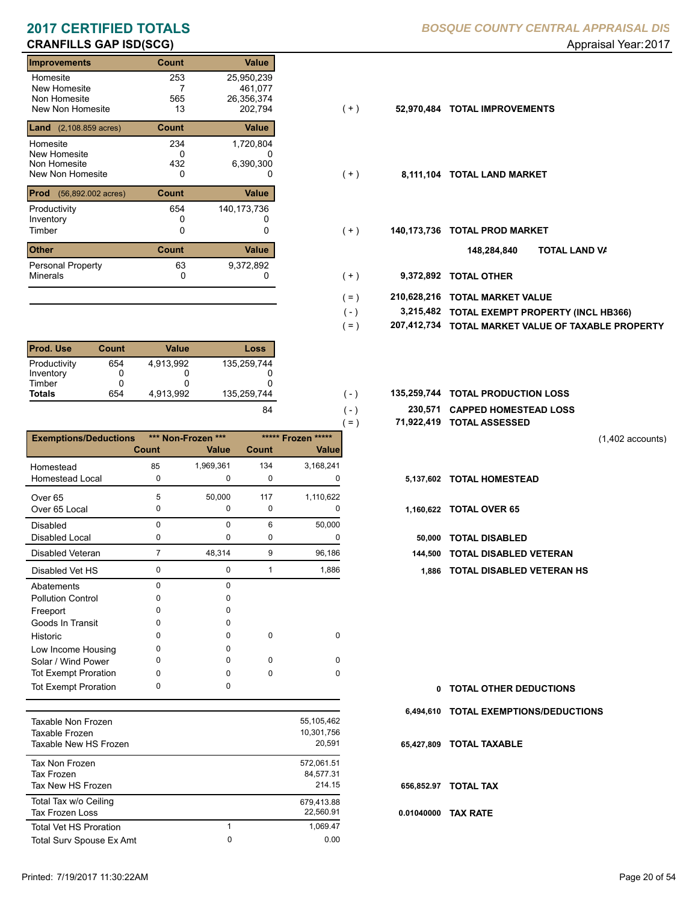# 2017 CERTIFIED TOTALS

**BOSQUE COUNTY CENTRAL APPRAISAL DIS**

## CRANFILLS GAP ISD(SCG)

Appraisal Year: 2017

| Improvements | Count | Value | | | |
|---|---|---|---|---|---|
| Homesite | 253 | 25,950,239 | | | |
| New Homesite | 7 | 461,077 | | | |
| Non Homesite | 565 | 26,356,374 | | | |
| New Non Homesite | 13 | 202,794 | ( + ) | 52,970,484 | TOTAL IMPROVEMENTS |

| Land (2,108.859 acres) | Count | Value | | | |
|---|---|---|---|---|---|
| Homesite | 234 | 1,720,804 | | | |
| New Homesite | 0 | 0 | | | |
| Non Homesite | 432 | 6,390,300 | | | |
| New Non Homesite | 0 | 0 | ( + ) | 8,111,104 | TOTAL LAND MARKET |

| Prod (56,892.002 acres) | Count | Value | | | |
|---|---|---|---|---|---|
| Productivity | 654 | 140,173,736 | | | |
| Inventory | 0 | 0 | | | |
| Timber | 0 | 0 | ( + ) | 140,173,736 | TOTAL PROD MARKET |

| | | | | 148,284,840 | TOTAL LAND VA |
|---|---|---|---|---|---|

| Other | Count | Value | | | |
|---|---|---|---|---|---|
| Personal Property | 63 | 9,372,892 | | | |
| Minerals | 0 | 0 | ( + ) | 9,372,892 | TOTAL OTHER |

| | | |
|---|---|---|
| ( = ) | 210,628,216 | TOTAL MARKET VALUE |
| ( - ) | 3,215,482 | TOTAL EXEMPT PROPERTY (INCL HB366) |
| ( = ) | 207,412,734 | TOTAL MARKET VALUE OF TAXABLE PROPERTY |

| Prod. Use | Count | Value | Loss | | | |
|---|---|---|---|---|---|---|
| Productivity | 654 | 4,913,992 | 135,259,744 | | | |
| Inventory | 0 | 0 | 0 | | | |
| Timber | 0 | 0 | 0 | | | |
| **Totals** | 654 | 4,913,992 | 135,259,744 | ( - ) | 135,259,744 | TOTAL PRODUCTION LOSS |
| | | | 84 | ( - ) | 230,571 | CAPPED HOMESTEAD LOSS |
| | | | | ( = ) | 71,922,419 | TOTAL ASSESSED |

(1,402 accounts)

| Exemptions/Deductions | *** Non-Frozen *** Count | Value | ***** Frozen ***** Count | Value | | |
|---|---|---|---|---|---|---|
| Homestead | 85 | 1,969,361 | 134 | 3,168,241 | | |
| Homestead Local | 0 | 0 | 0 | 0 | 5,137,602 | TOTAL HOMESTEAD |
| Over 65 | 5 | 50,000 | 117 | 1,110,622 | | |
| Over 65 Local | 0 | 0 | 0 | 0 | 1,160,622 | TOTAL OVER 65 |
| Disabled | 0 | 0 | 6 | 50,000 | | |
| Disabled Local | 0 | 0 | 0 | 0 | 50,000 | TOTAL DISABLED |
| Disabled Veteran | 7 | 48,314 | 9 | 96,186 | 144,500 | TOTAL DISABLED VETERAN |
| Disabled Vet HS | 0 | 0 | 1 | 1,886 | 1,886 | TOTAL DISABLED VETERAN HS |
| Abatements | 0 | 0 | | | | |
| Pollution Control | 0 | 0 | | | | |
| Freeport | 0 | 0 | | | | |
| Goods In Transit | 0 | 0 | | | | |
| Historic | 0 | 0 | 0 | 0 | | |
| Low Income Housing | 0 | 0 | | | | |
| Solar / Wind Power | 0 | 0 | 0 | 0 | | |
| Tot Exempt Proration | 0 | 0 | 0 | 0 | | |
| Tot Exempt Proration | 0 | 0 | | | 0 | TOTAL OTHER DEDUCTIONS |
| | | | | | 6,494,610 | TOTAL EXEMPTIONS/DEDUCTIONS |

| | | | | |
|---|---|---|---|---|
| Taxable Non Frozen | | 55,105,462 | | |
| Taxable Frozen | | 10,301,756 | | |
| Taxable New HS Frozen | | 20,591 | 65,427,809 | TOTAL TAXABLE |
| Tax Non Frozen | | 572,061.51 | | |
| Tax Frozen | | 84,577.31 | | |
| Tax New HS Frozen | | 214.15 | 656,852.97 | TOTAL TAX |
| Total Tax w/o Ceiling | | 679,413.88 | | |
| Tax Frozen Loss | | 22,560.91 | 0.01040000 | TAX RATE |
| Total Vet HS Proration | 1 | 1,069.47 | | |
| Total Surv Spouse Ex Amt | 0 | 0.00 | | |

Printed: 7/19/2017 11:30:22AM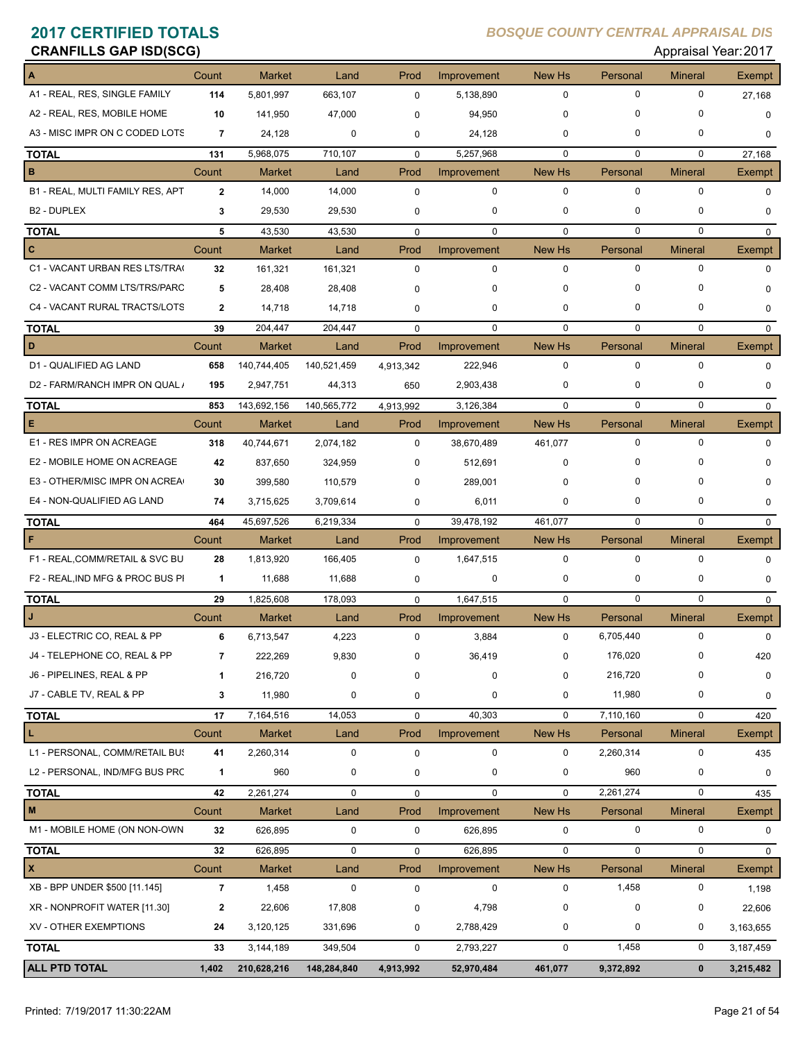# 2017 CERTIFIED TOTALS

*BOSQUE COUNTY CENTRAL APPRAISAL DIS*

## CRANFILLS GAP ISD(SCG)

Appraisal Year: 2017

| A | Count | Market | Land | Prod | Improvement | New Hs | Personal | Mineral | Exempt |
|---|---|---|---|---|---|---|---|---|---|
| A1 - REAL, RES, SINGLE FAMILY | 114 | 5,801,997 | 663,107 | 0 | 5,138,890 | 0 | 0 | 0 | 27,168 |
| A2 - REAL, RES, MOBILE HOME | 10 | 141,950 | 47,000 | 0 | 94,950 | 0 | 0 | 0 | 0 |
| A3 - MISC IMPR ON C CODED LOTS | 7 | 24,128 | 0 | 0 | 24,128 | 0 | 0 | 0 | 0 |
| **TOTAL** | 131 | 5,968,075 | 710,107 | 0 | 5,257,968 | 0 | 0 | 0 | 27,168 |
| **B** | Count | Market | Land | Prod | Improvement | New Hs | Personal | Mineral | Exempt |
| B1 - REAL, MULTI FAMILY RES, APT | 2 | 14,000 | 14,000 | 0 | 0 | 0 | 0 | 0 | 0 |
| B2 - DUPLEX | 3 | 29,530 | 29,530 | 0 | 0 | 0 | 0 | 0 | 0 |
| **TOTAL** | 5 | 43,530 | 43,530 | 0 | 0 | 0 | 0 | 0 | 0 |
| **C** | Count | Market | Land | Prod | Improvement | New Hs | Personal | Mineral | Exempt |
| C1 - VACANT URBAN RES LTS/TRA( | 32 | 161,321 | 161,321 | 0 | 0 | 0 | 0 | 0 | 0 |
| C2 - VACANT COMM LTS/TRS/PARC | 5 | 28,408 | 28,408 | 0 | 0 | 0 | 0 | 0 | 0 |
| C4 - VACANT RURAL TRACTS/LOTS | 2 | 14,718 | 14,718 | 0 | 0 | 0 | 0 | 0 | 0 |
| **TOTAL** | 39 | 204,447 | 204,447 | 0 | 0 | 0 | 0 | 0 | 0 |
| **D** | Count | Market | Land | Prod | Improvement | New Hs | Personal | Mineral | Exempt |
| D1 - QUALIFIED AG LAND | 658 | 140,744,405 | 140,521,459 | 4,913,342 | 222,946 | 0 | 0 | 0 | 0 |
| D2 - FARM/RANCH IMPR ON QUAL / | 195 | 2,947,751 | 44,313 | 650 | 2,903,438 | 0 | 0 | 0 | 0 |
| **TOTAL** | 853 | 143,692,156 | 140,565,772 | 4,913,992 | 3,126,384 | 0 | 0 | 0 | 0 |
| **E** | Count | Market | Land | Prod | Improvement | New Hs | Personal | Mineral | Exempt |
| E1 - RES IMPR ON ACREAGE | 318 | 40,744,671 | 2,074,182 | 0 | 38,670,489 | 461,077 | 0 | 0 | 0 |
| E2 - MOBILE HOME ON ACREAGE | 42 | 837,650 | 324,959 | 0 | 512,691 | 0 | 0 | 0 | 0 |
| E3 - OTHER/MISC IMPR ON ACREA( | 30 | 399,580 | 110,579 | 0 | 289,001 | 0 | 0 | 0 | 0 |
| E4 - NON-QUALIFIED AG LAND | 74 | 3,715,625 | 3,709,614 | 0 | 6,011 | 0 | 0 | 0 | 0 |
| **TOTAL** | 464 | 45,697,526 | 6,219,334 | 0 | 39,478,192 | 461,077 | 0 | 0 | 0 |
| **F** | Count | Market | Land | Prod | Improvement | New Hs | Personal | Mineral | Exempt |
| F1 - REAL,COMM/RETAIL & SVC BU | 28 | 1,813,920 | 166,405 | 0 | 1,647,515 | 0 | 0 | 0 | 0 |
| F2 - REAL,IND MFG & PROC BUS PI | 1 | 11,688 | 11,688 | 0 | 0 | 0 | 0 | 0 | 0 |
| **TOTAL** | 29 | 1,825,608 | 178,093 | 0 | 1,647,515 | 0 | 0 | 0 | 0 |
| **J** | Count | Market | Land | Prod | Improvement | New Hs | Personal | Mineral | Exempt |
| J3 - ELECTRIC CO, REAL & PP | 6 | 6,713,547 | 4,223 | 0 | 3,884 | 0 | 6,705,440 | 0 | 0 |
| J4 - TELEPHONE CO, REAL & PP | 7 | 222,269 | 9,830 | 0 | 36,419 | 0 | 176,020 | 0 | 420 |
| J6 - PIPELINES, REAL & PP | 1 | 216,720 | 0 | 0 | 0 | 0 | 216,720 | 0 | 0 |
| J7 - CABLE TV, REAL & PP | 3 | 11,980 | 0 | 0 | 0 | 0 | 11,980 | 0 | 0 |
| **TOTAL** | 17 | 7,164,516 | 14,053 | 0 | 40,303 | 0 | 7,110,160 | 0 | 420 |
| **L** | Count | Market | Land | Prod | Improvement | New Hs | Personal | Mineral | Exempt |
| L1 - PERSONAL, COMM/RETAIL BUS | 41 | 2,260,314 | 0 | 0 | 0 | 0 | 2,260,314 | 0 | 435 |
| L2 - PERSONAL, IND/MFG BUS PRC | 1 | 960 | 0 | 0 | 0 | 0 | 960 | 0 | 0 |
| **TOTAL** | 42 | 2,261,274 | 0 | 0 | 0 | 0 | 2,261,274 | 0 | 435 |
| **M** | Count | Market | Land | Prod | Improvement | New Hs | Personal | Mineral | Exempt |
| M1 - MOBILE HOME (ON NON-OWN | 32 | 626,895 | 0 | 0 | 626,895 | 0 | 0 | 0 | 0 |
| **TOTAL** | 32 | 626,895 | 0 | 0 | 626,895 | 0 | 0 | 0 | 0 |
| **X** | Count | Market | Land | Prod | Improvement | New Hs | Personal | Mineral | Exempt |
| XB - BPP UNDER $500 [11.145] | 7 | 1,458 | 0 | 0 | 0 | 0 | 1,458 | 0 | 1,198 |
| XR - NONPROFIT WATER [11.30] | 2 | 22,606 | 17,808 | 0 | 4,798 | 0 | 0 | 0 | 22,606 |
| XV - OTHER EXEMPTIONS | 24 | 3,120,125 | 331,696 | 0 | 2,788,429 | 0 | 0 | 0 | 3,163,655 |
| **TOTAL** | 33 | 3,144,189 | 349,504 | 0 | 2,793,227 | 0 | 1,458 | 0 | 3,187,459 |
| **ALL PTD TOTAL** | **1,402** | **210,628,216** | **148,284,840** | **4,913,992** | **52,970,484** | **461,077** | **9,372,892** | **0** | **3,215,482** |

Printed: 7/19/2017 11:30:22AM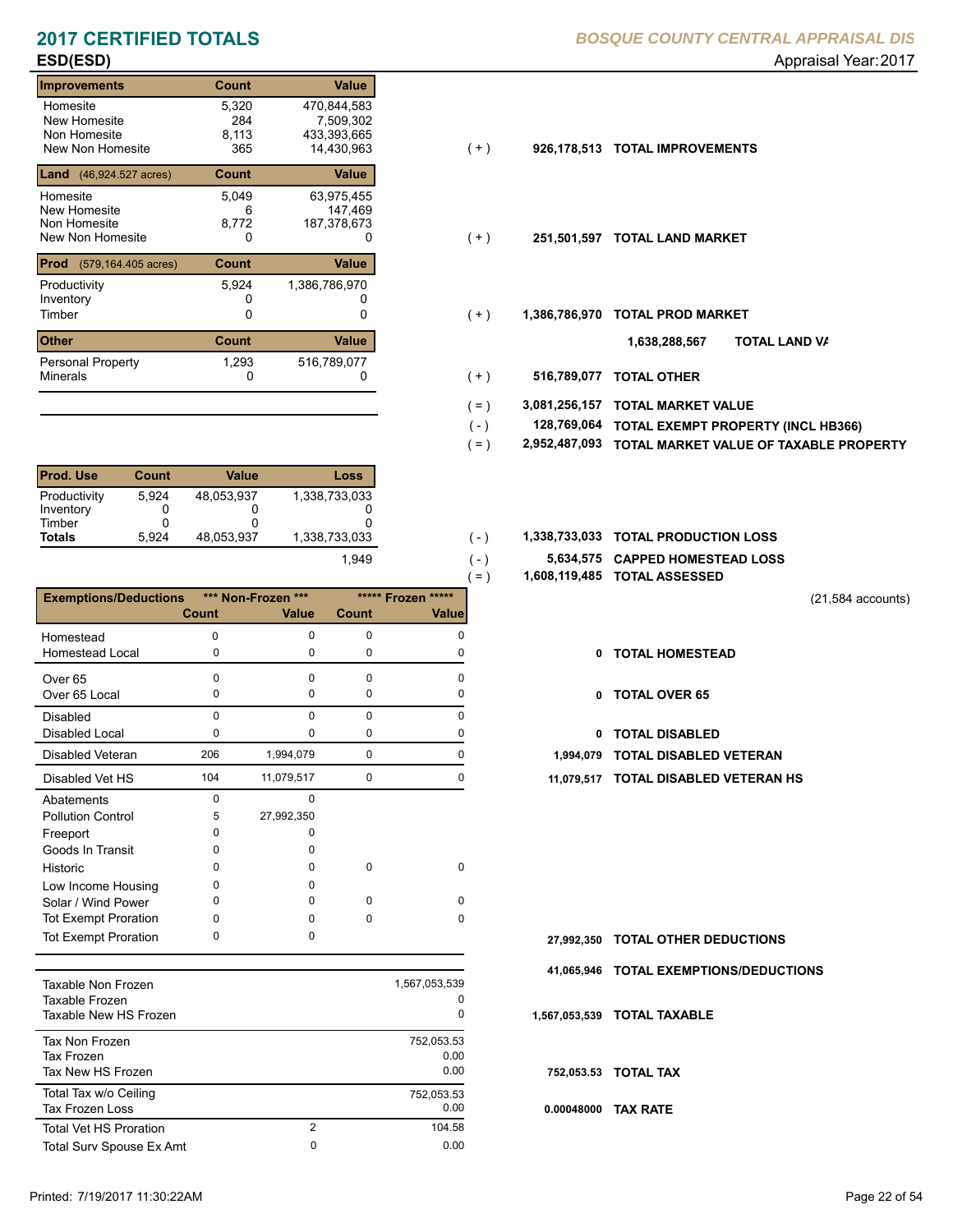# 2017 CERTIFIED TOTALS

**BOSQUE COUNTY CENTRAL APPRAISAL DIS**

**ESD(ESD)**

Appraisal Year: 2017

| Improvements | Count | Value | | | |
|---|---|---|---|---|---|
| Homesite | 5,320 | 470,844,583 | | | |
| New Homesite | 284 | 7,509,302 | | | |
| Non Homesite | 8,113 | 433,393,665 | | | |
| New Non Homesite | 365 | 14,430,963 | ( + ) | 926,178,513 | TOTAL IMPROVEMENTS |

| Land (46,924.527 acres) | Count | Value | | | |
|---|---|---|---|---|---|
| Homesite | 5,049 | 63,975,455 | | | |
| New Homesite | 6 | 147,469 | | | |
| Non Homesite | 8,772 | 187,378,673 | | | |
| New Non Homesite | 0 | 0 | ( + ) | 251,501,597 | TOTAL LAND MARKET |

| Prod (579,164.405 acres) | Count | Value | | | |
|---|---|---|---|---|---|
| Productivity | 5,924 | 1,386,786,970 | | | |
| Inventory | 0 | 0 | | | |
| Timber | 0 | 0 | ( + ) | 1,386,786,970 | TOTAL PROD MARKET |

1,638,288,567 TOTAL LAND VA

| Other | Count | Value | | | |
|---|---|---|---|---|---|
| Personal Property | 1,293 | 516,789,077 | | | |
| Minerals | 0 | 0 | ( + ) | 516,789,077 | TOTAL OTHER |

| | | |
|---|---|---|
| ( = ) | 3,081,256,157 | TOTAL MARKET VALUE |
| ( - ) | 128,769,064 | TOTAL EXEMPT PROPERTY (INCL HB366) |
| ( = ) | 2,952,487,093 | TOTAL MARKET VALUE OF TAXABLE PROPERTY |

| Prod. Use | Count | Value | Loss | | | |
|---|---|---|---|---|---|---|
| Productivity | 5,924 | 48,053,937 | 1,338,733,033 | | | |
| Inventory | 0 | 0 | 0 | | | |
| Timber | 0 | 0 | 0 | | | |
| **Totals** | 5,924 | 48,053,937 | 1,338,733,033 | ( - ) | 1,338,733,033 | TOTAL PRODUCTION LOSS |
| | | | 1,949 | ( - ) | 5,634,575 | CAPPED HOMESTEAD LOSS |
| | | | | ( = ) | 1,608,119,485 | TOTAL ASSESSED |

(21,584 accounts)

| Exemptions/Deductions | *** Non-Frozen *** | | ***** Frozen ***** | | | |
|---|---|---|---|---|---|---|
| | Count | Value | Count | Value | | |
| Homestead | 0 | 0 | 0 | 0 | | |
| Homestead Local | 0 | 0 | 0 | 0 | 0 | TOTAL HOMESTEAD |
| Over 65 | 0 | 0 | 0 | 0 | | |
| Over 65 Local | 0 | 0 | 0 | 0 | 0 | TOTAL OVER 65 |
| Disabled | 0 | 0 | 0 | 0 | | |
| Disabled Local | 0 | 0 | 0 | 0 | 0 | TOTAL DISABLED |
| Disabled Veteran | 206 | 1,994,079 | 0 | 0 | 1,994,079 | TOTAL DISABLED VETERAN |
| Disabled Vet HS | 104 | 11,079,517 | 0 | 0 | 11,079,517 | TOTAL DISABLED VETERAN HS |
| Abatements | 0 | 0 | | | | |
| Pollution Control | 5 | 27,992,350 | | | | |
| Freeport | 0 | 0 | | | | |
| Goods In Transit | 0 | 0 | | | | |
| Historic | 0 | 0 | 0 | 0 | | |
| Low Income Housing | 0 | 0 | | | | |
| Solar / Wind Power | 0 | 0 | 0 | 0 | | |
| Tot Exempt Proration | 0 | 0 | 0 | 0 | | |
| Tot Exempt Proration | 0 | 0 | | | 27,992,350 | TOTAL OTHER DEDUCTIONS |
| | | | | | 41,065,946 | TOTAL EXEMPTIONS/DEDUCTIONS |

| | | | | |
|---|---|---|---|---|
| Taxable Non Frozen | | 1,567,053,539 | | |
| Taxable Frozen | | 0 | | |
| Taxable New HS Frozen | | 0 | 1,567,053,539 | TOTAL TAXABLE |
| Tax Non Frozen | | 752,053.53 | | |
| Tax Frozen | | 0.00 | | |
| Tax New HS Frozen | | 0.00 | 752,053.53 | TOTAL TAX |
| Total Tax w/o Ceiling | | 752,053.53 | | |
| Tax Frozen Loss | | 0.00 | 0.00048000 | TAX RATE |
| Total Vet HS Proration | 2 | 104.58 | | |
| Total Surv Spouse Ex Amt | 0 | 0.00 | | |

Printed: 7/19/2017 11:30:22AM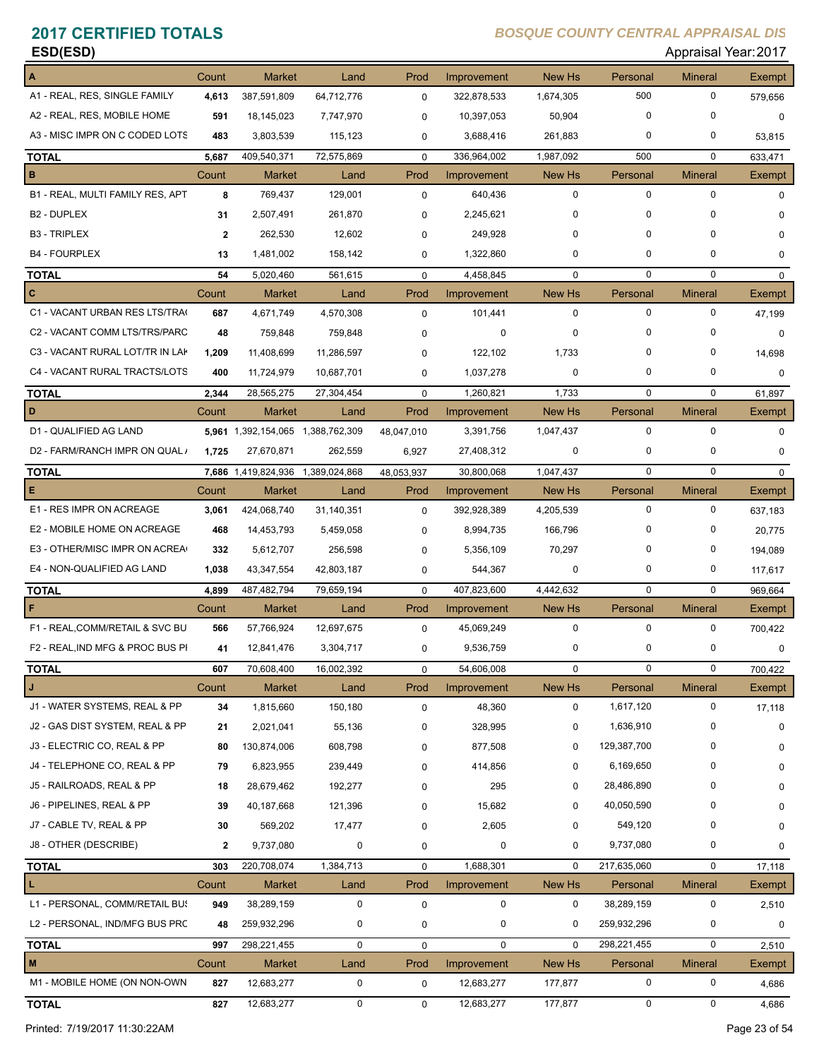# 2017 CERTIFIED TOTALS

**ESD(ESD)**

*BOSQUE COUNTY CENTRAL APPRAISAL DIS*

Appraisal Year: 2017

| A | Count | Market | Land | Prod | Improvement | New Hs | Personal | Mineral | Exempt |
|---|---|---|---|---|---|---|---|---|---|
| A1 - REAL, RES, SINGLE FAMILY | 4,613 | 387,591,809 | 64,712,776 | 0 | 322,878,533 | 1,674,305 | 500 | 0 | 579,656 |
| A2 - REAL, RES, MOBILE HOME | 591 | 18,145,023 | 7,747,970 | 0 | 10,397,053 | 50,904 | 0 | 0 | 0 |
| A3 - MISC IMPR ON C CODED LOTS | 483 | 3,803,539 | 115,123 | 0 | 3,688,416 | 261,883 | 0 | 0 | 53,815 |
| **TOTAL** | 5,687 | 409,540,371 | 72,575,869 | 0 | 336,964,002 | 1,987,092 | 500 | 0 | 633,471 |

| B | Count | Market | Land | Prod | Improvement | New Hs | Personal | Mineral | Exempt |
|---|---|---|---|---|---|---|---|---|---|
| B1 - REAL, MULTI FAMILY RES, APT | 8 | 769,437 | 129,001 | 0 | 640,436 | 0 | 0 | 0 | 0 |
| B2 - DUPLEX | 31 | 2,507,491 | 261,870 | 0 | 2,245,621 | 0 | 0 | 0 | 0 |
| B3 - TRIPLEX | 2 | 262,530 | 12,602 | 0 | 249,928 | 0 | 0 | 0 | 0 |
| B4 - FOURPLEX | 13 | 1,481,002 | 158,142 | 0 | 1,322,860 | 0 | 0 | 0 | 0 |
| **TOTAL** | 54 | 5,020,460 | 561,615 | 0 | 4,458,845 | 0 | 0 | 0 | 0 |

| C | Count | Market | Land | Prod | Improvement | New Hs | Personal | Mineral | Exempt |
|---|---|---|---|---|---|---|---|---|---|
| C1 - VACANT URBAN RES LTS/TRA( | 687 | 4,671,749 | 4,570,308 | 0 | 101,441 | 0 | 0 | 0 | 47,199 |
| C2 - VACANT COMM LTS/TRS/PARC | 48 | 759,848 | 759,848 | 0 | 0 | 0 | 0 | 0 | 0 |
| C3 - VACANT RURAL LOT/TR IN LAK | 1,209 | 11,408,699 | 11,286,597 | 0 | 122,102 | 1,733 | 0 | 0 | 14,698 |
| C4 - VACANT RURAL TRACTS/LOTS | 400 | 11,724,979 | 10,687,701 | 0 | 1,037,278 | 0 | 0 | 0 | 0 |
| **TOTAL** | 2,344 | 28,565,275 | 27,304,454 | 0 | 1,260,821 | 1,733 | 0 | 0 | 61,897 |

| D | Count | Market | Land | Prod | Improvement | New Hs | Personal | Mineral | Exempt |
|---|---|---|---|---|---|---|---|---|---|
| D1 - QUALIFIED AG LAND | 5,961 | 1,392,154,065 | 1,388,762,309 | 48,047,010 | 3,391,756 | 1,047,437 | 0 | 0 | 0 |
| D2 - FARM/RANCH IMPR ON QUAL / | 1,725 | 27,670,871 | 262,559 | 6,927 | 27,408,312 | 0 | 0 | 0 | 0 |
| **TOTAL** | 7,686 | 1,419,824,936 | 1,389,024,868 | 48,053,937 | 30,800,068 | 1,047,437 | 0 | 0 | 0 |

| E | Count | Market | Land | Prod | Improvement | New Hs | Personal | Mineral | Exempt |
|---|---|---|---|---|---|---|---|---|---|
| E1 - RES IMPR ON ACREAGE | 3,061 | 424,068,740 | 31,140,351 | 0 | 392,928,389 | 4,205,539 | 0 | 0 | 637,183 |
| E2 - MOBILE HOME ON ACREAGE | 468 | 14,453,793 | 5,459,058 | 0 | 8,994,735 | 166,796 | 0 | 0 | 20,775 |
| E3 - OTHER/MISC IMPR ON ACREA( | 332 | 5,612,707 | 256,598 | 0 | 5,356,109 | 70,297 | 0 | 0 | 194,089 |
| E4 - NON-QUALIFIED AG LAND | 1,038 | 43,347,554 | 42,803,187 | 0 | 544,367 | 0 | 0 | 0 | 117,617 |
| **TOTAL** | 4,899 | 487,482,794 | 79,659,194 | 0 | 407,823,600 | 4,442,632 | 0 | 0 | 969,664 |

| F | Count | Market | Land | Prod | Improvement | New Hs | Personal | Mineral | Exempt |
|---|---|---|---|---|---|---|---|---|---|
| F1 - REAL,COMM/RETAIL & SVC BU | 566 | 57,766,924 | 12,697,675 | 0 | 45,069,249 | 0 | 0 | 0 | 700,422 |
| F2 - REAL,IND MFG & PROC BUS PI | 41 | 12,841,476 | 3,304,717 | 0 | 9,536,759 | 0 | 0 | 0 | 0 |
| **TOTAL** | 607 | 70,608,400 | 16,002,392 | 0 | 54,606,008 | 0 | 0 | 0 | 700,422 |

| J | Count | Market | Land | Prod | Improvement | New Hs | Personal | Mineral | Exempt |
|---|---|---|---|---|---|---|---|---|---|
| J1 - WATER SYSTEMS, REAL & PP | 34 | 1,815,660 | 150,180 | 0 | 48,360 | 0 | 1,617,120 | 0 | 17,118 |
| J2 - GAS DIST SYSTEM, REAL & PP | 21 | 2,021,041 | 55,136 | 0 | 328,995 | 0 | 1,636,910 | 0 | 0 |
| J3 - ELECTRIC CO, REAL & PP | 80 | 130,874,006 | 608,798 | 0 | 877,508 | 0 | 129,387,700 | 0 | 0 |
| J4 - TELEPHONE CO, REAL & PP | 79 | 6,823,955 | 239,449 | 0 | 414,856 | 0 | 6,169,650 | 0 | 0 |
| J5 - RAILROADS, REAL & PP | 18 | 28,679,462 | 192,277 | 0 | 295 | 0 | 28,486,890 | 0 | 0 |
| J6 - PIPELINES, REAL & PP | 39 | 40,187,668 | 121,396 | 0 | 15,682 | 0 | 40,050,590 | 0 | 0 |
| J7 - CABLE TV, REAL & PP | 30 | 569,202 | 17,477 | 0 | 2,605 | 0 | 549,120 | 0 | 0 |
| J8 - OTHER (DESCRIBE) | 2 | 9,737,080 | 0 | 0 | 0 | 0 | 9,737,080 | 0 | 0 |
| **TOTAL** | 303 | 220,708,074 | 1,384,713 | 0 | 1,688,301 | 0 | 217,635,060 | 0 | 17,118 |

| L | Count | Market | Land | Prod | Improvement | New Hs | Personal | Mineral | Exempt |
|---|---|---|---|---|---|---|---|---|---|
| L1 - PERSONAL, COMM/RETAIL BUS | 949 | 38,289,159 | 0 | 0 | 0 | 0 | 38,289,159 | 0 | 2,510 |
| L2 - PERSONAL, IND/MFG BUS PRC | 48 | 259,932,296 | 0 | 0 | 0 | 0 | 259,932,296 | 0 | 0 |
| **TOTAL** | 997 | 298,221,455 | 0 | 0 | 0 | 0 | 298,221,455 | 0 | 2,510 |

| M | Count | Market | Land | Prod | Improvement | New Hs | Personal | Mineral | Exempt |
|---|---|---|---|---|---|---|---|---|---|
| M1 - MOBILE HOME (ON NON-OWN | 827 | 12,683,277 | 0 | 0 | 12,683,277 | 177,877 | 0 | 0 | 4,686 |
| **TOTAL** | 827 | 12,683,277 | 0 | 0 | 12,683,277 | 177,877 | 0 | 0 | 4,686 |

Printed: 7/19/2017 11:30:22AM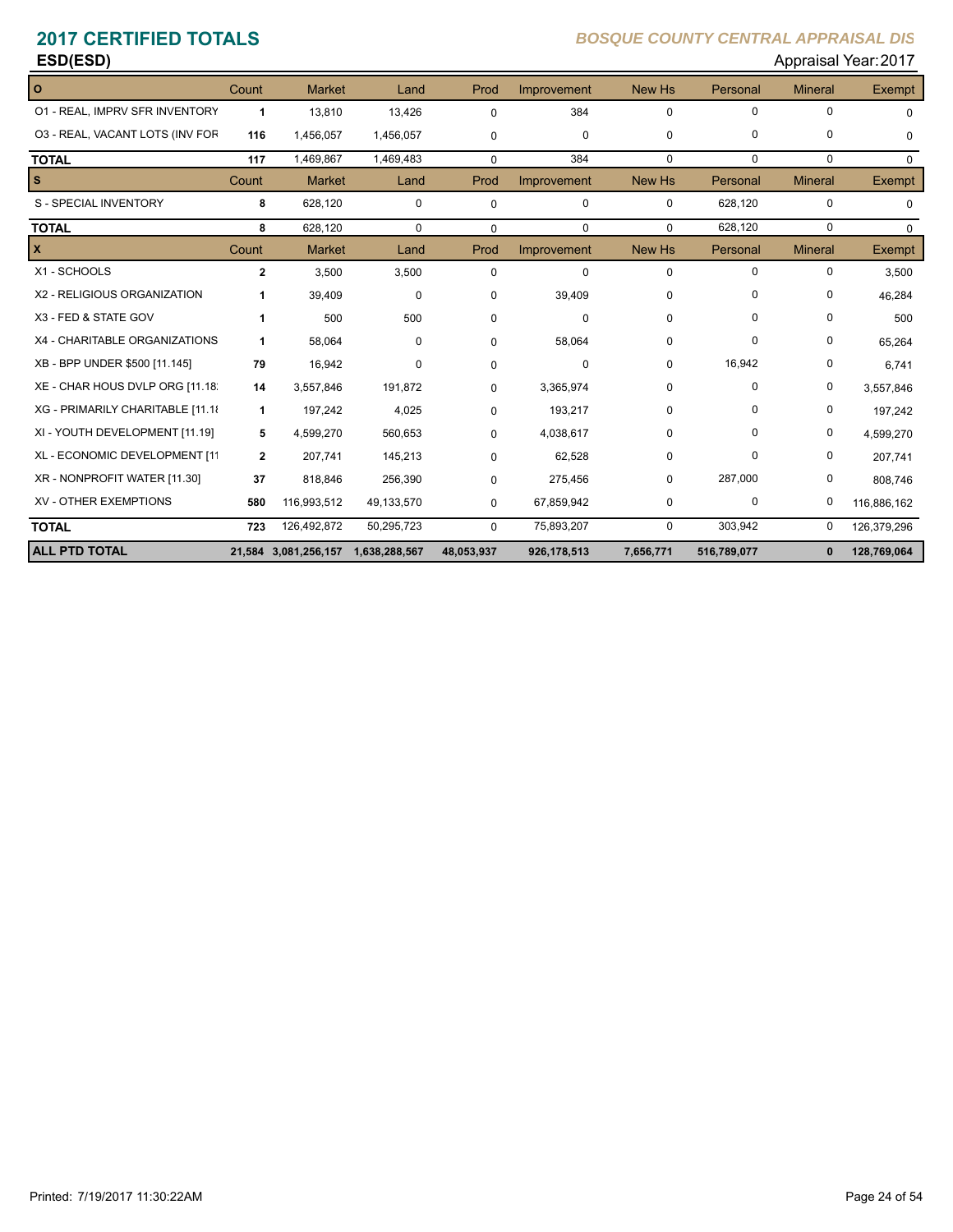# 2017 CERTIFIED TOTALS

***BOSQUE COUNTY CENTRAL APPRAISAL DIS***

**ESD(ESD)**

Appraisal Year: 2017

| O | Count | Market | Land | Prod | Improvement | New Hs | Personal | Mineral | Exempt |
|---|---|---|---|---|---|---|---|---|---|
| O1 - REAL, IMPRV SFR INVENTORY | 1 | 13,810 | 13,426 | 0 | 384 | 0 | 0 | 0 | 0 |
| O3 - REAL, VACANT LOTS (INV FOR | 116 | 1,456,057 | 1,456,057 | 0 | 0 | 0 | 0 | 0 | 0 |
| **TOTAL** | 117 | 1,469,867 | 1,469,483 | 0 | 384 | 0 | 0 | 0 | 0 |

| S | Count | Market | Land | Prod | Improvement | New Hs | Personal | Mineral | Exempt |
|---|---|---|---|---|---|---|---|---|---|
| S - SPECIAL INVENTORY | 8 | 628,120 | 0 | 0 | 0 | 0 | 628,120 | 0 | 0 |
| **TOTAL** | 8 | 628,120 | 0 | 0 | 0 | 0 | 628,120 | 0 | 0 |

| X | Count | Market | Land | Prod | Improvement | New Hs | Personal | Mineral | Exempt |
|---|---|---|---|---|---|---|---|---|---|
| X1 - SCHOOLS | 2 | 3,500 | 3,500 | 0 | 0 | 0 | 0 | 0 | 3,500 |
| X2 - RELIGIOUS ORGANIZATION | 1 | 39,409 | 0 | 0 | 39,409 | 0 | 0 | 0 | 46,284 |
| X3 - FED & STATE GOV | 1 | 500 | 500 | 0 | 0 | 0 | 0 | 0 | 500 |
| X4 - CHARITABLE ORGANIZATIONS | 1 | 58,064 | 0 | 0 | 58,064 | 0 | 0 | 0 | 65,264 |
| XB - BPP UNDER $500 [11.145] | 79 | 16,942 | 0 | 0 | 0 | 0 | 16,942 | 0 | 6,741 |
| XE - CHAR HOUS DVLP ORG [11.18 | 14 | 3,557,846 | 191,872 | 0 | 3,365,974 | 0 | 0 | 0 | 3,557,846 |
| XG - PRIMARILY CHARITABLE [11.1 | 1 | 197,242 | 4,025 | 0 | 193,217 | 0 | 0 | 0 | 197,242 |
| XI - YOUTH DEVELOPMENT [11.19] | 5 | 4,599,270 | 560,653 | 0 | 4,038,617 | 0 | 0 | 0 | 4,599,270 |
| XL - ECONOMIC DEVELOPMENT [11 | 2 | 207,741 | 145,213 | 0 | 62,528 | 0 | 0 | 0 | 207,741 |
| XR - NONPROFIT WATER [11.30] | 37 | 818,846 | 256,390 | 0 | 275,456 | 0 | 287,000 | 0 | 808,746 |
| XV - OTHER EXEMPTIONS | 580 | 116,993,512 | 49,133,570 | 0 | 67,859,942 | 0 | 0 | 0 | 116,886,162 |
| **TOTAL** | 723 | 126,492,872 | 50,295,723 | 0 | 75,893,207 | 0 | 303,942 | 0 | 126,379,296 |
| **ALL PTD TOTAL** | **21,584** | **3,081,256,157** | **1,638,288,567** | **48,053,937** | **926,178,513** | **7,656,771** | **516,789,077** | **0** | **128,769,064** |

Printed: 7/19/2017 11:30:22AM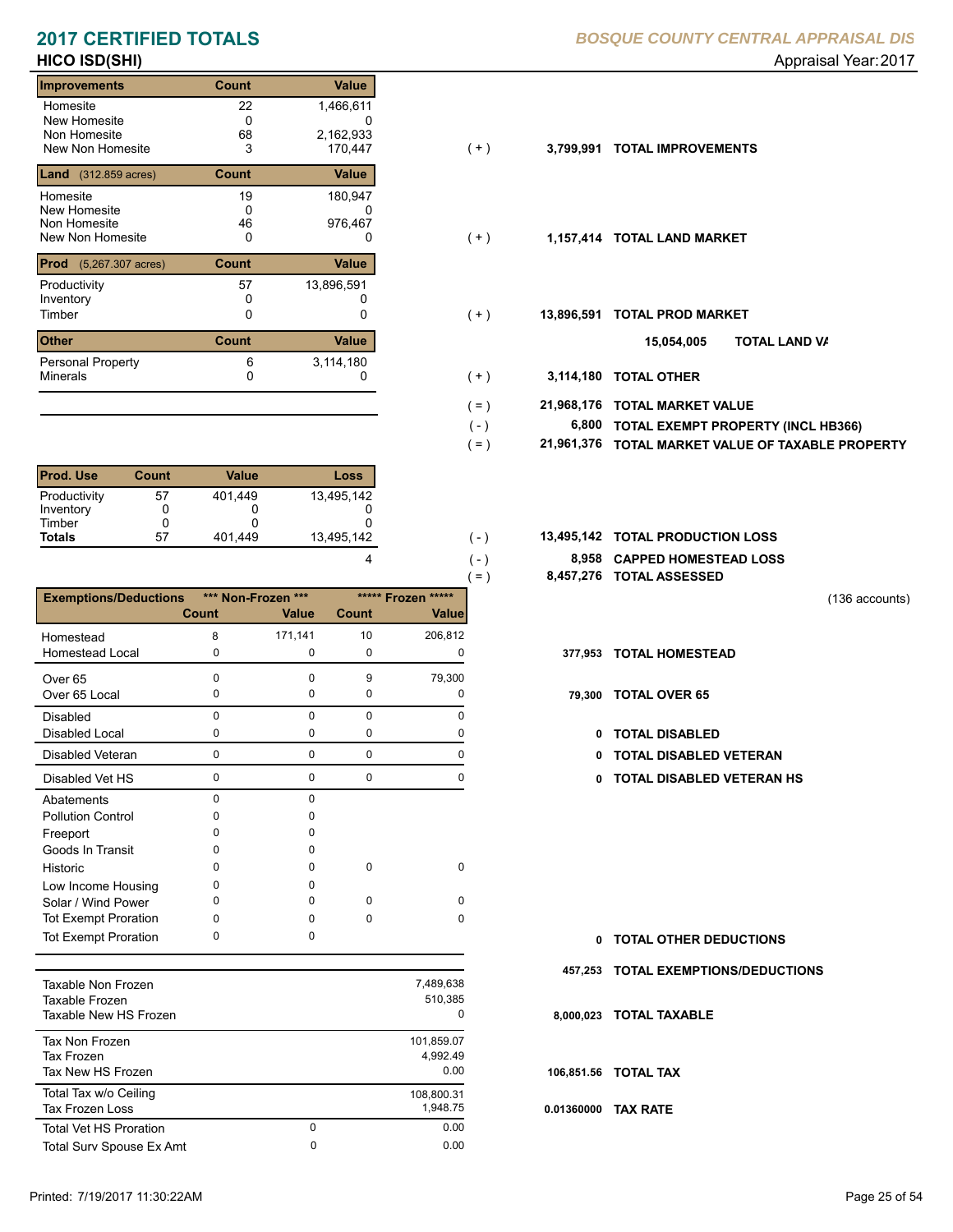# 2017 CERTIFIED TOTALS

**BOSQUE COUNTY CENTRAL APPRAISAL DIS**

## HICO ISD(SHI)

Appraisal Year: 2017

| Improvements | Count | Value | | | |
|---|---|---|---|---|---|
| Homesite | 22 | 1,466,611 | | | |
| New Homesite | 0 | 0 | | | |
| Non Homesite | 68 | 2,162,933 | | | |
| New Non Homesite | 3 | 170,447 | ( + ) | 3,799,991 | TOTAL IMPROVEMENTS |

| Land (312.859 acres) | Count | Value | | | |
|---|---|---|---|---|---|
| Homesite | 19 | 180,947 | | | |
| New Homesite | 0 | 0 | | | |
| Non Homesite | 46 | 976,467 | | | |
| New Non Homesite | 0 | 0 | ( + ) | 1,157,414 | TOTAL LAND MARKET |

| Prod (5,267.307 acres) | Count | Value | | | |
|---|---|---|---|---|---|
| Productivity | 57 | 13,896,591 | | | |
| Inventory | 0 | 0 | | | |
| Timber | 0 | 0 | ( + ) | 13,896,591 | TOTAL PROD MARKET |

| Other | Count | Value | | | |
|---|---|---|---|---|---|
| | | | | 15,054,005 | TOTAL LAND VA |
| Personal Property | 6 | 3,114,180 | | | |
| Minerals | 0 | 0 | ( + ) | 3,114,180 | TOTAL OTHER |

| | | |
|---|---|---|
| ( = ) | 21,968,176 | TOTAL MARKET VALUE |
| ( - ) | 6,800 | TOTAL EXEMPT PROPERTY (INCL HB366) |
| ( = ) | 21,961,376 | TOTAL MARKET VALUE OF TAXABLE PROPERTY |

| Prod. Use | Count | Value | Loss | | | |
|---|---|---|---|---|---|---|
| Productivity | 57 | 401,449 | 13,495,142 | | | |
| Inventory | 0 | 0 | 0 | | | |
| Timber | 0 | 0 | 0 | | | |
| **Totals** | 57 | 401,449 | 13,495,142 | ( - ) | 13,495,142 | TOTAL PRODUCTION LOSS |
| | | | 4 | ( - ) | 8,958 | CAPPED HOMESTEAD LOSS |
| | | | | ( = ) | 8,457,276 | TOTAL ASSESSED |

(136 accounts)

| Exemptions/Deductions | *** Non-Frozen *** Count | *** Non-Frozen *** Value | ***** Frozen ***** Count | ***** Frozen ***** Value | | |
|---|---|---|---|---|---|---|
| Homestead | 8 | 171,141 | 10 | 206,812 | | |
| Homestead Local | 0 | 0 | 0 | 0 | 377,953 | TOTAL HOMESTEAD |
| Over 65 | 0 | 0 | 9 | 79,300 | | |
| Over 65 Local | 0 | 0 | 0 | 0 | 79,300 | TOTAL OVER 65 |
| Disabled | 0 | 0 | 0 | 0 | | |
| Disabled Local | 0 | 0 | 0 | 0 | 0 | TOTAL DISABLED |
| Disabled Veteran | 0 | 0 | 0 | 0 | 0 | TOTAL DISABLED VETERAN |
| Disabled Vet HS | 0 | 0 | 0 | 0 | 0 | TOTAL DISABLED VETERAN HS |
| Abatements | 0 | 0 | | | | |
| Pollution Control | 0 | 0 | | | | |
| Freeport | 0 | 0 | | | | |
| Goods In Transit | 0 | 0 | | | | |
| Historic | 0 | 0 | 0 | 0 | | |
| Low Income Housing | 0 | 0 | | | | |
| Solar / Wind Power | 0 | 0 | 0 | 0 | | |
| Tot Exempt Proration | 0 | 0 | 0 | 0 | | |
| Tot Exempt Proration | 0 | 0 | | | 0 | TOTAL OTHER DEDUCTIONS |
| | | | | | 457,253 | TOTAL EXEMPTIONS/DEDUCTIONS |

| | | | | |
|---|---|---|---|---|
| Taxable Non Frozen | | 7,489,638 | | |
| Taxable Frozen | | 510,385 | | |
| Taxable New HS Frozen | | 0 | 8,000,023 | TOTAL TAXABLE |
| Tax Non Frozen | | 101,859.07 | | |
| Tax Frozen | | 4,992.49 | | |
| Tax New HS Frozen | | 0.00 | 106,851.56 | TOTAL TAX |
| Total Tax w/o Ceiling | | 108,800.31 | | |
| Tax Frozen Loss | | 1,948.75 | 0.01360000 | TAX RATE |
| Total Vet HS Proration | 0 | 0.00 | | |
| Total Surv Spouse Ex Amt | 0 | 0.00 | | |

Printed: 7/19/2017 11:30:22AM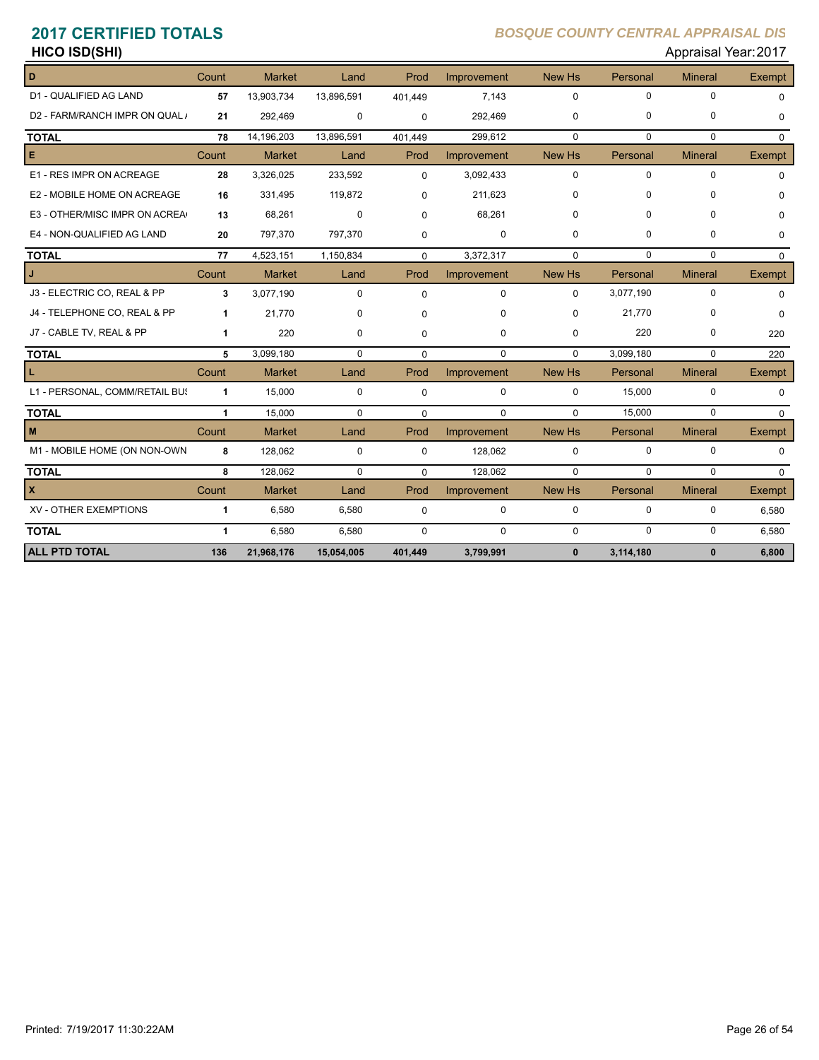# 2017 CERTIFIED TOTALS

## HICO ISD(SHI)

*BOSQUE COUNTY CENTRAL APPRAISAL DIS*

Appraisal Year: 2017

| D | Count | Market | Land | Prod | Improvement | New Hs | Personal | Mineral | Exempt |
|---|---|---|---|---|---|---|---|---|---|
| D1 - QUALIFIED AG LAND | 57 | 13,903,734 | 13,896,591 | 401,449 | 7,143 | 0 | 0 | 0 | 0 |
| D2 - FARM/RANCH IMPR ON QUAL / | 21 | 292,469 | 0 | 0 | 292,469 | 0 | 0 | 0 | 0 |
| **TOTAL** | 78 | 14,196,203 | 13,896,591 | 401,449 | 299,612 | 0 | 0 | 0 | 0 |
| **E** | Count | Market | Land | Prod | Improvement | New Hs | Personal | Mineral | Exempt |
| E1 - RES IMPR ON ACREAGE | 28 | 3,326,025 | 233,592 | 0 | 3,092,433 | 0 | 0 | 0 | 0 |
| E2 - MOBILE HOME ON ACREAGE | 16 | 331,495 | 119,872 | 0 | 211,623 | 0 | 0 | 0 | 0 |
| E3 - OTHER/MISC IMPR ON ACREA | 13 | 68,261 | 0 | 0 | 68,261 | 0 | 0 | 0 | 0 |
| E4 - NON-QUALIFIED AG LAND | 20 | 797,370 | 797,370 | 0 | 0 | 0 | 0 | 0 | 0 |
| **TOTAL** | 77 | 4,523,151 | 1,150,834 | 0 | 3,372,317 | 0 | 0 | 0 | 0 |
| **J** | Count | Market | Land | Prod | Improvement | New Hs | Personal | Mineral | Exempt |
| J3 - ELECTRIC CO, REAL & PP | 3 | 3,077,190 | 0 | 0 | 0 | 0 | 3,077,190 | 0 | 0 |
| J4 - TELEPHONE CO, REAL & PP | 1 | 21,770 | 0 | 0 | 0 | 0 | 21,770 | 0 | 0 |
| J7 - CABLE TV, REAL & PP | 1 | 220 | 0 | 0 | 0 | 0 | 220 | 0 | 220 |
| **TOTAL** | 5 | 3,099,180 | 0 | 0 | 0 | 0 | 3,099,180 | 0 | 220 |
| **L** | Count | Market | Land | Prod | Improvement | New Hs | Personal | Mineral | Exempt |
| L1 - PERSONAL, COMM/RETAIL BUS | 1 | 15,000 | 0 | 0 | 0 | 0 | 15,000 | 0 | 0 |
| **TOTAL** | 1 | 15,000 | 0 | 0 | 0 | 0 | 15,000 | 0 | 0 |
| **M** | Count | Market | Land | Prod | Improvement | New Hs | Personal | Mineral | Exempt |
| M1 - MOBILE HOME (ON NON-OWN | 8 | 128,062 | 0 | 0 | 128,062 | 0 | 0 | 0 | 0 |
| **TOTAL** | 8 | 128,062 | 0 | 0 | 128,062 | 0 | 0 | 0 | 0 |
| **X** | Count | Market | Land | Prod | Improvement | New Hs | Personal | Mineral | Exempt |
| XV - OTHER EXEMPTIONS | 1 | 6,580 | 6,580 | 0 | 0 | 0 | 0 | 0 | 6,580 |
| **TOTAL** | 1 | 6,580 | 6,580 | 0 | 0 | 0 | 0 | 0 | 6,580 |
| **ALL PTD TOTAL** | **136** | **21,968,176** | **15,054,005** | **401,449** | **3,799,991** | **0** | **3,114,180** | **0** | **6,800** |

Printed: 7/19/2017 11:30:22AM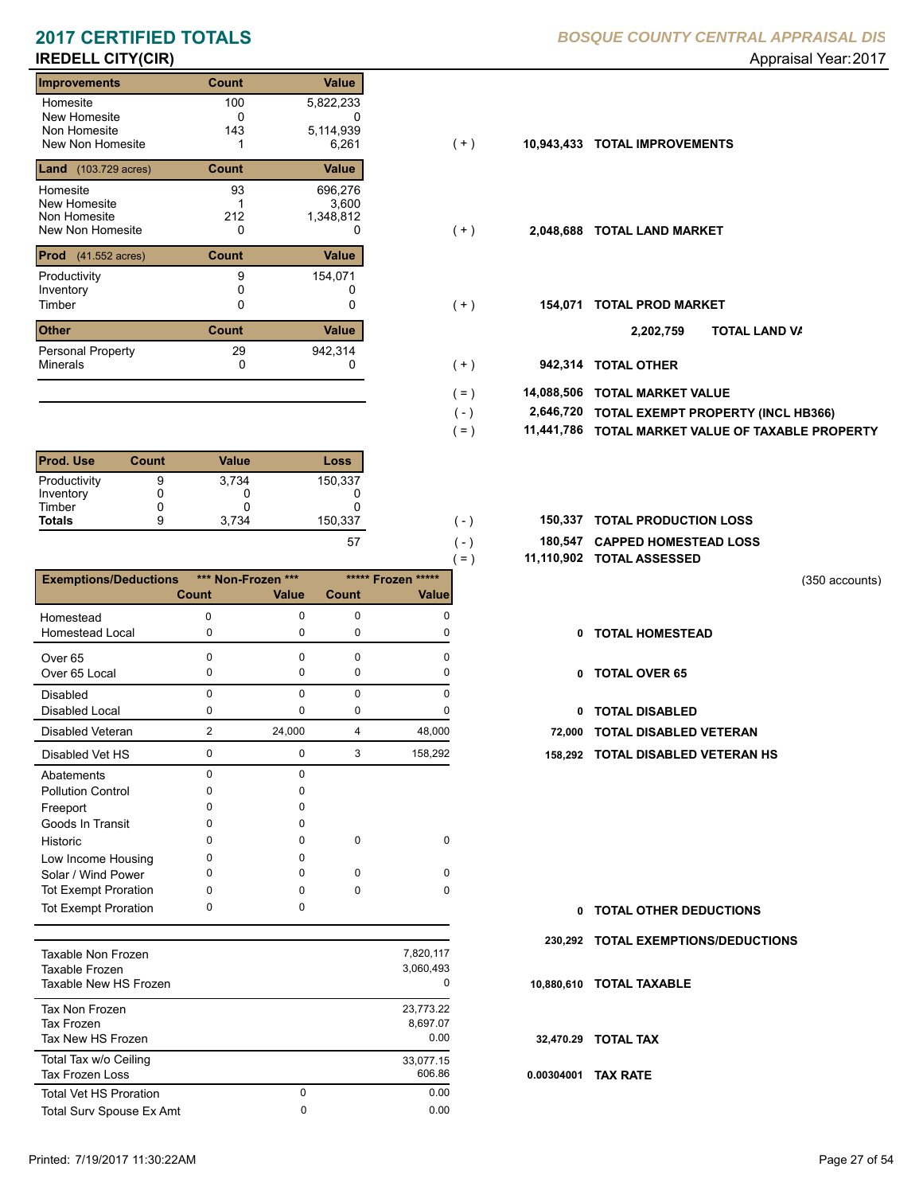# 2017 CERTIFIED TOTALS

*BOSQUE COUNTY CENTRAL APPRAISAL DIS*

## IREDELL CITY(CIR)

Appraisal Year: 2017

| Improvements | Count | Value |
|---|---|---|
| Homesite | 100 | 5,822,233 |
| New Homesite | 0 | 0 |
| Non Homesite | 143 | 5,114,939 |
| New Non Homesite | 1 | 6,261 |

(+) 10,943,433 **TOTAL IMPROVEMENTS**

| Land (103.729 acres) | Count | Value |
|---|---|---|
| Homesite | 93 | 696,276 |
| New Homesite | 1 | 3,600 |
| Non Homesite | 212 | 1,348,812 |
| New Non Homesite | 0 | 0 |

(+) 2,048,688 **TOTAL LAND MARKET**

| Prod (41.552 acres) | Count | Value |
|---|---|---|
| Productivity | 9 | 154,071 |
| Inventory | 0 | 0 |
| Timber | 0 | 0 |

(+) 154,071 **TOTAL PROD MARKET**

2,202,759 **TOTAL LAND VA**

| Other | Count | Value |
|---|---|---|
| Personal Property | 29 | 942,314 |
| Minerals | 0 | 0 |

(+) 942,314 **TOTAL OTHER**

| | | |
|---|---|---|
| (=) | 14,088,506 | **TOTAL MARKET VALUE** |
| (-) | 2,646,720 | **TOTAL EXEMPT PROPERTY (INCL HB366)** |
| (=) | 11,441,786 | **TOTAL MARKET VALUE OF TAXABLE PROPERTY** |

| Prod. Use | Count | Value | Loss |
|---|---|---|---|
| Productivity | 9 | 3,734 | 150,337 |
| Inventory | 0 | 0 | 0 |
| Timber | 0 | 0 | 0 |
| **Totals** | 9 | 3,734 | 150,337 |
| | | | 57 |

| | | |
|---|---|---|
| (-) | 150,337 | **TOTAL PRODUCTION LOSS** |
| (-) | 180,547 | **CAPPED HOMESTEAD LOSS** |
| (=) | 11,110,902 | **TOTAL ASSESSED** |

(350 accounts)

| Exemptions/Deductions | *** Non-Frozen *** Count | Value | ***** Frozen ***** Count | Value |
|---|---|---|---|---|
| Homestead | 0 | 0 | 0 | 0 |
| Homestead Local | 0 | 0 | 0 | 0 |
| Over 65 | 0 | 0 | 0 | 0 |
| Over 65 Local | 0 | 0 | 0 | 0 |
| Disabled | 0 | 0 | 0 | 0 |
| Disabled Local | 0 | 0 | 0 | 0 |
| Disabled Veteran | 2 | 24,000 | 4 | 48,000 |
| Disabled Vet HS | 0 | 0 | 3 | 158,292 |
| Abatements | 0 | 0 | | |
| Pollution Control | 0 | 0 | | |
| Freeport | 0 | 0 | | |
| Goods In Transit | 0 | 0 | | |
| Historic | 0 | 0 | 0 | 0 |
| Low Income Housing | 0 | 0 | | |
| Solar / Wind Power | 0 | 0 | 0 | 0 |
| Tot Exempt Proration | 0 | 0 | 0 | 0 |
| Tot Exempt Proration | 0 | 0 | | |

| | |
|---|---|
| 0 | **TOTAL HOMESTEAD** |
| 0 | **TOTAL OVER 65** |
| 0 | **TOTAL DISABLED** |
| 72,000 | **TOTAL DISABLED VETERAN** |
| 158,292 | **TOTAL DISABLED VETERAN HS** |
| 0 | **TOTAL OTHER DEDUCTIONS** |
| 230,292 | **TOTAL EXEMPTIONS/DEDUCTIONS** |

| | | |
|---|---|---|
| Taxable Non Frozen | | 7,820,117 |
| Taxable Frozen | | 3,060,493 |
| Taxable New HS Frozen | | 0 |
| Tax Non Frozen | | 23,773.22 |
| Tax Frozen | | 8,697.07 |
| Tax New HS Frozen | | 0.00 |
| Total Tax w/o Ceiling | | 33,077.15 |
| Tax Frozen Loss | | 606.86 |
| Total Vet HS Proration | 0 | 0.00 |
| Total Surv Spouse Ex Amt | 0 | 0.00 |

| | |
|---|---|
| 10,880,610 | **TOTAL TAXABLE** |
| 32,470.29 | **TOTAL TAX** |
| 0.00304001 | **TAX RATE** |

Printed: 7/19/2017 11:30:22AM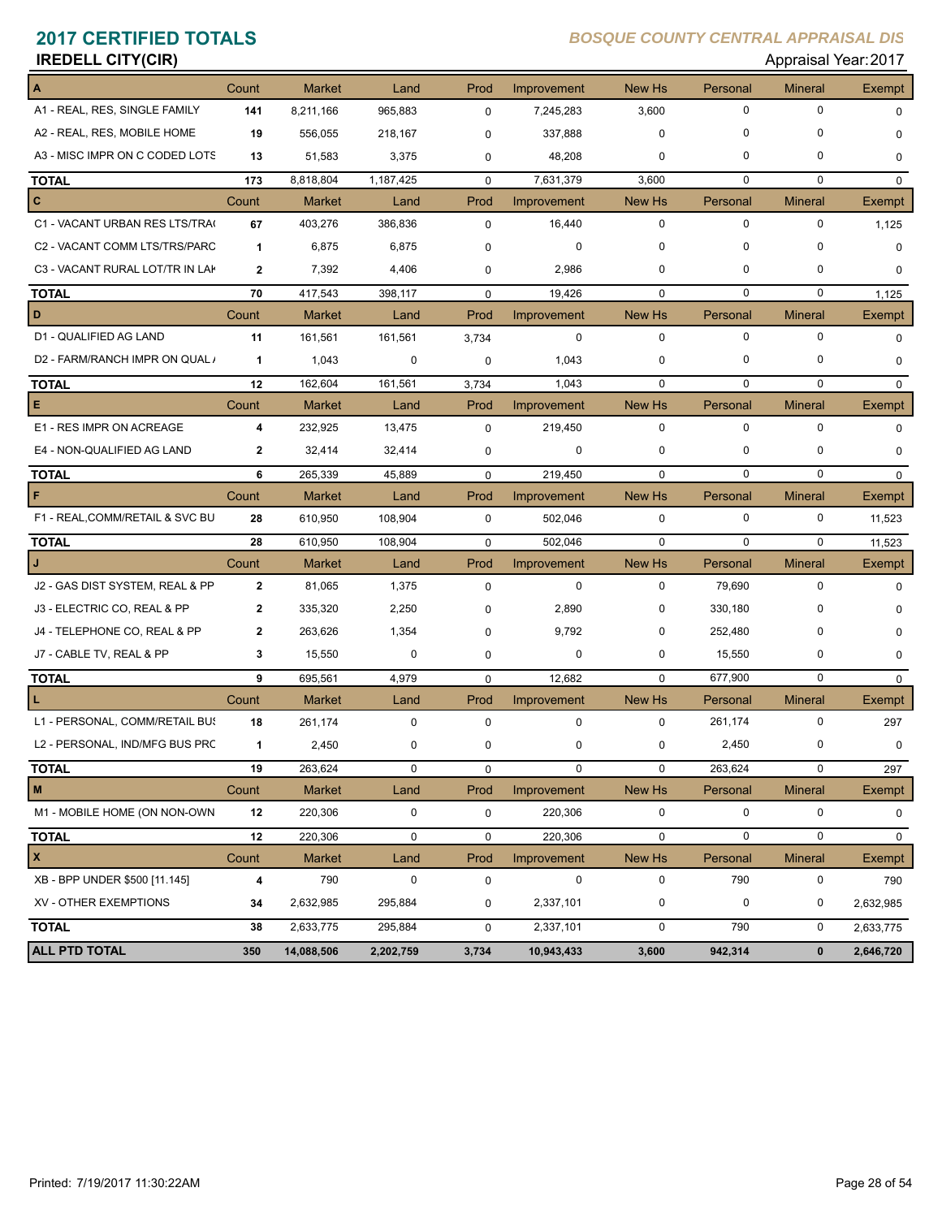# 2017 CERTIFIED TOTALS

*BOSQUE COUNTY CENTRAL APPRAISAL DIS*

**IREDELL CITY(CIR)**

Appraisal Year: 2017

| A | Count | Market | Land | Prod | Improvement | New Hs | Personal | Mineral | Exempt |
|---|---|---|---|---|---|---|---|---|---|
| A1 - REAL, RES, SINGLE FAMILY | 141 | 8,211,166 | 965,883 | 0 | 7,245,283 | 3,600 | 0 | 0 | 0 |
| A2 - REAL, RES, MOBILE HOME | 19 | 556,055 | 218,167 | 0 | 337,888 | 0 | 0 | 0 | 0 |
| A3 - MISC IMPR ON C CODED LOTS | 13 | 51,583 | 3,375 | 0 | 48,208 | 0 | 0 | 0 | 0 |
| **TOTAL** | 173 | 8,818,804 | 1,187,425 | 0 | 7,631,379 | 3,600 | 0 | 0 | 0 |
| **C** | Count | Market | Land | Prod | Improvement | New Hs | Personal | Mineral | Exempt |
| C1 - VACANT URBAN RES LTS/TRA( | 67 | 403,276 | 386,836 | 0 | 16,440 | 0 | 0 | 0 | 1,125 |
| C2 - VACANT COMM LTS/TRS/PARC | 1 | 6,875 | 6,875 | 0 | 0 | 0 | 0 | 0 | 0 |
| C3 - VACANT RURAL LOT/TR IN LAK | 2 | 7,392 | 4,406 | 0 | 2,986 | 0 | 0 | 0 | 0 |
| **TOTAL** | 70 | 417,543 | 398,117 | 0 | 19,426 | 0 | 0 | 0 | 1,125 |
| **D** | Count | Market | Land | Prod | Improvement | New Hs | Personal | Mineral | Exempt |
| D1 - QUALIFIED AG LAND | 11 | 161,561 | 161,561 | 3,734 | 0 | 0 | 0 | 0 | 0 |
| D2 - FARM/RANCH IMPR ON QUAL / | 1 | 1,043 | 0 | 0 | 1,043 | 0 | 0 | 0 | 0 |
| **TOTAL** | 12 | 162,604 | 161,561 | 3,734 | 1,043 | 0 | 0 | 0 | 0 |
| **E** | Count | Market | Land | Prod | Improvement | New Hs | Personal | Mineral | Exempt |
| E1 - RES IMPR ON ACREAGE | 4 | 232,925 | 13,475 | 0 | 219,450 | 0 | 0 | 0 | 0 |
| E4 - NON-QUALIFIED AG LAND | 2 | 32,414 | 32,414 | 0 | 0 | 0 | 0 | 0 | 0 |
| **TOTAL** | 6 | 265,339 | 45,889 | 0 | 219,450 | 0 | 0 | 0 | 0 |
| **F** | Count | Market | Land | Prod | Improvement | New Hs | Personal | Mineral | Exempt |
| F1 - REAL,COMM/RETAIL & SVC BU | 28 | 610,950 | 108,904 | 0 | 502,046 | 0 | 0 | 0 | 11,523 |
| **TOTAL** | 28 | 610,950 | 108,904 | 0 | 502,046 | 0 | 0 | 0 | 11,523 |
| **J** | Count | Market | Land | Prod | Improvement | New Hs | Personal | Mineral | Exempt |
| J2 - GAS DIST SYSTEM, REAL & PP | 2 | 81,065 | 1,375 | 0 | 0 | 0 | 79,690 | 0 | 0 |
| J3 - ELECTRIC CO, REAL & PP | 2 | 335,320 | 2,250 | 0 | 2,890 | 0 | 330,180 | 0 | 0 |
| J4 - TELEPHONE CO, REAL & PP | 2 | 263,626 | 1,354 | 0 | 9,792 | 0 | 252,480 | 0 | 0 |
| J7 - CABLE TV, REAL & PP | 3 | 15,550 | 0 | 0 | 0 | 0 | 15,550 | 0 | 0 |
| **TOTAL** | 9 | 695,561 | 4,979 | 0 | 12,682 | 0 | 677,900 | 0 | 0 |
| **L** | Count | Market | Land | Prod | Improvement | New Hs | Personal | Mineral | Exempt |
| L1 - PERSONAL, COMM/RETAIL BUS | 18 | 261,174 | 0 | 0 | 0 | 0 | 261,174 | 0 | 297 |
| L2 - PERSONAL, IND/MFG BUS PRC | 1 | 2,450 | 0 | 0 | 0 | 0 | 2,450 | 0 | 0 |
| **TOTAL** | 19 | 263,624 | 0 | 0 | 0 | 0 | 263,624 | 0 | 297 |
| **M** | Count | Market | Land | Prod | Improvement | New Hs | Personal | Mineral | Exempt |
| M1 - MOBILE HOME (ON NON-OWN | 12 | 220,306 | 0 | 0 | 220,306 | 0 | 0 | 0 | 0 |
| **TOTAL** | 12 | 220,306 | 0 | 0 | 220,306 | 0 | 0 | 0 | 0 |
| **X** | Count | Market | Land | Prod | Improvement | New Hs | Personal | Mineral | Exempt |
| XB - BPP UNDER $500 [11.145] | 4 | 790 | 0 | 0 | 0 | 0 | 790 | 0 | 790 |
| XV - OTHER EXEMPTIONS | 34 | 2,632,985 | 295,884 | 0 | 2,337,101 | 0 | 0 | 0 | 2,632,985 |
| **TOTAL** | 38 | 2,633,775 | 295,884 | 0 | 2,337,101 | 0 | 790 | 0 | 2,633,775 |
| **ALL PTD TOTAL** | **350** | **14,088,506** | **2,202,759** | **3,734** | **10,943,433** | **3,600** | **942,314** | **0** | **2,646,720** |

Printed: 7/19/2017 11:30:22AM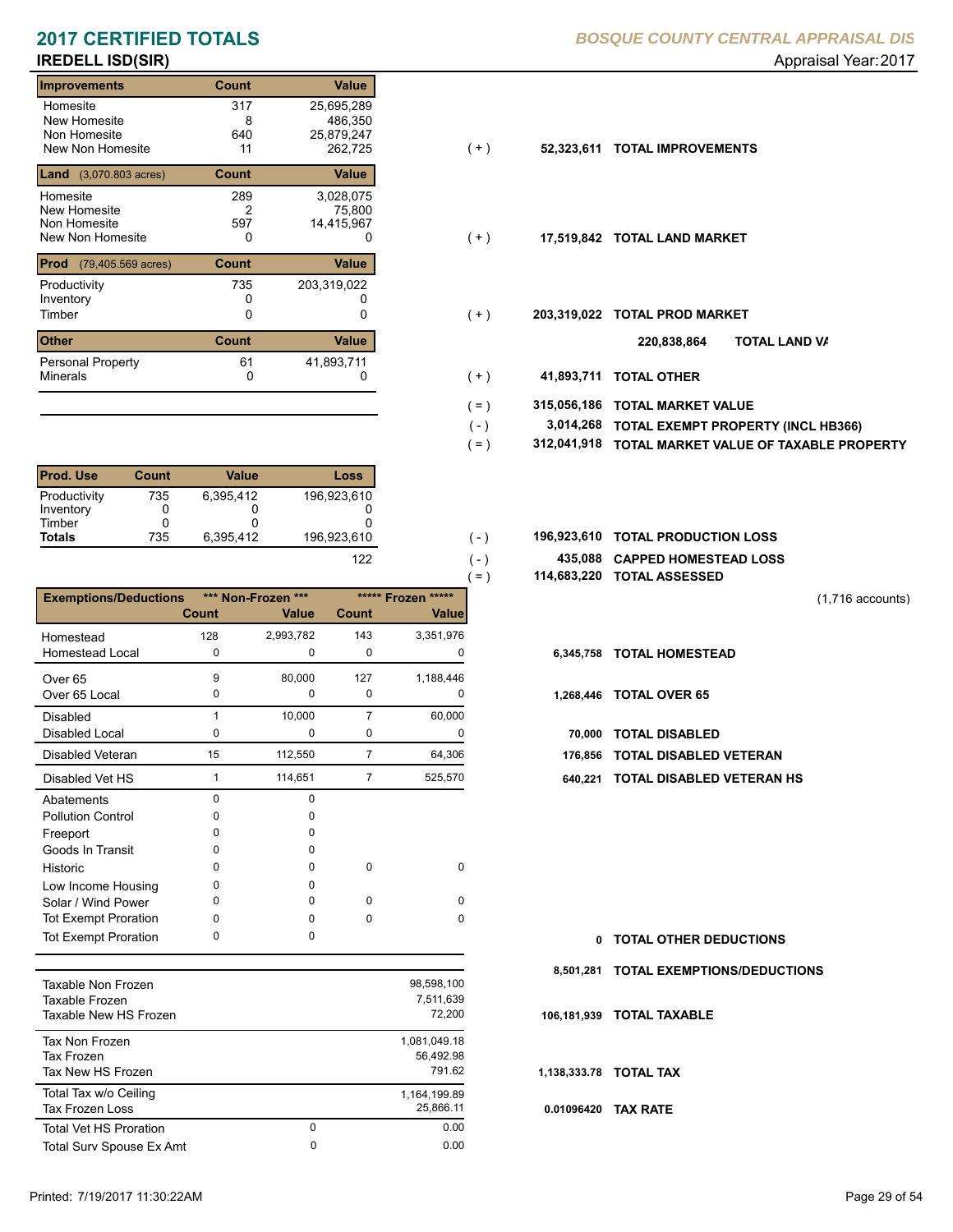# 2017 CERTIFIED TOTALS

*BOSQUE COUNTY CENTRAL APPRAISAL DIS*

## IREDELL ISD(SIR)

Appraisal Year: 2017

| Improvements | Count | Value | | | |
|---|---|---|---|---|---|
| Homesite | 317 | 25,695,289 | | | |
| New Homesite | 8 | 486,350 | | | |
| Non Homesite | 640 | 25,879,247 | | | |
| New Non Homesite | 11 | 262,725 | ( + ) | 52,323,611 | TOTAL IMPROVEMENTS |

| Land (3,070.803 acres) | Count | Value | | | |
|---|---|---|---|---|---|
| Homesite | 289 | 3,028,075 | | | |
| New Homesite | 2 | 75,800 | | | |
| Non Homesite | 597 | 14,415,967 | | | |
| New Non Homesite | 0 | 0 | ( + ) | 17,519,842 | TOTAL LAND MARKET |

| Prod (79,405.569 acres) | Count | Value | | | |
|---|---|---|---|---|---|
| Productivity | 735 | 203,319,022 | | | |
| Inventory | 0 | 0 | | | |
| Timber | 0 | 0 | ( + ) | 203,319,022 | TOTAL PROD MARKET |
| | | | | 220,838,864 | TOTAL LAND VA |

| Other | Count | Value | | | |
|---|---|---|---|---|---|
| Personal Property | 61 | 41,893,711 | | | |
| Minerals | 0 | 0 | ( + ) | 41,893,711 | TOTAL OTHER |

| | | |
|---|---|---|
| ( = ) | 315,056,186 | TOTAL MARKET VALUE |
| ( - ) | 3,014,268 | TOTAL EXEMPT PROPERTY (INCL HB366) |
| ( = ) | 312,041,918 | TOTAL MARKET VALUE OF TAXABLE PROPERTY |

| Prod. Use | Count | Value | Loss | | | |
|---|---|---|---|---|---|---|
| Productivity | 735 | 6,395,412 | 196,923,610 | | | |
| Inventory | 0 | 0 | 0 | | | |
| Timber | 0 | 0 | 0 | | | |
| **Totals** | 735 | 6,395,412 | 196,923,610 | ( - ) | 196,923,610 | TOTAL PRODUCTION LOSS |
| | | | 122 | ( - ) | 435,088 | CAPPED HOMESTEAD LOSS |
| | | | | ( = ) | 114,683,220 | TOTAL ASSESSED |

(1,716 accounts)

| Exemptions/Deductions | \*\*\* Non-Frozen \*\*\* | | \*\*\*\*\* Frozen \*\*\*\*\* | | | |
|---|---|---|---|---|---|---|
| | Count | Value | Count | Value | | |
| Homestead | 128 | 2,993,782 | 143 | 3,351,976 | | |
| Homestead Local | 0 | 0 | 0 | 0 | 6,345,758 | TOTAL HOMESTEAD |
| Over 65 | 9 | 80,000 | 127 | 1,188,446 | | |
| Over 65 Local | 0 | 0 | 0 | 0 | 1,268,446 | TOTAL OVER 65 |
| Disabled | 1 | 10,000 | 7 | 60,000 | | |
| Disabled Local | 0 | 0 | 0 | 0 | 70,000 | TOTAL DISABLED |
| Disabled Veteran | 15 | 112,550 | 7 | 64,306 | 176,856 | TOTAL DISABLED VETERAN |
| Disabled Vet HS | 1 | 114,651 | 7 | 525,570 | 640,221 | TOTAL DISABLED VETERAN HS |
| Abatements | 0 | 0 | | | | |
| Pollution Control | 0 | 0 | | | | |
| Freeport | 0 | 0 | | | | |
| Goods In Transit | 0 | 0 | | | | |
| Historic | 0 | 0 | 0 | 0 | | |
| Low Income Housing | 0 | 0 | | | | |
| Solar / Wind Power | 0 | 0 | 0 | 0 | | |
| Tot Exempt Proration | 0 | 0 | 0 | 0 | | |
| Tot Exempt Proration | 0 | 0 | | | 0 | TOTAL OTHER DEDUCTIONS |
| | | | | | 8,501,281 | TOTAL EXEMPTIONS/DEDUCTIONS |

| | | | | |
|---|---|---|---|---|
| Taxable Non Frozen | | 98,598,100 | | |
| Taxable Frozen | | 7,511,639 | | |
| Taxable New HS Frozen | | 72,200 | 106,181,939 | TOTAL TAXABLE |
| Tax Non Frozen | | 1,081,049.18 | | |
| Tax Frozen | | 56,492.98 | | |
| Tax New HS Frozen | | 791.62 | 1,138,333.78 | TOTAL TAX |
| Total Tax w/o Ceiling | | 1,164,199.89 | | |
| Tax Frozen Loss | | 25,866.11 | 0.01096420 | TAX RATE |
| Total Vet HS Proration | 0 | 0.00 | | |
| Total Surv Spouse Ex Amt | 0 | 0.00 | | |

Printed: 7/19/2017 11:30:22AM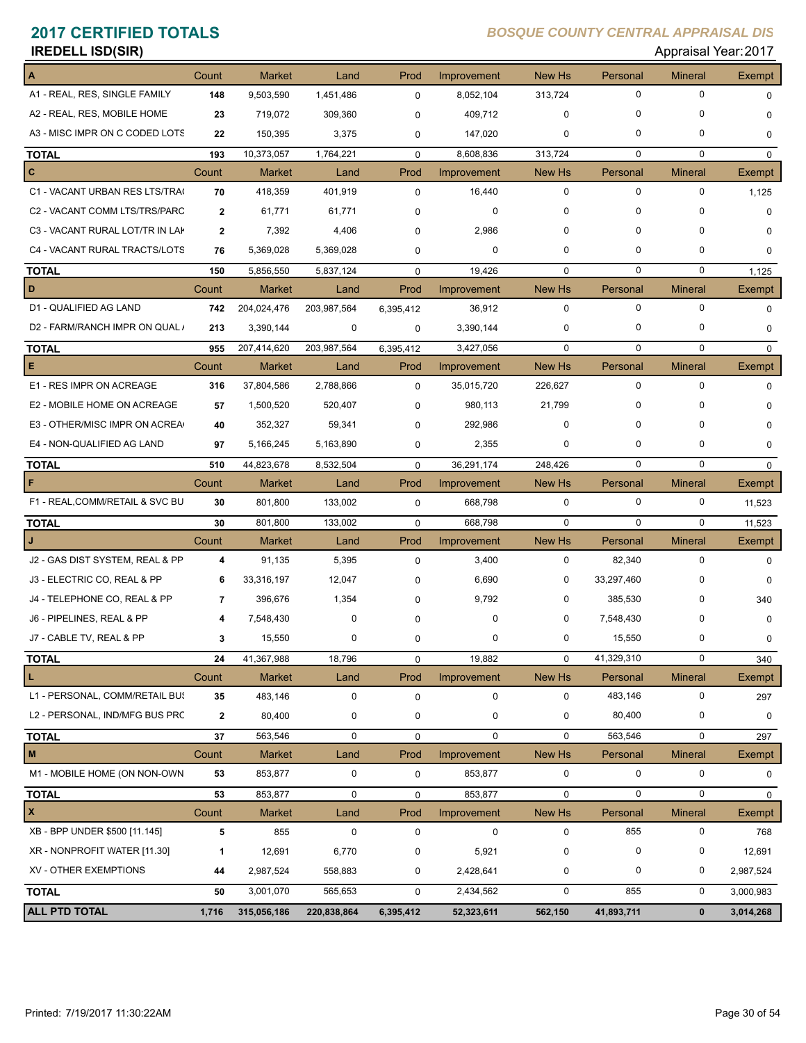# 2017 CERTIFIED TOTALS

*BOSQUE COUNTY CENTRAL APPRAISAL DIS*

## IREDELL ISD(SIR)

Appraisal Year: 2017

| A | Count | Market | Land | Prod | Improvement | New Hs | Personal | Mineral | Exempt |
|---|---|---|---|---|---|---|---|---|---|
| A1 - REAL, RES, SINGLE FAMILY | 148 | 9,503,590 | 1,451,486 | 0 | 8,052,104 | 313,724 | 0 | 0 | 0 |
| A2 - REAL, RES, MOBILE HOME | 23 | 719,072 | 309,360 | 0 | 409,712 | 0 | 0 | 0 | 0 |
| A3 - MISC IMPR ON C CODED LOTS | 22 | 150,395 | 3,375 | 0 | 147,020 | 0 | 0 | 0 | 0 |
| **TOTAL** | 193 | 10,373,057 | 1,764,221 | 0 | 8,608,836 | 313,724 | 0 | 0 | 0 |
| **C** | Count | Market | Land | Prod | Improvement | New Hs | Personal | Mineral | Exempt |
| C1 - VACANT URBAN RES LTS/TRA( | 70 | 418,359 | 401,919 | 0 | 16,440 | 0 | 0 | 0 | 1,125 |
| C2 - VACANT COMM LTS/TRS/PARC | 2 | 61,771 | 61,771 | 0 | 0 | 0 | 0 | 0 | 0 |
| C3 - VACANT RURAL LOT/TR IN LAK | 2 | 7,392 | 4,406 | 0 | 2,986 | 0 | 0 | 0 | 0 |
| C4 - VACANT RURAL TRACTS/LOTS | 76 | 5,369,028 | 5,369,028 | 0 | 0 | 0 | 0 | 0 | 0 |
| **TOTAL** | 150 | 5,856,550 | 5,837,124 | 0 | 19,426 | 0 | 0 | 0 | 1,125 |
| **D** | Count | Market | Land | Prod | Improvement | New Hs | Personal | Mineral | Exempt |
| D1 - QUALIFIED AG LAND | 742 | 204,024,476 | 203,987,564 | 6,395,412 | 36,912 | 0 | 0 | 0 | 0 |
| D2 - FARM/RANCH IMPR ON QUAL / | 213 | 3,390,144 | 0 | 0 | 3,390,144 | 0 | 0 | 0 | 0 |
| **TOTAL** | 955 | 207,414,620 | 203,987,564 | 6,395,412 | 3,427,056 | 0 | 0 | 0 | 0 |
| **E** | Count | Market | Land | Prod | Improvement | New Hs | Personal | Mineral | Exempt |
| E1 - RES IMPR ON ACREAGE | 316 | 37,804,586 | 2,788,866 | 0 | 35,015,720 | 226,627 | 0 | 0 | 0 |
| E2 - MOBILE HOME ON ACREAGE | 57 | 1,500,520 | 520,407 | 0 | 980,113 | 21,799 | 0 | 0 | 0 |
| E3 - OTHER/MISC IMPR ON ACREA( | 40 | 352,327 | 59,341 | 0 | 292,986 | 0 | 0 | 0 | 0 |
| E4 - NON-QUALIFIED AG LAND | 97 | 5,166,245 | 5,163,890 | 0 | 2,355 | 0 | 0 | 0 | 0 |
| **TOTAL** | 510 | 44,823,678 | 8,532,504 | 0 | 36,291,174 | 248,426 | 0 | 0 | 0 |
| **F** | Count | Market | Land | Prod | Improvement | New Hs | Personal | Mineral | Exempt |
| F1 - REAL,COMM/RETAIL & SVC BU | 30 | 801,800 | 133,002 | 0 | 668,798 | 0 | 0 | 0 | 11,523 |
| **TOTAL** | 30 | 801,800 | 133,002 | 0 | 668,798 | 0 | 0 | 0 | 11,523 |
| **J** | Count | Market | Land | Prod | Improvement | New Hs | Personal | Mineral | Exempt |
| J2 - GAS DIST SYSTEM, REAL & PP | 4 | 91,135 | 5,395 | 0 | 3,400 | 0 | 82,340 | 0 | 0 |
| J3 - ELECTRIC CO, REAL & PP | 6 | 33,316,197 | 12,047 | 0 | 6,690 | 0 | 33,297,460 | 0 | 0 |
| J4 - TELEPHONE CO, REAL & PP | 7 | 396,676 | 1,354 | 0 | 9,792 | 0 | 385,530 | 0 | 340 |
| J6 - PIPELINES, REAL & PP | 4 | 7,548,430 | 0 | 0 | 0 | 0 | 7,548,430 | 0 | 0 |
| J7 - CABLE TV, REAL & PP | 3 | 15,550 | 0 | 0 | 0 | 0 | 15,550 | 0 | 0 |
| **TOTAL** | 24 | 41,367,988 | 18,796 | 0 | 19,882 | 0 | 41,329,310 | 0 | 340 |
| **L** | Count | Market | Land | Prod | Improvement | New Hs | Personal | Mineral | Exempt |
| L1 - PERSONAL, COMM/RETAIL BUS | 35 | 483,146 | 0 | 0 | 0 | 0 | 483,146 | 0 | 297 |
| L2 - PERSONAL, IND/MFG BUS PRC | 2 | 80,400 | 0 | 0 | 0 | 0 | 80,400 | 0 | 0 |
| **TOTAL** | 37 | 563,546 | 0 | 0 | 0 | 0 | 563,546 | 0 | 297 |
| **M** | Count | Market | Land | Prod | Improvement | New Hs | Personal | Mineral | Exempt |
| M1 - MOBILE HOME (ON NON-OWN | 53 | 853,877 | 0 | 0 | 853,877 | 0 | 0 | 0 | 0 |
| **TOTAL** | 53 | 853,877 | 0 | 0 | 853,877 | 0 | 0 | 0 | 0 |
| **X** | Count | Market | Land | Prod | Improvement | New Hs | Personal | Mineral | Exempt |
| XB - BPP UNDER $500 [11.145] | 5 | 855 | 0 | 0 | 0 | 0 | 855 | 0 | 768 |
| XR - NONPROFIT WATER [11.30] | 1 | 12,691 | 6,770 | 0 | 5,921 | 0 | 0 | 0 | 12,691 |
| XV - OTHER EXEMPTIONS | 44 | 2,987,524 | 558,883 | 0 | 2,428,641 | 0 | 0 | 0 | 2,987,524 |
| **TOTAL** | 50 | 3,001,070 | 565,653 | 0 | 2,434,562 | 0 | 855 | 0 | 3,000,983 |
| **ALL PTD TOTAL** | **1,716** | **315,056,186** | **220,838,864** | **6,395,412** | **52,323,611** | **562,150** | **41,893,711** | **0** | **3,014,268** |

Printed: 7/19/2017 11:30:22AM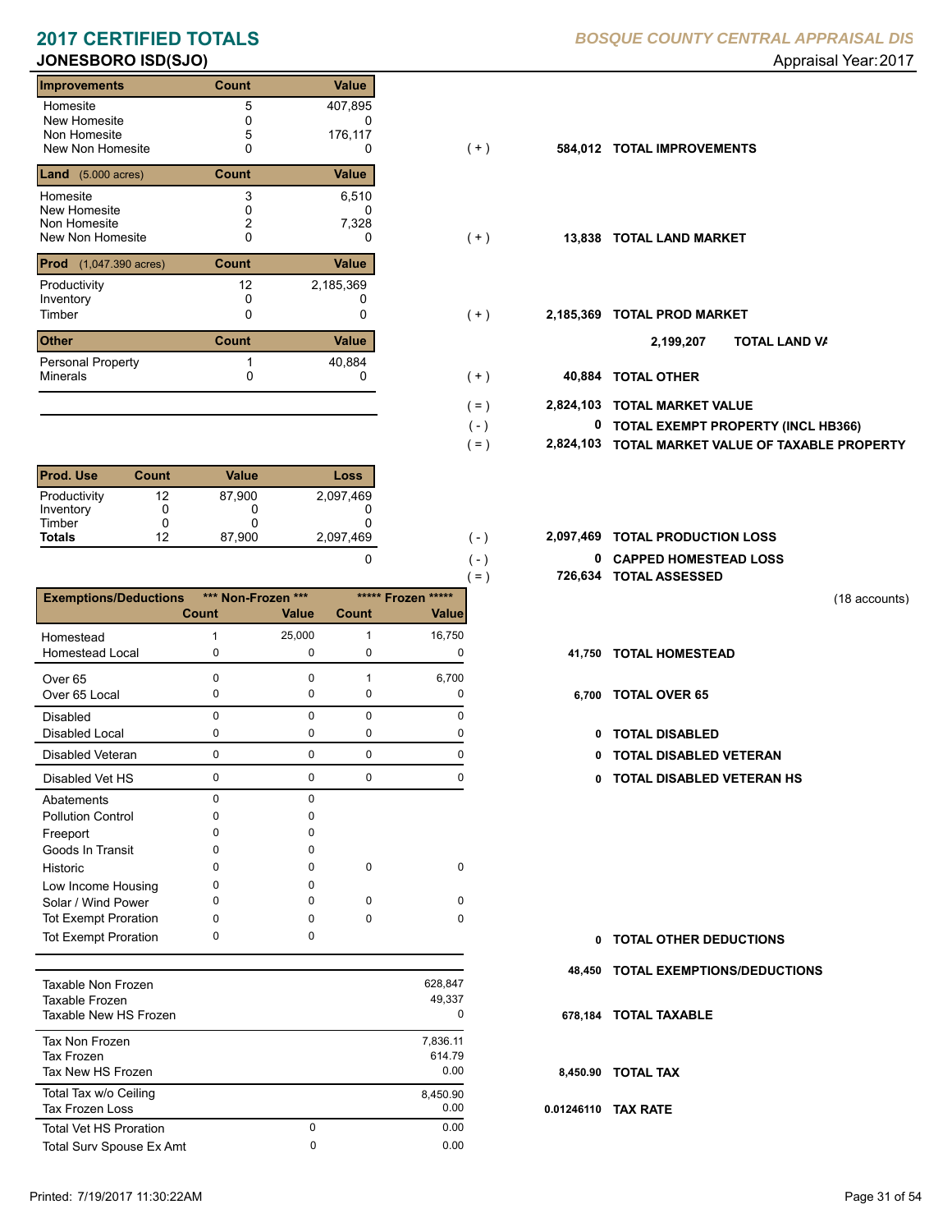# 2017 CERTIFIED TOTALS

**BOSQUE COUNTY CENTRAL APPRAISAL DIS**

## JONESBORO ISD(SJO)

Appraisal Year: 2017

| Improvements | Count | Value | | | |
|---|---|---|---|---|---|
| Homesite | 5 | 407,895 | | | |
| New Homesite | 0 | 0 | | | |
| Non Homesite | 5 | 176,117 | | | |
| New Non Homesite | 0 | 0 | ( + ) | 584,012 | **TOTAL IMPROVEMENTS** |

| Land (5.000 acres) | Count | Value | | | |
|---|---|---|---|---|---|
| Homesite | 3 | 6,510 | | | |
| New Homesite | 0 | 0 | | | |
| Non Homesite | 2 | 7,328 | | | |
| New Non Homesite | 0 | 0 | ( + ) | 13,838 | **TOTAL LAND MARKET** |

| Prod (1,047.390 acres) | Count | Value | | | |
|---|---|---|---|---|---|
| Productivity | 12 | 2,185,369 | | | |
| Inventory | 0 | 0 | | | |
| Timber | 0 | 0 | ( + ) | 2,185,369 | **TOTAL PROD MARKET** |
| | | | | 2,199,207 | **TOTAL LAND VA** |

| Other | Count | Value | | | |
|---|---|---|---|---|---|
| Personal Property | 1 | 40,884 | | | |
| Minerals | 0 | 0 | ( + ) | 40,884 | **TOTAL OTHER** |

| | | |
|---|---|---|
| ( = ) | 2,824,103 | **TOTAL MARKET VALUE** |
| ( - ) | 0 | **TOTAL EXEMPT PROPERTY (INCL HB366)** |
| ( = ) | 2,824,103 | **TOTAL MARKET VALUE OF TAXABLE PROPERTY** |

| Prod. Use | Count | Value | Loss | | | |
|---|---|---|---|---|---|---|
| Productivity | 12 | 87,900 | 2,097,469 | | | |
| Inventory | 0 | 0 | 0 | | | |
| Timber | 0 | 0 | 0 | | | |
| **Totals** | 12 | 87,900 | 2,097,469 | ( - ) | 2,097,469 | **TOTAL PRODUCTION LOSS** |
| | | | 0 | ( - ) | 0 | **CAPPED HOMESTEAD LOSS** |
| | | | | ( = ) | 726,634 | **TOTAL ASSESSED** |

(18 accounts)

| Exemptions/Deductions | *** Non-Frozen *** Count | Value | ***** Frozen ***** Count | Value | | |
|---|---|---|---|---|---|---|
| Homestead | 1 | 25,000 | 1 | 16,750 | | |
| Homestead Local | 0 | 0 | 0 | 0 | 41,750 | **TOTAL HOMESTEAD** |
| Over 65 | 0 | 0 | 1 | 6,700 | | |
| Over 65 Local | 0 | 0 | 0 | 0 | 6,700 | **TOTAL OVER 65** |
| Disabled | 0 | 0 | 0 | 0 | | |
| Disabled Local | 0 | 0 | 0 | 0 | 0 | **TOTAL DISABLED** |
| Disabled Veteran | 0 | 0 | 0 | 0 | 0 | **TOTAL DISABLED VETERAN** |
| Disabled Vet HS | 0 | 0 | 0 | 0 | 0 | **TOTAL DISABLED VETERAN HS** |
| Abatements | 0 | 0 | | | | |
| Pollution Control | 0 | 0 | | | | |
| Freeport | 0 | 0 | | | | |
| Goods In Transit | 0 | 0 | | | | |
| Historic | 0 | 0 | 0 | 0 | | |
| Low Income Housing | 0 | 0 | | | | |
| Solar / Wind Power | 0 | 0 | 0 | 0 | | |
| Tot Exempt Proration | 0 | 0 | 0 | 0 | | |
| Tot Exempt Proration | 0 | 0 | | | 0 | **TOTAL OTHER DEDUCTIONS** |
| | | | | | 48,450 | **TOTAL EXEMPTIONS/DEDUCTIONS** |

| | | | | |
|---|---|---|---|---|
| Taxable Non Frozen | | 628,847 | | |
| Taxable Frozen | | 49,337 | | |
| Taxable New HS Frozen | | 0 | 678,184 | **TOTAL TAXABLE** |
| Tax Non Frozen | | 7,836.11 | | |
| Tax Frozen | | 614.79 | | |
| Tax New HS Frozen | | 0.00 | 8,450.90 | **TOTAL TAX** |
| Total Tax w/o Ceiling | | 8,450.90 | | |
| Tax Frozen Loss | | 0.00 | 0.01246110 | **TAX RATE** |
| Total Vet HS Proration | 0 | 0.00 | | |
| Total Surv Spouse Ex Amt | 0 | 0.00 | | |

Printed: 7/19/2017 11:30:22AM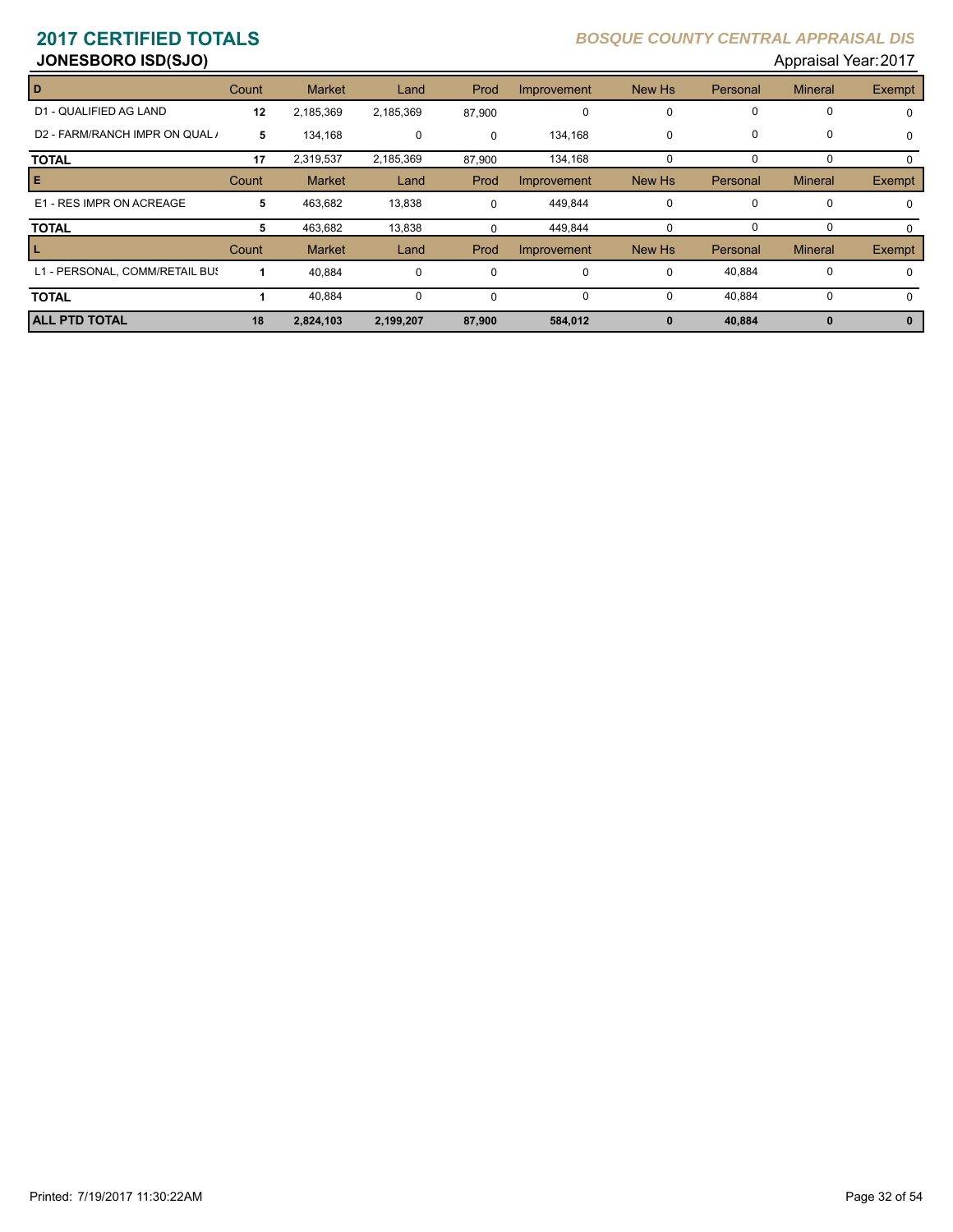# 2017 CERTIFIED TOTALS

***BOSQUE COUNTY CENTRAL APPRAISAL DIS***

## JONESBORO ISD(SJO)

Appraisal Year: 2017

| D | Count | Market | Land | Prod | Improvement | New Hs | Personal | Mineral | Exempt |
|---|---|---|---|---|---|---|---|---|---|
| D1 - QUALIFIED AG LAND | 12 | 2,185,369 | 2,185,369 | 87,900 | 0 | 0 | 0 | 0 | 0 |
| D2 - FARM/RANCH IMPR ON QUAL / | 5 | 134,168 | 0 | 0 | 134,168 | 0 | 0 | 0 | 0 |
| **TOTAL** | 17 | 2,319,537 | 2,185,369 | 87,900 | 134,168 | 0 | 0 | 0 | 0 |
| **E** | Count | Market | Land | Prod | Improvement | New Hs | Personal | Mineral | Exempt |
| E1 - RES IMPR ON ACREAGE | 5 | 463,682 | 13,838 | 0 | 449,844 | 0 | 0 | 0 | 0 |
| **TOTAL** | 5 | 463,682 | 13,838 | 0 | 449,844 | 0 | 0 | 0 | 0 |
| **L** | Count | Market | Land | Prod | Improvement | New Hs | Personal | Mineral | Exempt |
| L1 - PERSONAL, COMM/RETAIL BUS | 1 | 40,884 | 0 | 0 | 0 | 0 | 40,884 | 0 | 0 |
| **TOTAL** | 1 | 40,884 | 0 | 0 | 0 | 0 | 40,884 | 0 | 0 |
| **ALL PTD TOTAL** | **18** | **2,824,103** | **2,199,207** | **87,900** | **584,012** | **0** | **40,884** | **0** | **0** |

Printed: 7/19/2017 11:30:22AM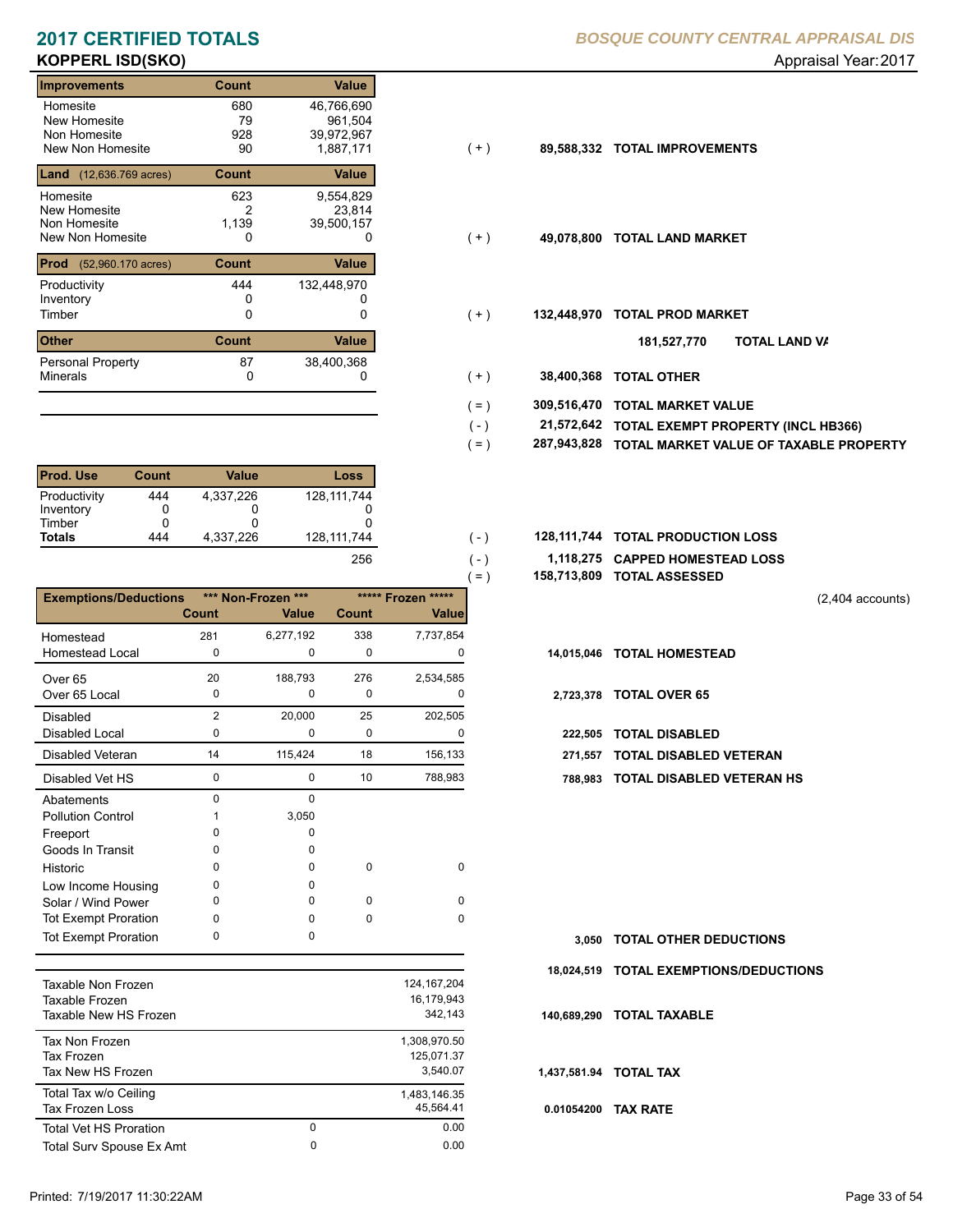# 2017 CERTIFIED TOTALS

**KOPPERL ISD(SKO)**

*BOSQUE COUNTY CENTRAL APPRAISAL DIS*

Appraisal Year: 2017

| Improvements | Count | Value | | | |
|---|---|---|---|---|---|
| Homesite | 680 | 46,766,690 | | | |
| New Homesite | 79 | 961,504 | | | |
| Non Homesite | 928 | 39,972,967 | | | |
| New Non Homesite | 90 | 1,887,171 | ( + ) | 89,588,332 | TOTAL IMPROVEMENTS |

| Land (12,636.769 acres) | Count | Value | | | |
|---|---|---|---|---|---|
| Homesite | 623 | 9,554,829 | | | |
| New Homesite | 2 | 23,814 | | | |
| Non Homesite | 1,139 | 39,500,157 | | | |
| New Non Homesite | 0 | 0 | ( + ) | 49,078,800 | TOTAL LAND MARKET |

| Prod (52,960.170 acres) | Count | Value | | | |
|---|---|---|---|---|---|
| Productivity | 444 | 132,448,970 | | | |
| Inventory | 0 | 0 | | | |
| Timber | 0 | 0 | ( + ) | 132,448,970 | TOTAL PROD MARKET |

181,527,770 TOTAL LAND VA

| Other | Count | Value | | | |
|---|---|---|---|---|---|
| Personal Property | 87 | 38,400,368 | | | |
| Minerals | 0 | 0 | ( + ) | 38,400,368 | TOTAL OTHER |

| | | |
|---|---|---|
| ( = ) | 309,516,470 | TOTAL MARKET VALUE |
| ( - ) | 21,572,642 | TOTAL EXEMPT PROPERTY (INCL HB366) |
| ( = ) | 287,943,828 | TOTAL MARKET VALUE OF TAXABLE PROPERTY |

| Prod. Use | Count | Value | Loss | | | |
|---|---|---|---|---|---|---|
| Productivity | 444 | 4,337,226 | 128,111,744 | | | |
| Inventory | 0 | 0 | 0 | | | |
| Timber | 0 | 0 | 0 | | | |
| **Totals** | 444 | 4,337,226 | 128,111,744 | ( - ) | 128,111,744 | TOTAL PRODUCTION LOSS |
| | | | 256 | ( - ) | 1,118,275 | CAPPED HOMESTEAD LOSS |
| | | | | ( = ) | 158,713,809 | TOTAL ASSESSED |

(2,404 accounts)

| Exemptions/Deductions | *** Non-Frozen *** Count | Value | ***** Frozen ***** Count | Value | | |
|---|---|---|---|---|---|---|
| Homestead | 281 | 6,277,192 | 338 | 7,737,854 | | |
| Homestead Local | 0 | 0 | 0 | 0 | 14,015,046 | TOTAL HOMESTEAD |
| Over 65 | 20 | 188,793 | 276 | 2,534,585 | | |
| Over 65 Local | 0 | 0 | 0 | 0 | 2,723,378 | TOTAL OVER 65 |
| Disabled | 2 | 20,000 | 25 | 202,505 | | |
| Disabled Local | 0 | 0 | 0 | 0 | 222,505 | TOTAL DISABLED |
| Disabled Veteran | 14 | 115,424 | 18 | 156,133 | 271,557 | TOTAL DISABLED VETERAN |
| Disabled Vet HS | 0 | 0 | 10 | 788,983 | 788,983 | TOTAL DISABLED VETERAN HS |
| Abatements | 0 | 0 | | | | |
| Pollution Control | 1 | 3,050 | | | | |
| Freeport | 0 | 0 | | | | |
| Goods In Transit | 0 | 0 | | | | |
| Historic | 0 | 0 | 0 | 0 | | |
| Low Income Housing | 0 | 0 | | | | |
| Solar / Wind Power | 0 | 0 | 0 | 0 | | |
| Tot Exempt Proration | 0 | 0 | 0 | 0 | | |
| Tot Exempt Proration | 0 | 0 | | | 3,050 | TOTAL OTHER DEDUCTIONS |
| | | | | | 18,024,519 | TOTAL EXEMPTIONS/DEDUCTIONS |

| | | | | |
|---|---|---|---|---|
| Taxable Non Frozen | | 124,167,204 | | |
| Taxable Frozen | | 16,179,943 | | |
| Taxable New HS Frozen | | 342,143 | 140,689,290 | TOTAL TAXABLE |
| Tax Non Frozen | | 1,308,970.50 | | |
| Tax Frozen | | 125,071.37 | | |
| Tax New HS Frozen | | 3,540.07 | 1,437,581.94 | TOTAL TAX |
| Total Tax w/o Ceiling | | 1,483,146.35 | | |
| Tax Frozen Loss | | 45,564.41 | 0.01054200 | TAX RATE |
| Total Vet HS Proration | 0 | 0.00 | | |
| Total Surv Spouse Ex Amt | 0 | 0.00 | | |

Printed: 7/19/2017 11:30:22AM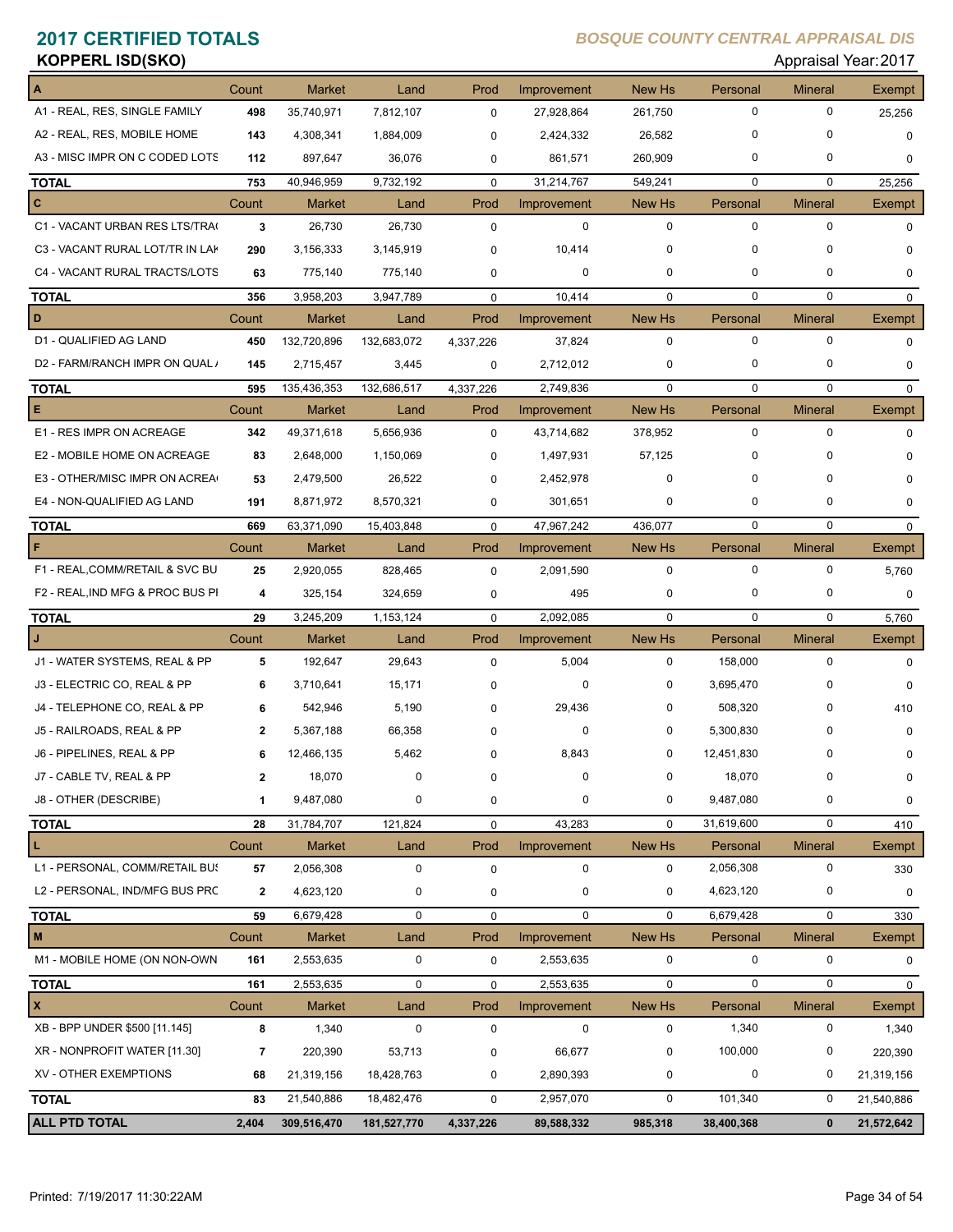# 2017 CERTIFIED TOTALS

*BOSQUE COUNTY CENTRAL APPRAISAL DIS*

**KOPPERL ISD(SKO)**

Appraisal Year: 2017

| A | Count | Market | Land | Prod | Improvement | New Hs | Personal | Mineral | Exempt |
|---|---|---|---|---|---|---|---|---|---|
| A1 - REAL, RES, SINGLE FAMILY | 498 | 35,740,971 | 7,812,107 | 0 | 27,928,864 | 261,750 | 0 | 0 | 25,256 |
| A2 - REAL, RES, MOBILE HOME | 143 | 4,308,341 | 1,884,009 | 0 | 2,424,332 | 26,582 | 0 | 0 | 0 |
| A3 - MISC IMPR ON C CODED LOTS | 112 | 897,647 | 36,076 | 0 | 861,571 | 260,909 | 0 | 0 | 0 |
| **TOTAL** | 753 | 40,946,959 | 9,732,192 | 0 | 31,214,767 | 549,241 | 0 | 0 | 25,256 |
| **C** | Count | Market | Land | Prod | Improvement | New Hs | Personal | Mineral | Exempt |
| C1 - VACANT URBAN RES LTS/TRA( | 3 | 26,730 | 26,730 | 0 | 0 | 0 | 0 | 0 | 0 |
| C3 - VACANT RURAL LOT/TR IN LAK | 290 | 3,156,333 | 3,145,919 | 0 | 10,414 | 0 | 0 | 0 | 0 |
| C4 - VACANT RURAL TRACTS/LOTS | 63 | 775,140 | 775,140 | 0 | 0 | 0 | 0 | 0 | 0 |
| **TOTAL** | 356 | 3,958,203 | 3,947,789 | 0 | 10,414 | 0 | 0 | 0 | 0 |
| **D** | Count | Market | Land | Prod | Improvement | New Hs | Personal | Mineral | Exempt |
| D1 - QUALIFIED AG LAND | 450 | 132,720,896 | 132,683,072 | 4,337,226 | 37,824 | 0 | 0 | 0 | 0 |
| D2 - FARM/RANCH IMPR ON QUAL / | 145 | 2,715,457 | 3,445 | 0 | 2,712,012 | 0 | 0 | 0 | 0 |
| **TOTAL** | 595 | 135,436,353 | 132,686,517 | 4,337,226 | 2,749,836 | 0 | 0 | 0 | 0 |
| **E** | Count | Market | Land | Prod | Improvement | New Hs | Personal | Mineral | Exempt |
| E1 - RES IMPR ON ACREAGE | 342 | 49,371,618 | 5,656,936 | 0 | 43,714,682 | 378,952 | 0 | 0 | 0 |
| E2 - MOBILE HOME ON ACREAGE | 83 | 2,648,000 | 1,150,069 | 0 | 1,497,931 | 57,125 | 0 | 0 | 0 |
| E3 - OTHER/MISC IMPR ON ACREA( | 53 | 2,479,500 | 26,522 | 0 | 2,452,978 | 0 | 0 | 0 | 0 |
| E4 - NON-QUALIFIED AG LAND | 191 | 8,871,972 | 8,570,321 | 0 | 301,651 | 0 | 0 | 0 | 0 |
| **TOTAL** | 669 | 63,371,090 | 15,403,848 | 0 | 47,967,242 | 436,077 | 0 | 0 | 0 |
| **F** | Count | Market | Land | Prod | Improvement | New Hs | Personal | Mineral | Exempt |
| F1 - REAL,COMM/RETAIL & SVC BU | 25 | 2,920,055 | 828,465 | 0 | 2,091,590 | 0 | 0 | 0 | 5,760 |
| F2 - REAL,IND MFG & PROC BUS PI | 4 | 325,154 | 324,659 | 0 | 495 | 0 | 0 | 0 | 0 |
| **TOTAL** | 29 | 3,245,209 | 1,153,124 | 0 | 2,092,085 | 0 | 0 | 0 | 5,760 |
| **J** | Count | Market | Land | Prod | Improvement | New Hs | Personal | Mineral | Exempt |
| J1 - WATER SYSTEMS, REAL & PP | 5 | 192,647 | 29,643 | 0 | 5,004 | 0 | 158,000 | 0 | 0 |
| J3 - ELECTRIC CO, REAL & PP | 6 | 3,710,641 | 15,171 | 0 | 0 | 0 | 3,695,470 | 0 | 0 |
| J4 - TELEPHONE CO, REAL & PP | 6 | 542,946 | 5,190 | 0 | 29,436 | 0 | 508,320 | 0 | 410 |
| J5 - RAILROADS, REAL & PP | 2 | 5,367,188 | 66,358 | 0 | 0 | 0 | 5,300,830 | 0 | 0 |
| J6 - PIPELINES, REAL & PP | 6 | 12,466,135 | 5,462 | 0 | 8,843 | 0 | 12,451,830 | 0 | 0 |
| J7 - CABLE TV, REAL & PP | 2 | 18,070 | 0 | 0 | 0 | 0 | 18,070 | 0 | 0 |
| J8 - OTHER (DESCRIBE) | 1 | 9,487,080 | 0 | 0 | 0 | 0 | 9,487,080 | 0 | 0 |
| **TOTAL** | 28 | 31,784,707 | 121,824 | 0 | 43,283 | 0 | 31,619,600 | 0 | 410 |
| **L** | Count | Market | Land | Prod | Improvement | New Hs | Personal | Mineral | Exempt |
| L1 - PERSONAL, COMM/RETAIL BUS | 57 | 2,056,308 | 0 | 0 | 0 | 0 | 2,056,308 | 0 | 330 |
| L2 - PERSONAL, IND/MFG BUS PRC | 2 | 4,623,120 | 0 | 0 | 0 | 0 | 4,623,120 | 0 | 0 |
| **TOTAL** | 59 | 6,679,428 | 0 | 0 | 0 | 0 | 6,679,428 | 0 | 330 |
| **M** | Count | Market | Land | Prod | Improvement | New Hs | Personal | Mineral | Exempt |
| M1 - MOBILE HOME (ON NON-OWN | 161 | 2,553,635 | 0 | 0 | 2,553,635 | 0 | 0 | 0 | 0 |
| **TOTAL** | 161 | 2,553,635 | 0 | 0 | 2,553,635 | 0 | 0 | 0 | 0 |
| **X** | Count | Market | Land | Prod | Improvement | New Hs | Personal | Mineral | Exempt |
| XB - BPP UNDER $500 [11.145] | 8 | 1,340 | 0 | 0 | 0 | 0 | 1,340 | 0 | 1,340 |
| XR - NONPROFIT WATER [11.30] | 7 | 220,390 | 53,713 | 0 | 66,677 | 0 | 100,000 | 0 | 220,390 |
| XV - OTHER EXEMPTIONS | 68 | 21,319,156 | 18,428,763 | 0 | 2,890,393 | 0 | 0 | 0 | 21,319,156 |
| **TOTAL** | 83 | 21,540,886 | 18,482,476 | 0 | 2,957,070 | 0 | 101,340 | 0 | 21,540,886 |
| **ALL PTD TOTAL** | **2,404** | **309,516,470** | **181,527,770** | **4,337,226** | **89,588,332** | **985,318** | **38,400,368** | **0** | **21,572,642** |

Printed: 7/19/2017 11:30:22AM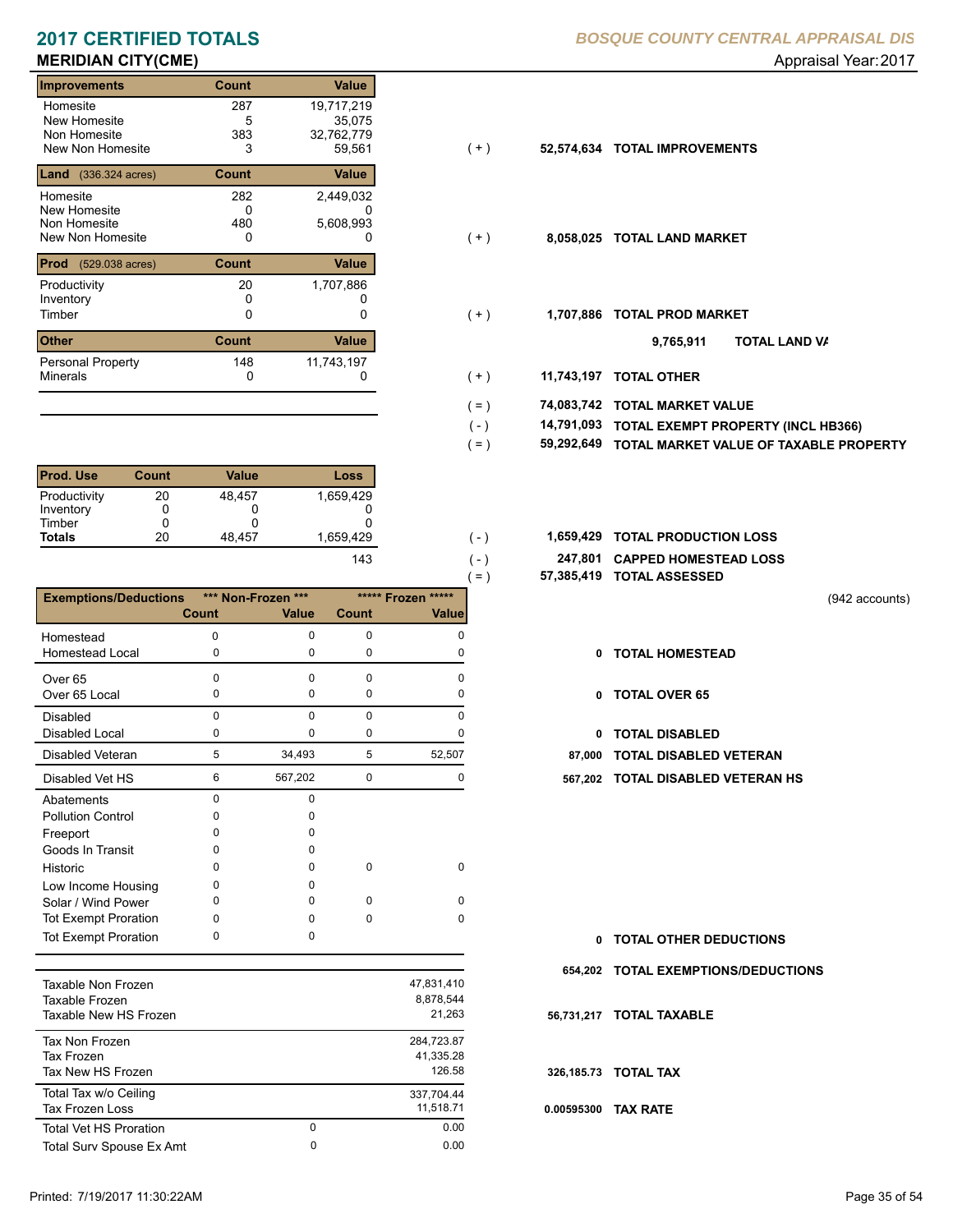# 2017 CERTIFIED TOTALS

**BOSQUE COUNTY CENTRAL APPRAISAL DIS**

## MERIDIAN CITY(CME)

Appraisal Year: 2017

| Improvements | Count | Value | | | |
|---|---|---|---|---|---|
| Homesite | 287 | 19,717,219 | | | |
| New Homesite | 5 | 35,075 | | | |
| Non Homesite | 383 | 32,762,779 | | | |
| New Non Homesite | 3 | 59,561 | ( + ) | 52,574,634 | TOTAL IMPROVEMENTS |

| Land (336.324 acres) | Count | Value | | | |
|---|---|---|---|---|---|
| Homesite | 282 | 2,449,032 | | | |
| New Homesite | 0 | 0 | | | |
| Non Homesite | 480 | 5,608,993 | | | |
| New Non Homesite | 0 | 0 | ( + ) | 8,058,025 | TOTAL LAND MARKET |

| Prod (529.038 acres) | Count | Value | | | |
|---|---|---|---|---|---|
| Productivity | 20 | 1,707,886 | | | |
| Inventory | 0 | 0 | | | |
| Timber | 0 | 0 | ( + ) | 1,707,886 | TOTAL PROD MARKET |

9,765,911 TOTAL LAND VA

| Other | Count | Value | | | |
|---|---|---|---|---|---|
| Personal Property | 148 | 11,743,197 | | | |
| Minerals | 0 | 0 | ( + ) | 11,743,197 | TOTAL OTHER |

| | | |
|---|---|---|
| ( = ) | 74,083,742 | TOTAL MARKET VALUE |
| ( - ) | 14,791,093 | TOTAL EXEMPT PROPERTY (INCL HB366) |
| ( = ) | 59,292,649 | TOTAL MARKET VALUE OF TAXABLE PROPERTY |

| Prod. Use | Count | Value | Loss |
|---|---|---|---|
| Productivity | 20 | 48,457 | 1,659,429 |
| Inventory | 0 | 0 | 0 |
| Timber | 0 | 0 | 0 |
| **Totals** | 20 | 48,457 | 1,659,429 |
| | | | 143 |

| | | |
|---|---|---|
| ( - ) | 1,659,429 | TOTAL PRODUCTION LOSS |
| ( - ) | 247,801 | CAPPED HOMESTEAD LOSS |
| ( = ) | 57,385,419 | TOTAL ASSESSED |

(942 accounts)

| Exemptions/Deductions | *** Non-Frozen *** | | ***** Frozen ***** | | | |
|---|---|---|---|---|---|---|
| | Count | Value | Count | Value | | |
| Homestead | 0 | 0 | 0 | 0 | | |
| Homestead Local | 0 | 0 | 0 | 0 | 0 | TOTAL HOMESTEAD |
| Over 65 | 0 | 0 | 0 | 0 | | |
| Over 65 Local | 0 | 0 | 0 | 0 | 0 | TOTAL OVER 65 |
| Disabled | 0 | 0 | 0 | 0 | | |
| Disabled Local | 0 | 0 | 0 | 0 | 0 | TOTAL DISABLED |
| Disabled Veteran | 5 | 34,493 | 5 | 52,507 | 87,000 | TOTAL DISABLED VETERAN |
| Disabled Vet HS | 6 | 567,202 | 0 | 0 | 567,202 | TOTAL DISABLED VETERAN HS |
| Abatements | 0 | 0 | | | | |
| Pollution Control | 0 | 0 | | | | |
| Freeport | 0 | 0 | | | | |
| Goods In Transit | 0 | 0 | | | | |
| Historic | 0 | 0 | 0 | 0 | | |
| Low Income Housing | 0 | 0 | | | | |
| Solar / Wind Power | 0 | 0 | 0 | 0 | | |
| Tot Exempt Proration | 0 | 0 | 0 | 0 | | |
| Tot Exempt Proration | 0 | 0 | | | 0 | TOTAL OTHER DEDUCTIONS |
| | | | | | 654,202 | TOTAL EXEMPTIONS/DEDUCTIONS |

| | | | | |
|---|---|---|---|---|
| Taxable Non Frozen | | 47,831,410 | | |
| Taxable Frozen | | 8,878,544 | | |
| Taxable New HS Frozen | | 21,263 | 56,731,217 | TOTAL TAXABLE |
| Tax Non Frozen | | 284,723.87 | | |
| Tax Frozen | | 41,335.28 | | |
| Tax New HS Frozen | | 126.58 | 326,185.73 | TOTAL TAX |
| Total Tax w/o Ceiling | | 337,704.44 | | |
| Tax Frozen Loss | | 11,518.71 | 0.00595300 | TAX RATE |
| Total Vet HS Proration | 0 | 0.00 | | |
| Total Surv Spouse Ex Amt | 0 | 0.00 | | |

Printed: 7/19/2017 11:30:22AM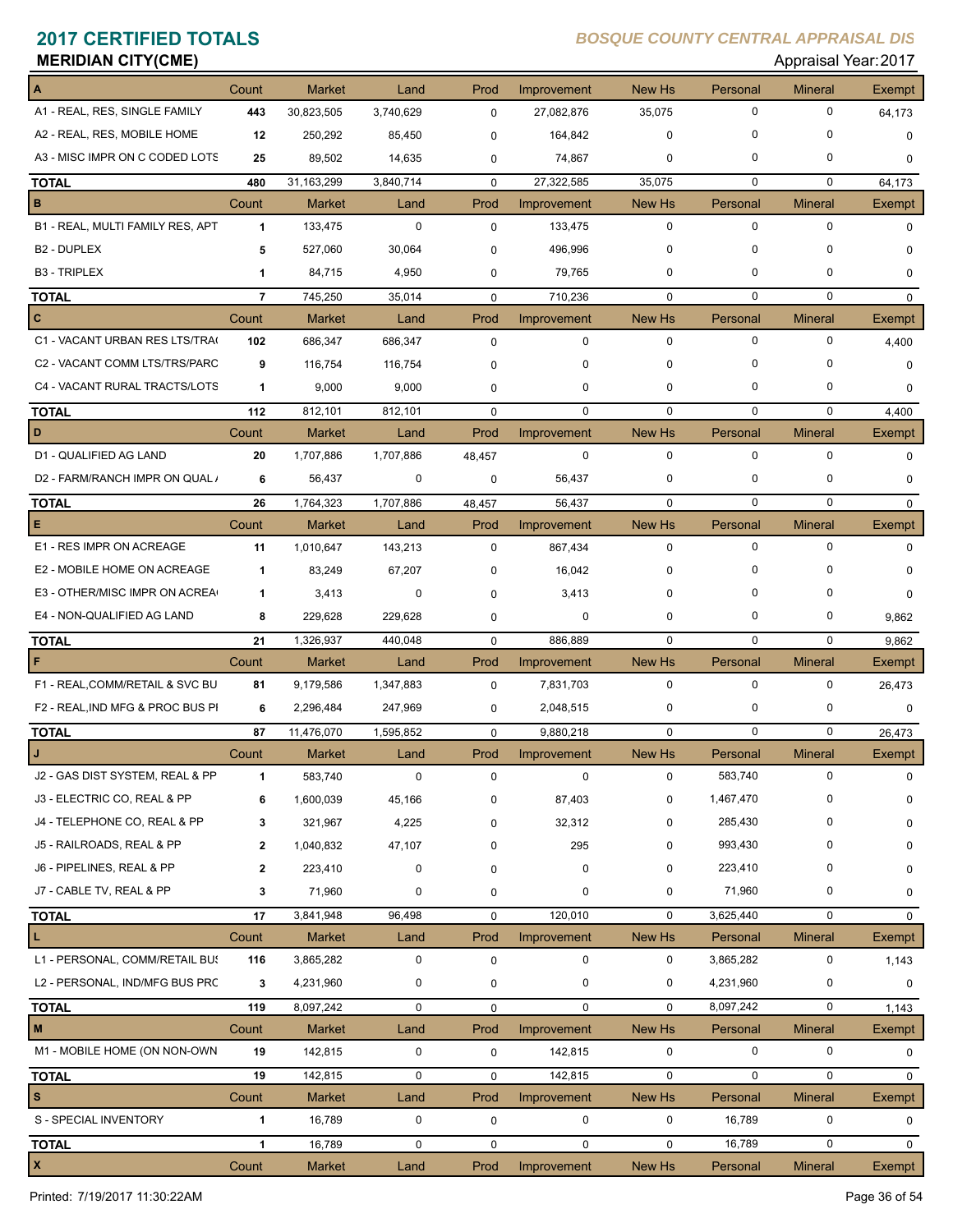# 2017 CERTIFIED TOTALS

*BOSQUE COUNTY CENTRAL APPRAISAL DIS*

**MERIDIAN CITY(CME)**

Appraisal Year: 2017

| A | Count | Market | Land | Prod | Improvement | New Hs | Personal | Mineral | Exempt |
|---|---|---|---|---|---|---|---|---|---|
| A1 - REAL, RES, SINGLE FAMILY | 443 | 30,823,505 | 3,740,629 | 0 | 27,082,876 | 35,075 | 0 | 0 | 64,173 |
| A2 - REAL, RES, MOBILE HOME | 12 | 250,292 | 85,450 | 0 | 164,842 | 0 | 0 | 0 | 0 |
| A3 - MISC IMPR ON C CODED LOTS | 25 | 89,502 | 14,635 | 0 | 74,867 | 0 | 0 | 0 | 0 |
| **TOTAL** | 480 | 31,163,299 | 3,840,714 | 0 | 27,322,585 | 35,075 | 0 | 0 | 64,173 |
| **B** | Count | Market | Land | Prod | Improvement | New Hs | Personal | Mineral | Exempt |
| B1 - REAL, MULTI FAMILY RES, APT | 1 | 133,475 | 0 | 0 | 133,475 | 0 | 0 | 0 | 0 |
| B2 - DUPLEX | 5 | 527,060 | 30,064 | 0 | 496,996 | 0 | 0 | 0 | 0 |
| B3 - TRIPLEX | 1 | 84,715 | 4,950 | 0 | 79,765 | 0 | 0 | 0 | 0 |
| **TOTAL** | 7 | 745,250 | 35,014 | 0 | 710,236 | 0 | 0 | 0 | 0 |
| **C** | Count | Market | Land | Prod | Improvement | New Hs | Personal | Mineral | Exempt |
| C1 - VACANT URBAN RES LTS/TRA( | 102 | 686,347 | 686,347 | 0 | 0 | 0 | 0 | 0 | 4,400 |
| C2 - VACANT COMM LTS/TRS/PARC | 9 | 116,754 | 116,754 | 0 | 0 | 0 | 0 | 0 | 0 |
| C4 - VACANT RURAL TRACTS/LOTS | 1 | 9,000 | 9,000 | 0 | 0 | 0 | 0 | 0 | 0 |
| **TOTAL** | 112 | 812,101 | 812,101 | 0 | 0 | 0 | 0 | 0 | 4,400 |
| **D** | Count | Market | Land | Prod | Improvement | New Hs | Personal | Mineral | Exempt |
| D1 - QUALIFIED AG LAND | 20 | 1,707,886 | 1,707,886 | 48,457 | 0 | 0 | 0 | 0 | 0 |
| D2 - FARM/RANCH IMPR ON QUAL / | 6 | 56,437 | 0 | 0 | 56,437 | 0 | 0 | 0 | 0 |
| **TOTAL** | 26 | 1,764,323 | 1,707,886 | 48,457 | 56,437 | 0 | 0 | 0 | 0 |
| **E** | Count | Market | Land | Prod | Improvement | New Hs | Personal | Mineral | Exempt |
| E1 - RES IMPR ON ACREAGE | 11 | 1,010,647 | 143,213 | 0 | 867,434 | 0 | 0 | 0 | 0 |
| E2 - MOBILE HOME ON ACREAGE | 1 | 83,249 | 67,207 | 0 | 16,042 | 0 | 0 | 0 | 0 |
| E3 - OTHER/MISC IMPR ON ACREA( | 1 | 3,413 | 0 | 0 | 3,413 | 0 | 0 | 0 | 0 |
| E4 - NON-QUALIFIED AG LAND | 8 | 229,628 | 229,628 | 0 | 0 | 0 | 0 | 0 | 9,862 |
| **TOTAL** | 21 | 1,326,937 | 440,048 | 0 | 886,889 | 0 | 0 | 0 | 9,862 |
| **F** | Count | Market | Land | Prod | Improvement | New Hs | Personal | Mineral | Exempt |
| F1 - REAL,COMM/RETAIL & SVC BU | 81 | 9,179,586 | 1,347,883 | 0 | 7,831,703 | 0 | 0 | 0 | 26,473 |
| F2 - REAL,IND MFG & PROC BUS PI | 6 | 2,296,484 | 247,969 | 0 | 2,048,515 | 0 | 0 | 0 | 0 |
| **TOTAL** | 87 | 11,476,070 | 1,595,852 | 0 | 9,880,218 | 0 | 0 | 0 | 26,473 |
| **J** | Count | Market | Land | Prod | Improvement | New Hs | Personal | Mineral | Exempt |
| J2 - GAS DIST SYSTEM, REAL & PP | 1 | 583,740 | 0 | 0 | 0 | 0 | 583,740 | 0 | 0 |
| J3 - ELECTRIC CO, REAL & PP | 6 | 1,600,039 | 45,166 | 0 | 87,403 | 0 | 1,467,470 | 0 | 0 |
| J4 - TELEPHONE CO, REAL & PP | 3 | 321,967 | 4,225 | 0 | 32,312 | 0 | 285,430 | 0 | 0 |
| J5 - RAILROADS, REAL & PP | 2 | 1,040,832 | 47,107 | 0 | 295 | 0 | 993,430 | 0 | 0 |
| J6 - PIPELINES, REAL & PP | 2 | 223,410 | 0 | 0 | 0 | 0 | 223,410 | 0 | 0 |
| J7 - CABLE TV, REAL & PP | 3 | 71,960 | 0 | 0 | 0 | 0 | 71,960 | 0 | 0 |
| **TOTAL** | 17 | 3,841,948 | 96,498 | 0 | 120,010 | 0 | 3,625,440 | 0 | 0 |
| **L** | Count | Market | Land | Prod | Improvement | New Hs | Personal | Mineral | Exempt |
| L1 - PERSONAL, COMM/RETAIL BUS | 116 | 3,865,282 | 0 | 0 | 0 | 0 | 3,865,282 | 0 | 1,143 |
| L2 - PERSONAL, IND/MFG BUS PRC | 3 | 4,231,960 | 0 | 0 | 0 | 0 | 4,231,960 | 0 | 0 |
| **TOTAL** | 119 | 8,097,242 | 0 | 0 | 0 | 0 | 8,097,242 | 0 | 1,143 |
| **M** | Count | Market | Land | Prod | Improvement | New Hs | Personal | Mineral | Exempt |
| M1 - MOBILE HOME (ON NON-OWN | 19 | 142,815 | 0 | 0 | 142,815 | 0 | 0 | 0 | 0 |
| **TOTAL** | 19 | 142,815 | 0 | 0 | 142,815 | 0 | 0 | 0 | 0 |
| **S** | Count | Market | Land | Prod | Improvement | New Hs | Personal | Mineral | Exempt |
| S - SPECIAL INVENTORY | 1 | 16,789 | 0 | 0 | 0 | 0 | 16,789 | 0 | 0 |
| **TOTAL** | 1 | 16,789 | 0 | 0 | 0 | 0 | 16,789 | 0 | 0 |
| **X** | Count | Market | Land | Prod | Improvement | New Hs | Personal | Mineral | Exempt |

Printed: 7/19/2017 11:30:22AM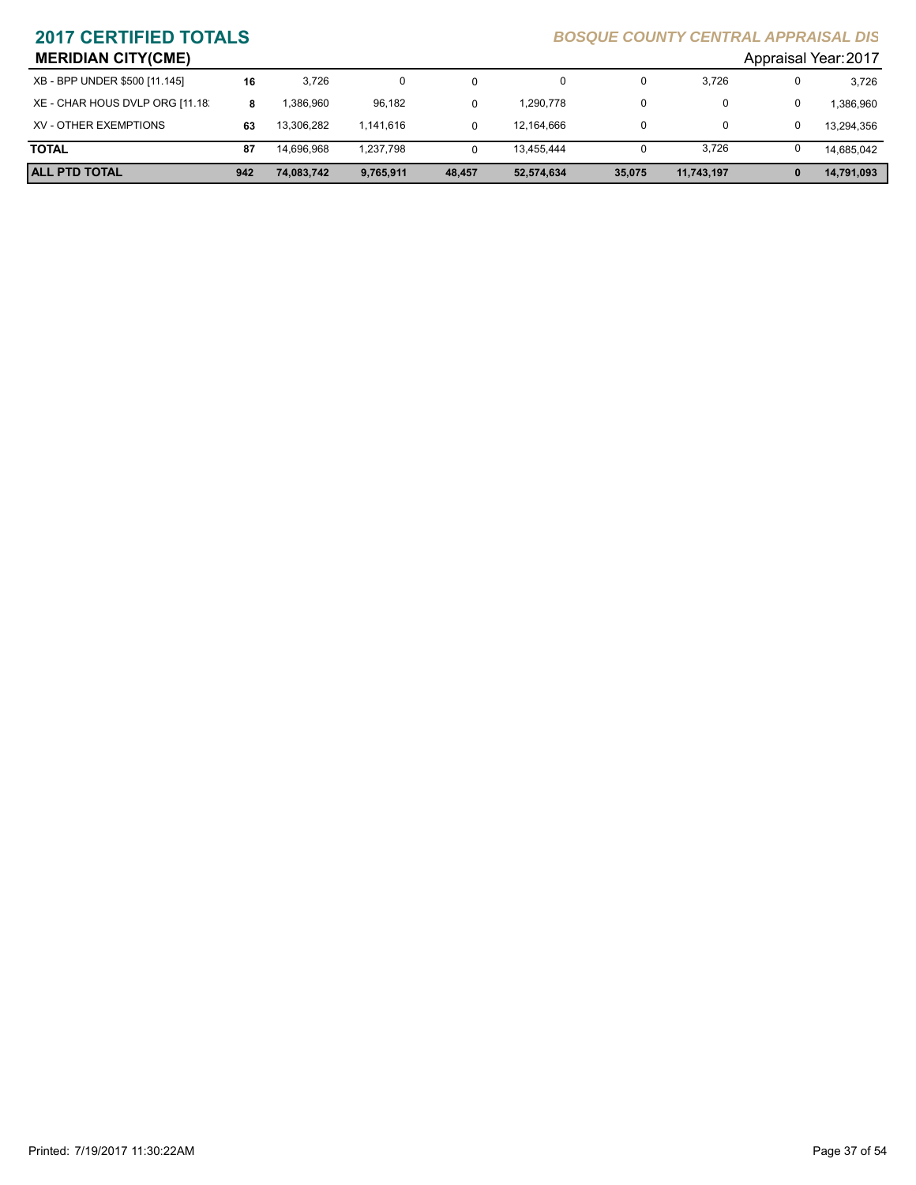# 2017 CERTIFIED TOTALS

*BOSQUE COUNTY CENTRAL APPRAISAL DIS*

## MERIDIAN CITY(CME)

Appraisal Year: 2017

| | | | | | | | | | |
|---|---|---|---|---|---|---|---|---|---|
| XB - BPP UNDER $500 [11.145] | 16 | 3,726 | 0 | 0 | 0 | 0 | 3,726 | 0 | 3,726 |
| XE - CHAR HOUS DVLP ORG [11.18] | 8 | 1,386,960 | 96,182 | 0 | 1,290,778 | 0 | 0 | 0 | 1,386,960 |
| XV - OTHER EXEMPTIONS | 63 | 13,306,282 | 1,141,616 | 0 | 12,164,666 | 0 | 0 | 0 | 13,294,356 |
| **TOTAL** | 87 | 14,696,968 | 1,237,798 | 0 | 13,455,444 | 0 | 3,726 | 0 | 14,685,042 |
| **ALL PTD TOTAL** | **942** | **74,083,742** | **9,765,911** | **48,457** | **52,574,634** | **35,075** | **11,743,197** | **0** | **14,791,093** |

Printed: 7/19/2017 11:30:22AM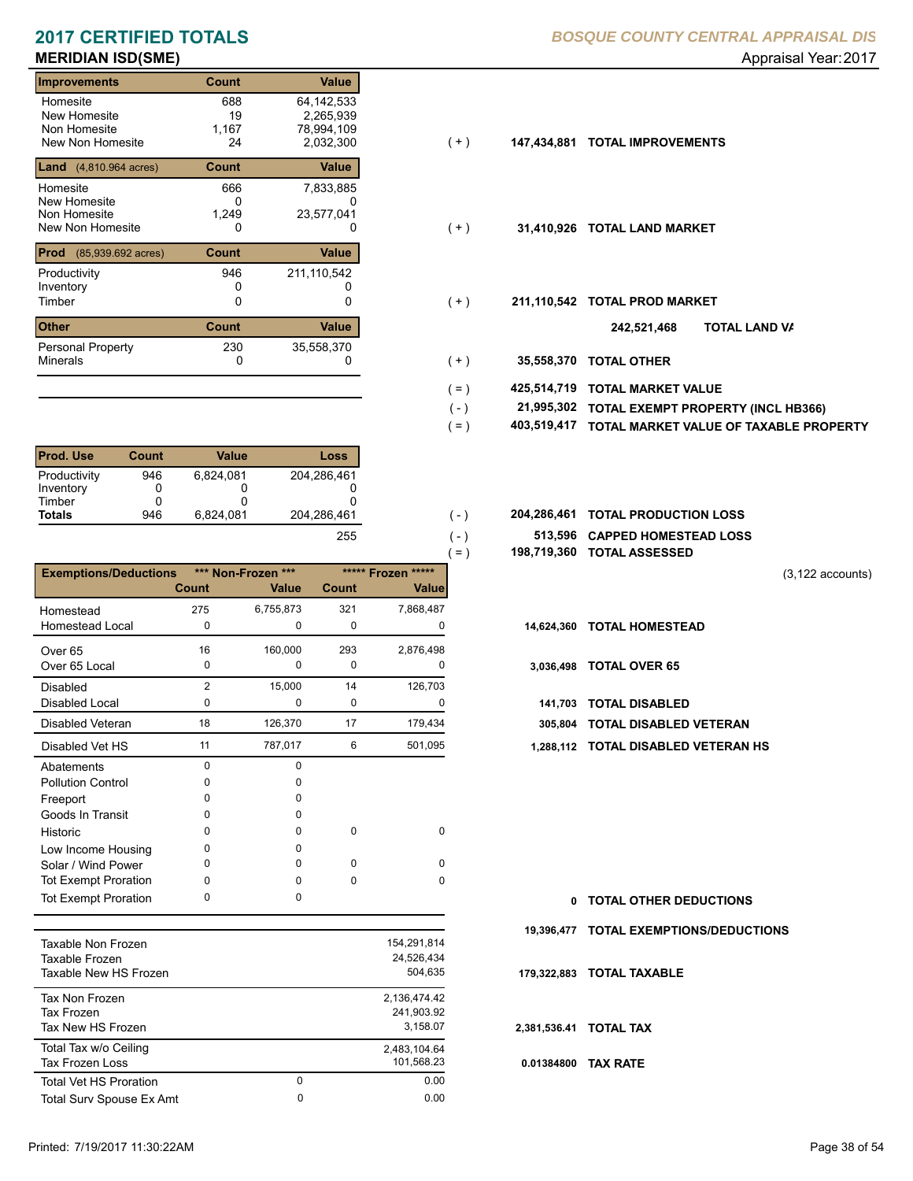# 2017 CERTIFIED TOTALS

*BOSQUE COUNTY CENTRAL APPRAISAL DIS*

## MERIDIAN ISD(SME)

Appraisal Year: 2017

| Improvements | Count | Value | | | |
|---|---|---|---|---|---|
| Homesite | 688 | 64,142,533 | | | |
| New Homesite | 19 | 2,265,939 | | | |
| Non Homesite | 1,167 | 78,994,109 | | | |
| New Non Homesite | 24 | 2,032,300 | ( + ) | 147,434,881 | TOTAL IMPROVEMENTS |

| Land (4,810.964 acres) | Count | Value | | | |
|---|---|---|---|---|---|
| Homesite | 666 | 7,833,885 | | | |
| New Homesite | 0 | 0 | | | |
| Non Homesite | 1,249 | 23,577,041 | | | |
| New Non Homesite | 0 | 0 | ( + ) | 31,410,926 | TOTAL LAND MARKET |

| Prod (85,939.692 acres) | Count | Value | | | |
|---|---|---|---|---|---|
| Productivity | 946 | 211,110,542 | | | |
| Inventory | 0 | 0 | | | |
| Timber | 0 | 0 | ( + ) | 211,110,542 | TOTAL PROD MARKET |

242,521,468 TOTAL LAND VA

| Other | Count | Value | | | |
|---|---|---|---|---|---|
| Personal Property | 230 | 35,558,370 | | | |
| Minerals | 0 | 0 | ( + ) | 35,558,370 | TOTAL OTHER |

| | | |
|---|---|---|
| ( = ) | 425,514,719 | TOTAL MARKET VALUE |
| ( - ) | 21,995,302 | TOTAL EXEMPT PROPERTY (INCL HB366) |
| ( = ) | 403,519,417 | TOTAL MARKET VALUE OF TAXABLE PROPERTY |

| Prod. Use | Count | Value | Loss |
|---|---|---|---|
| Productivity | 946 | 6,824,081 | 204,286,461 |
| Inventory | 0 | 0 | 0 |
| Timber | 0 | 0 | 0 |
| **Totals** | 946 | 6,824,081 | 204,286,461 |

| | | | |
|---|---|---|---|
| | ( - ) | 204,286,461 | TOTAL PRODUCTION LOSS |
| 255 | ( - ) | 513,596 | CAPPED HOMESTEAD LOSS |
| | ( = ) | 198,719,360 | TOTAL ASSESSED |

(3,122 accounts)

| Exemptions/Deductions | *** Non-Frozen *** | | ***** Frozen ***** | | | |
|---|---|---|---|---|---|---|
| | Count | Value | Count | Value | | |
| Homestead | 275 | 6,755,873 | 321 | 7,868,487 | | |
| Homestead Local | 0 | 0 | 0 | 0 | 14,624,360 | TOTAL HOMESTEAD |
| Over 65 | 16 | 160,000 | 293 | 2,876,498 | | |
| Over 65 Local | 0 | 0 | 0 | 0 | 3,036,498 | TOTAL OVER 65 |
| Disabled | 2 | 15,000 | 14 | 126,703 | | |
| Disabled Local | 0 | 0 | 0 | 0 | 141,703 | TOTAL DISABLED |
| Disabled Veteran | 18 | 126,370 | 17 | 179,434 | 305,804 | TOTAL DISABLED VETERAN |
| Disabled Vet HS | 11 | 787,017 | 6 | 501,095 | 1,288,112 | TOTAL DISABLED VETERAN HS |
| Abatements | 0 | 0 | | | | |
| Pollution Control | 0 | 0 | | | | |
| Freeport | 0 | 0 | | | | |
| Goods In Transit | 0 | 0 | | | | |
| Historic | 0 | 0 | 0 | 0 | | |
| Low Income Housing | 0 | 0 | | | | |
| Solar / Wind Power | 0 | 0 | 0 | 0 | | |
| Tot Exempt Proration | 0 | 0 | 0 | 0 | | |
| Tot Exempt Proration | 0 | 0 | | | 0 | TOTAL OTHER DEDUCTIONS |
| | | | | | 19,396,477 | TOTAL EXEMPTIONS/DEDUCTIONS |

| | | | | |
|---|---|---|---|---|
| Taxable Non Frozen | | 154,291,814 | | |
| Taxable Frozen | | 24,526,434 | | |
| Taxable New HS Frozen | | 504,635 | 179,322,883 | TOTAL TAXABLE |
| Tax Non Frozen | | 2,136,474.42 | | |
| Tax Frozen | | 241,903.92 | | |
| Tax New HS Frozen | | 3,158.07 | 2,381,536.41 | TOTAL TAX |
| Total Tax w/o Ceiling | | 2,483,104.64 | | |
| Tax Frozen Loss | | 101,568.23 | 0.01384800 | TAX RATE |
| Total Vet HS Proration | 0 | 0.00 | | |
| Total Surv Spouse Ex Amt | 0 | 0.00 | | |

Printed: 7/19/2017 11:30:22AM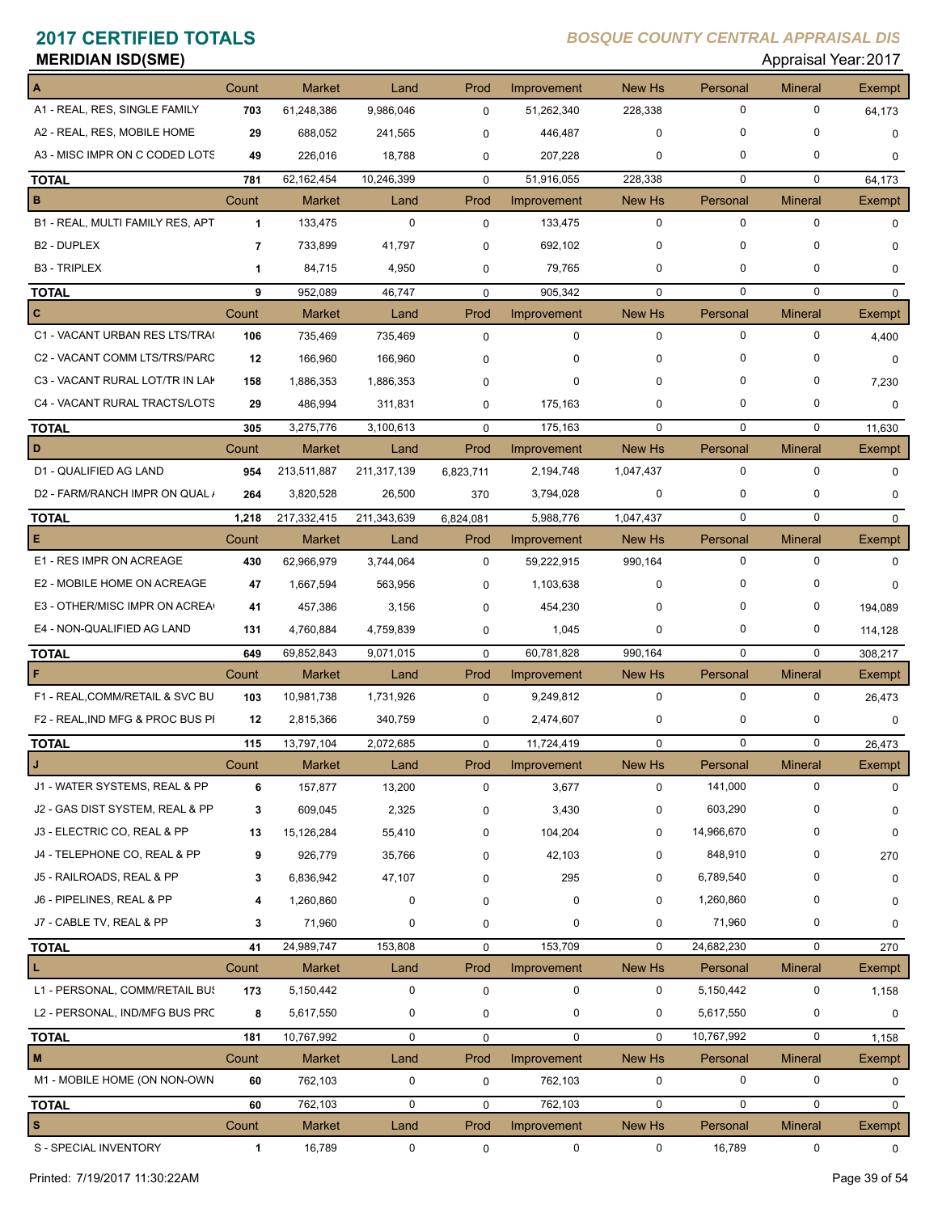## 2017 CERTIFIED TOTALS

*BOSQUE COUNTY CENTRAL APPRAISAL DIS*

**MERIDIAN ISD(SME)**

Appraisal Year: 2017

| A | Count | Market | Land | Prod | Improvement | New Hs | Personal | Mineral | Exempt |
|---|---|---|---|---|---|---|---|---|---|
| A1 - REAL, RES, SINGLE FAMILY | 703 | 61,248,386 | 9,986,046 | 0 | 51,262,340 | 228,338 | 0 | 0 | 64,173 |
| A2 - REAL, RES, MOBILE HOME | 29 | 688,052 | 241,565 | 0 | 446,487 | 0 | 0 | 0 | 0 |
| A3 - MISC IMPR ON C CODED LOTS | 49 | 226,016 | 18,788 | 0 | 207,228 | 0 | 0 | 0 | 0 |
| **TOTAL** | 781 | 62,162,454 | 10,246,399 | 0 | 51,916,055 | 228,338 | 0 | 0 | 64,173 |
| **B** | **Count** | **Market** | **Land** | **Prod** | **Improvement** | **New Hs** | **Personal** | **Mineral** | **Exempt** |
| B1 - REAL, MULTI FAMILY RES, APT | 1 | 133,475 | 0 | 0 | 133,475 | 0 | 0 | 0 | 0 |
| B2 - DUPLEX | 7 | 733,899 | 41,797 | 0 | 692,102 | 0 | 0 | 0 | 0 |
| B3 - TRIPLEX | 1 | 84,715 | 4,950 | 0 | 79,765 | 0 | 0 | 0 | 0 |
| **TOTAL** | 9 | 952,089 | 46,747 | 0 | 905,342 | 0 | 0 | 0 | 0 |
| **C** | **Count** | **Market** | **Land** | **Prod** | **Improvement** | **New Hs** | **Personal** | **Mineral** | **Exempt** |
| C1 - VACANT URBAN RES LTS/TRA( | 106 | 735,469 | 735,469 | 0 | 0 | 0 | 0 | 0 | 4,400 |
| C2 - VACANT COMM LTS/TRS/PARC | 12 | 166,960 | 166,960 | 0 | 0 | 0 | 0 | 0 | 0 |
| C3 - VACANT RURAL LOT/TR IN LAK | 158 | 1,886,353 | 1,886,353 | 0 | 0 | 0 | 0 | 0 | 7,230 |
| C4 - VACANT RURAL TRACTS/LOTS | 29 | 486,994 | 311,831 | 0 | 175,163 | 0 | 0 | 0 | 0 |
| **TOTAL** | 305 | 3,275,776 | 3,100,613 | 0 | 175,163 | 0 | 0 | 0 | 11,630 |
| **D** | **Count** | **Market** | **Land** | **Prod** | **Improvement** | **New Hs** | **Personal** | **Mineral** | **Exempt** |
| D1 - QUALIFIED AG LAND | 954 | 213,511,887 | 211,317,139 | 6,823,711 | 2,194,748 | 1,047,437 | 0 | 0 | 0 |
| D2 - FARM/RANCH IMPR ON QUAL / | 264 | 3,820,528 | 26,500 | 370 | 3,794,028 | 0 | 0 | 0 | 0 |
| **TOTAL** | 1,218 | 217,332,415 | 211,343,639 | 6,824,081 | 5,988,776 | 1,047,437 | 0 | 0 | 0 |
| **E** | **Count** | **Market** | **Land** | **Prod** | **Improvement** | **New Hs** | **Personal** | **Mineral** | **Exempt** |
| E1 - RES IMPR ON ACREAGE | 430 | 62,966,979 | 3,744,064 | 0 | 59,222,915 | 990,164 | 0 | 0 | 0 |
| E2 - MOBILE HOME ON ACREAGE | 47 | 1,667,594 | 563,956 | 0 | 1,103,638 | 0 | 0 | 0 | 0 |
| E3 - OTHER/MISC IMPR ON ACREA( | 41 | 457,386 | 3,156 | 0 | 454,230 | 0 | 0 | 0 | 194,089 |
| E4 - NON-QUALIFIED AG LAND | 131 | 4,760,884 | 4,759,839 | 0 | 1,045 | 0 | 0 | 0 | 114,128 |
| **TOTAL** | 649 | 69,852,843 | 9,071,015 | 0 | 60,781,828 | 990,164 | 0 | 0 | 308,217 |
| **F** | **Count** | **Market** | **Land** | **Prod** | **Improvement** | **New Hs** | **Personal** | **Mineral** | **Exempt** |
| F1 - REAL,COMM/RETAIL & SVC BU | 103 | 10,981,738 | 1,731,926 | 0 | 9,249,812 | 0 | 0 | 0 | 26,473 |
| F2 - REAL,IND MFG & PROC BUS PI | 12 | 2,815,366 | 340,759 | 0 | 2,474,607 | 0 | 0 | 0 | 0 |
| **TOTAL** | 115 | 13,797,104 | 2,072,685 | 0 | 11,724,419 | 0 | 0 | 0 | 26,473 |
| **J** | **Count** | **Market** | **Land** | **Prod** | **Improvement** | **New Hs** | **Personal** | **Mineral** | **Exempt** |
| J1 - WATER SYSTEMS, REAL & PP | 6 | 157,877 | 13,200 | 0 | 3,677 | 0 | 141,000 | 0 | 0 |
| J2 - GAS DIST SYSTEM, REAL & PP | 3 | 609,045 | 2,325 | 0 | 3,430 | 0 | 603,290 | 0 | 0 |
| J3 - ELECTRIC CO, REAL & PP | 13 | 15,126,284 | 55,410 | 0 | 104,204 | 0 | 14,966,670 | 0 | 0 |
| J4 - TELEPHONE CO, REAL & PP | 9 | 926,779 | 35,766 | 0 | 42,103 | 0 | 848,910 | 0 | 270 |
| J5 - RAILROADS, REAL & PP | 3 | 6,836,942 | 47,107 | 0 | 295 | 0 | 6,789,540 | 0 | 0 |
| J6 - PIPELINES, REAL & PP | 4 | 1,260,860 | 0 | 0 | 0 | 0 | 1,260,860 | 0 | 0 |
| J7 - CABLE TV, REAL & PP | 3 | 71,960 | 0 | 0 | 0 | 0 | 71,960 | 0 | 0 |
| **TOTAL** | 41 | 24,989,747 | 153,808 | 0 | 153,709 | 0 | 24,682,230 | 0 | 270 |
| **L** | **Count** | **Market** | **Land** | **Prod** | **Improvement** | **New Hs** | **Personal** | **Mineral** | **Exempt** |
| L1 - PERSONAL, COMM/RETAIL BUS | 173 | 5,150,442 | 0 | 0 | 0 | 0 | 5,150,442 | 0 | 1,158 |
| L2 - PERSONAL, IND/MFG BUS PRC | 8 | 5,617,550 | 0 | 0 | 0 | 0 | 5,617,550 | 0 | 0 |
| **TOTAL** | 181 | 10,767,992 | 0 | 0 | 0 | 0 | 10,767,992 | 0 | 1,158 |
| **M** | **Count** | **Market** | **Land** | **Prod** | **Improvement** | **New Hs** | **Personal** | **Mineral** | **Exempt** |
| M1 - MOBILE HOME (ON NON-OWN | 60 | 762,103 | 0 | 0 | 762,103 | 0 | 0 | 0 | 0 |
| **TOTAL** | 60 | 762,103 | 0 | 0 | 762,103 | 0 | 0 | 0 | 0 |
| **S** | **Count** | **Market** | **Land** | **Prod** | **Improvement** | **New Hs** | **Personal** | **Mineral** | **Exempt** |
| S - SPECIAL INVENTORY | 1 | 16,789 | 0 | 0 | 0 | 0 | 16,789 | 0 | 0 |

Printed: 7/19/2017 11:30:22AM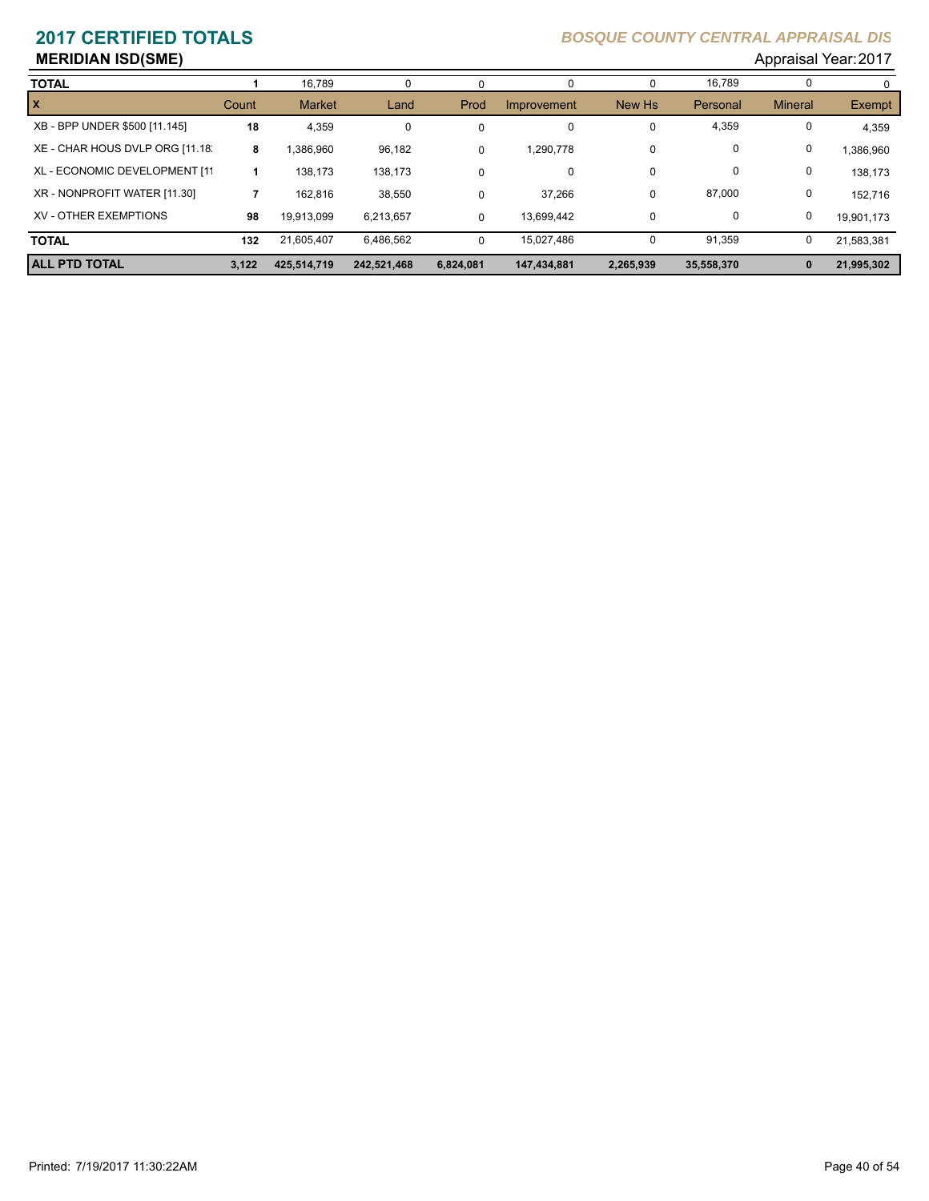# 2017 CERTIFIED TOTALS

***BOSQUE COUNTY CENTRAL APPRAISAL DIS***

## MERIDIAN ISD(SME)

Appraisal Year: 2017

| | Count | Market | Land | Prod | Improvement | New Hs | Personal | Mineral | Exempt |
|---|---|---|---|---|---|---|---|---|---|
| **TOTAL** | **1** | 16,789 | 0 | 0 | 0 | 0 | 16,789 | 0 | 0 |
| **X** | Count | Market | Land | Prod | Improvement | New Hs | Personal | Mineral | Exempt |
| XB - BPP UNDER $500 [11.145] | **18** | 4,359 | 0 | 0 | 0 | 0 | 4,359 | 0 | 4,359 |
| XE - CHAR HOUS DVLP ORG [11.18] | **8** | 1,386,960 | 96,182 | 0 | 1,290,778 | 0 | 0 | 0 | 1,386,960 |
| XL - ECONOMIC DEVELOPMENT [11 | **1** | 138,173 | 138,173 | 0 | 0 | 0 | 0 | 0 | 138,173 |
| XR - NONPROFIT WATER [11.30] | **7** | 162,816 | 38,550 | 0 | 37,266 | 0 | 87,000 | 0 | 152,716 |
| XV - OTHER EXEMPTIONS | **98** | 19,913,099 | 6,213,657 | 0 | 13,699,442 | 0 | 0 | 0 | 19,901,173 |
| **TOTAL** | **132** | 21,605,407 | 6,486,562 | 0 | 15,027,486 | 0 | 91,359 | 0 | 21,583,381 |
| **ALL PTD TOTAL** | **3,122** | **425,514,719** | **242,521,468** | **6,824,081** | **147,434,881** | **2,265,939** | **35,558,370** | **0** | **21,995,302** |

Printed: 7/19/2017 11:30:22AM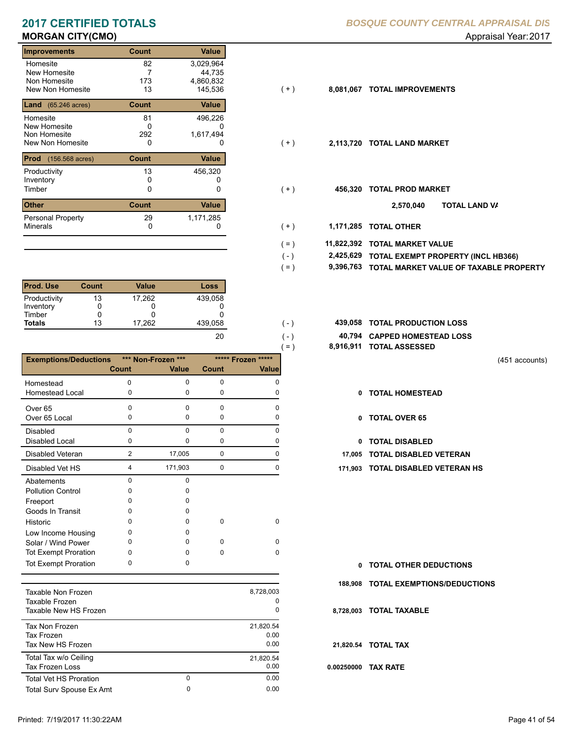# 2017 CERTIFIED TOTALS

*BOSQUE COUNTY CENTRAL APPRAISAL DIS*

**MORGAN CITY(CMO)**

Appraisal Year: 2017

| Improvements | Count | Value | | | |
|---|---|---|---|---|---|
| Homesite | 82 | 3,029,964 | | | |
| New Homesite | 7 | 44,735 | | | |
| Non Homesite | 173 | 4,860,832 | | | |
| New Non Homesite | 13 | 145,536 | ( + ) | 8,081,067 | **TOTAL IMPROVEMENTS** |

| Land (65.246 acres) | Count | Value | | | |
|---|---|---|---|---|---|
| Homesite | 81 | 496,226 | | | |
| New Homesite | 0 | 0 | | | |
| Non Homesite | 292 | 1,617,494 | | | |
| New Non Homesite | 0 | 0 | ( + ) | 2,113,720 | **TOTAL LAND MARKET** |

| Prod (156.568 acres) | Count | Value | | | |
|---|---|---|---|---|---|
| Productivity | 13 | 456,320 | | | |
| Inventory | 0 | 0 | | | |
| Timber | 0 | 0 | ( + ) | 456,320 | **TOTAL PROD MARKET** |

| Other | Count | Value | | | |
|---|---|---|---|---|---|
| | | | | 2,570,040 | **TOTAL LAND VA** |
| Personal Property | 29 | 1,171,285 | | | |
| Minerals | 0 | 0 | ( + ) | 1,171,285 | **TOTAL OTHER** |

| | | |
|---|---|---|
| ( = ) | 11,822,392 | **TOTAL MARKET VALUE** |
| ( - ) | 2,425,629 | **TOTAL EXEMPT PROPERTY (INCL HB366)** |
| ( = ) | 9,396,763 | **TOTAL MARKET VALUE OF TAXABLE PROPERTY** |

| Prod. Use | Count | Value | Loss | | | |
|---|---|---|---|---|---|---|
| Productivity | 13 | 17,262 | 439,058 | | | |
| Inventory | 0 | 0 | 0 | | | |
| Timber | 0 | 0 | 0 | | | |
| **Totals** | 13 | 17,262 | 439,058 | ( - ) | 439,058 | **TOTAL PRODUCTION LOSS** |
| | | | 20 | ( - ) | 40,794 | **CAPPED HOMESTEAD LOSS** |
| | | | | ( = ) | 8,916,911 | **TOTAL ASSESSED** |

(451 accounts)

| Exemptions/Deductions | *** Non-Frozen *** Count | Value | ***** Frozen ***** Count | Value | | |
|---|---|---|---|---|---|---|
| Homestead | 0 | 0 | 0 | 0 | | |
| Homestead Local | 0 | 0 | 0 | 0 | 0 | **TOTAL HOMESTEAD** |
| Over 65 | 0 | 0 | 0 | 0 | | |
| Over 65 Local | 0 | 0 | 0 | 0 | 0 | **TOTAL OVER 65** |
| Disabled | 0 | 0 | 0 | 0 | | |
| Disabled Local | 0 | 0 | 0 | 0 | 0 | **TOTAL DISABLED** |
| Disabled Veteran | 2 | 17,005 | 0 | 0 | 17,005 | **TOTAL DISABLED VETERAN** |
| Disabled Vet HS | 4 | 171,903 | 0 | 0 | 171,903 | **TOTAL DISABLED VETERAN HS** |
| Abatements | 0 | 0 | | | | |
| Pollution Control | 0 | 0 | | | | |
| Freeport | 0 | 0 | | | | |
| Goods In Transit | 0 | 0 | | | | |
| Historic | 0 | 0 | 0 | 0 | | |
| Low Income Housing | 0 | 0 | | | | |
| Solar / Wind Power | 0 | 0 | 0 | 0 | | |
| Tot Exempt Proration | 0 | 0 | 0 | 0 | | |
| Tot Exempt Proration | 0 | 0 | | | 0 | **TOTAL OTHER DEDUCTIONS** |
| | | | | | 188,908 | **TOTAL EXEMPTIONS/DEDUCTIONS** |

| | | | | |
|---|---|---|---|---|
| Taxable Non Frozen | | 8,728,003 | | |
| Taxable Frozen | | 0 | | |
| Taxable New HS Frozen | | 0 | 8,728,003 | **TOTAL TAXABLE** |
| Tax Non Frozen | | 21,820.54 | | |
| Tax Frozen | | 0.00 | | |
| Tax New HS Frozen | | 0.00 | 21,820.54 | **TOTAL TAX** |
| Total Tax w/o Ceiling | | 21,820.54 | | |
| Tax Frozen Loss | | 0.00 | 0.00250000 | **TAX RATE** |
| Total Vet HS Proration | 0 | 0.00 | | |
| Total Surv Spouse Ex Amt | 0 | 0.00 | | |

Printed: 7/19/2017 11:30:22AM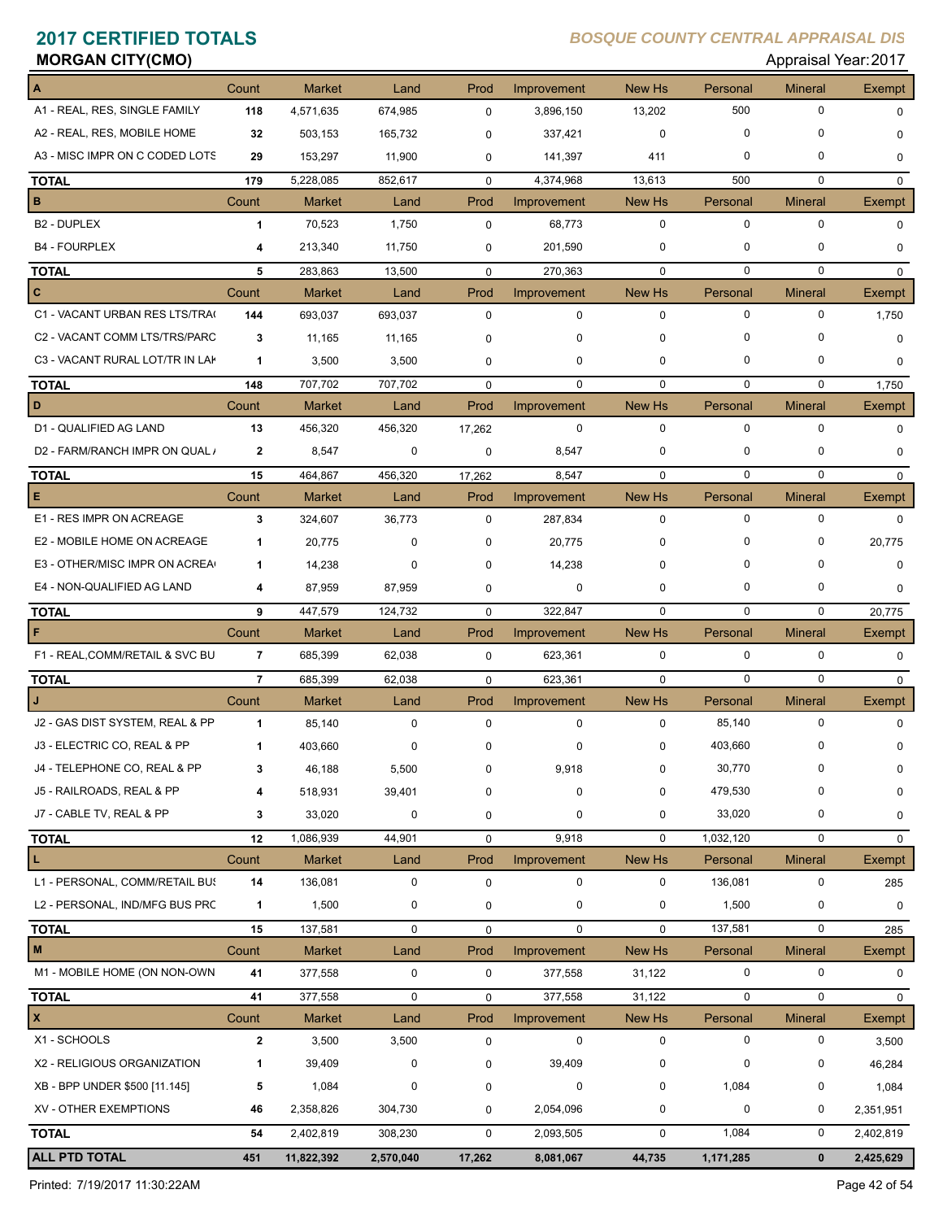# 2017 CERTIFIED TOTALS

*BOSQUE COUNTY CENTRAL APPRAISAL DIS*

**MORGAN CITY(CMO)**

Appraisal Year: 2017

| A | Count | Market | Land | Prod | Improvement | New Hs | Personal | Mineral | Exempt |
|---|---|---|---|---|---|---|---|---|---|
| A1 - REAL, RES, SINGLE FAMILY | 118 | 4,571,635 | 674,985 | 0 | 3,896,150 | 13,202 | 500 | 0 | 0 |
| A2 - REAL, RES, MOBILE HOME | 32 | 503,153 | 165,732 | 0 | 337,421 | 0 | 0 | 0 | 0 |
| A3 - MISC IMPR ON C CODED LOTS | 29 | 153,297 | 11,900 | 0 | 141,397 | 411 | 0 | 0 | 0 |
| **TOTAL** | 179 | 5,228,085 | 852,617 | 0 | 4,374,968 | 13,613 | 500 | 0 | 0 |
| **B** | **Count** | **Market** | **Land** | **Prod** | **Improvement** | **New Hs** | **Personal** | **Mineral** | **Exempt** |
| B2 - DUPLEX | 1 | 70,523 | 1,750 | 0 | 68,773 | 0 | 0 | 0 | 0 |
| B4 - FOURPLEX | 4 | 213,340 | 11,750 | 0 | 201,590 | 0 | 0 | 0 | 0 |
| **TOTAL** | 5 | 283,863 | 13,500 | 0 | 270,363 | 0 | 0 | 0 | 0 |
| **C** | **Count** | **Market** | **Land** | **Prod** | **Improvement** | **New Hs** | **Personal** | **Mineral** | **Exempt** |
| C1 - VACANT URBAN RES LTS/TRA( | 144 | 693,037 | 693,037 | 0 | 0 | 0 | 0 | 0 | 1,750 |
| C2 - VACANT COMM LTS/TRS/PARC | 3 | 11,165 | 11,165 | 0 | 0 | 0 | 0 | 0 | 0 |
| C3 - VACANT RURAL LOT/TR IN LAK | 1 | 3,500 | 3,500 | 0 | 0 | 0 | 0 | 0 | 0 |
| **TOTAL** | 148 | 707,702 | 707,702 | 0 | 0 | 0 | 0 | 0 | 1,750 |
| **D** | **Count** | **Market** | **Land** | **Prod** | **Improvement** | **New Hs** | **Personal** | **Mineral** | **Exempt** |
| D1 - QUALIFIED AG LAND | 13 | 456,320 | 456,320 | 17,262 | 0 | 0 | 0 | 0 | 0 |
| D2 - FARM/RANCH IMPR ON QUAL / | 2 | 8,547 | 0 | 0 | 8,547 | 0 | 0 | 0 | 0 |
| **TOTAL** | 15 | 464,867 | 456,320 | 17,262 | 8,547 | 0 | 0 | 0 | 0 |
| **E** | **Count** | **Market** | **Land** | **Prod** | **Improvement** | **New Hs** | **Personal** | **Mineral** | **Exempt** |
| E1 - RES IMPR ON ACREAGE | 3 | 324,607 | 36,773 | 0 | 287,834 | 0 | 0 | 0 | 0 |
| E2 - MOBILE HOME ON ACREAGE | 1 | 20,775 | 0 | 0 | 20,775 | 0 | 0 | 0 | 20,775 |
| E3 - OTHER/MISC IMPR ON ACREA( | 1 | 14,238 | 0 | 0 | 14,238 | 0 | 0 | 0 | 0 |
| E4 - NON-QUALIFIED AG LAND | 4 | 87,959 | 87,959 | 0 | 0 | 0 | 0 | 0 | 0 |
| **TOTAL** | 9 | 447,579 | 124,732 | 0 | 322,847 | 0 | 0 | 0 | 20,775 |
| **F** | **Count** | **Market** | **Land** | **Prod** | **Improvement** | **New Hs** | **Personal** | **Mineral** | **Exempt** |
| F1 - REAL,COMM/RETAIL & SVC BU | 7 | 685,399 | 62,038 | 0 | 623,361 | 0 | 0 | 0 | 0 |
| **TOTAL** | 7 | 685,399 | 62,038 | 0 | 623,361 | 0 | 0 | 0 | 0 |
| **J** | **Count** | **Market** | **Land** | **Prod** | **Improvement** | **New Hs** | **Personal** | **Mineral** | **Exempt** |
| J2 - GAS DIST SYSTEM, REAL & PP | 1 | 85,140 | 0 | 0 | 0 | 0 | 85,140 | 0 | 0 |
| J3 - ELECTRIC CO, REAL & PP | 1 | 403,660 | 0 | 0 | 0 | 0 | 403,660 | 0 | 0 |
| J4 - TELEPHONE CO, REAL & PP | 3 | 46,188 | 5,500 | 0 | 9,918 | 0 | 30,770 | 0 | 0 |
| J5 - RAILROADS, REAL & PP | 4 | 518,931 | 39,401 | 0 | 0 | 0 | 479,530 | 0 | 0 |
| J7 - CABLE TV, REAL & PP | 3 | 33,020 | 0 | 0 | 0 | 0 | 33,020 | 0 | 0 |
| **TOTAL** | 12 | 1,086,939 | 44,901 | 0 | 9,918 | 0 | 1,032,120 | 0 | 0 |
| **L** | **Count** | **Market** | **Land** | **Prod** | **Improvement** | **New Hs** | **Personal** | **Mineral** | **Exempt** |
| L1 - PERSONAL, COMM/RETAIL BUS | 14 | 136,081 | 0 | 0 | 0 | 0 | 136,081 | 0 | 285 |
| L2 - PERSONAL, IND/MFG BUS PRC | 1 | 1,500 | 0 | 0 | 0 | 0 | 1,500 | 0 | 0 |
| **TOTAL** | 15 | 137,581 | 0 | 0 | 0 | 0 | 137,581 | 0 | 285 |
| **M** | **Count** | **Market** | **Land** | **Prod** | **Improvement** | **New Hs** | **Personal** | **Mineral** | **Exempt** |
| M1 - MOBILE HOME (ON NON-OWN | 41 | 377,558 | 0 | 0 | 377,558 | 31,122 | 0 | 0 | 0 |
| **TOTAL** | 41 | 377,558 | 0 | 0 | 377,558 | 31,122 | 0 | 0 | 0 |
| **X** | **Count** | **Market** | **Land** | **Prod** | **Improvement** | **New Hs** | **Personal** | **Mineral** | **Exempt** |
| X1 - SCHOOLS | 2 | 3,500 | 3,500 | 0 | 0 | 0 | 0 | 0 | 3,500 |
| X2 - RELIGIOUS ORGANIZATION | 1 | 39,409 | 0 | 0 | 39,409 | 0 | 0 | 0 | 46,284 |
| XB - BPP UNDER $500 [11.145] | 5 | 1,084 | 0 | 0 | 0 | 0 | 1,084 | 0 | 1,084 |
| XV - OTHER EXEMPTIONS | 46 | 2,358,826 | 304,730 | 0 | 2,054,096 | 0 | 0 | 0 | 2,351,951 |
| **TOTAL** | 54 | 2,402,819 | 308,230 | 0 | 2,093,505 | 0 | 1,084 | 0 | 2,402,819 |
| **ALL PTD TOTAL** | **451** | **11,822,392** | **2,570,040** | **17,262** | **8,081,067** | **44,735** | **1,171,285** | **0** | **2,425,629** |

Printed: 7/19/2017 11:30:22AM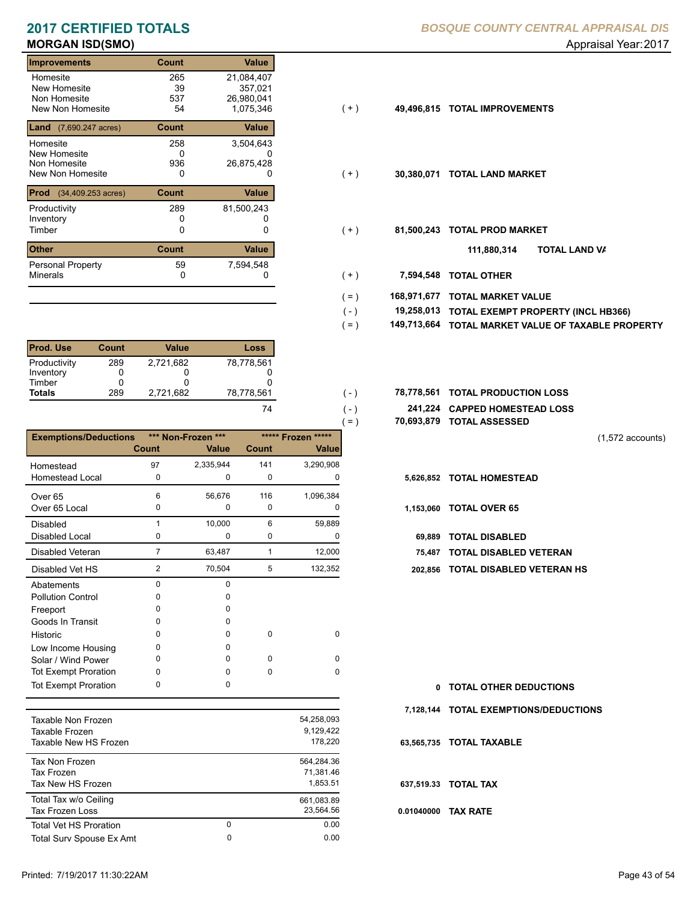# 2017 CERTIFIED TOTALS

**BOSQUE COUNTY CENTRAL APPRAISAL DIS**

## MORGAN ISD(SMO)

Appraisal Year: 2017

| Improvements | Count | Value | | | |
|---|---|---|---|---|---|
| Homesite | 265 | 21,084,407 | | | |
| New Homesite | 39 | 357,021 | | | |
| Non Homesite | 537 | 26,980,041 | | | |
| New Non Homesite | 54 | 1,075,346 | ( + ) | 49,496,815 | TOTAL IMPROVEMENTS |

| Land (7,690.247 acres) | Count | Value | | | |
|---|---|---|---|---|---|
| Homesite | 258 | 3,504,643 | | | |
| New Homesite | 0 | 0 | | | |
| Non Homesite | 936 | 26,875,428 | | | |
| New Non Homesite | 0 | 0 | ( + ) | 30,380,071 | TOTAL LAND MARKET |

| Prod (34,409.253 acres) | Count | Value | | | |
|---|---|---|---|---|---|
| Productivity | 289 | 81,500,243 | | | |
| Inventory | 0 | 0 | | | |
| Timber | 0 | 0 | ( + ) | 81,500,243 | TOTAL PROD MARKET |

| Other | Count | Value | | | |
|---|---|---|---|---|---|
| | | | | 111,880,314 | TOTAL LAND VA |
| Personal Property | 59 | 7,594,548 | | | |
| Minerals | 0 | 0 | ( + ) | 7,594,548 | TOTAL OTHER |

| | | |
|---|---|---|
| ( = ) | 168,971,677 | TOTAL MARKET VALUE |
| ( - ) | 19,258,013 | TOTAL EXEMPT PROPERTY (INCL HB366) |
| ( = ) | 149,713,664 | TOTAL MARKET VALUE OF TAXABLE PROPERTY |

| Prod. Use | Count | Value | Loss | | | |
|---|---|---|---|---|---|---|
| Productivity | 289 | 2,721,682 | 78,778,561 | | | |
| Inventory | 0 | 0 | 0 | | | |
| Timber | 0 | 0 | 0 | | | |
| **Totals** | 289 | 2,721,682 | 78,778,561 | ( - ) | 78,778,561 | TOTAL PRODUCTION LOSS |
| | | | 74 | ( - ) | 241,224 | CAPPED HOMESTEAD LOSS |
| | | | | ( = ) | 70,693,879 | TOTAL ASSESSED |

(1,572 accounts)

| Exemptions/Deductions | *** Non-Frozen *** Count | *** Non-Frozen *** Value | ***** Frozen ***** Count | ***** Frozen ***** Value | | |
|---|---|---|---|---|---|---|
| Homestead | 97 | 2,335,944 | 141 | 3,290,908 | | |
| Homestead Local | 0 | 0 | 0 | 0 | 5,626,852 | TOTAL HOMESTEAD |
| Over 65 | 6 | 56,676 | 116 | 1,096,384 | | |
| Over 65 Local | 0 | 0 | 0 | 0 | 1,153,060 | TOTAL OVER 65 |
| Disabled | 1 | 10,000 | 6 | 59,889 | | |
| Disabled Local | 0 | 0 | 0 | 0 | 69,889 | TOTAL DISABLED |
| Disabled Veteran | 7 | 63,487 | 1 | 12,000 | 75,487 | TOTAL DISABLED VETERAN |
| Disabled Vet HS | 2 | 70,504 | 5 | 132,352 | 202,856 | TOTAL DISABLED VETERAN HS |
| Abatements | 0 | 0 | | | | |
| Pollution Control | 0 | 0 | | | | |
| Freeport | 0 | 0 | | | | |
| Goods In Transit | 0 | 0 | | | | |
| Historic | 0 | 0 | 0 | 0 | | |
| Low Income Housing | 0 | 0 | | | | |
| Solar / Wind Power | 0 | 0 | 0 | 0 | | |
| Tot Exempt Proration | 0 | 0 | 0 | 0 | | |
| Tot Exempt Proration | 0 | 0 | | | 0 | TOTAL OTHER DEDUCTIONS |
| | | | | | 7,128,144 | TOTAL EXEMPTIONS/DEDUCTIONS |

| | | | | |
|---|---|---|---|---|
| Taxable Non Frozen | | 54,258,093 | | |
| Taxable Frozen | | 9,129,422 | | |
| Taxable New HS Frozen | | 178,220 | 63,565,735 | TOTAL TAXABLE |
| Tax Non Frozen | | 564,284.36 | | |
| Tax Frozen | | 71,381.46 | | |
| Tax New HS Frozen | | 1,853.51 | 637,519.33 | TOTAL TAX |
| Total Tax w/o Ceiling | | 661,083.89 | | |
| Tax Frozen Loss | | 23,564.56 | 0.01040000 | TAX RATE |
| Total Vet HS Proration | 0 | 0.00 | | |
| Total Surv Spouse Ex Amt | 0 | 0.00 | | |

Printed: 7/19/2017 11:30:22AM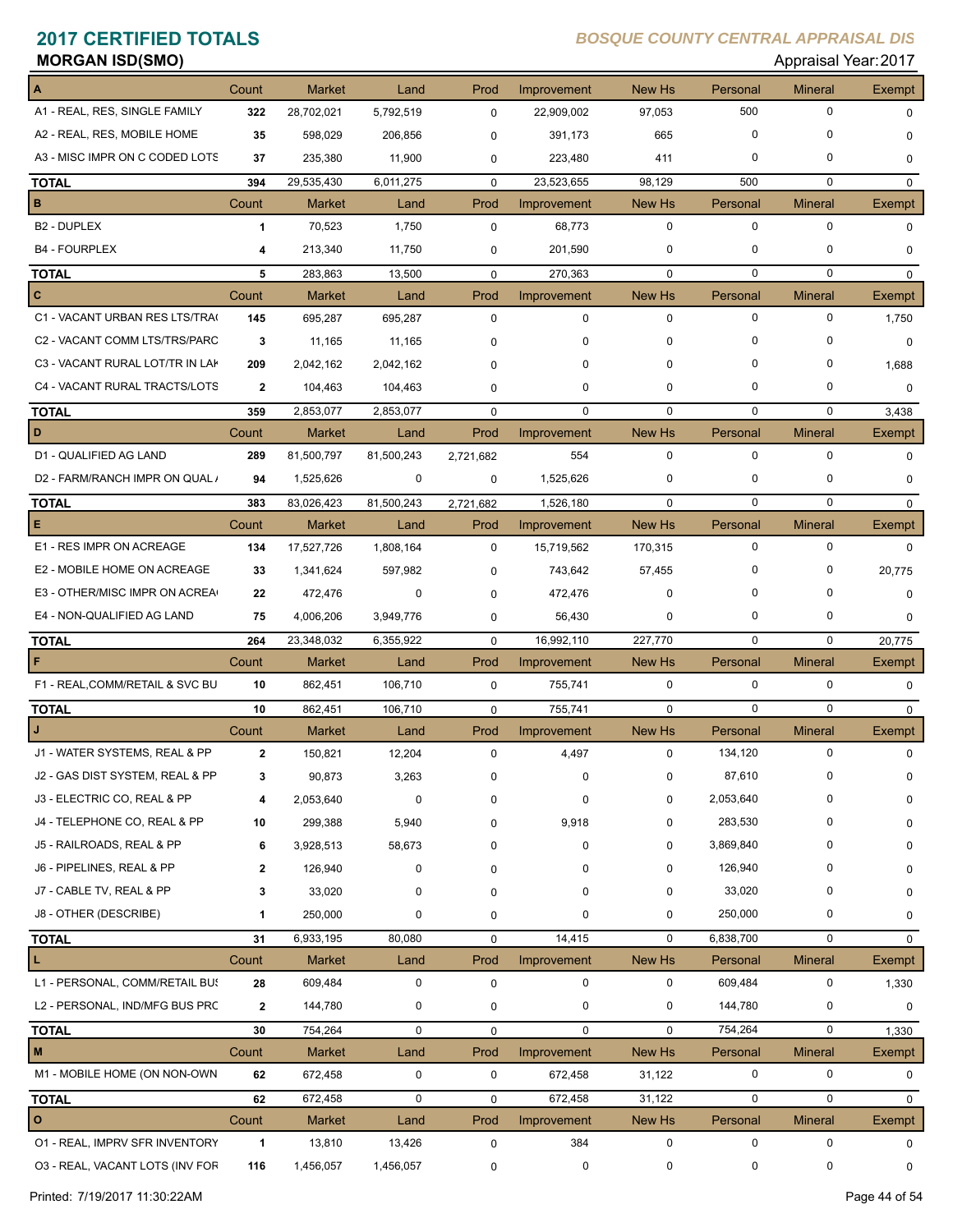# 2017 CERTIFIED TOTALS

## MORGAN ISD(SMO)

*BOSQUE COUNTY CENTRAL APPRAISAL DIS*

Appraisal Year: 2017

| A | Count | Market | Land | Prod | Improvement | New Hs | Personal | Mineral | Exempt |
|---|---|---|---|---|---|---|---|---|---|
| A1 - REAL, RES, SINGLE FAMILY | 322 | 28,702,021 | 5,792,519 | 0 | 22,909,002 | 97,053 | 500 | 0 | 0 |
| A2 - REAL, RES, MOBILE HOME | 35 | 598,029 | 206,856 | 0 | 391,173 | 665 | 0 | 0 | 0 |
| A3 - MISC IMPR ON C CODED LOTS | 37 | 235,380 | 11,900 | 0 | 223,480 | 411 | 0 | 0 | 0 |
| **TOTAL** | 394 | 29,535,430 | 6,011,275 | 0 | 23,523,655 | 98,129 | 500 | 0 | 0 |
| **B** | **Count** | **Market** | **Land** | **Prod** | **Improvement** | **New Hs** | **Personal** | **Mineral** | **Exempt** |
| B2 - DUPLEX | 1 | 70,523 | 1,750 | 0 | 68,773 | 0 | 0 | 0 | 0 |
| B4 - FOURPLEX | 4 | 213,340 | 11,750 | 0 | 201,590 | 0 | 0 | 0 | 0 |
| **TOTAL** | 5 | 283,863 | 13,500 | 0 | 270,363 | 0 | 0 | 0 | 0 |
| **C** | **Count** | **Market** | **Land** | **Prod** | **Improvement** | **New Hs** | **Personal** | **Mineral** | **Exempt** |
| C1 - VACANT URBAN RES LTS/TRA( | 145 | 695,287 | 695,287 | 0 | 0 | 0 | 0 | 0 | 1,750 |
| C2 - VACANT COMM LTS/TRS/PARC | 3 | 11,165 | 11,165 | 0 | 0 | 0 | 0 | 0 | 0 |
| C3 - VACANT RURAL LOT/TR IN LAK | 209 | 2,042,162 | 2,042,162 | 0 | 0 | 0 | 0 | 0 | 1,688 |
| C4 - VACANT RURAL TRACTS/LOTS | 2 | 104,463 | 104,463 | 0 | 0 | 0 | 0 | 0 | 0 |
| **TOTAL** | 359 | 2,853,077 | 2,853,077 | 0 | 0 | 0 | 0 | 0 | 3,438 |
| **D** | **Count** | **Market** | **Land** | **Prod** | **Improvement** | **New Hs** | **Personal** | **Mineral** | **Exempt** |
| D1 - QUALIFIED AG LAND | 289 | 81,500,797 | 81,500,243 | 2,721,682 | 554 | 0 | 0 | 0 | 0 |
| D2 - FARM/RANCH IMPR ON QUAL / | 94 | 1,525,626 | 0 | 0 | 1,525,626 | 0 | 0 | 0 | 0 |
| **TOTAL** | 383 | 83,026,423 | 81,500,243 | 2,721,682 | 1,526,180 | 0 | 0 | 0 | 0 |
| **E** | **Count** | **Market** | **Land** | **Prod** | **Improvement** | **New Hs** | **Personal** | **Mineral** | **Exempt** |
| E1 - RES IMPR ON ACREAGE | 134 | 17,527,726 | 1,808,164 | 0 | 15,719,562 | 170,315 | 0 | 0 | 0 |
| E2 - MOBILE HOME ON ACREAGE | 33 | 1,341,624 | 597,982 | 0 | 743,642 | 57,455 | 0 | 0 | 20,775 |
| E3 - OTHER/MISC IMPR ON ACREA( | 22 | 472,476 | 0 | 0 | 472,476 | 0 | 0 | 0 | 0 |
| E4 - NON-QUALIFIED AG LAND | 75 | 4,006,206 | 3,949,776 | 0 | 56,430 | 0 | 0 | 0 | 0 |
| **TOTAL** | 264 | 23,348,032 | 6,355,922 | 0 | 16,992,110 | 227,770 | 0 | 0 | 20,775 |
| **F** | **Count** | **Market** | **Land** | **Prod** | **Improvement** | **New Hs** | **Personal** | **Mineral** | **Exempt** |
| F1 - REAL,COMM/RETAIL & SVC BU | 10 | 862,451 | 106,710 | 0 | 755,741 | 0 | 0 | 0 | 0 |
| **TOTAL** | 10 | 862,451 | 106,710 | 0 | 755,741 | 0 | 0 | 0 | 0 |
| **J** | **Count** | **Market** | **Land** | **Prod** | **Improvement** | **New Hs** | **Personal** | **Mineral** | **Exempt** |
| J1 - WATER SYSTEMS, REAL & PP | 2 | 150,821 | 12,204 | 0 | 4,497 | 0 | 134,120 | 0 | 0 |
| J2 - GAS DIST SYSTEM, REAL & PP | 3 | 90,873 | 3,263 | 0 | 0 | 0 | 87,610 | 0 | 0 |
| J3 - ELECTRIC CO, REAL & PP | 4 | 2,053,640 | 0 | 0 | 0 | 0 | 2,053,640 | 0 | 0 |
| J4 - TELEPHONE CO, REAL & PP | 10 | 299,388 | 5,940 | 0 | 9,918 | 0 | 283,530 | 0 | 0 |
| J5 - RAILROADS, REAL & PP | 6 | 3,928,513 | 58,673 | 0 | 0 | 0 | 3,869,840 | 0 | 0 |
| J6 - PIPELINES, REAL & PP | 2 | 126,940 | 0 | 0 | 0 | 0 | 126,940 | 0 | 0 |
| J7 - CABLE TV, REAL & PP | 3 | 33,020 | 0 | 0 | 0 | 0 | 33,020 | 0 | 0 |
| J8 - OTHER (DESCRIBE) | 1 | 250,000 | 0 | 0 | 0 | 0 | 250,000 | 0 | 0 |
| **TOTAL** | 31 | 6,933,195 | 80,080 | 0 | 14,415 | 0 | 6,838,700 | 0 | 0 |
| **L** | **Count** | **Market** | **Land** | **Prod** | **Improvement** | **New Hs** | **Personal** | **Mineral** | **Exempt** |
| L1 - PERSONAL, COMM/RETAIL BUS | 28 | 609,484 | 0 | 0 | 0 | 0 | 609,484 | 0 | 1,330 |
| L2 - PERSONAL, IND/MFG BUS PRC | 2 | 144,780 | 0 | 0 | 0 | 0 | 144,780 | 0 | 0 |
| **TOTAL** | 30 | 754,264 | 0 | 0 | 0 | 0 | 754,264 | 0 | 1,330 |
| **M** | **Count** | **Market** | **Land** | **Prod** | **Improvement** | **New Hs** | **Personal** | **Mineral** | **Exempt** |
| M1 - MOBILE HOME (ON NON-OWN | 62 | 672,458 | 0 | 0 | 672,458 | 31,122 | 0 | 0 | 0 |
| **TOTAL** | 62 | 672,458 | 0 | 0 | 672,458 | 31,122 | 0 | 0 | 0 |
| **O** | **Count** | **Market** | **Land** | **Prod** | **Improvement** | **New Hs** | **Personal** | **Mineral** | **Exempt** |
| O1 - REAL, IMPRV SFR INVENTORY | 1 | 13,810 | 13,426 | 0 | 384 | 0 | 0 | 0 | 0 |
| O3 - REAL, VACANT LOTS (INV FOR | 116 | 1,456,057 | 1,456,057 | 0 | 0 | 0 | 0 | 0 | 0 |

Printed: 7/19/2017 11:30:22AM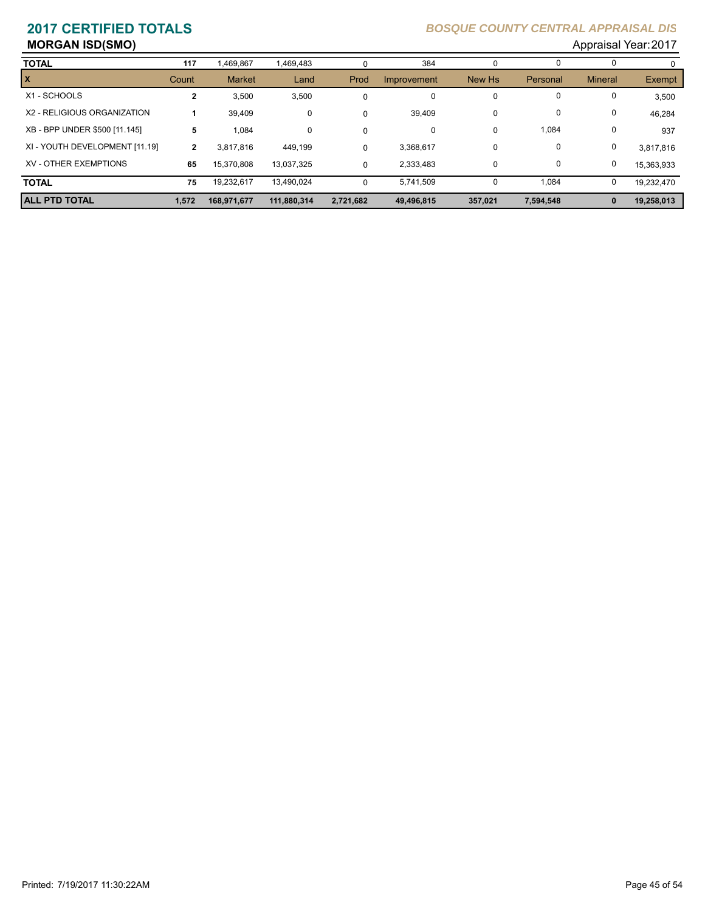# 2017 CERTIFIED TOTALS

## MORGAN ISD(SMO)

*BOSQUE COUNTY CENTRAL APPRAISAL DIS*

Appraisal Year: 2017

| TOTAL | 117 | 1,469,867 | 1,469,483 | 0 | 384 | 0 | 0 | 0 | 0 |
|---|---|---|---|---|---|---|---|---|---|
| **X** | **Count** | **Market** | **Land** | **Prod** | **Improvement** | **New Hs** | **Personal** | **Mineral** | **Exempt** |
| X1 - SCHOOLS | 2 | 3,500 | 3,500 | 0 | 0 | 0 | 0 | 0 | 3,500 |
| X2 - RELIGIOUS ORGANIZATION | 1 | 39,409 | 0 | 0 | 39,409 | 0 | 0 | 0 | 46,284 |
| XB - BPP UNDER $500 [11.145] | 5 | 1,084 | 0 | 0 | 0 | 0 | 1,084 | 0 | 937 |
| XI - YOUTH DEVELOPMENT [11.19] | 2 | 3,817,816 | 449,199 | 0 | 3,368,617 | 0 | 0 | 0 | 3,817,816 |
| XV - OTHER EXEMPTIONS | 65 | 15,370,808 | 13,037,325 | 0 | 2,333,483 | 0 | 0 | 0 | 15,363,933 |
| **TOTAL** | 75 | 19,232,617 | 13,490,024 | 0 | 5,741,509 | 0 | 1,084 | 0 | 19,232,470 |
| **ALL PTD TOTAL** | **1,572** | **168,971,677** | **111,880,314** | **2,721,682** | **49,496,815** | **357,021** | **7,594,548** | **0** | **19,258,013** |

Printed: 7/19/2017 11:30:22AM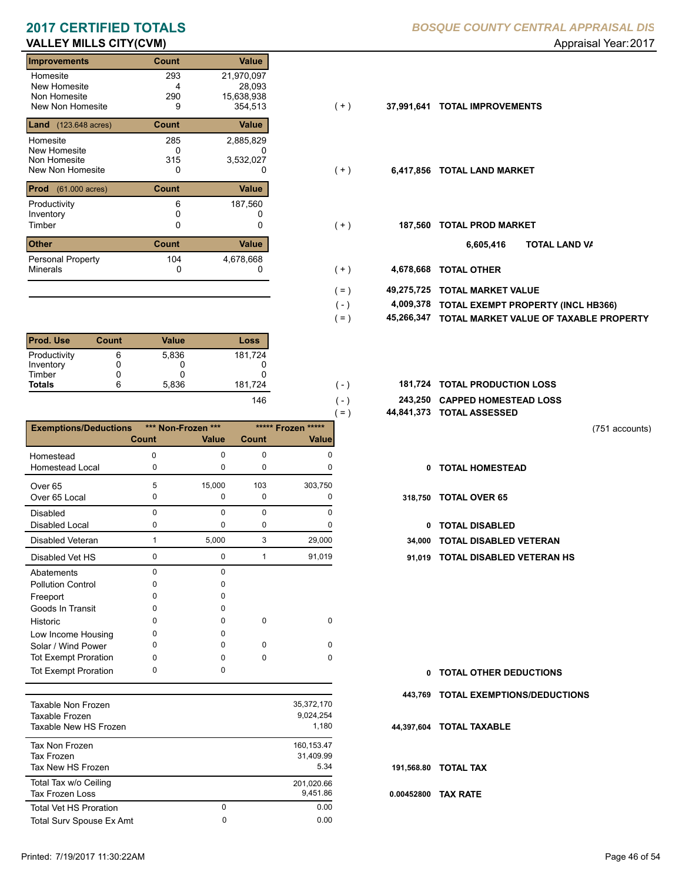# 2017 CERTIFIED TOTALS

*BOSQUE COUNTY CENTRAL APPRAISAL DIS*

## VALLEY MILLS CITY(CVM)

Appraisal Year: 2017

| Improvements | Count | Value | | | |
|---|---|---|---|---|---|
| Homesite | 293 | 21,970,097 | | | |
| New Homesite | 4 | 28,093 | | | |
| Non Homesite | 290 | 15,638,938 | | | |
| New Non Homesite | 9 | 354,513 | ( + ) | 37,991,641 | TOTAL IMPROVEMENTS |

| Land (123.648 acres) | Count | Value | | | |
|---|---|---|---|---|---|
| Homesite | 285 | 2,885,829 | | | |
| New Homesite | 0 | 0 | | | |
| Non Homesite | 315 | 3,532,027 | | | |
| New Non Homesite | 0 | 0 | ( + ) | 6,417,856 | TOTAL LAND MARKET |

| Prod (61.000 acres) | Count | Value | | | |
|---|---|---|---|---|---|
| Productivity | 6 | 187,560 | | | |
| Inventory | 0 | 0 | | | |
| Timber | 0 | 0 | ( + ) | 187,560 | TOTAL PROD MARKET |

6,605,416 TOTAL LAND VA

| Other | Count | Value | | | |
|---|---|---|---|---|---|
| Personal Property | 104 | 4,678,668 | | | |
| Minerals | 0 | 0 | ( + ) | 4,678,668 | TOTAL OTHER |

| | | |
|---|---|---|
| ( = ) | 49,275,725 | TOTAL MARKET VALUE |
| ( - ) | 4,009,378 | TOTAL EXEMPT PROPERTY (INCL HB366) |
| ( = ) | 45,266,347 | TOTAL MARKET VALUE OF TAXABLE PROPERTY |

| Prod. Use | Count | Value | Loss |
|---|---|---|---|
| Productivity | 6 | 5,836 | 181,724 |
| Inventory | 0 | 0 | 0 |
| Timber | 0 | 0 | 0 |
| **Totals** | 6 | 5,836 | 181,724 |
| | | | 146 |

| | | |
|---|---|---|
| ( - ) | 181,724 | TOTAL PRODUCTION LOSS |
| ( - ) | 243,250 | CAPPED HOMESTEAD LOSS |
| ( = ) | 44,841,373 | TOTAL ASSESSED |

(751 accounts)

| Exemptions/Deductions | \*\*\* Non-Frozen \*\*\* Count | Value | \*\*\*\*\* Frozen \*\*\*\*\* Count | Value | | |
|---|---|---|---|---|---|---|
| Homestead | 0 | 0 | 0 | 0 | | |
| Homestead Local | 0 | 0 | 0 | 0 | 0 | TOTAL HOMESTEAD |
| Over 65 | 5 | 15,000 | 103 | 303,750 | | |
| Over 65 Local | 0 | 0 | 0 | 0 | 318,750 | TOTAL OVER 65 |
| Disabled | 0 | 0 | 0 | 0 | | |
| Disabled Local | 0 | 0 | 0 | 0 | 0 | TOTAL DISABLED |
| Disabled Veteran | 1 | 5,000 | 3 | 29,000 | 34,000 | TOTAL DISABLED VETERAN |
| Disabled Vet HS | 0 | 0 | 1 | 91,019 | 91,019 | TOTAL DISABLED VETERAN HS |
| Abatements | 0 | 0 | | | | |
| Pollution Control | 0 | 0 | | | | |
| Freeport | 0 | 0 | | | | |
| Goods In Transit | 0 | 0 | | | | |
| Historic | 0 | 0 | 0 | 0 | | |
| Low Income Housing | 0 | 0 | | | | |
| Solar / Wind Power | 0 | 0 | 0 | 0 | | |
| Tot Exempt Proration | 0 | 0 | 0 | 0 | | |
| Tot Exempt Proration | 0 | 0 | | | 0 | TOTAL OTHER DEDUCTIONS |
| | | | | | 443,769 | TOTAL EXEMPTIONS/DEDUCTIONS |

| | | | | |
|---|---|---|---|---|
| Taxable Non Frozen | | 35,372,170 | | |
| Taxable Frozen | | 9,024,254 | | |
| Taxable New HS Frozen | | 1,180 | 44,397,604 | TOTAL TAXABLE |
| Tax Non Frozen | | 160,153.47 | | |
| Tax Frozen | | 31,409.99 | | |
| Tax New HS Frozen | | 5.34 | 191,568.80 | TOTAL TAX |
| Total Tax w/o Ceiling | | 201,020.66 | | |
| Tax Frozen Loss | | 9,451.86 | 0.00452800 | TAX RATE |
| Total Vet HS Proration | 0 | 0.00 | | |
| Total Surv Spouse Ex Amt | 0 | 0.00 | | |

Printed: 7/19/2017 11:30:22AM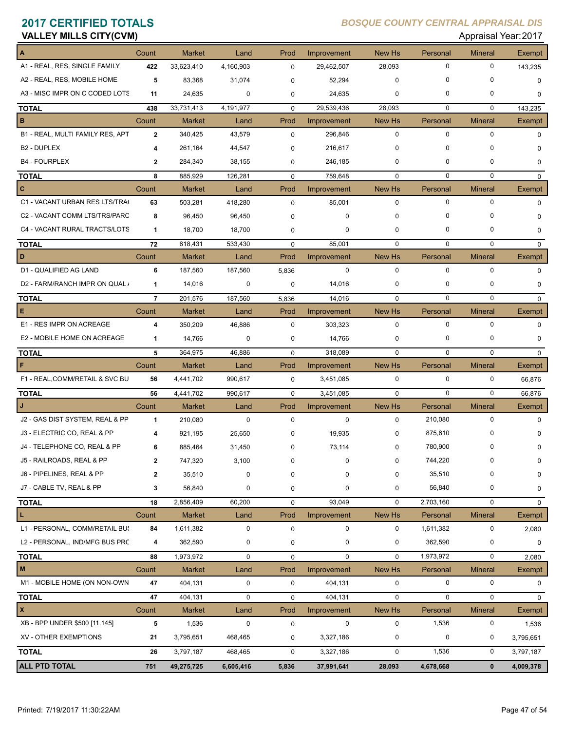# 2017 CERTIFIED TOTALS

*BOSQUE COUNTY CENTRAL APPRAISAL DIS*

## VALLEY MILLS CITY(CVM)

Appraisal Year: 2017

| A | Count | Market | Land | Prod | Improvement | New Hs | Personal | Mineral | Exempt |
|---|---|---|---|---|---|---|---|---|---|
| A1 - REAL, RES, SINGLE FAMILY | 422 | 33,623,410 | 4,160,903 | 0 | 29,462,507 | 28,093 | 0 | 0 | 143,235 |
| A2 - REAL, RES, MOBILE HOME | 5 | 83,368 | 31,074 | 0 | 52,294 | 0 | 0 | 0 | 0 |
| A3 - MISC IMPR ON C CODED LOTS | 11 | 24,635 | 0 | 0 | 24,635 | 0 | 0 | 0 | 0 |
| **TOTAL** | 438 | 33,731,413 | 4,191,977 | 0 | 29,539,436 | 28,093 | 0 | 0 | 143,235 |
| **B** | Count | Market | Land | Prod | Improvement | New Hs | Personal | Mineral | Exempt |
| B1 - REAL, MULTI FAMILY RES, APT | 2 | 340,425 | 43,579 | 0 | 296,846 | 0 | 0 | 0 | 0 |
| B2 - DUPLEX | 4 | 261,164 | 44,547 | 0 | 216,617 | 0 | 0 | 0 | 0 |
| B4 - FOURPLEX | 2 | 284,340 | 38,155 | 0 | 246,185 | 0 | 0 | 0 | 0 |
| **TOTAL** | 8 | 885,929 | 126,281 | 0 | 759,648 | 0 | 0 | 0 | 0 |
| **C** | Count | Market | Land | Prod | Improvement | New Hs | Personal | Mineral | Exempt |
| C1 - VACANT URBAN RES LTS/TRA( | 63 | 503,281 | 418,280 | 0 | 85,001 | 0 | 0 | 0 | 0 |
| C2 - VACANT COMM LTS/TRS/PARC | 8 | 96,450 | 96,450 | 0 | 0 | 0 | 0 | 0 | 0 |
| C4 - VACANT RURAL TRACTS/LOTS | 1 | 18,700 | 18,700 | 0 | 0 | 0 | 0 | 0 | 0 |
| **TOTAL** | 72 | 618,431 | 533,430 | 0 | 85,001 | 0 | 0 | 0 | 0 |
| **D** | Count | Market | Land | Prod | Improvement | New Hs | Personal | Mineral | Exempt |
| D1 - QUALIFIED AG LAND | 6 | 187,560 | 187,560 | 5,836 | 0 | 0 | 0 | 0 | 0 |
| D2 - FARM/RANCH IMPR ON QUAL / | 1 | 14,016 | 0 | 0 | 14,016 | 0 | 0 | 0 | 0 |
| **TOTAL** | 7 | 201,576 | 187,560 | 5,836 | 14,016 | 0 | 0 | 0 | 0 |
| **E** | Count | Market | Land | Prod | Improvement | New Hs | Personal | Mineral | Exempt |
| E1 - RES IMPR ON ACREAGE | 4 | 350,209 | 46,886 | 0 | 303,323 | 0 | 0 | 0 | 0 |
| E2 - MOBILE HOME ON ACREAGE | 1 | 14,766 | 0 | 0 | 14,766 | 0 | 0 | 0 | 0 |
| **TOTAL** | 5 | 364,975 | 46,886 | 0 | 318,089 | 0 | 0 | 0 | 0 |
| **F** | Count | Market | Land | Prod | Improvement | New Hs | Personal | Mineral | Exempt |
| F1 - REAL,COMM/RETAIL & SVC BU | 56 | 4,441,702 | 990,617 | 0 | 3,451,085 | 0 | 0 | 0 | 66,876 |
| **TOTAL** | 56 | 4,441,702 | 990,617 | 0 | 3,451,085 | 0 | 0 | 0 | 66,876 |
| **J** | Count | Market | Land | Prod | Improvement | New Hs | Personal | Mineral | Exempt |
| J2 - GAS DIST SYSTEM, REAL & PP | 1 | 210,080 | 0 | 0 | 0 | 0 | 210,080 | 0 | 0 |
| J3 - ELECTRIC CO, REAL & PP | 4 | 921,195 | 25,650 | 0 | 19,935 | 0 | 875,610 | 0 | 0 |
| J4 - TELEPHONE CO, REAL & PP | 6 | 885,464 | 31,450 | 0 | 73,114 | 0 | 780,900 | 0 | 0 |
| J5 - RAILROADS, REAL & PP | 2 | 747,320 | 3,100 | 0 | 0 | 0 | 744,220 | 0 | 0 |
| J6 - PIPELINES, REAL & PP | 2 | 35,510 | 0 | 0 | 0 | 0 | 35,510 | 0 | 0 |
| J7 - CABLE TV, REAL & PP | 3 | 56,840 | 0 | 0 | 0 | 0 | 56,840 | 0 | 0 |
| **TOTAL** | 18 | 2,856,409 | 60,200 | 0 | 93,049 | 0 | 2,703,160 | 0 | 0 |
| **L** | Count | Market | Land | Prod | Improvement | New Hs | Personal | Mineral | Exempt |
| L1 - PERSONAL, COMM/RETAIL BUS | 84 | 1,611,382 | 0 | 0 | 0 | 0 | 1,611,382 | 0 | 2,080 |
| L2 - PERSONAL, IND/MFG BUS PRC | 4 | 362,590 | 0 | 0 | 0 | 0 | 362,590 | 0 | 0 |
| **TOTAL** | 88 | 1,973,972 | 0 | 0 | 0 | 0 | 1,973,972 | 0 | 2,080 |
| **M** | Count | Market | Land | Prod | Improvement | New Hs | Personal | Mineral | Exempt |
| M1 - MOBILE HOME (ON NON-OWN | 47 | 404,131 | 0 | 0 | 404,131 | 0 | 0 | 0 | 0 |
| **TOTAL** | 47 | 404,131 | 0 | 0 | 404,131 | 0 | 0 | 0 | 0 |
| **X** | Count | Market | Land | Prod | Improvement | New Hs | Personal | Mineral | Exempt |
| XB - BPP UNDER $500 [11.145] | 5 | 1,536 | 0 | 0 | 0 | 0 | 1,536 | 0 | 1,536 |
| XV - OTHER EXEMPTIONS | 21 | 3,795,651 | 468,465 | 0 | 3,327,186 | 0 | 0 | 0 | 3,795,651 |
| **TOTAL** | 26 | 3,797,187 | 468,465 | 0 | 3,327,186 | 0 | 1,536 | 0 | 3,797,187 |
| **ALL PTD TOTAL** | **751** | **49,275,725** | **6,605,416** | **5,836** | **37,991,641** | **28,093** | **4,678,668** | **0** | **4,009,378** |

Printed: 7/19/2017 11:30:22AM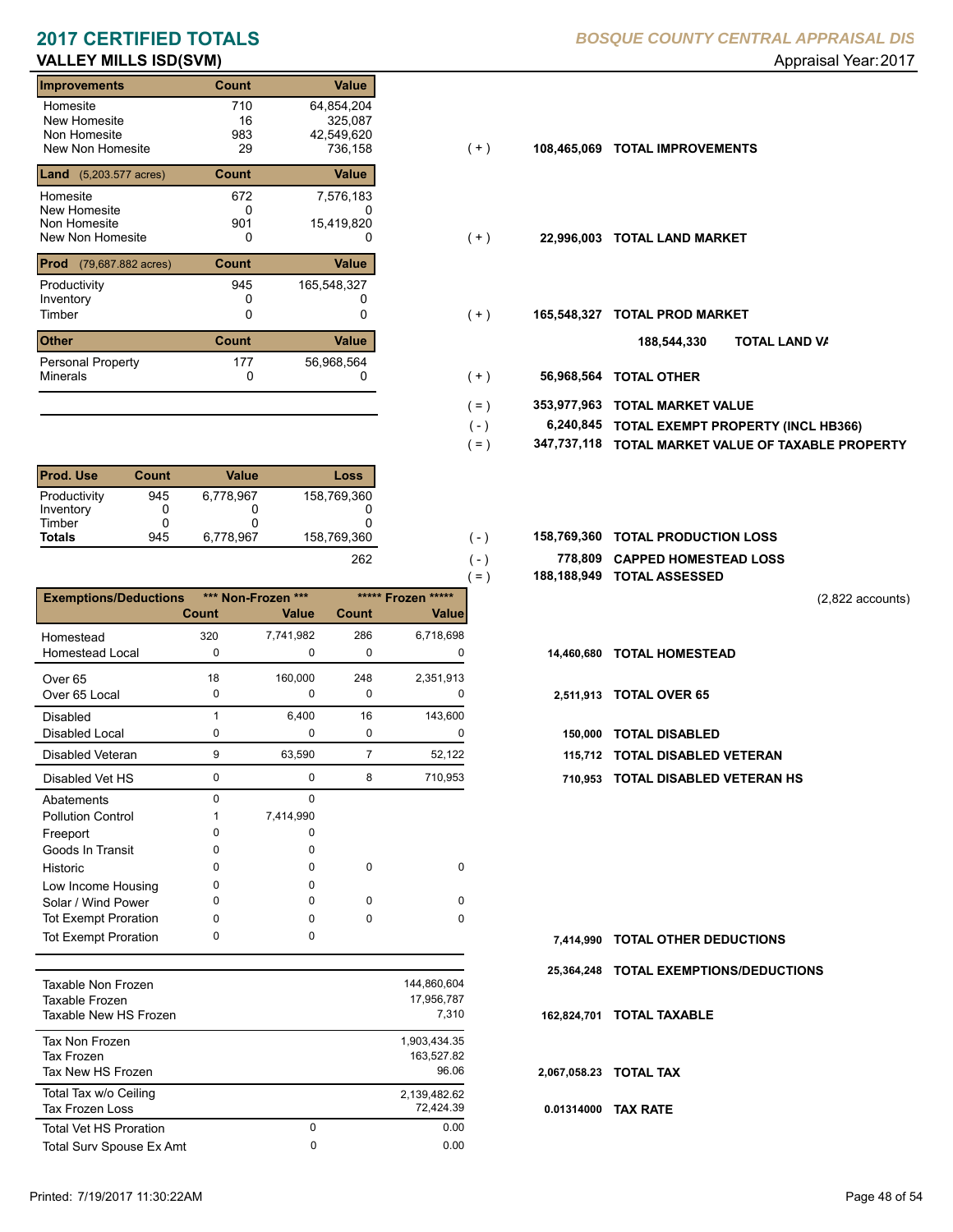# 2017 CERTIFIED TOTALS

**BOSQUE COUNTY CENTRAL APPRAISAL DIS**

## VALLEY MILLS ISD(SVM)

Appraisal Year: 2017

| Improvements | Count | Value | | | |
|---|---|---|---|---|---|
| Homesite | 710 | 64,854,204 | | | |
| New Homesite | 16 | 325,087 | | | |
| Non Homesite | 983 | 42,549,620 | | | |
| New Non Homesite | 29 | 736,158 | (+) | 108,465,069 | TOTAL IMPROVEMENTS |
| **Land** (5,203.577 acres) | **Count** | **Value** | | | |
| Homesite | 672 | 7,576,183 | | | |
| New Homesite | 0 | 0 | | | |
| Non Homesite | 901 | 15,419,820 | | | |
| New Non Homesite | 0 | 0 | (+) | 22,996,003 | TOTAL LAND MARKET |
| **Prod** (79,687.882 acres) | **Count** | **Value** | | | |
| Productivity | 945 | 165,548,327 | | | |
| Inventory | 0 | 0 | | | |
| Timber | 0 | 0 | (+) | 165,548,327 | TOTAL PROD MARKET |
| **Other** | **Count** | **Value** | | 188,544,330 | TOTAL LAND VA |
| Personal Property | 177 | 56,968,564 | | | |
| Minerals | 0 | 0 | (+) | 56,968,564 | TOTAL OTHER |
| | | | (=) | 353,977,963 | TOTAL MARKET VALUE |
| | | | (-) | 6,240,845 | TOTAL EXEMPT PROPERTY (INCL HB366) |
| | | | (=) | 347,737,118 | TOTAL MARKET VALUE OF TAXABLE PROPERTY |

| Prod. Use | Count | Value | Loss | | | |
|---|---|---|---|---|---|---|
| Productivity | 945 | 6,778,967 | 158,769,360 | | | |
| Inventory | 0 | 0 | 0 | | | |
| Timber | 0 | 0 | 0 | | | |
| **Totals** | 945 | 6,778,967 | 158,769,360 | (-) | 158,769,360 | TOTAL PRODUCTION LOSS |
| | | | 262 | (-) | 778,809 | CAPPED HOMESTEAD LOSS |
| | | | | (=) | 188,188,949 | TOTAL ASSESSED |

(2,822 accounts)

| Exemptions/Deductions | *** Non-Frozen *** | | ***** Frozen ***** | | | |
|---|---|---|---|---|---|---|
| | Count | Value | Count | Value | | |
| Homestead | 320 | 7,741,982 | 286 | 6,718,698 | | |
| Homestead Local | 0 | 0 | 0 | 0 | 14,460,680 | TOTAL HOMESTEAD |
| Over 65 | 18 | 160,000 | 248 | 2,351,913 | | |
| Over 65 Local | 0 | 0 | 0 | 0 | 2,511,913 | TOTAL OVER 65 |
| Disabled | 1 | 6,400 | 16 | 143,600 | | |
| Disabled Local | 0 | 0 | 0 | 0 | 150,000 | TOTAL DISABLED |
| Disabled Veteran | 9 | 63,590 | 7 | 52,122 | 115,712 | TOTAL DISABLED VETERAN |
| Disabled Vet HS | 0 | 0 | 8 | 710,953 | 710,953 | TOTAL DISABLED VETERAN HS |
| Abatements | 0 | 0 | | | | |
| Pollution Control | 1 | 7,414,990 | | | | |
| Freeport | 0 | 0 | | | | |
| Goods In Transit | 0 | 0 | | | | |
| Historic | 0 | 0 | 0 | 0 | | |
| Low Income Housing | 0 | 0 | | | | |
| Solar / Wind Power | 0 | 0 | 0 | 0 | | |
| Tot Exempt Proration | 0 | 0 | 0 | 0 | | |
| Tot Exempt Proration | 0 | 0 | | | 7,414,990 | TOTAL OTHER DEDUCTIONS |
| | | | | | 25,364,248 | TOTAL EXEMPTIONS/DEDUCTIONS |

| | | | | |
|---|---|---|---|---|
| Taxable Non Frozen | | 144,860,604 | | |
| Taxable Frozen | | 17,956,787 | | |
| Taxable New HS Frozen | | 7,310 | 162,824,701 | TOTAL TAXABLE |
| Tax Non Frozen | | 1,903,434.35 | | |
| Tax Frozen | | 163,527.82 | | |
| Tax New HS Frozen | | 96.06 | 2,067,058.23 | TOTAL TAX |
| Total Tax w/o Ceiling | | 2,139,482.62 | | |
| Tax Frozen Loss | | 72,424.39 | 0.01314000 | TAX RATE |
| Total Vet HS Proration | 0 | 0.00 | | |
| Total Surv Spouse Ex Amt | 0 | 0.00 | | |

Printed: 7/19/2017 11:30:22AM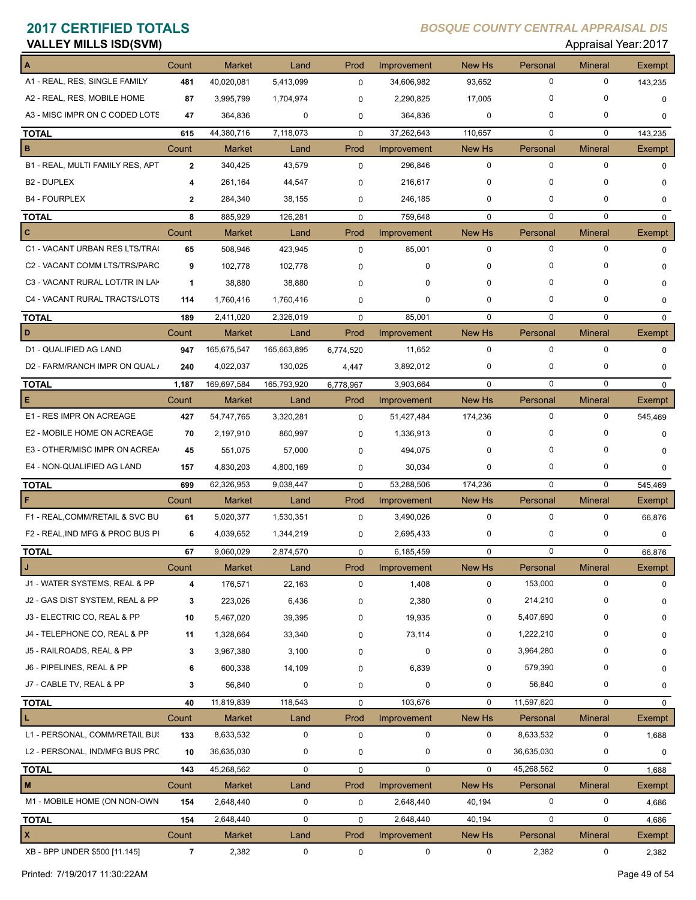# 2017 CERTIFIED TOTALS

*BOSQUE COUNTY CENTRAL APPRAISAL DIS*

**VALLEY MILLS ISD(SVM)**

Appraisal Year: 2017

| A | Count | Market | Land | Prod | Improvement | New Hs | Personal | Mineral | Exempt |
|---|---|---|---|---|---|---|---|---|---|
| A1 - REAL, RES, SINGLE FAMILY | 481 | 40,020,081 | 5,413,099 | 0 | 34,606,982 | 93,652 | 0 | 0 | 143,235 |
| A2 - REAL, RES, MOBILE HOME | 87 | 3,995,799 | 1,704,974 | 0 | 2,290,825 | 17,005 | 0 | 0 | 0 |
| A3 - MISC IMPR ON C CODED LOTS | 47 | 364,836 | 0 | 0 | 364,836 | 0 | 0 | 0 | 0 |
| **TOTAL** | 615 | 44,380,716 | 7,118,073 | 0 | 37,262,643 | 110,657 | 0 | 0 | 143,235 |
| **B** | **Count** | **Market** | **Land** | **Prod** | **Improvement** | **New Hs** | **Personal** | **Mineral** | **Exempt** |
| B1 - REAL, MULTI FAMILY RES, APT | 2 | 340,425 | 43,579 | 0 | 296,846 | 0 | 0 | 0 | 0 |
| B2 - DUPLEX | 4 | 261,164 | 44,547 | 0 | 216,617 | 0 | 0 | 0 | 0 |
| B4 - FOURPLEX | 2 | 284,340 | 38,155 | 0 | 246,185 | 0 | 0 | 0 | 0 |
| **TOTAL** | 8 | 885,929 | 126,281 | 0 | 759,648 | 0 | 0 | 0 | 0 |
| **C** | **Count** | **Market** | **Land** | **Prod** | **Improvement** | **New Hs** | **Personal** | **Mineral** | **Exempt** |
| C1 - VACANT URBAN RES LTS/TRA | 65 | 508,946 | 423,945 | 0 | 85,001 | 0 | 0 | 0 | 0 |
| C2 - VACANT COMM LTS/TRS/PARC | 9 | 102,778 | 102,778 | 0 | 0 | 0 | 0 | 0 | 0 |
| C3 - VACANT RURAL LOT/TR IN LAK | 1 | 38,880 | 38,880 | 0 | 0 | 0 | 0 | 0 | 0 |
| C4 - VACANT RURAL TRACTS/LOTS | 114 | 1,760,416 | 1,760,416 | 0 | 0 | 0 | 0 | 0 | 0 |
| **TOTAL** | 189 | 2,411,020 | 2,326,019 | 0 | 85,001 | 0 | 0 | 0 | 0 |
| **D** | **Count** | **Market** | **Land** | **Prod** | **Improvement** | **New Hs** | **Personal** | **Mineral** | **Exempt** |
| D1 - QUALIFIED AG LAND | 947 | 165,675,547 | 165,663,895 | 6,774,520 | 11,652 | 0 | 0 | 0 | 0 |
| D2 - FARM/RANCH IMPR ON QUAL / | 240 | 4,022,037 | 130,025 | 4,447 | 3,892,012 | 0 | 0 | 0 | 0 |
| **TOTAL** | 1,187 | 169,697,584 | 165,793,920 | 6,778,967 | 3,903,664 | 0 | 0 | 0 | 0 |
| **E** | **Count** | **Market** | **Land** | **Prod** | **Improvement** | **New Hs** | **Personal** | **Mineral** | **Exempt** |
| E1 - RES IMPR ON ACREAGE | 427 | 54,747,765 | 3,320,281 | 0 | 51,427,484 | 174,236 | 0 | 0 | 545,469 |
| E2 - MOBILE HOME ON ACREAGE | 70 | 2,197,910 | 860,997 | 0 | 1,336,913 | 0 | 0 | 0 | 0 |
| E3 - OTHER/MISC IMPR ON ACREA | 45 | 551,075 | 57,000 | 0 | 494,075 | 0 | 0 | 0 | 0 |
| E4 - NON-QUALIFIED AG LAND | 157 | 4,830,203 | 4,800,169 | 0 | 30,034 | 0 | 0 | 0 | 0 |
| **TOTAL** | 699 | 62,326,953 | 9,038,447 | 0 | 53,288,506 | 174,236 | 0 | 0 | 545,469 |
| **F** | **Count** | **Market** | **Land** | **Prod** | **Improvement** | **New Hs** | **Personal** | **Mineral** | **Exempt** |
| F1 - REAL,COMM/RETAIL & SVC BU | 61 | 5,020,377 | 1,530,351 | 0 | 3,490,026 | 0 | 0 | 0 | 66,876 |
| F2 - REAL,IND MFG & PROC BUS PI | 6 | 4,039,652 | 1,344,219 | 0 | 2,695,433 | 0 | 0 | 0 | 0 |
| **TOTAL** | 67 | 9,060,029 | 2,874,570 | 0 | 6,185,459 | 0 | 0 | 0 | 66,876 |
| **J** | **Count** | **Market** | **Land** | **Prod** | **Improvement** | **New Hs** | **Personal** | **Mineral** | **Exempt** |
| J1 - WATER SYSTEMS, REAL & PP | 4 | 176,571 | 22,163 | 0 | 1,408 | 0 | 153,000 | 0 | 0 |
| J2 - GAS DIST SYSTEM, REAL & PP | 3 | 223,026 | 6,436 | 0 | 2,380 | 0 | 214,210 | 0 | 0 |
| J3 - ELECTRIC CO, REAL & PP | 10 | 5,467,020 | 39,395 | 0 | 19,935 | 0 | 5,407,690 | 0 | 0 |
| J4 - TELEPHONE CO, REAL & PP | 11 | 1,328,664 | 33,340 | 0 | 73,114 | 0 | 1,222,210 | 0 | 0 |
| J5 - RAILROADS, REAL & PP | 3 | 3,967,380 | 3,100 | 0 | 0 | 0 | 3,964,280 | 0 | 0 |
| J6 - PIPELINES, REAL & PP | 6 | 600,338 | 14,109 | 0 | 6,839 | 0 | 579,390 | 0 | 0 |
| J7 - CABLE TV, REAL & PP | 3 | 56,840 | 0 | 0 | 0 | 0 | 56,840 | 0 | 0 |
| **TOTAL** | 40 | 11,819,839 | 118,543 | 0 | 103,676 | 0 | 11,597,620 | 0 | 0 |
| **L** | **Count** | **Market** | **Land** | **Prod** | **Improvement** | **New Hs** | **Personal** | **Mineral** | **Exempt** |
| L1 - PERSONAL, COMM/RETAIL BUS | 133 | 8,633,532 | 0 | 0 | 0 | 0 | 8,633,532 | 0 | 1,688 |
| L2 - PERSONAL, IND/MFG BUS PRC | 10 | 36,635,030 | 0 | 0 | 0 | 0 | 36,635,030 | 0 | 0 |
| **TOTAL** | 143 | 45,268,562 | 0 | 0 | 0 | 0 | 45,268,562 | 0 | 1,688 |
| **M** | **Count** | **Market** | **Land** | **Prod** | **Improvement** | **New Hs** | **Personal** | **Mineral** | **Exempt** |
| M1 - MOBILE HOME (ON NON-OWN | 154 | 2,648,440 | 0 | 0 | 2,648,440 | 40,194 | 0 | 0 | 4,686 |
| **TOTAL** | 154 | 2,648,440 | 0 | 0 | 2,648,440 | 40,194 | 0 | 0 | 4,686 |
| **X** | **Count** | **Market** | **Land** | **Prod** | **Improvement** | **New Hs** | **Personal** | **Mineral** | **Exempt** |
| XB - BPP UNDER $500 [11.145] | 7 | 2,382 | 0 | 0 | 0 | 0 | 2,382 | 0 | 2,382 |

Printed: 7/19/2017 11:30:22AM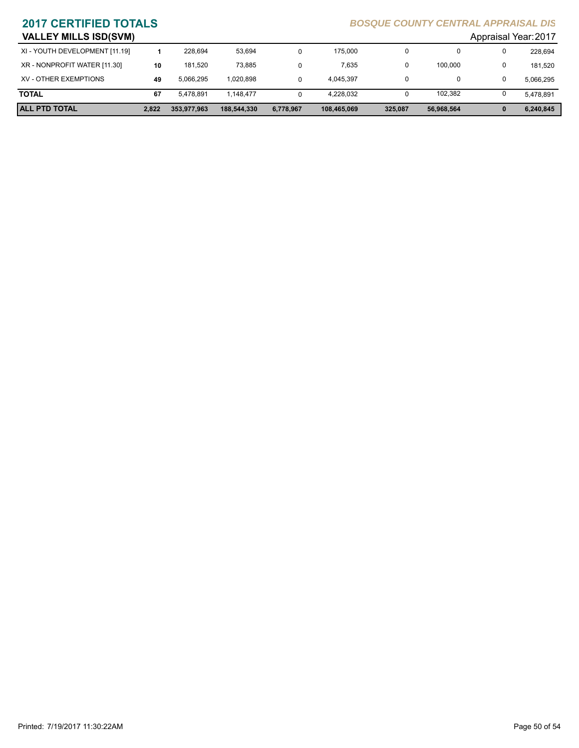## 2017 CERTIFIED TOTALS

*BOSQUE COUNTY CENTRAL APPRAISAL DIS*

### VALLEY MILLS ISD(SVM)

Appraisal Year: 2017

| | | | | | | | | | |
|---|---|---|---|---|---|---|---|---|---|
| XI - YOUTH DEVELOPMENT [11.19] | 1 | 228,694 | 53,694 | 0 | 175,000 | 0 | 0 | 0 | 228,694 |
| XR - NONPROFIT WATER [11.30] | 10 | 181,520 | 73,885 | 0 | 7,635 | 0 | 100,000 | 0 | 181,520 |
| XV - OTHER EXEMPTIONS | 49 | 5,066,295 | 1,020,898 | 0 | 4,045,397 | 0 | 0 | 0 | 5,066,295 |
| **TOTAL** | 67 | 5,478,891 | 1,148,477 | 0 | 4,228,032 | 0 | 102,382 | 0 | 5,478,891 |
| **ALL PTD TOTAL** | **2,822** | **353,977,963** | **188,544,330** | **6,778,967** | **108,465,069** | **325,087** | **56,968,564** | **0** | **6,240,845** |

Printed: 7/19/2017 11:30:22AM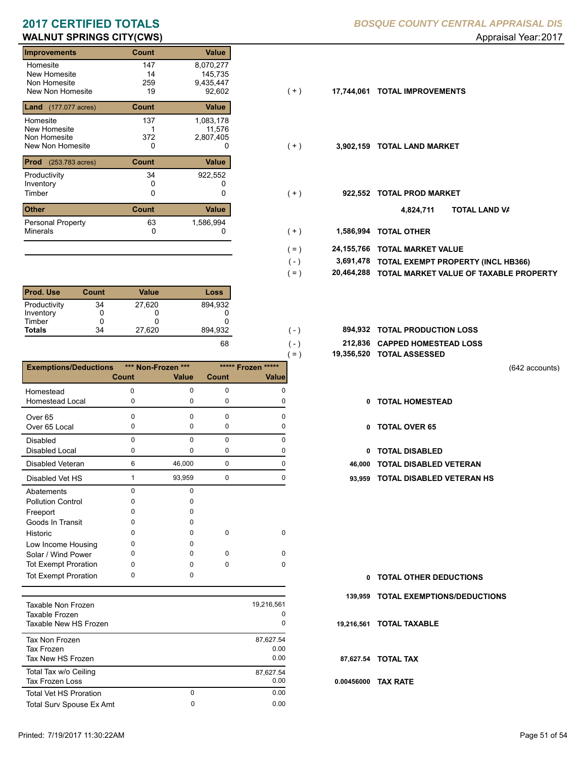# 2017 CERTIFIED TOTALS

**BOSQUE COUNTY CENTRAL APPRAISAL DIS**

## WALNUT SPRINGS CITY(CWS)

Appraisal Year: 2017

| Improvements | Count | Value |
|---|---|---|
| Homesite | 147 | 8,070,277 |
| New Homesite | 14 | 145,735 |
| Non Homesite | 259 | 9,435,447 |
| New Non Homesite | 19 | 92,602 |

( + ) 17,744,061 **TOTAL IMPROVEMENTS**

| Land (177.077 acres) | Count | Value |
|---|---|---|
| Homesite | 137 | 1,083,178 |
| New Homesite | 1 | 11,576 |
| Non Homesite | 372 | 2,807,405 |
| New Non Homesite | 0 | 0 |

( + ) 3,902,159 **TOTAL LAND MARKET**

| Prod (253.783 acres) | Count | Value |
|---|---|---|
| Productivity | 34 | 922,552 |
| Inventory | 0 | 0 |
| Timber | 0 | 0 |

( + ) 922,552 **TOTAL PROD MARKET**

4,824,711 **TOTAL LAND VA**

| Other | Count | Value |
|---|---|---|
| Personal Property | 63 | 1,586,994 |
| Minerals | 0 | 0 |

( + ) 1,586,994 **TOTAL OTHER**

( = ) 24,155,766 **TOTAL MARKET VALUE**

( - ) 3,691,478 **TOTAL EXEMPT PROPERTY (INCL HB366)**

( = ) 20,464,288 **TOTAL MARKET VALUE OF TAXABLE PROPERTY**

| Prod. Use | Count | Value | Loss |
|---|---|---|---|
| Productivity | 34 | 27,620 | 894,932 |
| Inventory | 0 | 0 | 0 |
| Timber | 0 | 0 | 0 |
| **Totals** | 34 | 27,620 | 894,932 |
| | | | 68 |

( - ) 894,932 **TOTAL PRODUCTION LOSS**

( - ) 212,836 **CAPPED HOMESTEAD LOSS**

( = ) 19,356,520 **TOTAL ASSESSED**

(642 accounts)

| Exemptions/Deductions | *** Non-Frozen *** Count | Value | ***** Frozen ***** Count | Value |
|---|---|---|---|---|
| Homestead | 0 | 0 | 0 | 0 |
| Homestead Local | 0 | 0 | 0 | 0 |
| Over 65 | 0 | 0 | 0 | 0 |
| Over 65 Local | 0 | 0 | 0 | 0 |
| Disabled | 0 | 0 | 0 | 0 |
| Disabled Local | 0 | 0 | 0 | 0 |
| Disabled Veteran | 6 | 46,000 | 0 | 0 |
| Disabled Vet HS | 1 | 93,959 | 0 | 0 |
| Abatements | 0 | 0 | | |
| Pollution Control | 0 | 0 | | |
| Freeport | 0 | 0 | | |
| Goods In Transit | 0 | 0 | | |
| Historic | 0 | 0 | 0 | 0 |
| Low Income Housing | 0 | 0 | | |
| Solar / Wind Power | 0 | 0 | 0 | 0 |
| Tot Exempt Proration | 0 | 0 | 0 | 0 |
| Tot Exempt Proration | 0 | 0 | | |

0 **TOTAL HOMESTEAD**

0 **TOTAL OVER 65**

0 **TOTAL DISABLED**

46,000 **TOTAL DISABLED VETERAN**

93,959 **TOTAL DISABLED VETERAN HS**

0 **TOTAL OTHER DEDUCTIONS**

139,959 **TOTAL EXEMPTIONS/DEDUCTIONS**

| | | |
|---|---|---|
| Taxable Non Frozen | | 19,216,561 |
| Taxable Frozen | | 0 |
| Taxable New HS Frozen | | 0 |
| Tax Non Frozen | | 87,627.54 |
| Tax Frozen | | 0.00 |
| Tax New HS Frozen | | 0.00 |
| Total Tax w/o Ceiling | | 87,627.54 |
| Tax Frozen Loss | | 0.00 |
| Total Vet HS Proration | 0 | 0.00 |
| Total Surv Spouse Ex Amt | 0 | 0.00 |

19,216,561 **TOTAL TAXABLE**

87,627.54 **TOTAL TAX**

0.00456000 **TAX RATE**

Printed: 7/19/2017 11:30:22AM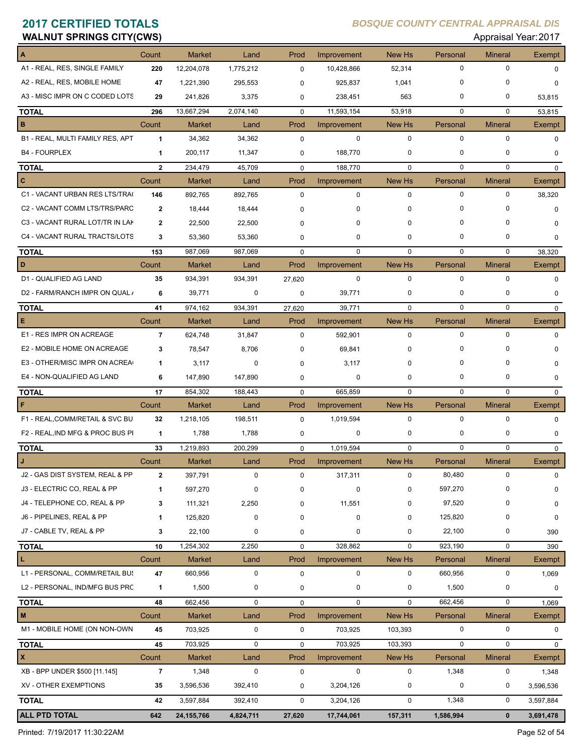# 2017 CERTIFIED TOTALS

**BOSQUE COUNTY CENTRAL APPRAISAL DIS**

## WALNUT SPRINGS CITY(CWS)

Appraisal Year: 2017

| A | Count | Market | Land | Prod | Improvement | New Hs | Personal | Mineral | Exempt |
|---|---|---|---|---|---|---|---|---|---|
| A1 - REAL, RES, SINGLE FAMILY | 220 | 12,204,078 | 1,775,212 | 0 | 10,428,866 | 52,314 | 0 | 0 | 0 |
| A2 - REAL, RES, MOBILE HOME | 47 | 1,221,390 | 295,553 | 0 | 925,837 | 1,041 | 0 | 0 | 0 |
| A3 - MISC IMPR ON C CODED LOTS | 29 | 241,826 | 3,375 | 0 | 238,451 | 563 | 0 | 0 | 53,815 |
| **TOTAL** | 296 | 13,667,294 | 2,074,140 | 0 | 11,593,154 | 53,918 | 0 | 0 | 53,815 |
| **B** | Count | Market | Land | Prod | Improvement | New Hs | Personal | Mineral | Exempt |
| B1 - REAL, MULTI FAMILY RES, APT | 1 | 34,362 | 34,362 | 0 | 0 | 0 | 0 | 0 | 0 |
| B4 - FOURPLEX | 1 | 200,117 | 11,347 | 0 | 188,770 | 0 | 0 | 0 | 0 |
| **TOTAL** | 2 | 234,479 | 45,709 | 0 | 188,770 | 0 | 0 | 0 | 0 |
| **C** | Count | Market | Land | Prod | Improvement | New Hs | Personal | Mineral | Exempt |
| C1 - VACANT URBAN RES LTS/TRA | 146 | 892,765 | 892,765 | 0 | 0 | 0 | 0 | 0 | 38,320 |
| C2 - VACANT COMM LTS/TRS/PARC | 2 | 18,444 | 18,444 | 0 | 0 | 0 | 0 | 0 | 0 |
| C3 - VACANT RURAL LOT/TR IN LAK | 2 | 22,500 | 22,500 | 0 | 0 | 0 | 0 | 0 | 0 |
| C4 - VACANT RURAL TRACTS/LOTS | 3 | 53,360 | 53,360 | 0 | 0 | 0 | 0 | 0 | 0 |
| **TOTAL** | 153 | 987,069 | 987,069 | 0 | 0 | 0 | 0 | 0 | 38,320 |
| **D** | Count | Market | Land | Prod | Improvement | New Hs | Personal | Mineral | Exempt |
| D1 - QUALIFIED AG LAND | 35 | 934,391 | 934,391 | 27,620 | 0 | 0 | 0 | 0 | 0 |
| D2 - FARM/RANCH IMPR ON QUAL A | 6 | 39,771 | 0 | 0 | 39,771 | 0 | 0 | 0 | 0 |
| **TOTAL** | 41 | 974,162 | 934,391 | 27,620 | 39,771 | 0 | 0 | 0 | 0 |
| **E** | Count | Market | Land | Prod | Improvement | New Hs | Personal | Mineral | Exempt |
| E1 - RES IMPR ON ACREAGE | 7 | 624,748 | 31,847 | 0 | 592,901 | 0 | 0 | 0 | 0 |
| E2 - MOBILE HOME ON ACREAGE | 3 | 78,547 | 8,706 | 0 | 69,841 | 0 | 0 | 0 | 0 |
| E3 - OTHER/MISC IMPR ON ACREA | 1 | 3,117 | 0 | 0 | 3,117 | 0 | 0 | 0 | 0 |
| E4 - NON-QUALIFIED AG LAND | 6 | 147,890 | 147,890 | 0 | 0 | 0 | 0 | 0 | 0 |
| **TOTAL** | 17 | 854,302 | 188,443 | 0 | 665,859 | 0 | 0 | 0 | 0 |
| **F** | Count | Market | Land | Prod | Improvement | New Hs | Personal | Mineral | Exempt |
| F1 - REAL,COMM/RETAIL & SVC BU | 32 | 1,218,105 | 198,511 | 0 | 1,019,594 | 0 | 0 | 0 | 0 |
| F2 - REAL,IND MFG & PROC BUS PI | 1 | 1,788 | 1,788 | 0 | 0 | 0 | 0 | 0 | 0 |
| **TOTAL** | 33 | 1,219,893 | 200,299 | 0 | 1,019,594 | 0 | 0 | 0 | 0 |
| **J** | Count | Market | Land | Prod | Improvement | New Hs | Personal | Mineral | Exempt |
| J2 - GAS DIST SYSTEM, REAL & PP | 2 | 397,791 | 0 | 0 | 317,311 | 0 | 80,480 | 0 | 0 |
| J3 - ELECTRIC CO, REAL & PP | 1 | 597,270 | 0 | 0 | 0 | 0 | 597,270 | 0 | 0 |
| J4 - TELEPHONE CO, REAL & PP | 3 | 111,321 | 2,250 | 0 | 11,551 | 0 | 97,520 | 0 | 0 |
| J6 - PIPELINES, REAL & PP | 1 | 125,820 | 0 | 0 | 0 | 0 | 125,820 | 0 | 0 |
| J7 - CABLE TV, REAL & PP | 3 | 22,100 | 0 | 0 | 0 | 0 | 22,100 | 0 | 390 |
| **TOTAL** | 10 | 1,254,302 | 2,250 | 0 | 328,862 | 0 | 923,190 | 0 | 390 |
| **L** | Count | Market | Land | Prod | Improvement | New Hs | Personal | Mineral | Exempt |
| L1 - PERSONAL, COMM/RETAIL BUS | 47 | 660,956 | 0 | 0 | 0 | 0 | 660,956 | 0 | 1,069 |
| L2 - PERSONAL, IND/MFG BUS PRC | 1 | 1,500 | 0 | 0 | 0 | 0 | 1,500 | 0 | 0 |
| **TOTAL** | 48 | 662,456 | 0 | 0 | 0 | 0 | 662,456 | 0 | 1,069 |
| **M** | Count | Market | Land | Prod | Improvement | New Hs | Personal | Mineral | Exempt |
| M1 - MOBILE HOME (ON NON-OWN | 45 | 703,925 | 0 | 0 | 703,925 | 103,393 | 0 | 0 | 0 |
| **TOTAL** | 45 | 703,925 | 0 | 0 | 703,925 | 103,393 | 0 | 0 | 0 |
| **X** | Count | Market | Land | Prod | Improvement | New Hs | Personal | Mineral | Exempt |
| XB - BPP UNDER $500 [11.145] | 7 | 1,348 | 0 | 0 | 0 | 0 | 1,348 | 0 | 1,348 |
| XV - OTHER EXEMPTIONS | 35 | 3,596,536 | 392,410 | 0 | 3,204,126 | 0 | 0 | 0 | 3,596,536 |
| **TOTAL** | 42 | 3,597,884 | 392,410 | 0 | 3,204,126 | 0 | 1,348 | 0 | 3,597,884 |
| **ALL PTD TOTAL** | **642** | **24,155,766** | **4,824,711** | **27,620** | **17,744,061** | **157,311** | **1,586,994** | **0** | **3,691,478** |

Printed: 7/19/2017 11:30:22AM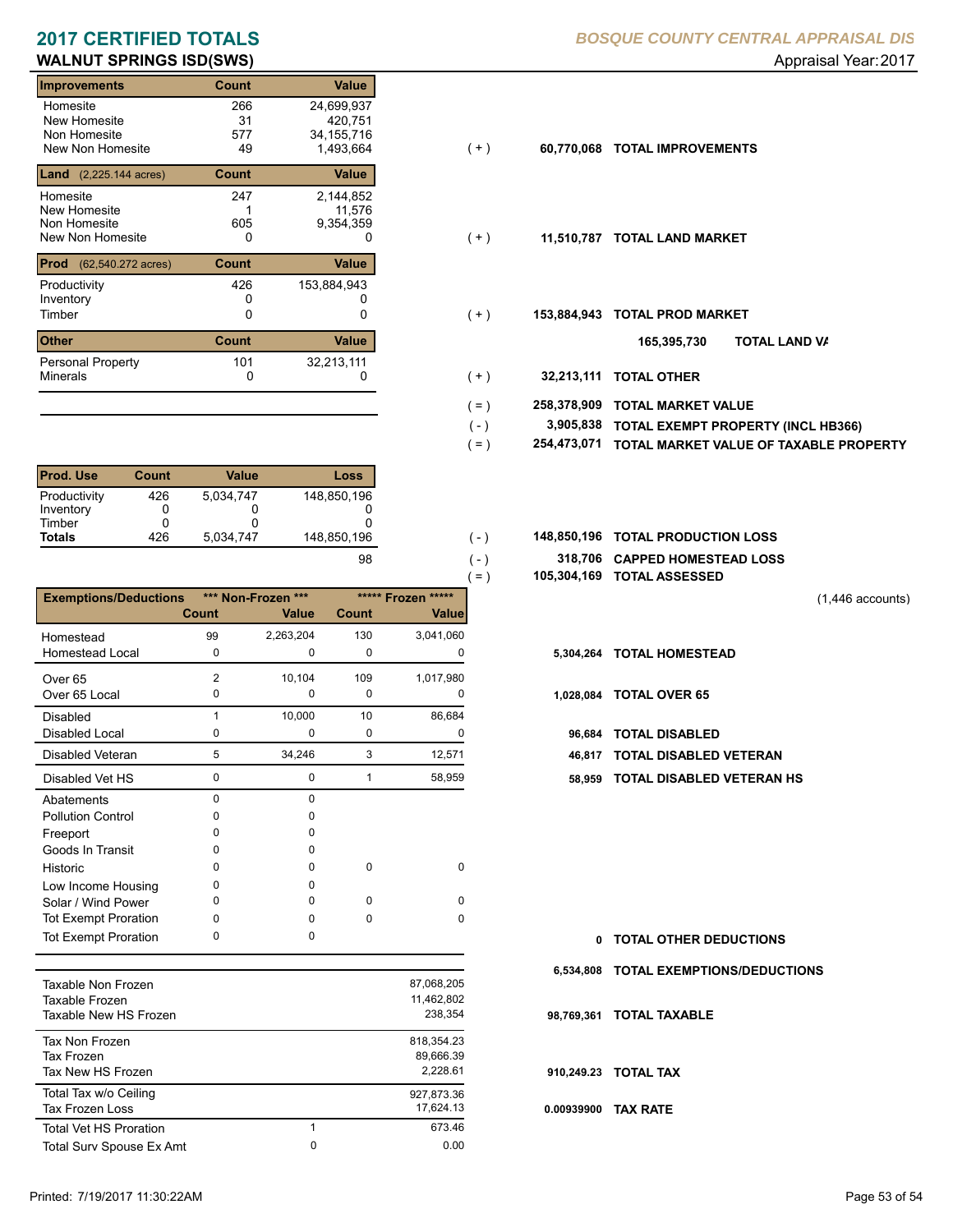# 2017 CERTIFIED TOTALS

*BOSQUE COUNTY CENTRAL APPRAISAL DIS*

## WALNUT SPRINGS ISD(SWS)

Appraisal Year: 2017

| Improvements | Count | Value | | | |
|---|---|---|---|---|---|
| Homesite | 266 | 24,699,937 | | | |
| New Homesite | 31 | 420,751 | | | |
| Non Homesite | 577 | 34,155,716 | | | |
| New Non Homesite | 49 | 1,493,664 | ( + ) | 60,770,068 | TOTAL IMPROVEMENTS |

| Land (2,225.144 acres) | Count | Value | | | |
|---|---|---|---|---|---|
| Homesite | 247 | 2,144,852 | | | |
| New Homesite | 1 | 11,576 | | | |
| Non Homesite | 605 | 9,354,359 | | | |
| New Non Homesite | 0 | 0 | ( + ) | 11,510,787 | TOTAL LAND MARKET |

| Prod (62,540.272 acres) | Count | Value | | | |
|---|---|---|---|---|---|
| Productivity | 426 | 153,884,943 | | | |
| Inventory | 0 | 0 | | | |
| Timber | 0 | 0 | ( + ) | 153,884,943 | TOTAL PROD MARKET |

165,395,730 TOTAL LAND VA

| Other | Count | Value | | | |
|---|---|---|---|---|---|
| Personal Property | 101 | 32,213,111 | | | |
| Minerals | 0 | 0 | ( + ) | 32,213,111 | TOTAL OTHER |

| | | |
|---|---|---|
| ( = ) | 258,378,909 | TOTAL MARKET VALUE |
| ( - ) | 3,905,838 | TOTAL EXEMPT PROPERTY (INCL HB366) |
| ( = ) | 254,473,071 | TOTAL MARKET VALUE OF TAXABLE PROPERTY |

| Prod. Use | Count | Value | Loss | | | |
|---|---|---|---|---|---|---|
| Productivity | 426 | 5,034,747 | 148,850,196 | | | |
| Inventory | 0 | 0 | 0 | | | |
| Timber | 0 | 0 | 0 | | | |
| **Totals** | 426 | 5,034,747 | 148,850,196 | ( - ) | 148,850,196 | TOTAL PRODUCTION LOSS |
| | | | 98 | ( - ) | 318,706 | CAPPED HOMESTEAD LOSS |
| | | | | ( = ) | 105,304,169 | TOTAL ASSESSED |

(1,446 accounts)

| Exemptions/Deductions | *** Non-Frozen *** | | ***** Frozen ***** | | | |
|---|---|---|---|---|---|---|
| | Count | Value | Count | Value | | |
| Homestead | 99 | 2,263,204 | 130 | 3,041,060 | | |
| Homestead Local | 0 | 0 | 0 | 0 | 5,304,264 | TOTAL HOMESTEAD |
| Over 65 | 2 | 10,104 | 109 | 1,017,980 | | |
| Over 65 Local | 0 | 0 | 0 | 0 | 1,028,084 | TOTAL OVER 65 |
| Disabled | 1 | 10,000 | 10 | 86,684 | | |
| Disabled Local | 0 | 0 | 0 | 0 | 96,684 | TOTAL DISABLED |
| Disabled Veteran | 5 | 34,246 | 3 | 12,571 | 46,817 | TOTAL DISABLED VETERAN |
| Disabled Vet HS | 0 | 0 | 1 | 58,959 | 58,959 | TOTAL DISABLED VETERAN HS |
| Abatements | 0 | 0 | | | | |
| Pollution Control | 0 | 0 | | | | |
| Freeport | 0 | 0 | | | | |
| Goods In Transit | 0 | 0 | | | | |
| Historic | 0 | 0 | 0 | 0 | | |
| Low Income Housing | 0 | 0 | | | | |
| Solar / Wind Power | 0 | 0 | 0 | 0 | | |
| Tot Exempt Proration | 0 | 0 | 0 | 0 | | |
| Tot Exempt Proration | 0 | 0 | | | 0 | TOTAL OTHER DEDUCTIONS |
| | | | | | 6,534,808 | TOTAL EXEMPTIONS/DEDUCTIONS |

| | | | | |
|---|---|---|---|---|
| Taxable Non Frozen | | 87,068,205 | | |
| Taxable Frozen | | 11,462,802 | | |
| Taxable New HS Frozen | | 238,354 | 98,769,361 | TOTAL TAXABLE |
| Tax Non Frozen | | 818,354.23 | | |
| Tax Frozen | | 89,666.39 | | |
| Tax New HS Frozen | | 2,228.61 | 910,249.23 | TOTAL TAX |
| Total Tax w/o Ceiling | | 927,873.36 | | |
| Tax Frozen Loss | | 17,624.13 | 0.00939900 | TAX RATE |
| Total Vet HS Proration | 1 | 673.46 | | |
| Total Surv Spouse Ex Amt | 0 | 0.00 | | |

Printed: 7/19/2017 11:30:22AM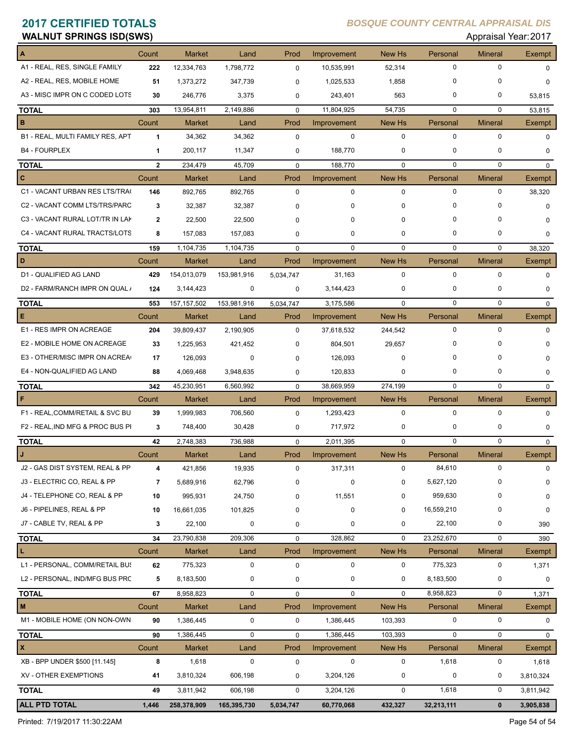# 2017 CERTIFIED TOTALS

**BOSQUE COUNTY CENTRAL APPRAISAL DIS**

**WALNUT SPRINGS ISD(SWS)**

Appraisal Year: 2017

| A | Count | Market | Land | Prod | Improvement | New Hs | Personal | Mineral | Exempt |
|---|---|---|---|---|---|---|---|---|---|
| A1 - REAL, RES, SINGLE FAMILY | 222 | 12,334,763 | 1,798,772 | 0 | 10,535,991 | 52,314 | 0 | 0 | 0 |
| A2 - REAL, RES, MOBILE HOME | 51 | 1,373,272 | 347,739 | 0 | 1,025,533 | 1,858 | 0 | 0 | 0 |
| A3 - MISC IMPR ON C CODED LOTS | 30 | 246,776 | 3,375 | 0 | 243,401 | 563 | 0 | 0 | 53,815 |
| **TOTAL** | 303 | 13,954,811 | 2,149,886 | 0 | 11,804,925 | 54,735 | 0 | 0 | 53,815 |
| **B** | Count | Market | Land | Prod | Improvement | New Hs | Personal | Mineral | Exempt |
| B1 - REAL, MULTI FAMILY RES, APT | 1 | 34,362 | 34,362 | 0 | 0 | 0 | 0 | 0 | 0 |
| B4 - FOURPLEX | 1 | 200,117 | 11,347 | 0 | 188,770 | 0 | 0 | 0 | 0 |
| **TOTAL** | 2 | 234,479 | 45,709 | 0 | 188,770 | 0 | 0 | 0 | 0 |
| **C** | Count | Market | Land | Prod | Improvement | New Hs | Personal | Mineral | Exempt |
| C1 - VACANT URBAN RES LTS/TRA | 146 | 892,765 | 892,765 | 0 | 0 | 0 | 0 | 0 | 38,320 |
| C2 - VACANT COMM LTS/TRS/PARC | 3 | 32,387 | 32,387 | 0 | 0 | 0 | 0 | 0 | 0 |
| C3 - VACANT RURAL LOT/TR IN LAK | 2 | 22,500 | 22,500 | 0 | 0 | 0 | 0 | 0 | 0 |
| C4 - VACANT RURAL TRACTS/LOTS | 8 | 157,083 | 157,083 | 0 | 0 | 0 | 0 | 0 | 0 |
| **TOTAL** | 159 | 1,104,735 | 1,104,735 | 0 | 0 | 0 | 0 | 0 | 38,320 |
| **D** | Count | Market | Land | Prod | Improvement | New Hs | Personal | Mineral | Exempt |
| D1 - QUALIFIED AG LAND | 429 | 154,013,079 | 153,981,916 | 5,034,747 | 31,163 | 0 | 0 | 0 | 0 |
| D2 - FARM/RANCH IMPR ON QUAL | 124 | 3,144,423 | 0 | 0 | 3,144,423 | 0 | 0 | 0 | 0 |
| **TOTAL** | 553 | 157,157,502 | 153,981,916 | 5,034,747 | 3,175,586 | 0 | 0 | 0 | 0 |
| **E** | Count | Market | Land | Prod | Improvement | New Hs | Personal | Mineral | Exempt |
| E1 - RES IMPR ON ACREAGE | 204 | 39,809,437 | 2,190,905 | 0 | 37,618,532 | 244,542 | 0 | 0 | 0 |
| E2 - MOBILE HOME ON ACREAGE | 33 | 1,225,953 | 421,452 | 0 | 804,501 | 29,657 | 0 | 0 | 0 |
| E3 - OTHER/MISC IMPR ON ACREA | 17 | 126,093 | 0 | 0 | 126,093 | 0 | 0 | 0 | 0 |
| E4 - NON-QUALIFIED AG LAND | 88 | 4,069,468 | 3,948,635 | 0 | 120,833 | 0 | 0 | 0 | 0 |
| **TOTAL** | 342 | 45,230,951 | 6,560,992 | 0 | 38,669,959 | 274,199 | 0 | 0 | 0 |
| **F** | Count | Market | Land | Prod | Improvement | New Hs | Personal | Mineral | Exempt |
| F1 - REAL,COMM/RETAIL & SVC BU | 39 | 1,999,983 | 706,560 | 0 | 1,293,423 | 0 | 0 | 0 | 0 |
| F2 - REAL,IND MFG & PROC BUS PI | 3 | 748,400 | 30,428 | 0 | 717,972 | 0 | 0 | 0 | 0 |
| **TOTAL** | 42 | 2,748,383 | 736,988 | 0 | 2,011,395 | 0 | 0 | 0 | 0 |
| **J** | Count | Market | Land | Prod | Improvement | New Hs | Personal | Mineral | Exempt |
| J2 - GAS DIST SYSTEM, REAL & PP | 4 | 421,856 | 19,935 | 0 | 317,311 | 0 | 84,610 | 0 | 0 |
| J3 - ELECTRIC CO, REAL & PP | 7 | 5,689,916 | 62,796 | 0 | 0 | 0 | 5,627,120 | 0 | 0 |
| J4 - TELEPHONE CO, REAL & PP | 10 | 995,931 | 24,750 | 0 | 11,551 | 0 | 959,630 | 0 | 0 |
| J6 - PIPELINES, REAL & PP | 10 | 16,661,035 | 101,825 | 0 | 0 | 0 | 16,559,210 | 0 | 0 |
| J7 - CABLE TV, REAL & PP | 3 | 22,100 | 0 | 0 | 0 | 0 | 22,100 | 0 | 390 |
| **TOTAL** | 34 | 23,790,838 | 209,306 | 0 | 328,862 | 0 | 23,252,670 | 0 | 390 |
| **L** | Count | Market | Land | Prod | Improvement | New Hs | Personal | Mineral | Exempt |
| L1 - PERSONAL, COMM/RETAIL BUS | 62 | 775,323 | 0 | 0 | 0 | 0 | 775,323 | 0 | 1,371 |
| L2 - PERSONAL, IND/MFG BUS PRC | 5 | 8,183,500 | 0 | 0 | 0 | 0 | 8,183,500 | 0 | 0 |
| **TOTAL** | 67 | 8,958,823 | 0 | 0 | 0 | 0 | 8,958,823 | 0 | 1,371 |
| **M** | Count | Market | Land | Prod | Improvement | New Hs | Personal | Mineral | Exempt |
| M1 - MOBILE HOME (ON NON-OWN | 90 | 1,386,445 | 0 | 0 | 1,386,445 | 103,393 | 0 | 0 | 0 |
| **TOTAL** | 90 | 1,386,445 | 0 | 0 | 1,386,445 | 103,393 | 0 | 0 | 0 |
| **X** | Count | Market | Land | Prod | Improvement | New Hs | Personal | Mineral | Exempt |
| XB - BPP UNDER $500 [11.145] | 8 | 1,618 | 0 | 0 | 0 | 0 | 1,618 | 0 | 1,618 |
| XV - OTHER EXEMPTIONS | 41 | 3,810,324 | 606,198 | 0 | 3,204,126 | 0 | 0 | 0 | 3,810,324 |
| **TOTAL** | 49 | 3,811,942 | 606,198 | 0 | 3,204,126 | 0 | 1,618 | 0 | 3,811,942 |
| **ALL PTD TOTAL** | **1,446** | **258,378,909** | **165,395,730** | **5,034,747** | **60,770,068** | **432,327** | **32,213,111** | **0** | **3,905,838** |

Printed: 7/19/2017 11:30:22AM